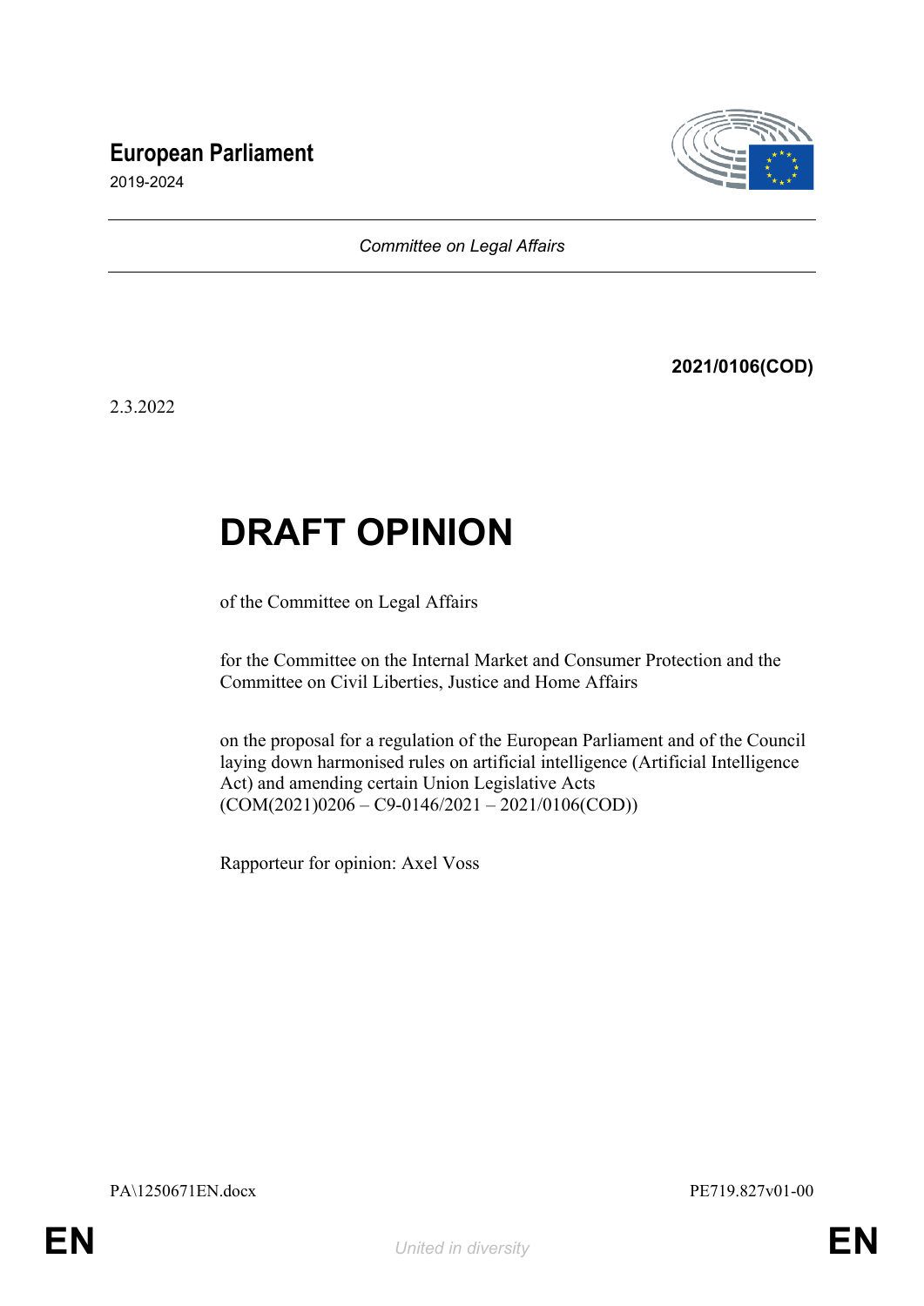**European Parliament**

2019-2024

*Committee on Legal Affairs*

**2021/0106(COD)**

2.3.2022

# DRAFT OPINION

of the Committee on Legal Affairs

for the Committee on the Internal Market and Consumer Protection and the Committee on Civil Liberties, Justice and Home Affairs

on the proposal for a regulation of the European Parliament and of the Council laying down harmonised rules on artificial intelligence (Artificial Intelligence Act) and amending certain Union Legislative Acts
(COM(2021)0206 – C9-0146/2021 – 2021/0106(COD))

Rapporteur for opinion: Axel Voss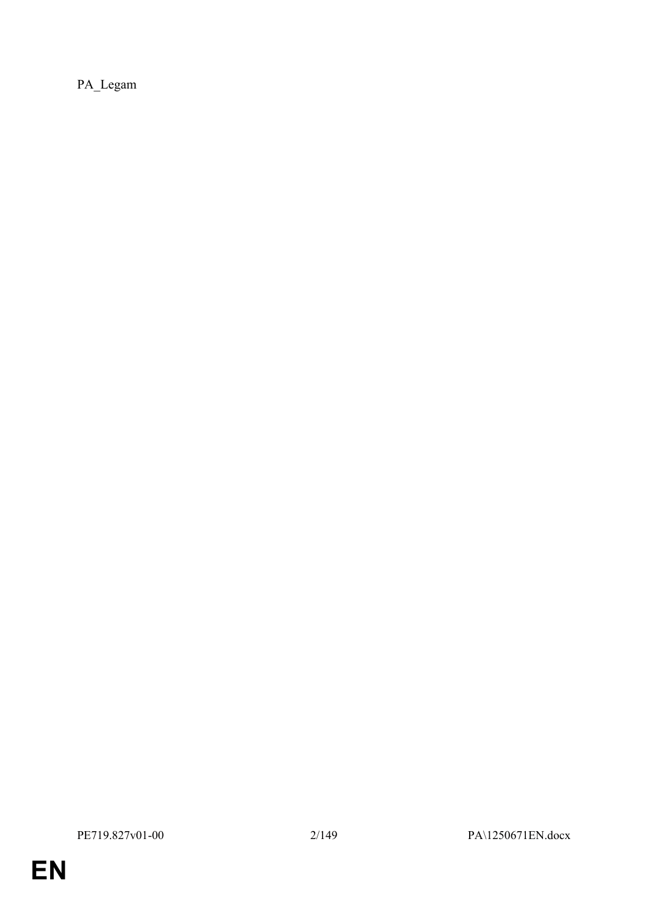PA_Legam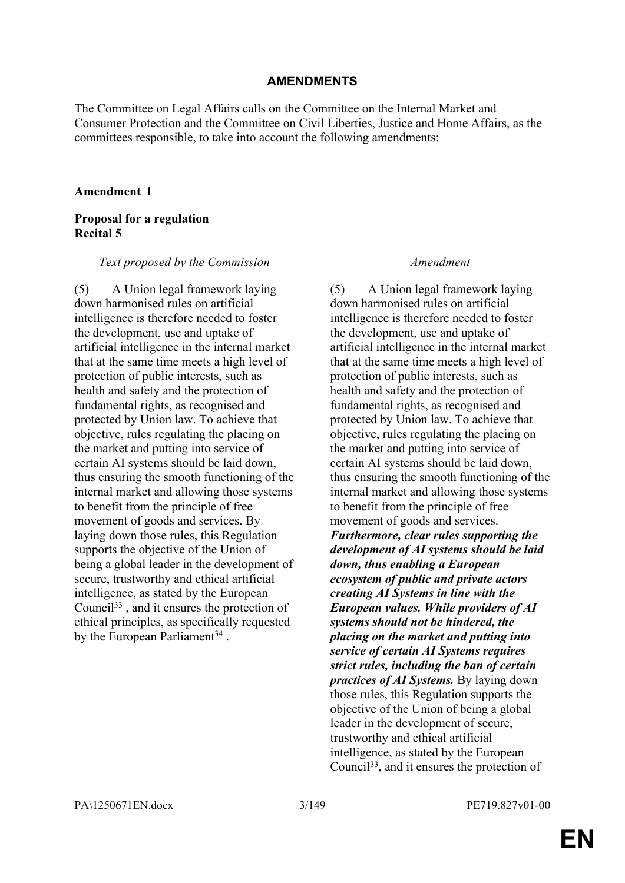## AMENDMENTS

The Committee on Legal Affairs calls on the Committee on the Internal Market and Consumer Protection and the Committee on Civil Liberties, Justice and Home Affairs, as the committees responsible, to take into account the following amendments:

**Amendment 1**

**Proposal for a regulation**
**Recital 5**

| *Text proposed by the Commission* | *Amendment* |
|---|---|
| (5) A Union legal framework laying down harmonised rules on artificial intelligence is therefore needed to foster the development, use and uptake of artificial intelligence in the internal market that at the same time meets a high level of protection of public interests, such as health and safety and the protection of fundamental rights, as recognised and protected by Union law. To achieve that objective, rules regulating the placing on the market and putting into service of certain AI systems should be laid down, thus ensuring the smooth functioning of the internal market and allowing those systems to benefit from the principle of free movement of goods and services. By laying down those rules, this Regulation supports the objective of the Union of being a global leader in the development of secure, trustworthy and ethical artificial intelligence, as stated by the European Council[33] , and it ensures the protection of ethical principles, as specifically requested by the European Parliament[34] . | (5) A Union legal framework laying down harmonised rules on artificial intelligence is therefore needed to foster the development, use and uptake of artificial intelligence in the internal market that at the same time meets a high level of protection of public interests, such as health and safety and the protection of fundamental rights, as recognised and protected by Union law. To achieve that objective, rules regulating the placing on the market and putting into service of certain AI systems should be laid down, thus ensuring the smooth functioning of the internal market and allowing those systems to benefit from the principle of free movement of goods and services. ***Furthermore, clear rules supporting the development of AI systems should be laid down, thus enabling a European ecosystem of public and private actors creating AI Systems in line with the European values. While providers of AI systems should not be hindered, the placing on the market and putting into service of certain AI Systems requires strict rules, including the ban of certain practices of AI Systems.*** By laying down those rules, this Regulation supports the objective of the Union of being a global leader in the development of secure, trustworthy and ethical artificial intelligence, as stated by the European Council[33], and it ensures the protection of |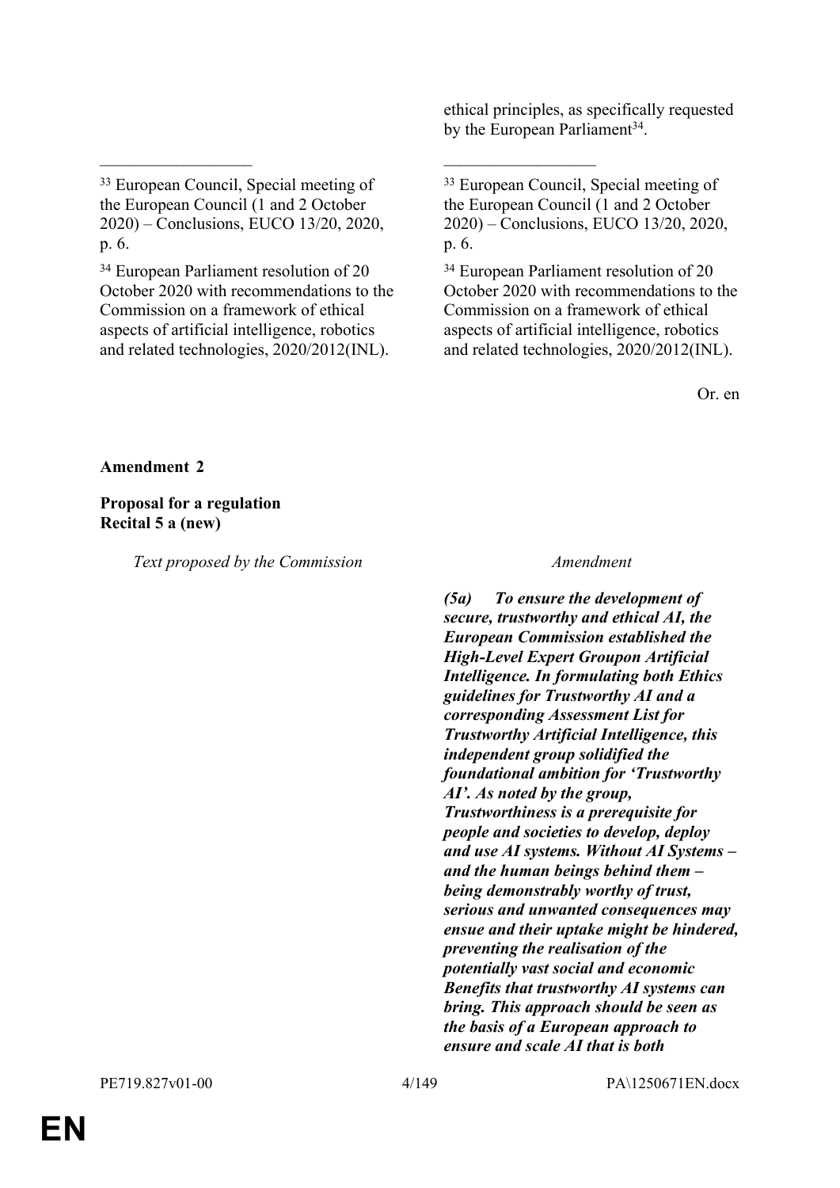ethical principles, as specifically requested by the European Parliament[34].

| Text proposed by the Commission | Amendment |
|---|---|
| [33] European Council, Special meeting of the European Council (1 and 2 October 2020) – Conclusions, EUCO 13/20, 2020, p. 6. | [33] European Council, Special meeting of the European Council (1 and 2 October 2020) – Conclusions, EUCO 13/20, 2020, p. 6. |
| [34] European Parliament resolution of 20 October 2020 with recommendations to the Commission on a framework of ethical aspects of artificial intelligence, robotics and related technologies, 2020/2012(INL). | [34] European Parliament resolution of 20 October 2020 with recommendations to the Commission on a framework of ethical aspects of artificial intelligence, robotics and related technologies, 2020/2012(INL). |

Or. en

**Amendment 2**

**Proposal for a regulation**
**Recital 5 a (new)**

| *Text proposed by the Commission* | *Amendment* |
|---|---|
| | ***(5a) To ensure the development of secure, trustworthy and ethical AI, the European Commission established the High-Level Expert Groupon Artificial Intelligence. In formulating both Ethics guidelines for Trustworthy AI and a corresponding Assessment List for Trustworthy Artificial Intelligence, this independent group solidified the foundational ambition for 'Trustworthy AI'. As noted by the group, Trustworthiness is a prerequisite for people and societies to develop, deploy and use AI systems. Without AI Systems – and the human beings behind them – being demonstrably worthy of trust, serious and unwanted consequences may ensue and their uptake might be hindered, preventing the realisation of the potentially vast social and economic Benefits that trustworthy AI systems can bring. This approach should be seen as the basis of a European approach to ensure and scale AI that is both*** |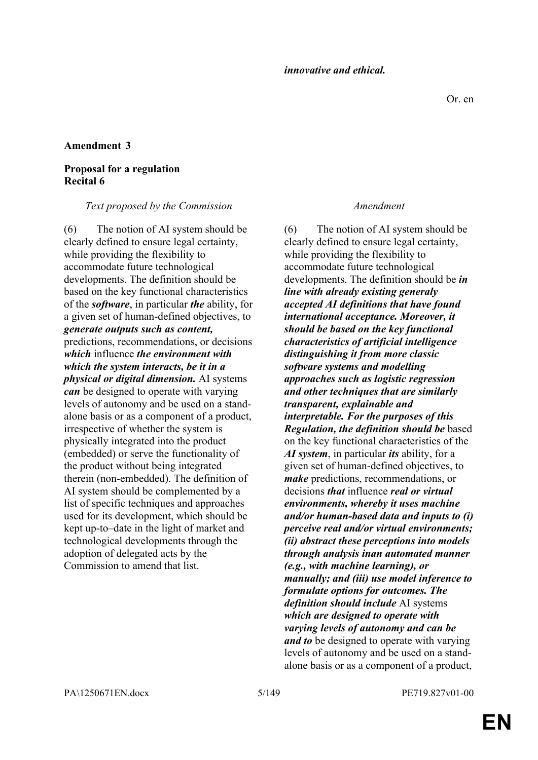***innovative and ethical.***

Or. en

**Amendment 3**

**Proposal for a regulation**
**Recital 6**

| *Text proposed by the Commission* | *Amendment* |
|---|---|
| (6) The notion of AI system should be clearly defined to ensure legal certainty, while providing the flexibility to accommodate future technological developments. The definition should be based on the key functional characteristics of the ***software***, in particular ***the*** ability, for a given set of human-defined objectives, to ***generate outputs such as content,*** predictions, recommendations, or decisions ***which*** influence ***the environment with which the system interacts, be it in a physical or digital dimension.*** AI systems ***can*** be designed to operate with varying levels of autonomy and be used on a stand-alone basis or as a component of a product, irrespective of whether the system is physically integrated into the product (embedded) or serve the functionality of the product without being integrated therein (non-embedded). The definition of AI system should be complemented by a list of specific techniques and approaches used for its development, which should be kept up-to–date in the light of market and technological developments through the adoption of delegated acts by the Commission to amend that list. | (6) The notion of AI system should be clearly defined to ensure legal certainty, while providing the flexibility to accommodate future technological developments. The definition should be ***in line with already existing generaly accepted AI definitions that have found international acceptance. Moreover, it should be based on the key functional characteristics of artificial intelligence distinguishing it from more classic software systems and modelling approaches such as logistic regression and other techniques that are similarly transparent, explainable and interpretable. For the purposes of this Regulation, the definition should be*** based on the key functional characteristics of the ***AI system***, in particular ***its*** ability, for a given set of human-defined objectives, to ***make*** predictions, recommendations, or decisions ***that*** influence ***real or virtual environments, whereby it uses machine and/or human-based data and inputs to (i) perceive real and/or virtual environments; (ii) abstract these perceptions into models through analysis inan automated manner (e.g., with machine learning), or manually; and (iii) use model inference to formulate options for outcomes. The definition should include*** AI systems ***which are designed to operate with varying levels of autonomy and can be and to*** be designed to operate with varying levels of autonomy and be used on a stand-alone basis or as a component of a product, |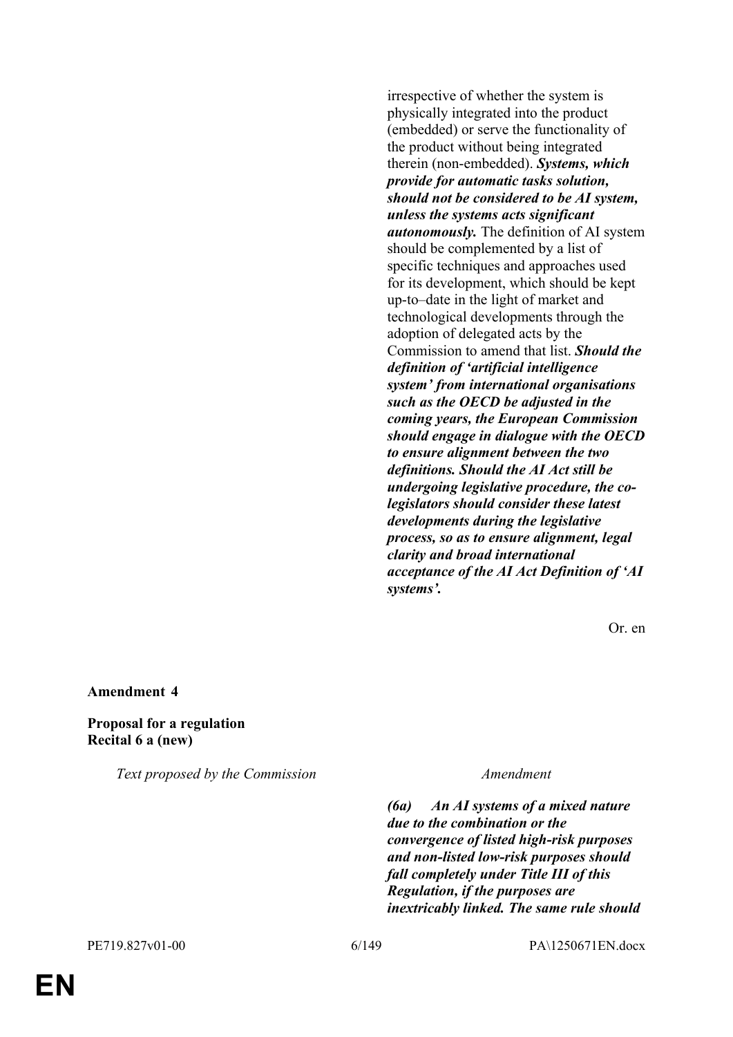irrespective of whether the system is physically integrated into the product (embedded) or serve the functionality of the product without being integrated therein (non-embedded). ***Systems, which provide for automatic tasks solution, should not be considered to be AI system, unless the systems acts significant autonomously.*** The definition of AI system should be complemented by a list of specific techniques and approaches used for its development, which should be kept up-to–date in the light of market and technological developments through the adoption of delegated acts by the Commission to amend that list. ***Should the definition of 'artificial intelligence system' from international organisations such as the OECD be adjusted in the coming years, the European Commission should engage in dialogue with the OECD to ensure alignment between the two definitions. Should the AI Act still be undergoing legislative procedure, the co-legislators should consider these latest developments during the legislative process, so as to ensure alignment, legal clarity and broad international acceptance of the AI Act Definition of 'AI systems'.***

Or. en

**Amendment 4**

**Proposal for a regulation**
**Recital 6 a (new)**

| *Text proposed by the Commission* | *Amendment* |
|---|---|
| | ***(6a) An AI systems of a mixed nature due to the combination or the convergence of listed high-risk purposes and non-listed low-risk purposes should fall completely under Title III of this Regulation, if the purposes are inextricably linked. The same rule should*** |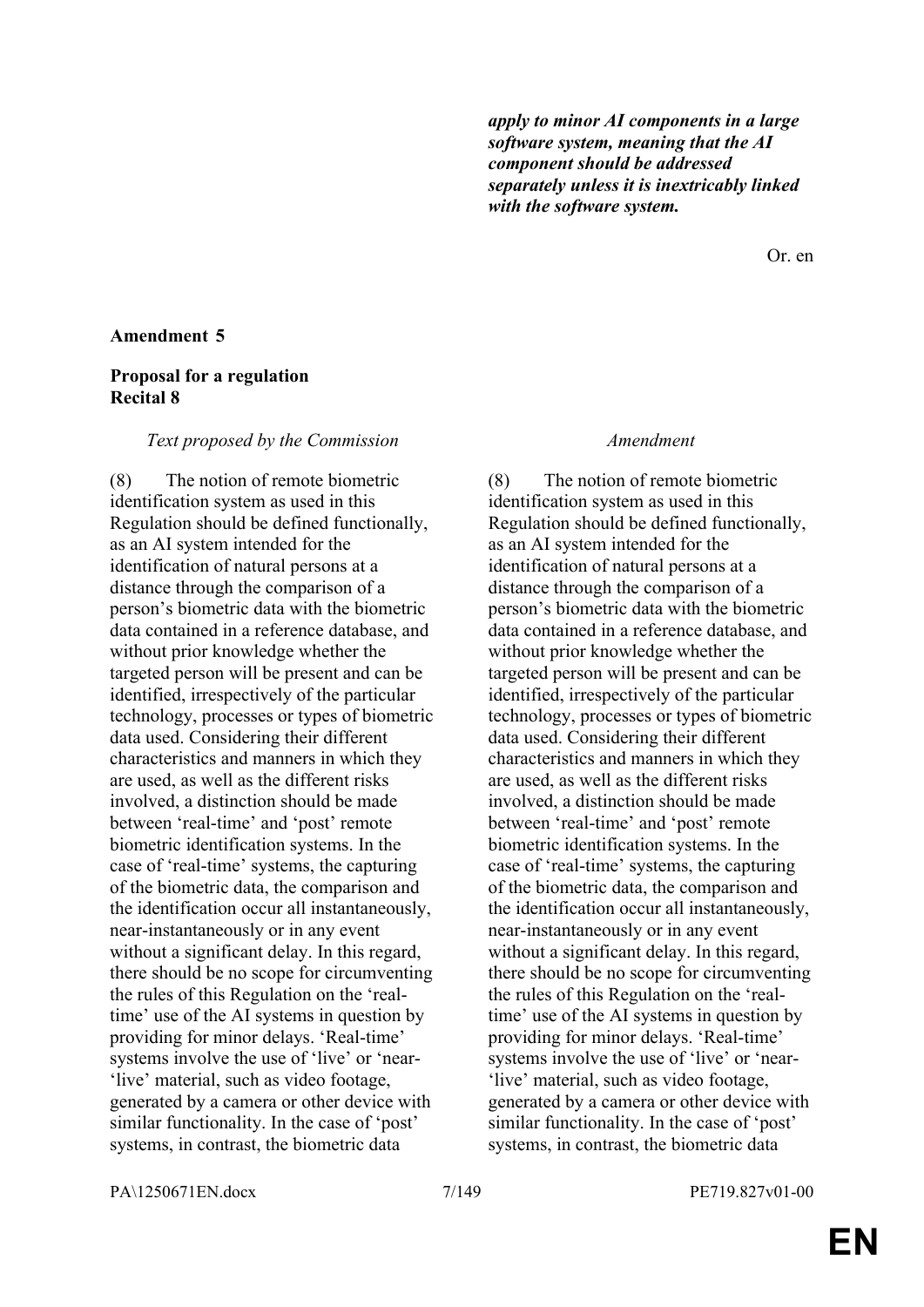***apply to minor AI components in a large software system, meaning that the AI component should be addressed separately unless it is inextricably linked with the software system.***

Or. en

**Amendment 5**

**Proposal for a regulation**
**Recital 8**

| *Text proposed by the Commission* | *Amendment* |
|---|---|
| (8) The notion of remote biometric identification system as used in this Regulation should be defined functionally, as an AI system intended for the identification of natural persons at a distance through the comparison of a person's biometric data with the biometric data contained in a reference database, and without prior knowledge whether the targeted person will be present and can be identified, irrespectively of the particular technology, processes or types of biometric data used. Considering their different characteristics and manners in which they are used, as well as the different risks involved, a distinction should be made between 'real-time' and 'post' remote biometric identification systems. In the case of 'real-time' systems, the capturing of the biometric data, the comparison and the identification occur all instantaneously, near-instantaneously or in any event without a significant delay. In this regard, there should be no scope for circumventing the rules of this Regulation on the 'real-time' use of the AI systems in question by providing for minor delays. 'Real-time' systems involve the use of 'live' or 'near-'live' material, such as video footage, generated by a camera or other device with similar functionality. In the case of 'post' systems, in contrast, the biometric data | (8) The notion of remote biometric identification system as used in this Regulation should be defined functionally, as an AI system intended for the identification of natural persons at a distance through the comparison of a person's biometric data with the biometric data contained in a reference database, and without prior knowledge whether the targeted person will be present and can be identified, irrespectively of the particular technology, processes or types of biometric data used. Considering their different characteristics and manners in which they are used, as well as the different risks involved, a distinction should be made between 'real-time' and 'post' remote biometric identification systems. In the case of 'real-time' systems, the capturing of the biometric data, the comparison and the identification occur all instantaneously, near-instantaneously or in any event without a significant delay. In this regard, there should be no scope for circumventing the rules of this Regulation on the 'real-time' use of the AI systems in question by providing for minor delays. 'Real-time' systems involve the use of 'live' or 'near-'live' material, such as video footage, generated by a camera or other device with similar functionality. In the case of 'post' systems, in contrast, the biometric data |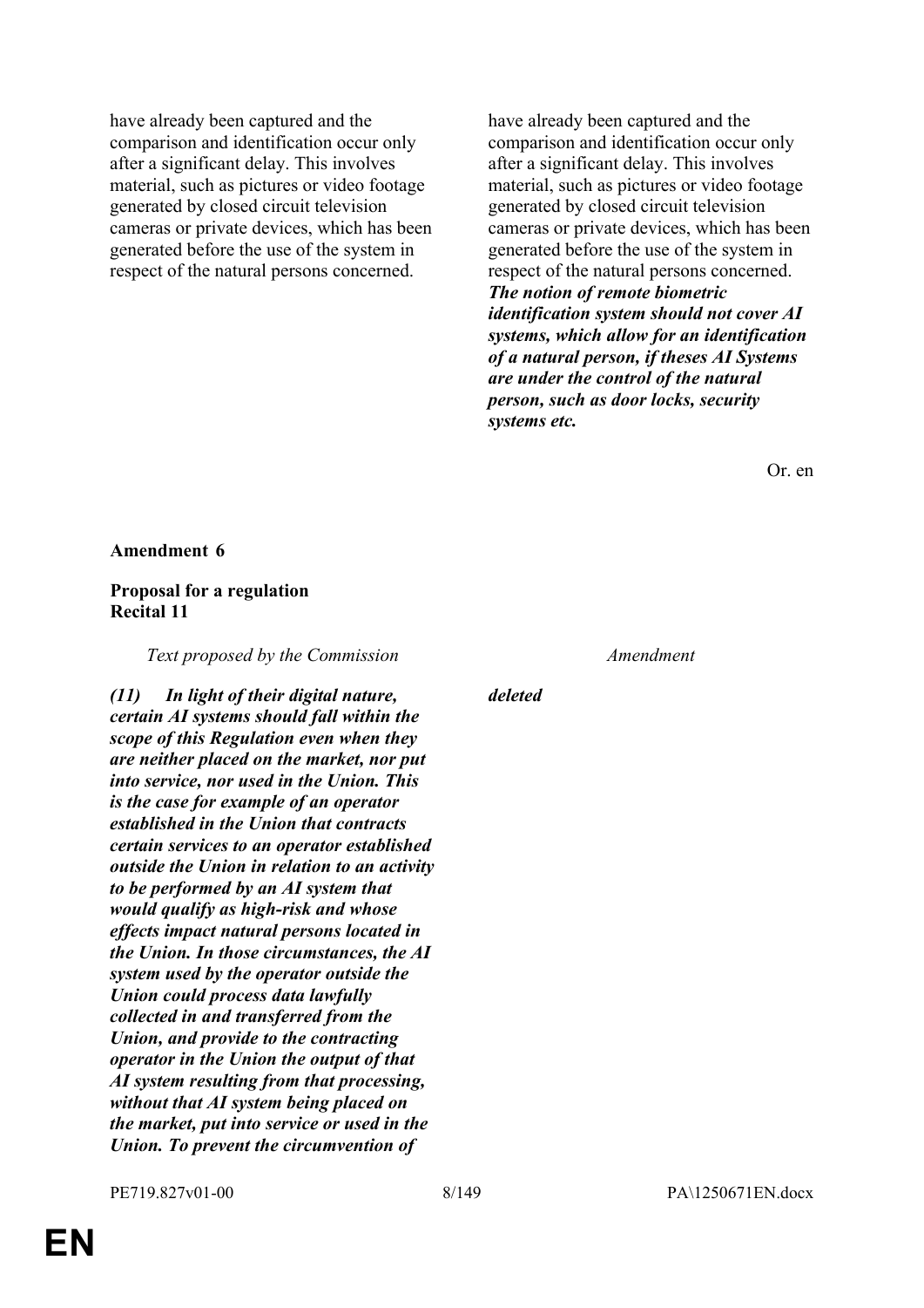| | |
|---|---|
| have already been captured and the comparison and identification occur only after a significant delay. This involves material, such as pictures or video footage generated by closed circuit television cameras or private devices, which has been generated before the use of the system in respect of the natural persons concerned. | have already been captured and the comparison and identification occur only after a significant delay. This involves material, such as pictures or video footage generated by closed circuit television cameras or private devices, which has been generated before the use of the system in respect of the natural persons concerned. ***The notion of remote biometric identification system should not cover AI systems, which allow for an identification of a natural person, if theses AI Systems are under the control of the natural person, such as door locks, security systems etc.*** |

Or. en

**Amendment 6**

**Proposal for a regulation**
**Recital 11**

| *Text proposed by the Commission* | *Amendment* |
|---|---|
| ***(11) In light of their digital nature, certain AI systems should fall within the scope of this Regulation even when they are neither placed on the market, nor put into service, nor used in the Union. This is the case for example of an operator established in the Union that contracts certain services to an operator established outside the Union in relation to an activity to be performed by an AI system that would qualify as high-risk and whose effects impact natural persons located in the Union. In those circumstances, the AI system used by the operator outside the Union could process data lawfully collected in and transferred from the Union, and provide to the contracting operator in the Union the output of that AI system resulting from that processing, without that AI system being placed on the market, put into service or used in the Union. To prevent the circumvention of*** | ***deleted*** |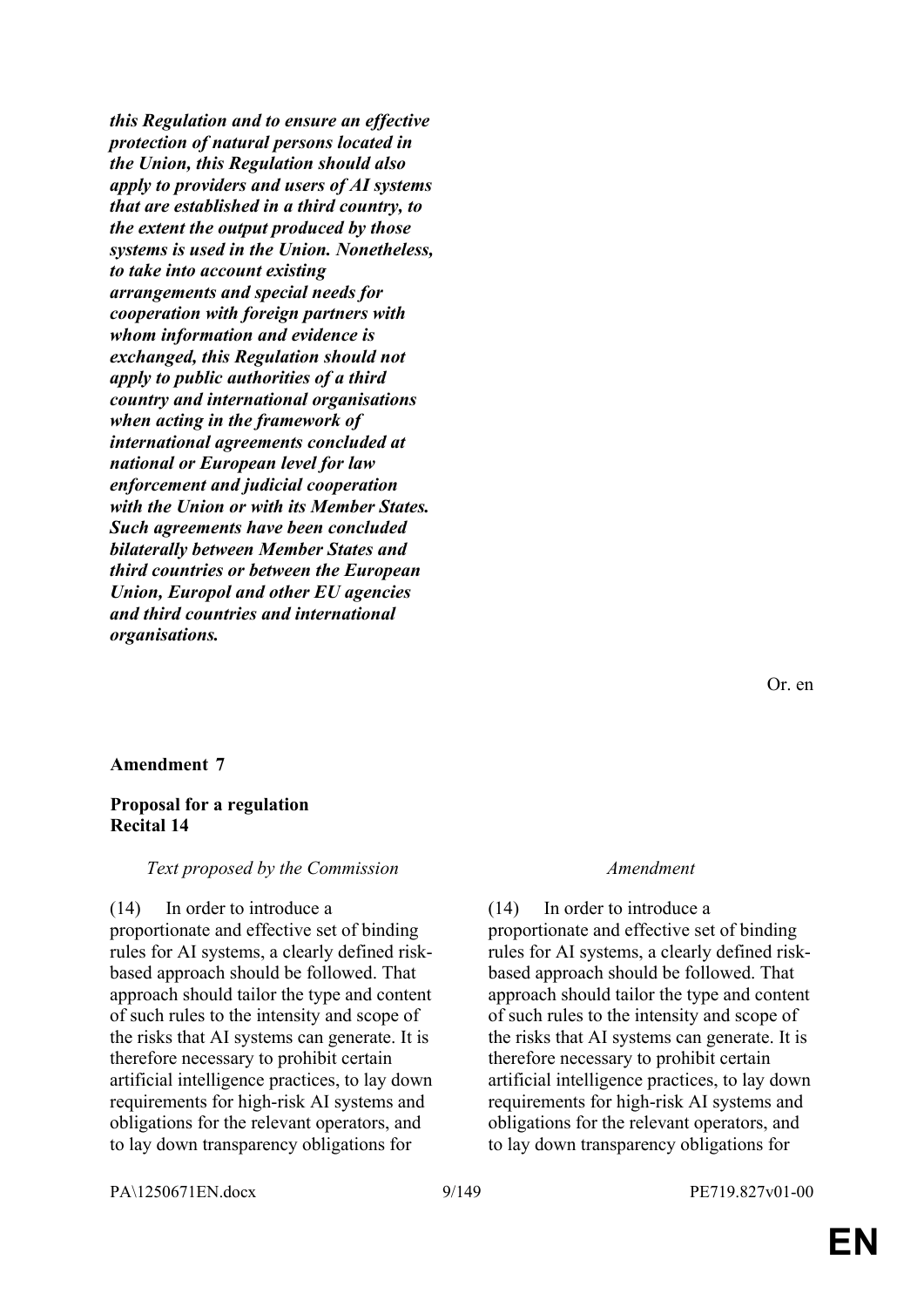***this Regulation and to ensure an effective protection of natural persons located in the Union, this Regulation should also apply to providers and users of AI systems that are established in a third country, to the extent the output produced by those systems is used in the Union. Nonetheless, to take into account existing arrangements and special needs for cooperation with foreign partners with whom information and evidence is exchanged, this Regulation should not apply to public authorities of a third country and international organisations when acting in the framework of international agreements concluded at national or European level for law enforcement and judicial cooperation with the Union or with its Member States. Such agreements have been concluded bilaterally between Member States and third countries or between the European Union, Europol and other EU agencies and third countries and international organisations.***

Or. en

**Amendment 7**

**Proposal for a regulation**
**Recital 14**

| *Text proposed by the Commission* | *Amendment* |
|---|---|
| (14) In order to introduce a proportionate and effective set of binding rules for AI systems, a clearly defined risk-based approach should be followed. That approach should tailor the type and content of such rules to the intensity and scope of the risks that AI systems can generate. It is therefore necessary to prohibit certain artificial intelligence practices, to lay down requirements for high-risk AI systems and obligations for the relevant operators, and to lay down transparency obligations for | (14) In order to introduce a proportionate and effective set of binding rules for AI systems, a clearly defined risk-based approach should be followed. That approach should tailor the type and content of such rules to the intensity and scope of the risks that AI systems can generate. It is therefore necessary to prohibit certain artificial intelligence practices, to lay down requirements for high-risk AI systems and obligations for the relevant operators, and to lay down transparency obligations for |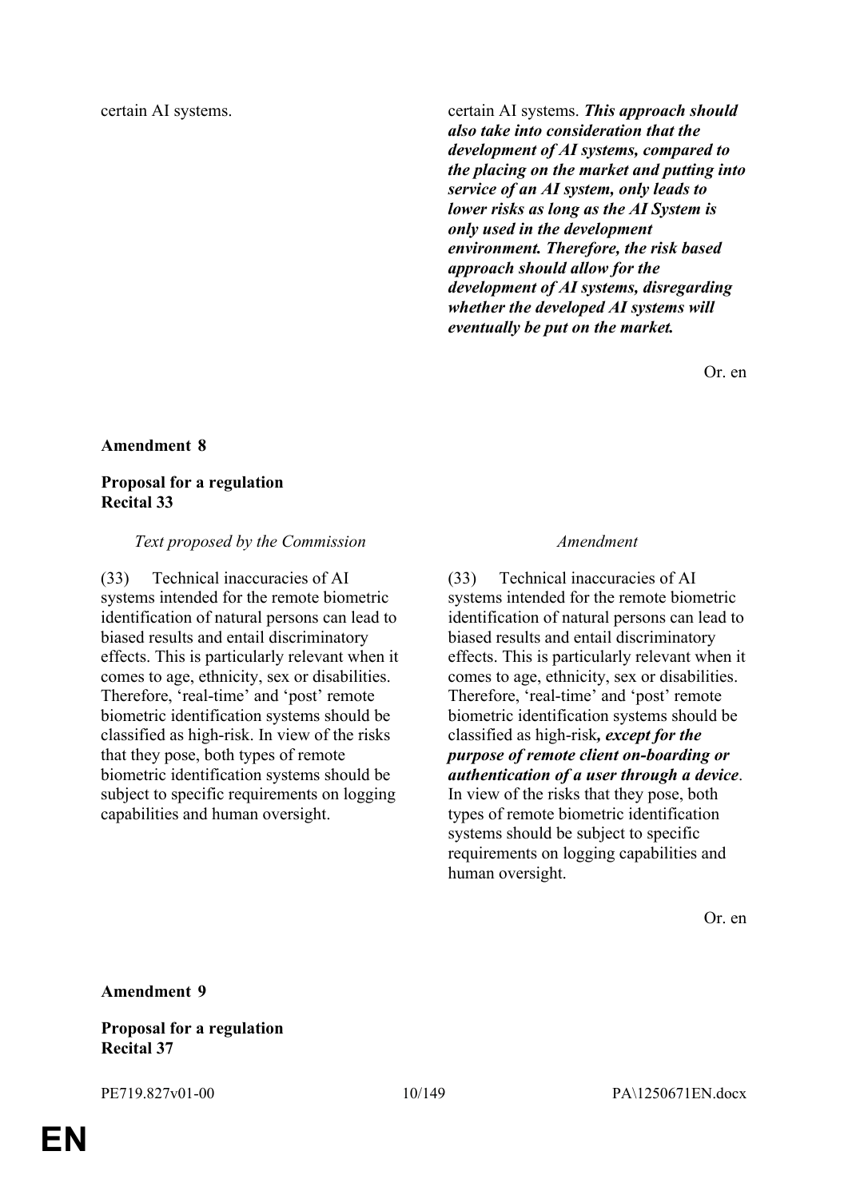| | |
|---|---|
| certain AI systems. | certain AI systems. ***This approach should also take into consideration that the development of AI systems, compared to the placing on the market and putting into service of an AI system, only leads to lower risks as long as the AI System is only used in the development environment. Therefore, the risk based approach should allow for the development of AI systems, disregarding whether the developed AI systems will eventually be put on the market.*** |

Or. en

**Amendment 8**

**Proposal for a regulation**
**Recital 33**

| *Text proposed by the Commission* | *Amendment* |
|---|---|
| (33) Technical inaccuracies of AI systems intended for the remote biometric identification of natural persons can lead to biased results and entail discriminatory effects. This is particularly relevant when it comes to age, ethnicity, sex or disabilities. Therefore, 'real-time' and 'post' remote biometric identification systems should be classified as high-risk. In view of the risks that they pose, both types of remote biometric identification systems should be subject to specific requirements on logging capabilities and human oversight. | (33) Technical inaccuracies of AI systems intended for the remote biometric identification of natural persons can lead to biased results and entail discriminatory effects. This is particularly relevant when it comes to age, ethnicity, sex or disabilities. Therefore, 'real-time' and 'post' remote biometric identification systems should be classified as high-risk***, except for the purpose of remote client on-boarding or authentication of a user through a device***. In view of the risks that they pose, both types of remote biometric identification systems should be subject to specific requirements on logging capabilities and human oversight. |

Or. en

**Amendment 9**

**Proposal for a regulation**
**Recital 37**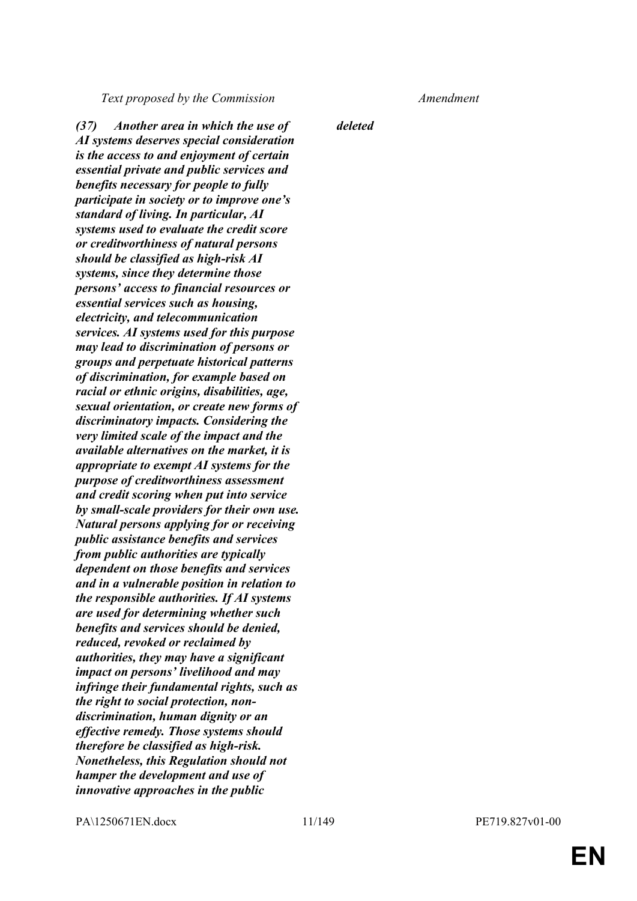| Text proposed by the Commission | Amendment |
|---|---|
| ***(37) Another area in which the use of AI systems deserves special consideration is the access to and enjoyment of certain essential private and public services and benefits necessary for people to fully participate in society or to improve one's standard of living. In particular, AI systems used to evaluate the credit score or creditworthiness of natural persons should be classified as high-risk AI systems, since they determine those persons' access to financial resources or essential services such as housing, electricity, and telecommunication services. AI systems used for this purpose may lead to discrimination of persons or groups and perpetuate historical patterns of discrimination, for example based on racial or ethnic origins, disabilities, age, sexual orientation, or create new forms of discriminatory impacts. Considering the very limited scale of the impact and the available alternatives on the market, it is appropriate to exempt AI systems for the purpose of creditworthiness assessment and credit scoring when put into service by small-scale providers for their own use. Natural persons applying for or receiving public assistance benefits and services from public authorities are typically dependent on those benefits and services and in a vulnerable position in relation to the responsible authorities. If AI systems are used for determining whether such benefits and services should be denied, reduced, revoked or reclaimed by authorities, they may have a significant impact on persons' livelihood and may infringe their fundamental rights, such as the right to social protection, non-discrimination, human dignity or an effective remedy. Those systems should therefore be classified as high-risk. Nonetheless, this Regulation should not hamper the development and use of innovative approaches in the public*** | ***deleted*** |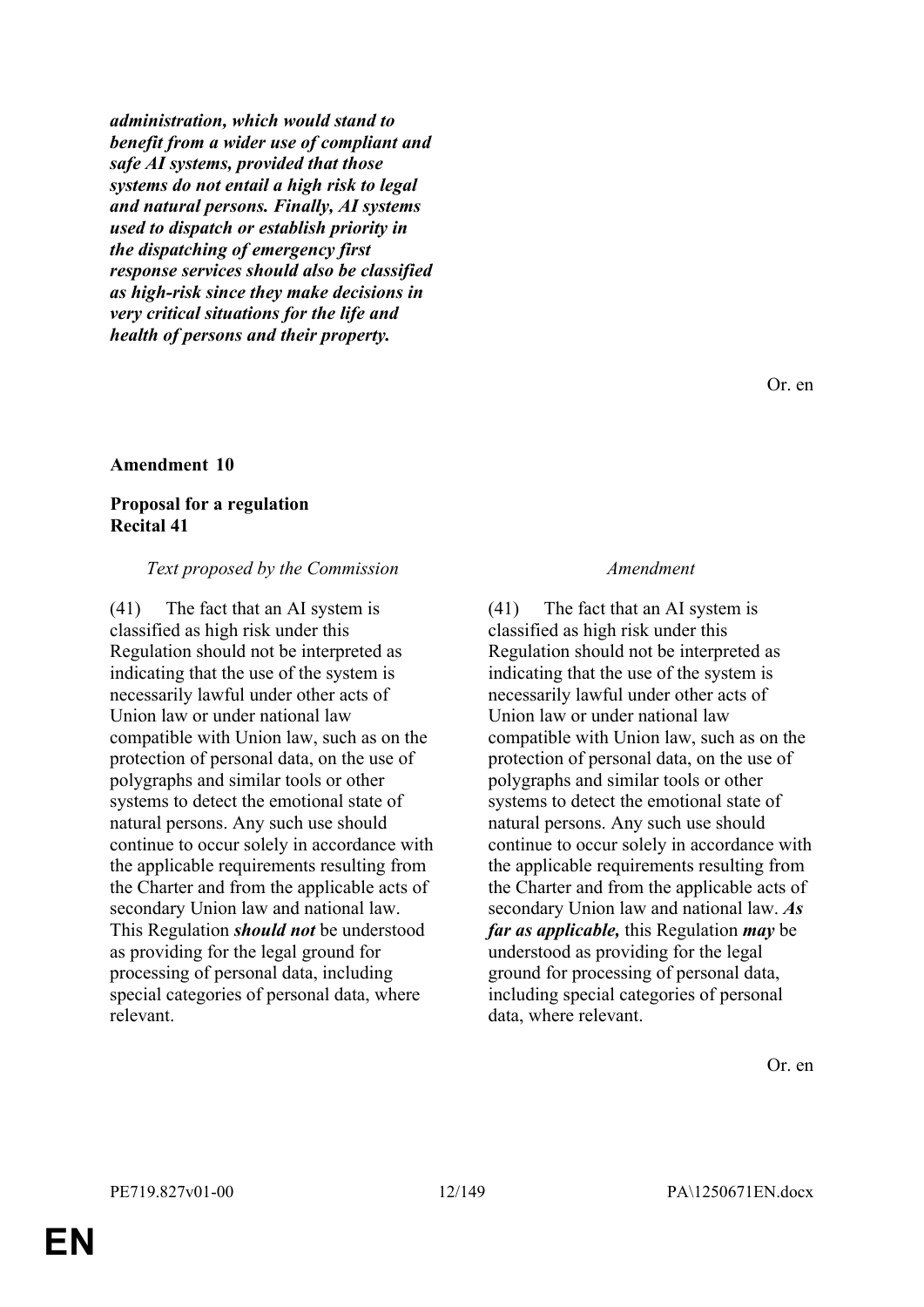***administration, which would stand to benefit from a wider use of compliant and safe AI systems, provided that those systems do not entail a high risk to legal and natural persons. Finally, AI systems used to dispatch or establish priority in the dispatching of emergency first response services should also be classified as high-risk since they make decisions in very critical situations for the life and health of persons and their property.***

Or. en

**Amendment 10**

**Proposal for a regulation**
**Recital 41**

| *Text proposed by the Commission* | *Amendment* |
|---|---|
| (41) The fact that an AI system is classified as high risk under this Regulation should not be interpreted as indicating that the use of the system is necessarily lawful under other acts of Union law or under national law compatible with Union law, such as on the protection of personal data, on the use of polygraphs and similar tools or other systems to detect the emotional state of natural persons. Any such use should continue to occur solely in accordance with the applicable requirements resulting from the Charter and from the applicable acts of secondary Union law and national law. This Regulation ***should not*** be understood as providing for the legal ground for processing of personal data, including special categories of personal data, where relevant. | (41) The fact that an AI system is classified as high risk under this Regulation should not be interpreted as indicating that the use of the system is necessarily lawful under other acts of Union law or under national law compatible with Union law, such as on the protection of personal data, on the use of polygraphs and similar tools or other systems to detect the emotional state of natural persons. Any such use should continue to occur solely in accordance with the applicable requirements resulting from the Charter and from the applicable acts of secondary Union law and national law. ***As far as applicable,*** this Regulation ***may*** be understood as providing for the legal ground for processing of personal data, including special categories of personal data, where relevant. |

Or. en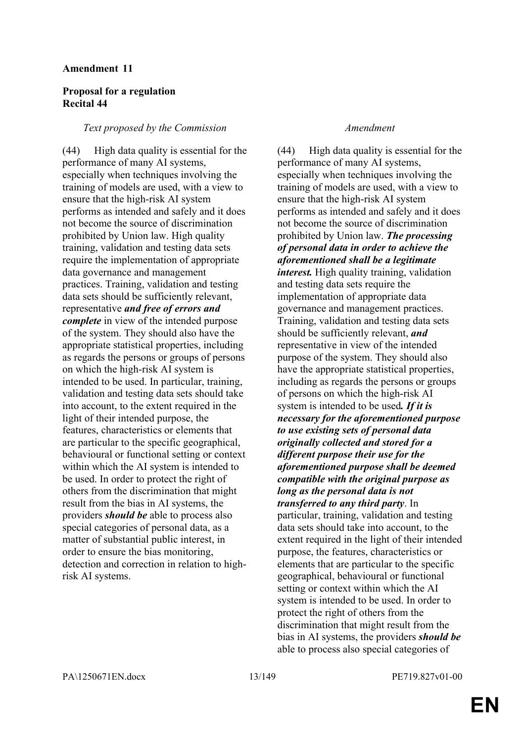**Amendment 11**

**Proposal for a regulation**
**Recital 44**

| *Text proposed by the Commission* | *Amendment* |
|---|---|
| (44) High data quality is essential for the performance of many AI systems, especially when techniques involving the training of models are used, with a view to ensure that the high-risk AI system performs as intended and safely and it does not become the source of discrimination prohibited by Union law. High quality training, validation and testing data sets require the implementation of appropriate data governance and management practices. Training, validation and testing data sets should be sufficiently relevant, representative ***and free of errors and complete*** in view of the intended purpose of the system. They should also have the appropriate statistical properties, including as regards the persons or groups of persons on which the high-risk AI system is intended to be used. In particular, training, validation and testing data sets should take into account, to the extent required in the light of their intended purpose, the features, characteristics or elements that are particular to the specific geographical, behavioural or functional setting or context within which the AI system is intended to be used. In order to protect the right of others from the discrimination that might result from the bias in AI systems, the providers ***should be*** able to process also special categories of personal data, as a matter of substantial public interest, in order to ensure the bias monitoring, detection and correction in relation to high-risk AI systems. | (44) High data quality is essential for the performance of many AI systems, especially when techniques involving the training of models are used, with a view to ensure that the high-risk AI system performs as intended and safely and it does not become the source of discrimination prohibited by Union law. ***The processing of personal data in order to achieve the aforementioned shall be a legitimate interest.*** High quality training, validation and testing data sets require the implementation of appropriate data governance and management practices. Training, validation and testing data sets should be sufficiently relevant, ***and*** representative in view of the intended purpose of the system. They should also have the appropriate statistical properties, including as regards the persons or groups of persons on which the high-risk AI system is intended to be used***. If it is necessary for the aforementioned purpose to use existing sets of personal data originally collected and stored for a different purpose their use for the aforementioned purpose shall be deemed compatible with the original purpose as long as the personal data is not transferred to any third party***. In particular, training, validation and testing data sets should take into account, to the extent required in the light of their intended purpose, the features, characteristics or elements that are particular to the specific geographical, behavioural or functional setting or context within which the AI system is intended to be used. In order to protect the right of others from the discrimination that might result from the bias in AI systems, the providers ***should be*** able to process also special categories of |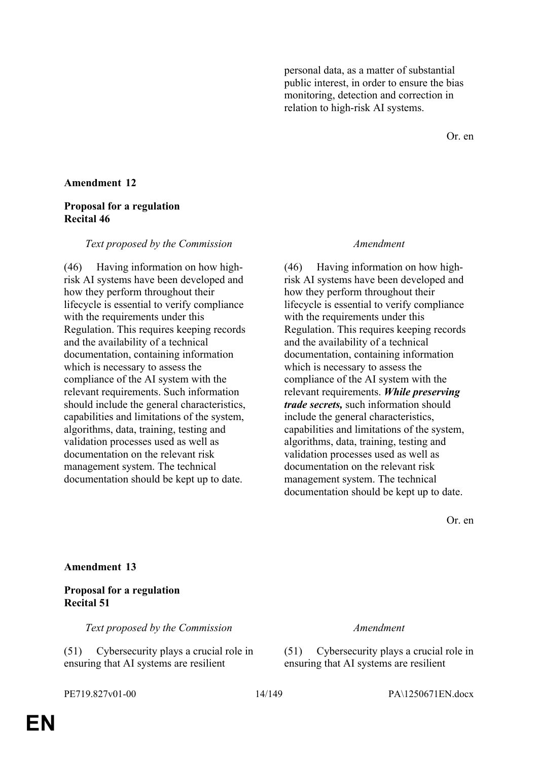personal data, as a matter of substantial public interest, in order to ensure the bias monitoring, detection and correction in relation to high-risk AI systems.

Or. en

**Amendment 12**

**Proposal for a regulation**
**Recital 46**

| *Text proposed by the Commission* | *Amendment* |
|---|---|
| (46) Having information on how high-risk AI systems have been developed and how they perform throughout their lifecycle is essential to verify compliance with the requirements under this Regulation. This requires keeping records and the availability of a technical documentation, containing information which is necessary to assess the compliance of the AI system with the relevant requirements. Such information should include the general characteristics, capabilities and limitations of the system, algorithms, data, training, testing and validation processes used as well as documentation on the relevant risk management system. The technical documentation should be kept up to date. | (46) Having information on how high-risk AI systems have been developed and how they perform throughout their lifecycle is essential to verify compliance with the requirements under this Regulation. This requires keeping records and the availability of a technical documentation, containing information which is necessary to assess the compliance of the AI system with the relevant requirements. ***While preserving trade secrets,*** such information should include the general characteristics, capabilities and limitations of the system, algorithms, data, training, testing and validation processes used as well as documentation on the relevant risk management system. The technical documentation should be kept up to date. |

Or. en

**Amendment 13**

**Proposal for a regulation**
**Recital 51**

| *Text proposed by the Commission* | *Amendment* |
|---|---|
| (51) Cybersecurity plays a crucial role in ensuring that AI systems are resilient | (51) Cybersecurity plays a crucial role in ensuring that AI systems are resilient |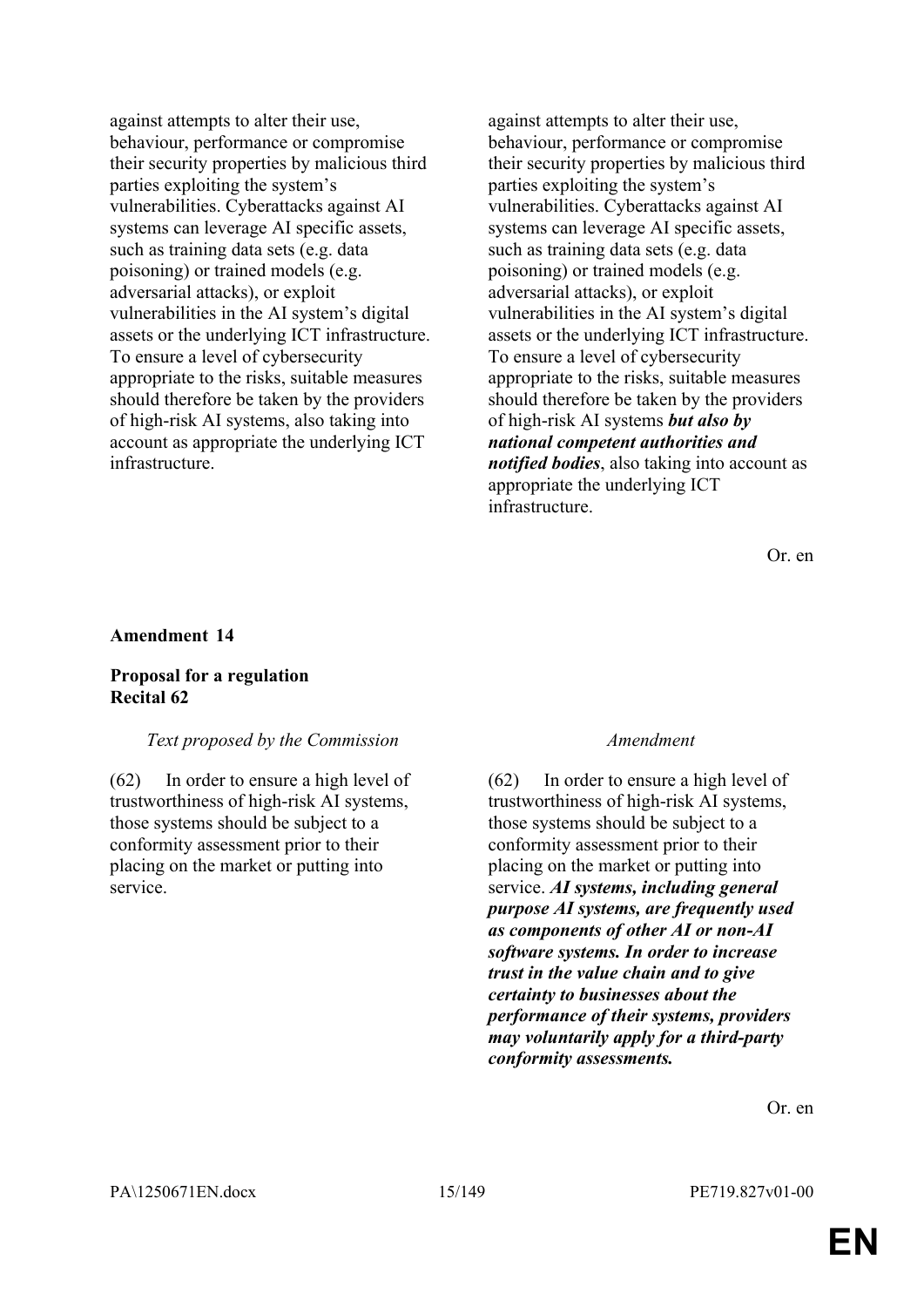| | |
|---|---|
| against attempts to alter their use, behaviour, performance or compromise their security properties by malicious third parties exploiting the system's vulnerabilities. Cyberattacks against AI systems can leverage AI specific assets, such as training data sets (e.g. data poisoning) or trained models (e.g. adversarial attacks), or exploit vulnerabilities in the AI system's digital assets or the underlying ICT infrastructure. To ensure a level of cybersecurity appropriate to the risks, suitable measures should therefore be taken by the providers of high-risk AI systems, also taking into account as appropriate the underlying ICT infrastructure. | against attempts to alter their use, behaviour, performance or compromise their security properties by malicious third parties exploiting the system's vulnerabilities. Cyberattacks against AI systems can leverage AI specific assets, such as training data sets (e.g. data poisoning) or trained models (e.g. adversarial attacks), or exploit vulnerabilities in the AI system's digital assets or the underlying ICT infrastructure. To ensure a level of cybersecurity appropriate to the risks, suitable measures should therefore be taken by the providers of high-risk AI systems ***but also by national competent authorities and notified bodies***, also taking into account as appropriate the underlying ICT infrastructure. |

Or. en

**Amendment 14**

**Proposal for a regulation**
**Recital 62**

| *Text proposed by the Commission* | *Amendment* |
|---|---|
| (62) In order to ensure a high level of trustworthiness of high-risk AI systems, those systems should be subject to a conformity assessment prior to their placing on the market or putting into service. | (62) In order to ensure a high level of trustworthiness of high-risk AI systems, those systems should be subject to a conformity assessment prior to their placing on the market or putting into service. ***AI systems, including general purpose AI systems, are frequently used as components of other AI or non-AI software systems. In order to increase trust in the value chain and to give certainty to businesses about the performance of their systems, providers may voluntarily apply for a third-party conformity assessments.*** |

Or. en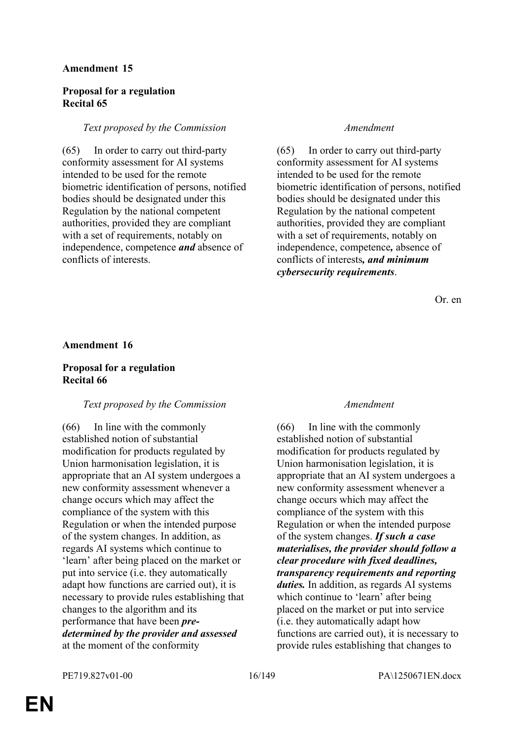**Amendment 15**

**Proposal for a regulation**
**Recital 65**

| *Text proposed by the Commission* | *Amendment* |
|---|---|
| (65) In order to carry out third-party conformity assessment for AI systems intended to be used for the remote biometric identification of persons, notified bodies should be designated under this Regulation by the national competent authorities, provided they are compliant with a set of requirements, notably on independence, competence ***and*** absence of conflicts of interests. | (65) In order to carry out third-party conformity assessment for AI systems intended to be used for the remote biometric identification of persons, notified bodies should be designated under this Regulation by the national competent authorities, provided they are compliant with a set of requirements, notably on independence, competence***,*** absence of conflicts of interests***, and minimum cybersecurity requirements***. |

Or. en

**Amendment 16**

**Proposal for a regulation**
**Recital 66**

| *Text proposed by the Commission* | *Amendment* |
|---|---|
| (66) In line with the commonly established notion of substantial modification for products regulated by Union harmonisation legislation, it is appropriate that an AI system undergoes a new conformity assessment whenever a change occurs which may affect the compliance of the system with this Regulation or when the intended purpose of the system changes. In addition, as regards AI systems which continue to 'learn' after being placed on the market or put into service (i.e. they automatically adapt how functions are carried out), it is necessary to provide rules establishing that changes to the algorithm and its performance that have been ***pre-determined by the provider and assessed*** at the moment of the conformity | (66) In line with the commonly established notion of substantial modification for products regulated by Union harmonisation legislation, it is appropriate that an AI system undergoes a new conformity assessment whenever a change occurs which may affect the compliance of the system with this Regulation or when the intended purpose of the system changes. ***If such a case materialises, the provider should follow a clear procedure with fixed deadlines, transparency requirements and reporting duties.*** In addition, as regards AI systems which continue to 'learn' after being placed on the market or put into service (i.e. they automatically adapt how functions are carried out), it is necessary to provide rules establishing that changes to |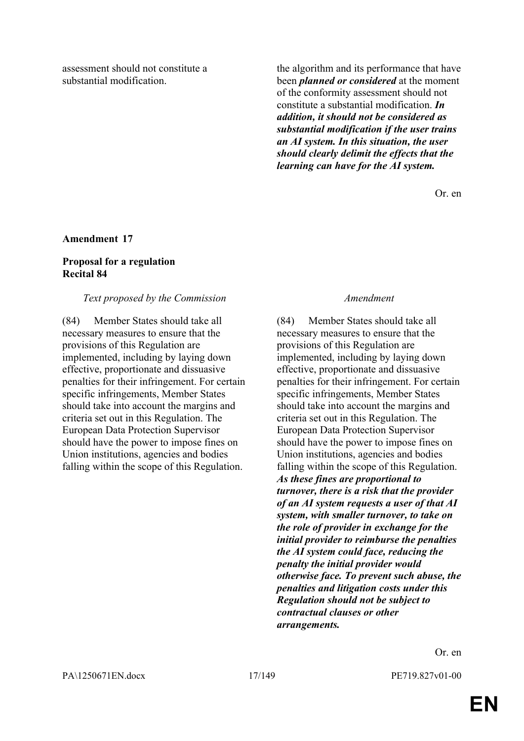| | |
|---|---|
| assessment should not constitute a substantial modification. | the algorithm and its performance that have been ***planned or considered*** at the moment of the conformity assessment should not constitute a substantial modification. ***In addition, it should not be considered as substantial modification if the user trains an AI system. In this situation, the user should clearly delimit the effects that the learning can have for the AI system.*** |

Or. en

**Amendment 17**

**Proposal for a regulation**
**Recital 84**

| *Text proposed by the Commission* | *Amendment* |
|---|---|
| (84) Member States should take all necessary measures to ensure that the provisions of this Regulation are implemented, including by laying down effective, proportionate and dissuasive penalties for their infringement. For certain specific infringements, Member States should take into account the margins and criteria set out in this Regulation. The European Data Protection Supervisor should have the power to impose fines on Union institutions, agencies and bodies falling within the scope of this Regulation. | (84) Member States should take all necessary measures to ensure that the provisions of this Regulation are implemented, including by laying down effective, proportionate and dissuasive penalties for their infringement. For certain specific infringements, Member States should take into account the margins and criteria set out in this Regulation. The European Data Protection Supervisor should have the power to impose fines on Union institutions, agencies and bodies falling within the scope of this Regulation. ***As these fines are proportional to turnover, there is a risk that the provider of an AI system requests a user of that AI system, with smaller turnover, to take on the role of provider in exchange for the initial provider to reimburse the penalties the AI system could face, reducing the penalty the initial provider would otherwise face. To prevent such abuse, the penalties and litigation costs under this Regulation should not be subject to contractual clauses or other arrangements.*** |

Or. en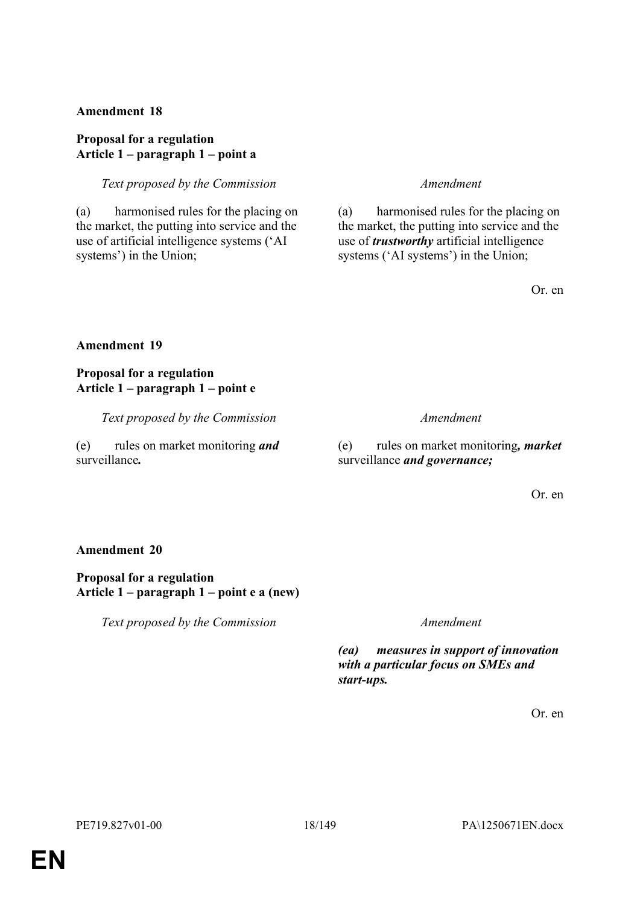**Amendment 18**

**Proposal for a regulation**
**Article 1 – paragraph 1 – point a**

| *Text proposed by the Commission* | *Amendment* |
|---|---|
| (a) harmonised rules for the placing on the market, the putting into service and the use of artificial intelligence systems ('AI systems') in the Union; | (a) harmonised rules for the placing on the market, the putting into service and the use of ***trustworthy*** artificial intelligence systems ('AI systems') in the Union; |

Or. en

**Amendment 19**

**Proposal for a regulation**
**Article 1 – paragraph 1 – point e**

| *Text proposed by the Commission* | *Amendment* |
|---|---|
| (e) rules on market monitoring ***and*** surveillance***.*** | (e) rules on market monitoring***, market*** surveillance ***and governance;*** |

Or. en

**Amendment 20**

**Proposal for a regulation**
**Article 1 – paragraph 1 – point e a (new)**

| *Text proposed by the Commission* | *Amendment* |
|---|---|
| | ***(ea) measures in support of innovation with a particular focus on SMEs and start-ups.*** |

Or. en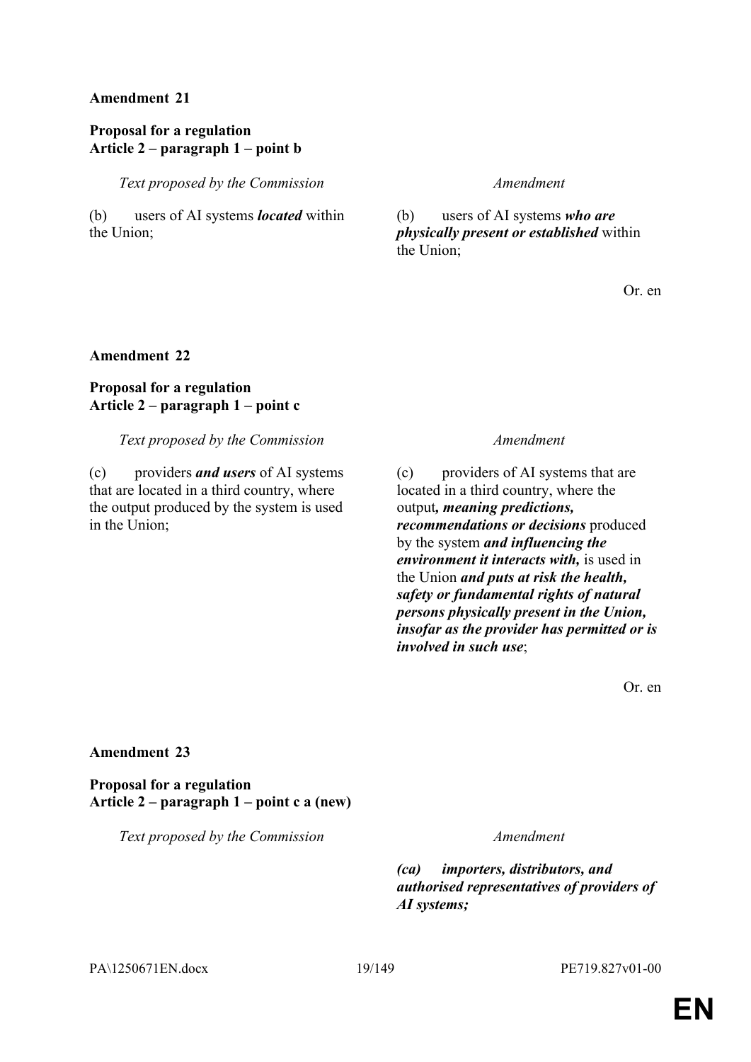**Amendment 21**

**Proposal for a regulation**
**Article 2 – paragraph 1 – point b**

| *Text proposed by the Commission* | *Amendment* |
|---|---|
| (b) users of AI systems ***located*** within the Union; | (b) users of AI systems ***who are physically present or established*** within the Union; |

Or. en

**Amendment 22**

**Proposal for a regulation**
**Article 2 – paragraph 1 – point c**

| *Text proposed by the Commission* | *Amendment* |
|---|---|
| (c) providers ***and users*** of AI systems that are located in a third country, where the output produced by the system is used in the Union; | (c) providers of AI systems that are located in a third country, where the output***, meaning predictions, recommendations or decisions*** produced by the system ***and influencing the environment it interacts with,*** is used in the Union ***and puts at risk the health, safety or fundamental rights of natural persons physically present in the Union, insofar as the provider has permitted or is involved in such use***; |

Or. en

**Amendment 23**

**Proposal for a regulation**
**Article 2 – paragraph 1 – point c a (new)**

| *Text proposed by the Commission* | *Amendment* |
|---|---|
| | ***(ca) importers, distributors, and authorised representatives of providers of AI systems;*** |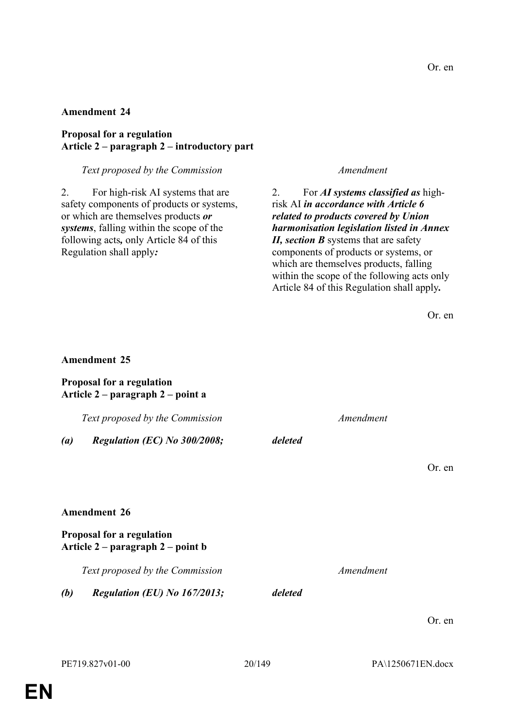Or. en

**Amendment 24**

**Proposal for a regulation**
**Article 2 – paragraph 2 – introductory part**

| *Text proposed by the Commission* | *Amendment* |
|---|---|
| 2. For high-risk AI systems that are safety components of products or systems, or which are themselves products ***or systems***, falling within the scope of the following acts***,*** only Article 84 of this Regulation shall apply***:*** | 2. For ***AI systems classified as*** high-risk AI ***in accordance with Article 6 related to products covered by Union harmonisation legislation listed in Annex II, section B*** systems that are safety components of products or systems, or which are themselves products, falling within the scope of the following acts only Article 84 of this Regulation shall apply***.*** |

Or. en

**Amendment 25**

**Proposal for a regulation**
**Article 2 – paragraph 2 – point a**

| *Text proposed by the Commission* | *Amendment* |
|---|---|
| ***(a) Regulation (EC) No 300/2008;*** | ***deleted*** |

Or. en

**Amendment 26**

**Proposal for a regulation**
**Article 2 – paragraph 2 – point b**

| *Text proposed by the Commission* | *Amendment* |
|---|---|
| ***(b) Regulation (EU) No 167/2013;*** | ***deleted*** |

Or. en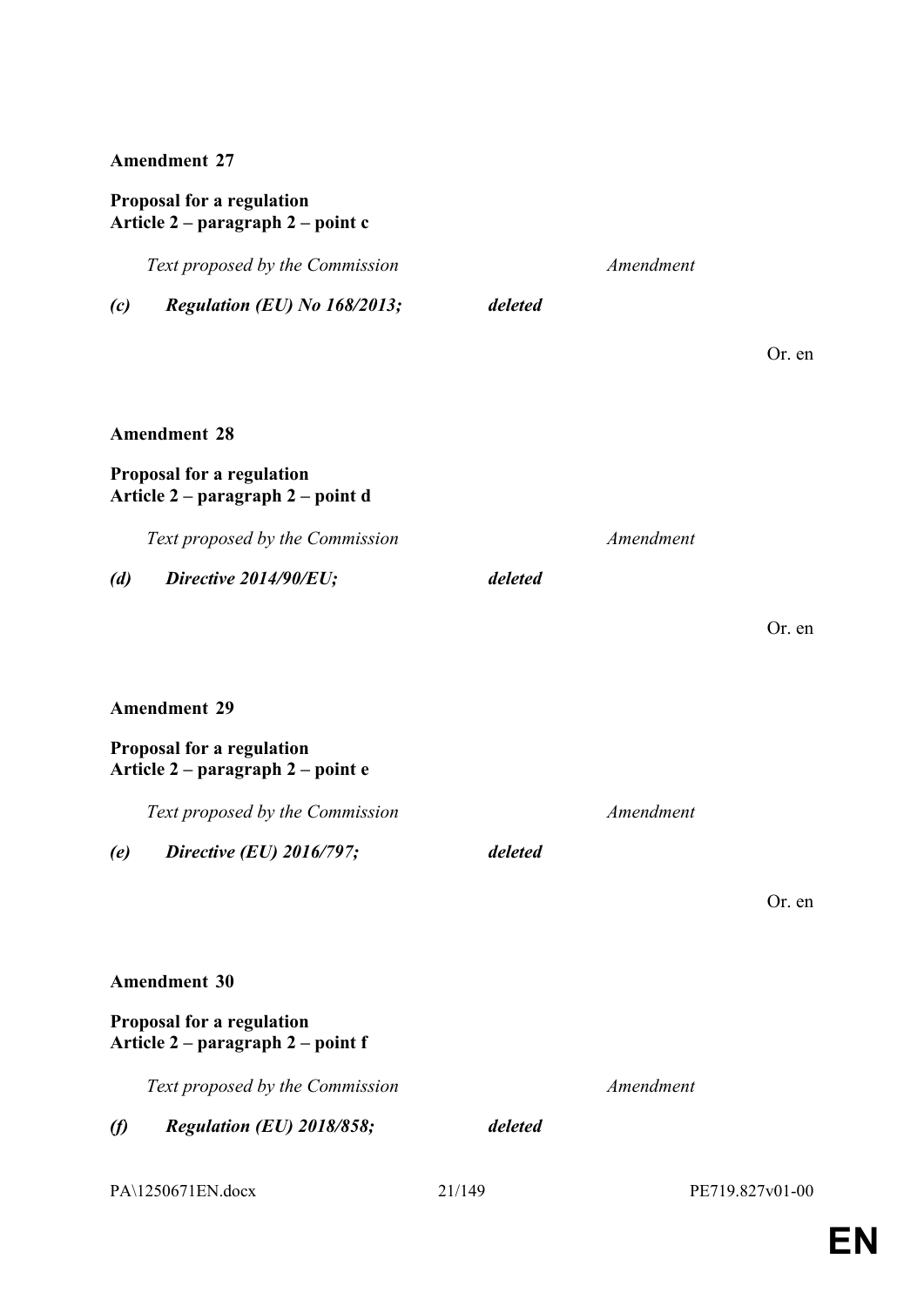**Amendment 27**

**Proposal for a regulation**
**Article 2 – paragraph 2 – point c**

| *Text proposed by the Commission* | *Amendment* |
| --- | --- |
| ***(c) Regulation (EU) No 168/2013;*** | ***deleted*** |

Or. en

**Amendment 28**

**Proposal for a regulation**
**Article 2 – paragraph 2 – point d**

| *Text proposed by the Commission* | *Amendment* |
| --- | --- |
| ***(d) Directive 2014/90/EU;*** | ***deleted*** |

Or. en

**Amendment 29**

**Proposal for a regulation**
**Article 2 – paragraph 2 – point e**

| *Text proposed by the Commission* | *Amendment* |
| --- | --- |
| ***(e) Directive (EU) 2016/797;*** | ***deleted*** |

Or. en

**Amendment 30**

**Proposal for a regulation**
**Article 2 – paragraph 2 – point f**

| *Text proposed by the Commission* | *Amendment* |
| --- | --- |
| ***(f) Regulation (EU) 2018/858;*** | ***deleted*** |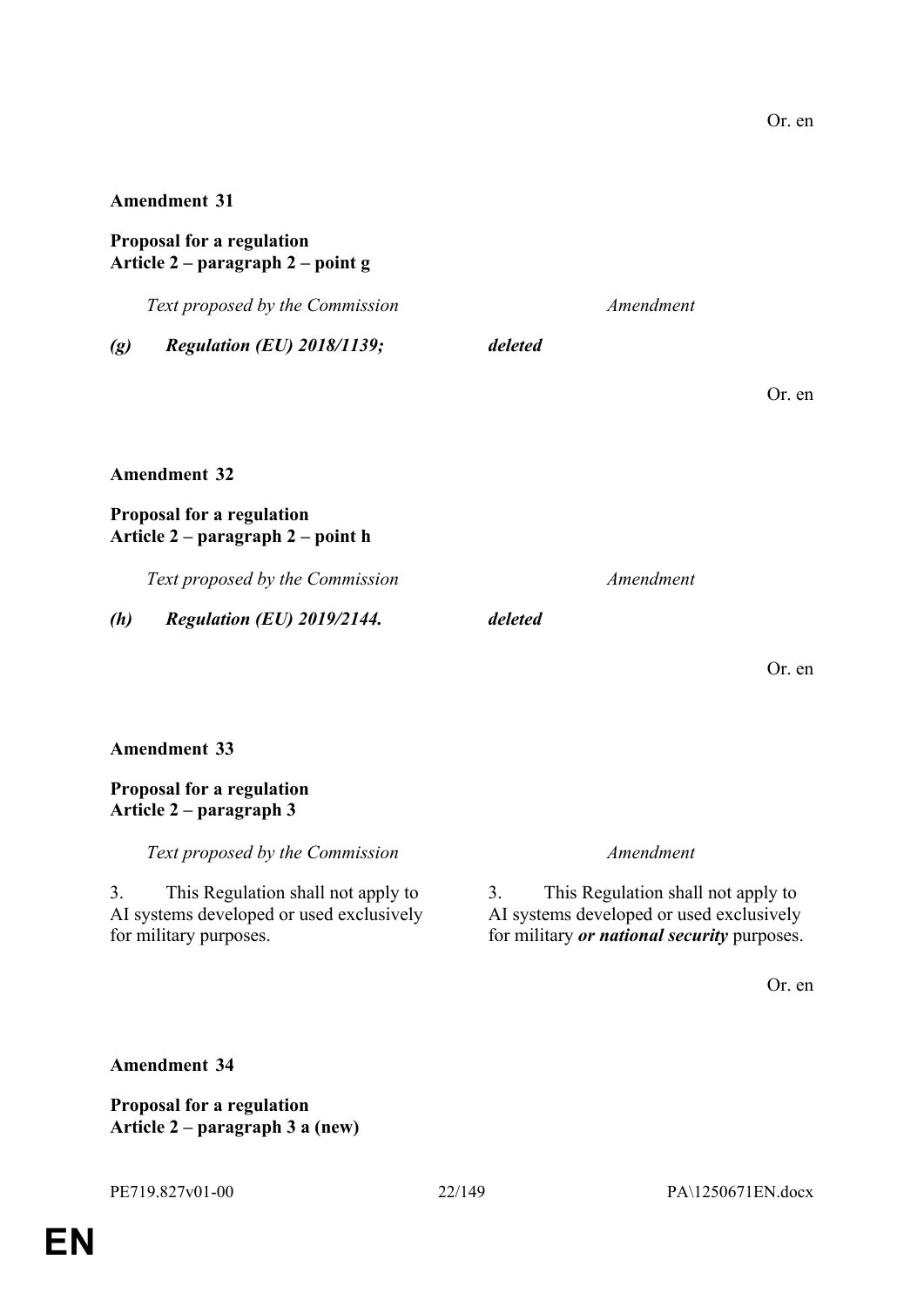Or. en

**Amendment 31**

**Proposal for a regulation**
**Article 2 – paragraph 2 – point g**

| *Text proposed by the Commission* | *Amendment* |
| --- | --- |
| ***(g) Regulation (EU) 2018/1139;*** | ***deleted*** |

Or. en

**Amendment 32**

**Proposal for a regulation**
**Article 2 – paragraph 2 – point h**

| *Text proposed by the Commission* | *Amendment* |
| --- | --- |
| ***(h) Regulation (EU) 2019/2144.*** | ***deleted*** |

Or. en

**Amendment 33**

**Proposal for a regulation**
**Article 2 – paragraph 3**

| *Text proposed by the Commission* | *Amendment* |
| --- | --- |
| 3. This Regulation shall not apply to AI systems developed or used exclusively for military purposes. | 3. This Regulation shall not apply to AI systems developed or used exclusively for military ***or national security*** purposes. |

Or. en

**Amendment 34**

**Proposal for a regulation**
**Article 2 – paragraph 3 a (new)**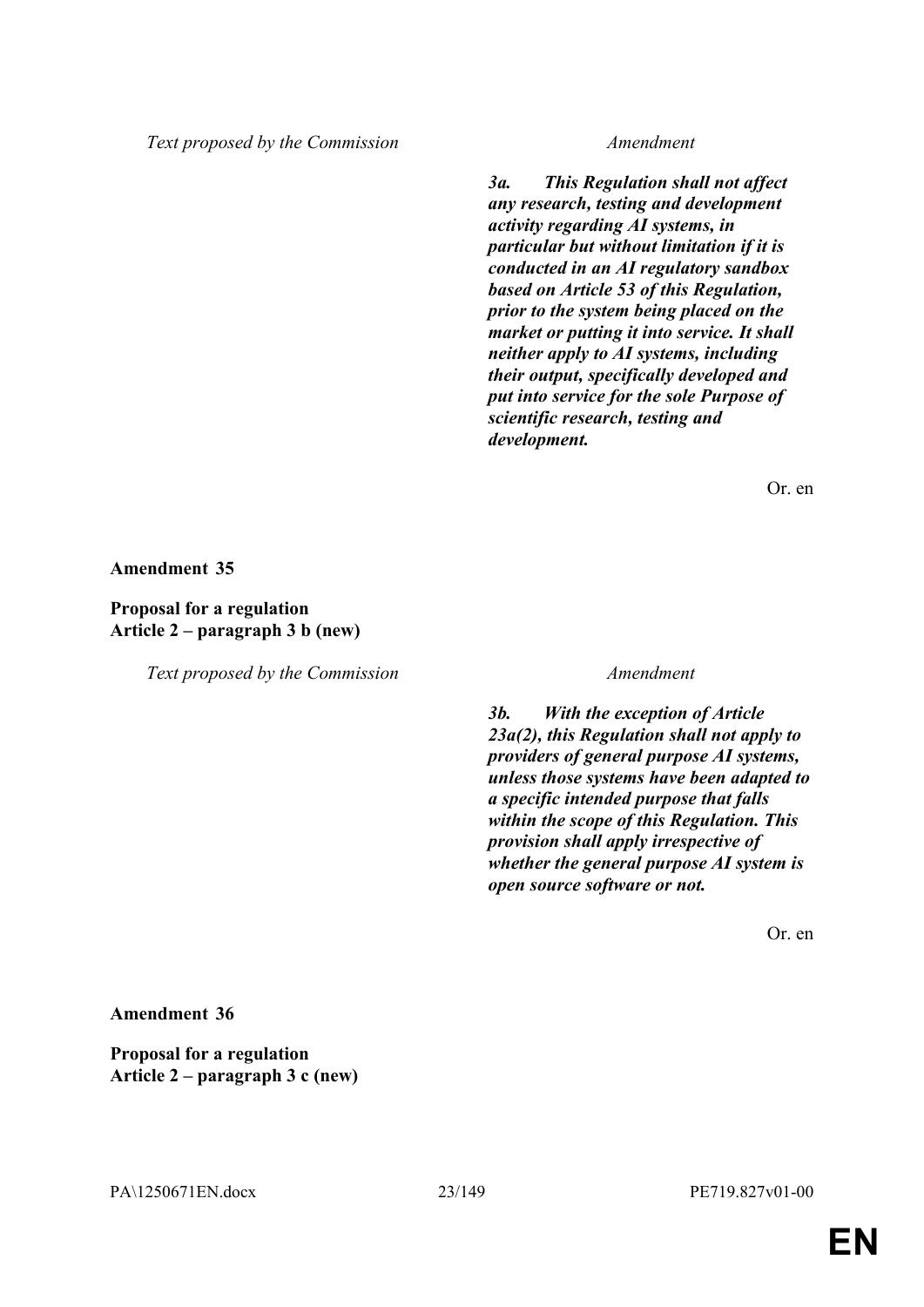| Text proposed by the Commission | Amendment |
|---|---|
| | ***3a. This Regulation shall not affect any research, testing and development activity regarding AI systems, in particular but without limitation if it is conducted in an AI regulatory sandbox based on Article 53 of this Regulation, prior to the system being placed on the market or putting it into service. It shall neither apply to AI systems, including their output, specifically developed and put into service for the sole Purpose of scientific research, testing and development.*** |

Or. en

**Amendment 35**

**Proposal for a regulation**
**Article 2 – paragraph 3 b (new)**

| Text proposed by the Commission | Amendment |
|---|---|
| | ***3b. With the exception of Article 23a(2), this Regulation shall not apply to providers of general purpose AI systems, unless those systems have been adapted to a specific intended purpose that falls within the scope of this Regulation. This provision shall apply irrespective of whether the general purpose AI system is open source software or not.*** |

Or. en

**Amendment 36**

**Proposal for a regulation**
**Article 2 – paragraph 3 c (new)**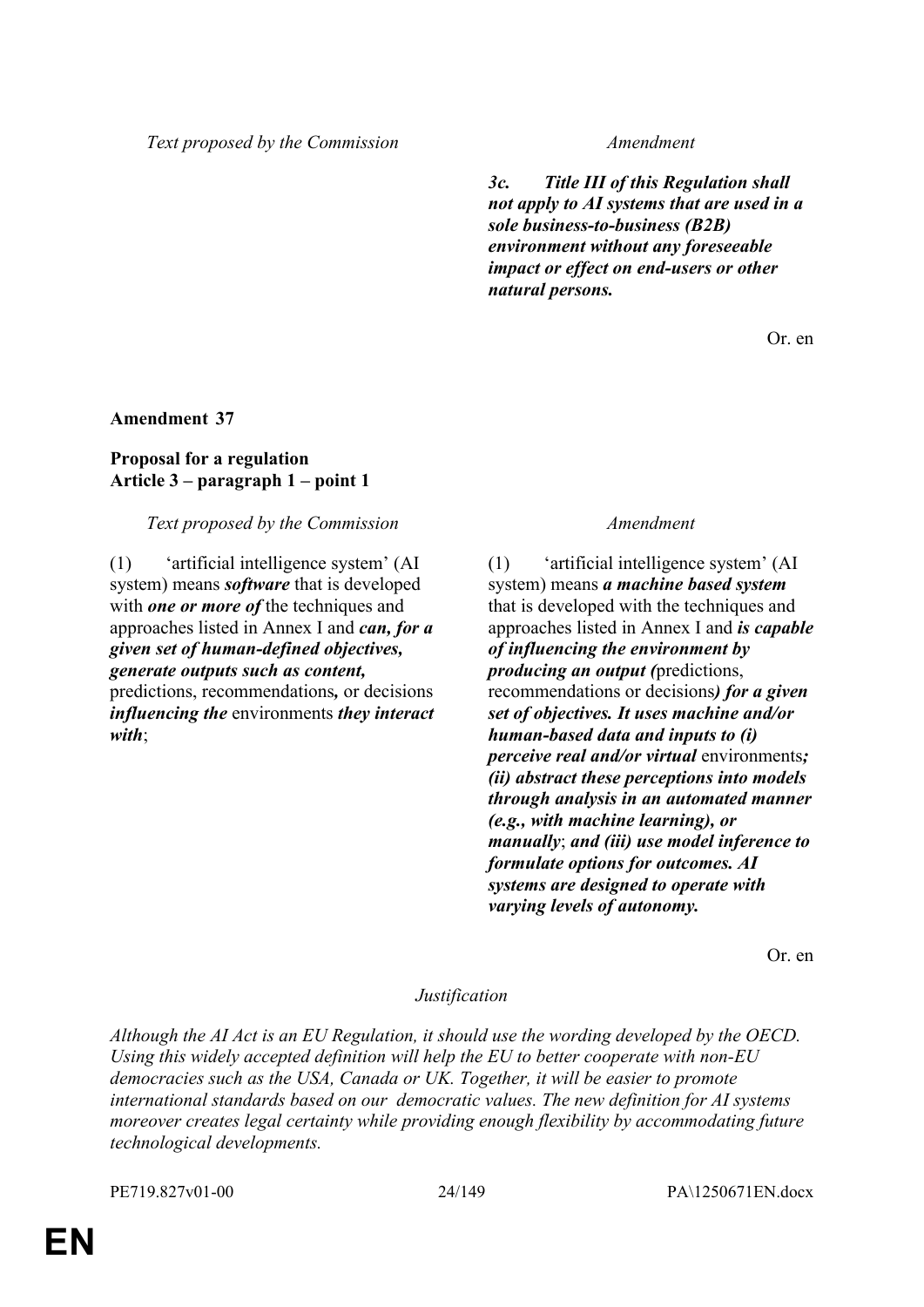| Text proposed by the Commission | Amendment |
|---|---|
| | ***3c. Title III of this Regulation shall not apply to AI systems that are used in a sole business-to-business (B2B) environment without any foreseeable impact or effect on end-users or other natural persons.*** |

Or. en

**Amendment 37**

**Proposal for a regulation**
**Article 3 – paragraph 1 – point 1**

| Text proposed by the Commission | Amendment |
|---|---|
| (1) 'artificial intelligence system' (AI system) means ***software*** that is developed with ***one or more of*** the techniques and approaches listed in Annex I and ***can, for a given set of human-defined objectives, generate outputs such as content,*** predictions, recommendations***,*** or decisions ***influencing the*** environments ***they interact with***; | (1) 'artificial intelligence system' (AI system) means ***a machine based system*** that is developed with the techniques and approaches listed in Annex I and ***is capable of influencing the environment by producing an output (***predictions, recommendations or decisions***) for a given set of objectives. It uses machine and/or human-based data and inputs to (i) perceive real and/or virtual*** environments***; (ii) abstract these perceptions into models through analysis in an automated manner (e.g., with machine learning), or manually***; ***and (iii) use model inference to formulate options for outcomes. AI systems are designed to operate with varying levels of autonomy.*** |

Or. en

*Justification*

*Although the AI Act is an EU Regulation, it should use the wording developed by the OECD. Using this widely accepted definition will help the EU to better cooperate with non-EU democracies such as the USA, Canada or UK. Together, it will be easier to promote international standards based on our democratic values. The new definition for AI systems moreover creates legal certainty while providing enough flexibility by accommodating future technological developments.*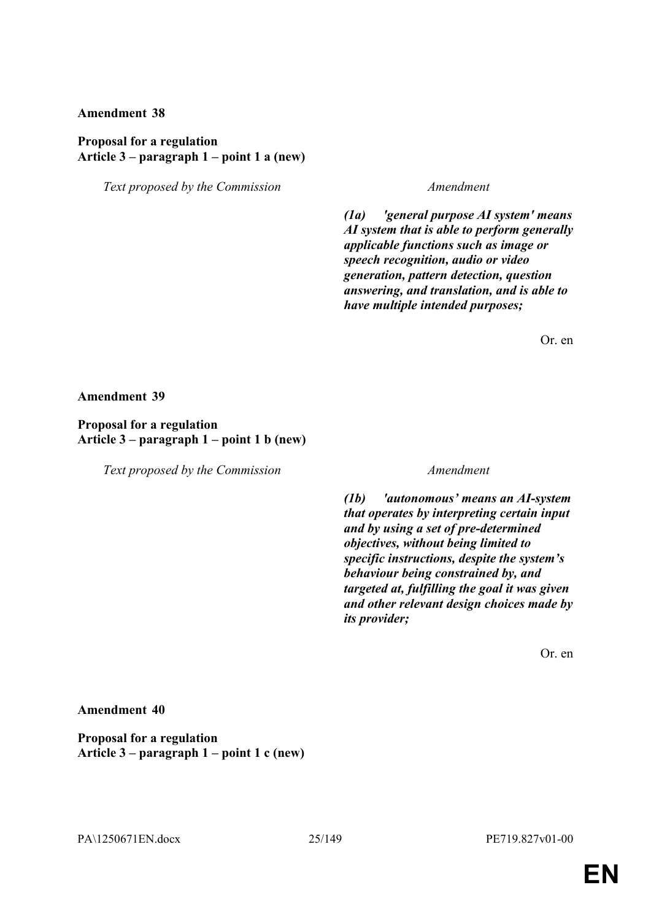**Amendment 38**

**Proposal for a regulation**
**Article 3 – paragraph 1 – point 1 a (new)**

| *Text proposed by the Commission* | *Amendment* |
| --- | --- |
| | ***(1a) 'general purpose AI system' means AI system that is able to perform generally applicable functions such as image or speech recognition, audio or video generation, pattern detection, question answering, and translation, and is able to have multiple intended purposes;*** |

Or. en

**Amendment 39**

**Proposal for a regulation**
**Article 3 – paragraph 1 – point 1 b (new)**

| *Text proposed by the Commission* | *Amendment* |
| --- | --- |
| | ***(1b) 'autonomous' means an AI-system that operates by interpreting certain input and by using a set of pre-determined objectives, without being limited to specific instructions, despite the system's behaviour being constrained by, and targeted at, fulfilling the goal it was given and other relevant design choices made by its provider;*** |

Or. en

**Amendment 40**

**Proposal for a regulation**
**Article 3 – paragraph 1 – point 1 c (new)**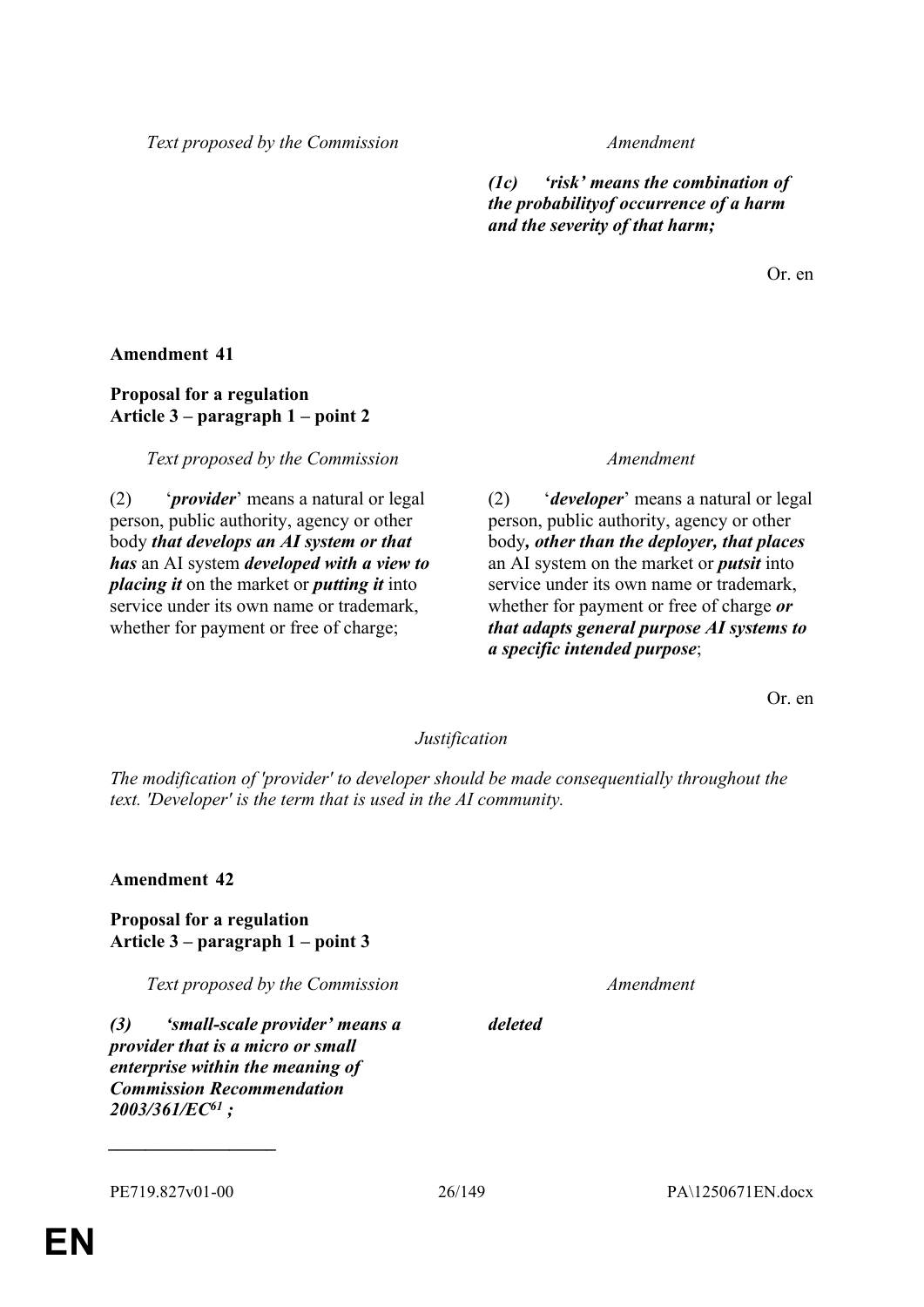| Text proposed by the Commission | Amendment |
|---|---|
| | ***(1c) 'risk' means the combination of the probabilityof occurrence of a harm and the severity of that harm;*** |

Or. en

**Amendment 41**

**Proposal for a regulation**
**Article 3 – paragraph 1 – point 2**

| Text proposed by the Commission | Amendment |
|---|---|
| (2) '***provider***' means a natural or legal person, public authority, agency or other body ***that develops an AI system or that has*** an AI system ***developed with a view to placing it*** on the market or ***putting it*** into service under its own name or trademark, whether for payment or free of charge; | (2) '***developer***' means a natural or legal person, public authority, agency or other body***, other than the deployer, that places*** an AI system on the market or ***putsit*** into service under its own name or trademark, whether for payment or free of charge ***or that adapts general purpose AI systems to a specific intended purpose***; |

Or. en

*Justification*

*The modification of 'provider' to developer should be made consequentially throughout the text. 'Developer' is the term that is used in the AI community.*

**Amendment 42**

**Proposal for a regulation**
**Article 3 – paragraph 1 – point 3**

| Text proposed by the Commission | Amendment |
|---|---|
| ***(3) 'small-scale provider' means a provider that is a micro or small enterprise within the meaning of Commission Recommendation 2003/361/EC[61] ;*** | ***deleted*** |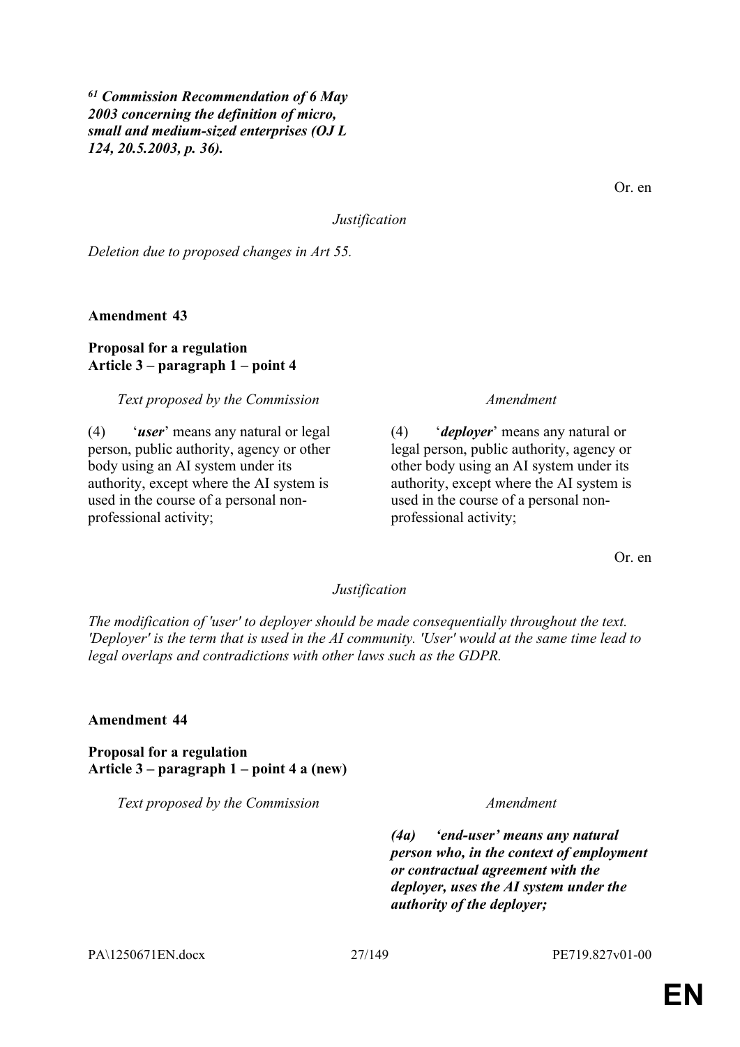*[61] Commission Recommendation of 6 May 2003 concerning the definition of micro, small and medium-sized enterprises (OJ L 124, 20.5.2003, p. 36).*

Or. en

*Justification*

*Deletion due to proposed changes in Art 55.*

**Amendment 43**

**Proposal for a regulation**
**Article 3 – paragraph 1 – point 4**

| *Text proposed by the Commission* | *Amendment* |
|---|---|
| (4) '***user***' means any natural or legal person, public authority, agency or other body using an AI system under its authority, except where the AI system is used in the course of a personal non-professional activity; | (4) '***deployer***' means any natural or legal person, public authority, agency or other body using an AI system under its authority, except where the AI system is used in the course of a personal non-professional activity; |

Or. en

*Justification*

*The modification of 'user' to deployer should be made consequentially throughout the text. 'Deployer' is the term that is used in the AI community. 'User' would at the same time lead to legal overlaps and contradictions with other laws such as the GDPR.*

**Amendment 44**

**Proposal for a regulation**
**Article 3 – paragraph 1 – point 4 a (new)**

| *Text proposed by the Commission* | *Amendment* |
|---|---|
| | ***(4a) 'end-user' means any natural person who, in the context of employment or contractual agreement with the deployer, uses the AI system under the authority of the deployer;*** |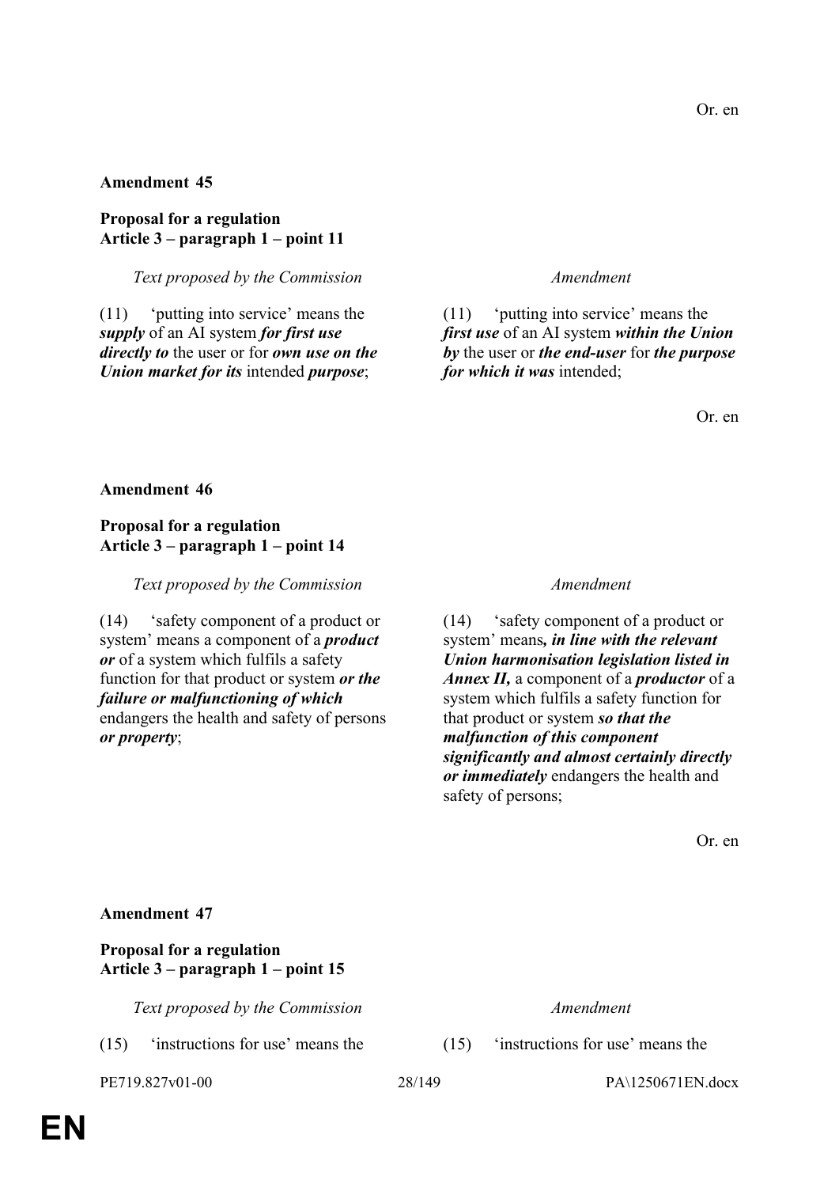Or. en

**Amendment 45**

**Proposal for a regulation**
**Article 3 – paragraph 1 – point 11**

| *Text proposed by the Commission* | *Amendment* |
|---|---|
| (11) 'putting into service' means the ***supply*** of an AI system ***for first use directly to*** the user or for ***own use on the Union market for its*** intended ***purpose***; | (11) 'putting into service' means the ***first use*** of an AI system ***within the Union by*** the user or ***the end-user*** for ***the purpose for which it was*** intended; |

Or. en

**Amendment 46**

**Proposal for a regulation**
**Article 3 – paragraph 1 – point 14**

| *Text proposed by the Commission* | *Amendment* |
|---|---|
| (14) 'safety component of a product or system' means a component of a ***product or*** of a system which fulfils a safety function for that product or system ***or the failure or malfunctioning of which*** endangers the health and safety of persons ***or property***; | (14) 'safety component of a product or system' means***, in line with the relevant Union harmonisation legislation listed in Annex II,*** a component of a ***productor*** of a system which fulfils a safety function for that product or system ***so that the malfunction of this component significantly and almost certainly directly or immediately*** endangers the health and safety of persons; |

Or. en

**Amendment 47**

**Proposal for a regulation**
**Article 3 – paragraph 1 – point 15**

| *Text proposed by the Commission* | *Amendment* |
|---|---|
| (15) 'instructions for use' means the | (15) 'instructions for use' means the |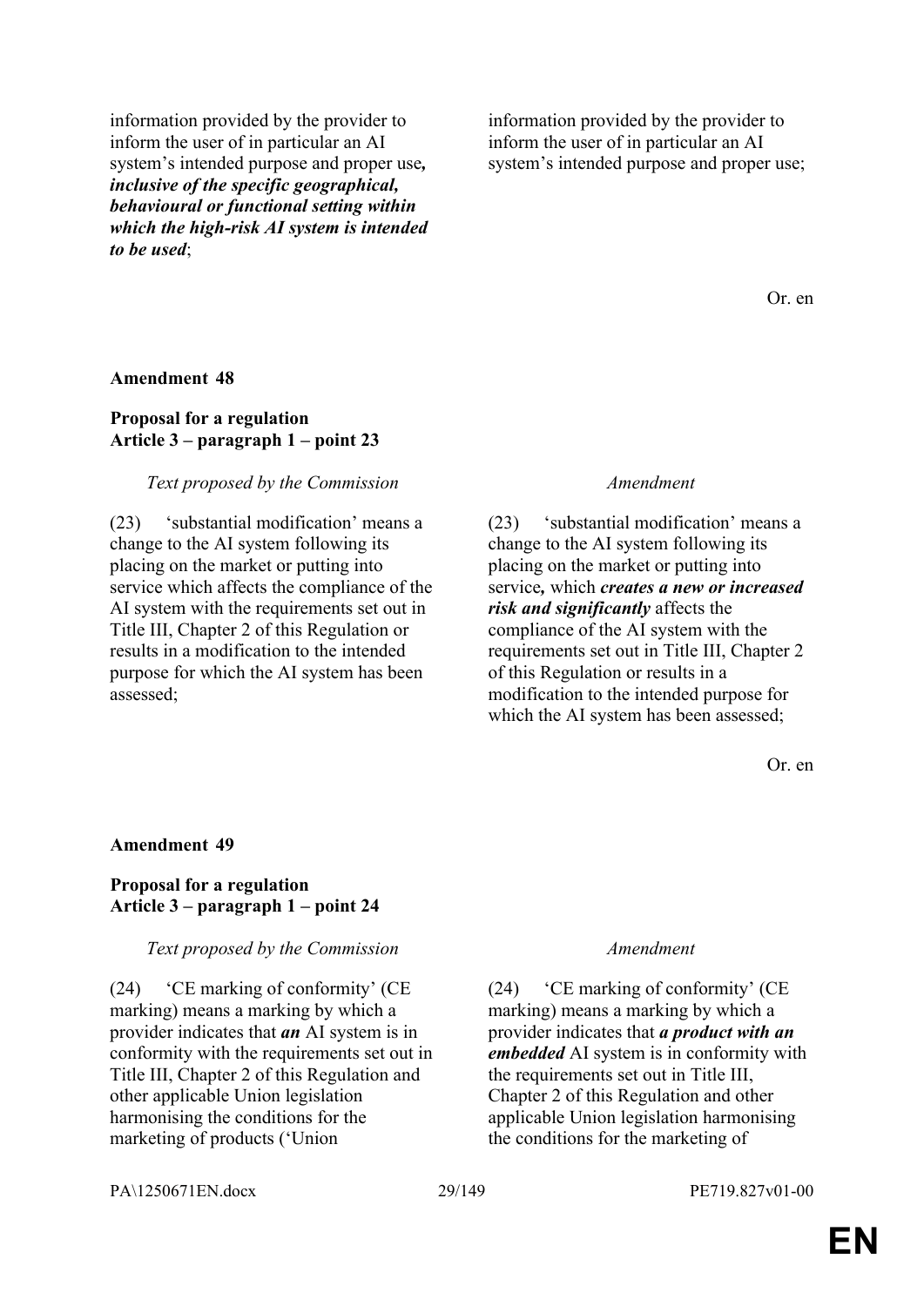| | |
|---|---|
| information provided by the provider to inform the user of in particular an AI system's intended purpose and proper use***, inclusive of the specific geographical, behavioural or functional setting within which the high-risk AI system is intended to be used***; | information provided by the provider to inform the user of in particular an AI system's intended purpose and proper use; |

Or. en

**Amendment 48**

**Proposal for a regulation**
**Article 3 – paragraph 1 – point 23**

| *Text proposed by the Commission* | *Amendment* |
|---|---|
| (23) 'substantial modification' means a change to the AI system following its placing on the market or putting into service which affects the compliance of the AI system with the requirements set out in Title III, Chapter 2 of this Regulation or results in a modification to the intended purpose for which the AI system has been assessed; | (23) 'substantial modification' means a change to the AI system following its placing on the market or putting into service***,*** which ***creates a new or increased risk and significantly*** affects the compliance of the AI system with the requirements set out in Title III, Chapter 2 of this Regulation or results in a modification to the intended purpose for which the AI system has been assessed; |

Or. en

**Amendment 49**

**Proposal for a regulation**
**Article 3 – paragraph 1 – point 24**

| *Text proposed by the Commission* | *Amendment* |
|---|---|
| (24) 'CE marking of conformity' (CE marking) means a marking by which a provider indicates that ***an*** AI system is in conformity with the requirements set out in Title III, Chapter 2 of this Regulation and other applicable Union legislation harmonising the conditions for the marketing of products ('Union | (24) 'CE marking of conformity' (CE marking) means a marking by which a provider indicates that ***a product with an embedded*** AI system is in conformity with the requirements set out in Title III, Chapter 2 of this Regulation and other applicable Union legislation harmonising the conditions for the marketing of |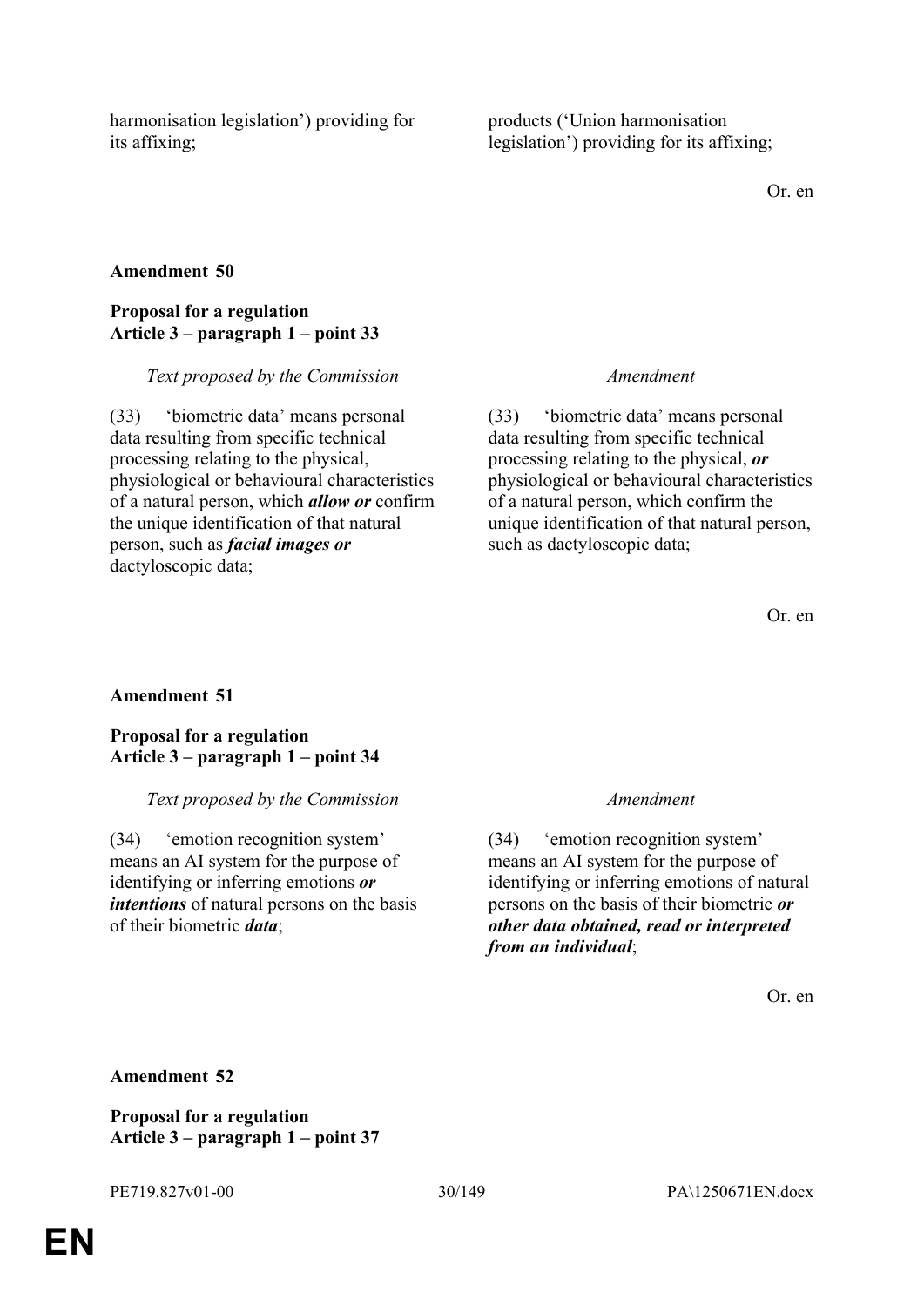| | |
|---|---|
| harmonisation legislation') providing for its affixing; | products ('Union harmonisation legislation') providing for its affixing; |

Or. en

**Amendment 50**

**Proposal for a regulation**
**Article 3 – paragraph 1 – point 33**

| *Text proposed by the Commission* | *Amendment* |
|---|---|
| (33) 'biometric data' means personal data resulting from specific technical processing relating to the physical, physiological or behavioural characteristics of a natural person, which ***allow or*** confirm the unique identification of that natural person, such as ***facial images or*** dactyloscopic data; | (33) 'biometric data' means personal data resulting from specific technical processing relating to the physical, ***or*** physiological or behavioural characteristics of a natural person, which confirm the unique identification of that natural person, such as dactyloscopic data; |

Or. en

**Amendment 51**

**Proposal for a regulation**
**Article 3 – paragraph 1 – point 34**

| *Text proposed by the Commission* | *Amendment* |
|---|---|
| (34) 'emotion recognition system' means an AI system for the purpose of identifying or inferring emotions ***or intentions*** of natural persons on the basis of their biometric ***data***; | (34) 'emotion recognition system' means an AI system for the purpose of identifying or inferring emotions of natural persons on the basis of their biometric ***or other data obtained, read or interpreted from an individual***; |

Or. en

**Amendment 52**

**Proposal for a regulation**
**Article 3 – paragraph 1 – point 37**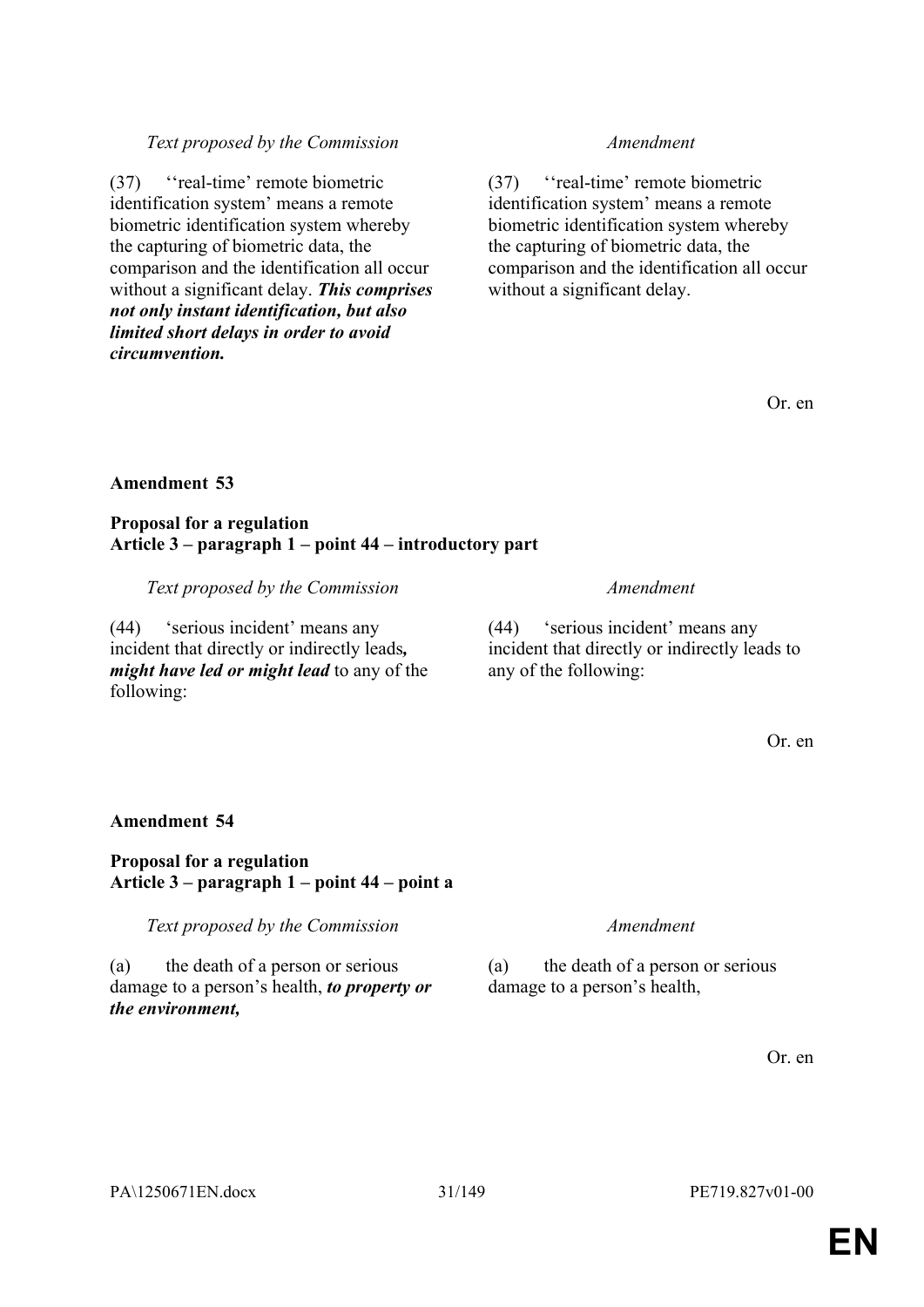| *Text proposed by the Commission* | *Amendment* |
|---|---|
| (37) ''real-time' remote biometric identification system' means a remote biometric identification system whereby the capturing of biometric data, the comparison and the identification all occur without a significant delay. ***This comprises not only instant identification, but also limited short delays in order to avoid circumvention.*** | (37) ''real-time' remote biometric identification system' means a remote biometric identification system whereby the capturing of biometric data, the comparison and the identification all occur without a significant delay. |

Or. en

**Amendment 53**

**Proposal for a regulation**
**Article 3 – paragraph 1 – point 44 – introductory part**

| *Text proposed by the Commission* | *Amendment* |
|---|---|
| (44) 'serious incident' means any incident that directly or indirectly leads***, might have led or might lead*** to any of the following: | (44) 'serious incident' means any incident that directly or indirectly leads to any of the following: |

Or. en

**Amendment 54**

**Proposal for a regulation**
**Article 3 – paragraph 1 – point 44 – point a**

| *Text proposed by the Commission* | *Amendment* |
|---|---|
| (a) the death of a person or serious damage to a person's health, ***to property or the environment,*** | (a) the death of a person or serious damage to a person's health, |

Or. en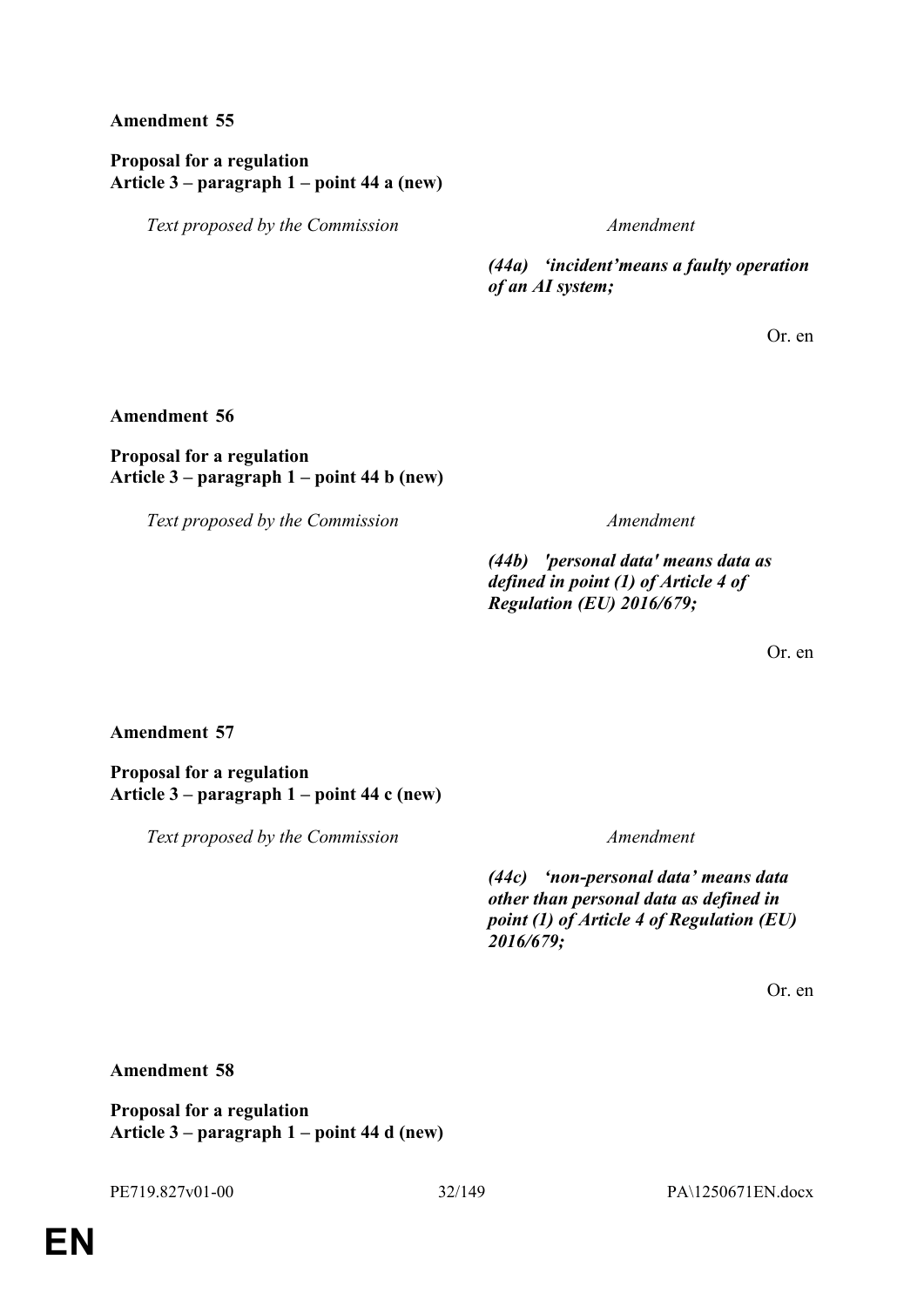**Amendment 55**

**Proposal for a regulation**
**Article 3 – paragraph 1 – point 44 a (new)**

| *Text proposed by the Commission* | *Amendment* |
|---|---|
| | ***(44a) 'incident'means a faulty operation of an AI system;*** |

Or. en

**Amendment 56**

**Proposal for a regulation**
**Article 3 – paragraph 1 – point 44 b (new)**

| *Text proposed by the Commission* | *Amendment* |
|---|---|
| | ***(44b) 'personal data' means data as defined in point (1) of Article 4 of Regulation (EU) 2016/679;*** |

Or. en

**Amendment 57**

**Proposal for a regulation**
**Article 3 – paragraph 1 – point 44 c (new)**

| *Text proposed by the Commission* | *Amendment* |
|---|---|
| | ***(44c) 'non-personal data' means data other than personal data as defined in point (1) of Article 4 of Regulation (EU) 2016/679;*** |

Or. en

**Amendment 58**

**Proposal for a regulation**
**Article 3 – paragraph 1 – point 44 d (new)**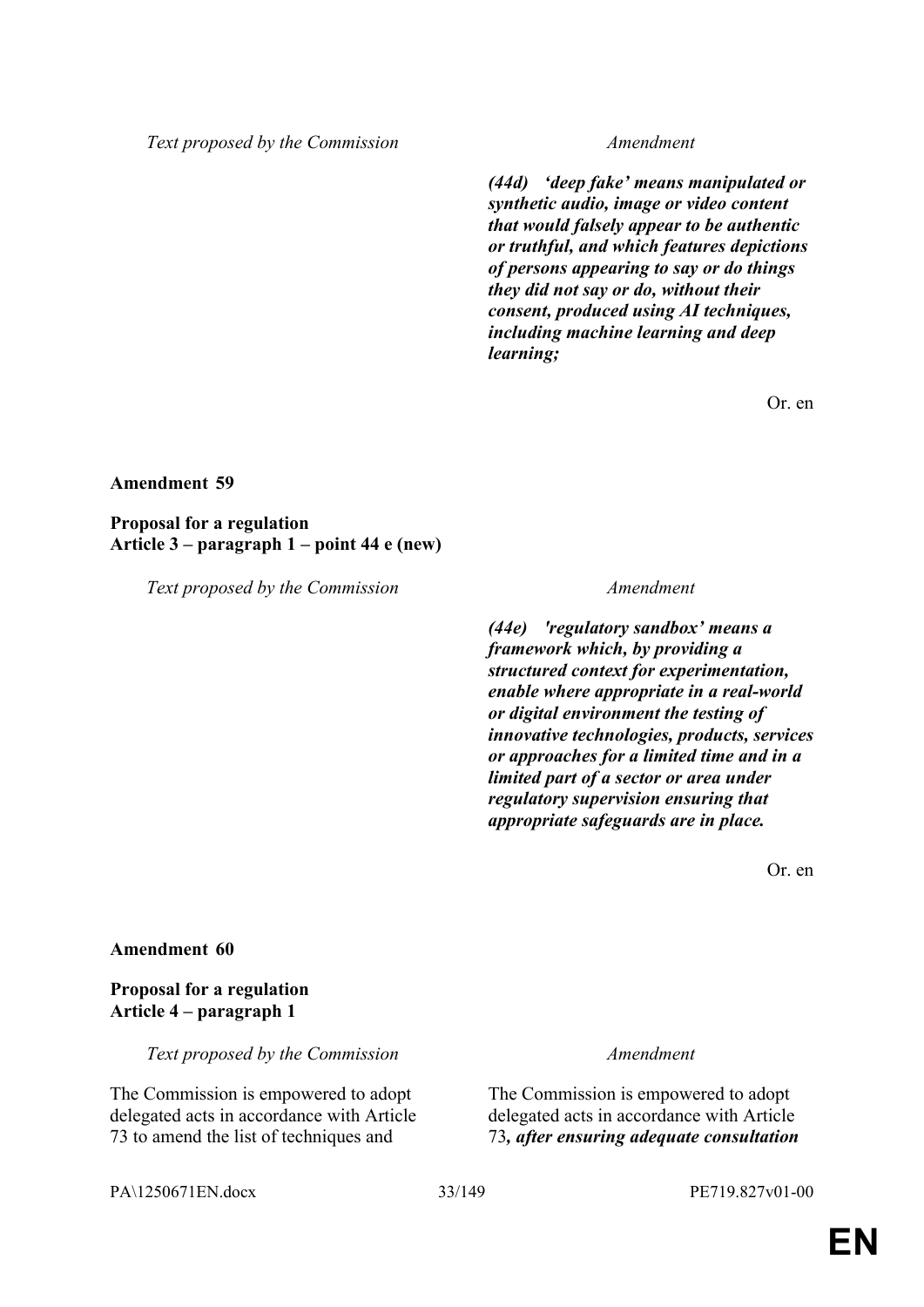| Text proposed by the Commission | Amendment |
|---|---|
| | ***(44d) ‘deep fake’ means manipulated or synthetic audio, image or video content that would falsely appear to be authentic or truthful, and which features depictions of persons appearing to say or do things they did not say or do, without their consent, produced using AI techniques, including machine learning and deep learning;*** |

Or. en

**Amendment 59**

**Proposal for a regulation**
**Article 3 – paragraph 1 – point 44 e (new)**

| Text proposed by the Commission | Amendment |
|---|---|
| | ***(44e) 'regulatory sandbox’ means a framework which, by providing a structured context for experimentation, enable where appropriate in a real-world or digital environment the testing of innovative technologies, products, services or approaches for a limited time and in a limited part of a sector or area under regulatory supervision ensuring that appropriate safeguards are in place.*** |

Or. en

**Amendment 60**

**Proposal for a regulation**
**Article 4 – paragraph 1**

| Text proposed by the Commission | Amendment |
|---|---|
| The Commission is empowered to adopt delegated acts in accordance with Article 73 to amend the list of techniques and | The Commission is empowered to adopt delegated acts in accordance with Article 73***, after ensuring adequate consultation*** |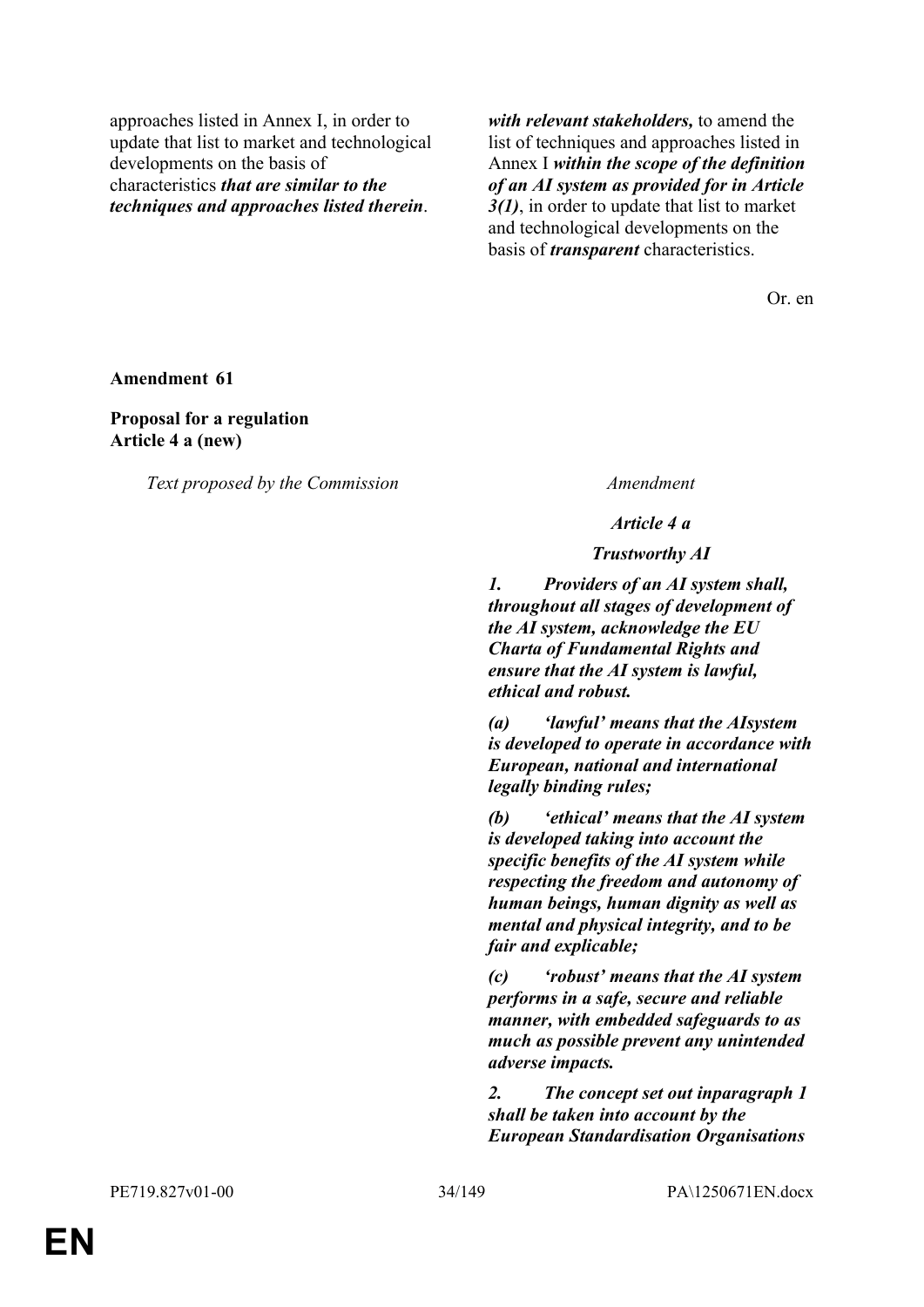| | |
|---|---|
| approaches listed in Annex I, in order to update that list to market and technological developments on the basis of characteristics ***that are similar to the techniques and approaches listed therein***. | ***with relevant stakeholders,*** to amend the list of techniques and approaches listed in Annex I ***within the scope of the definition of an AI system as provided for in Article 3(1)***, in order to update that list to market and technological developments on the basis of ***transparent*** characteristics. |

Or. en

**Amendment 61**

**Proposal for a regulation**
**Article 4 a (new)**

| *Text proposed by the Commission* | *Amendment* |
|---|---|
| | ***Article 4 a*** |
| | ***Trustworthy AI*** |
| | ***1. Providers of an AI system shall, throughout all stages of development of the AI system, acknowledge the EU Charta of Fundamental Rights and ensure that the AI system is lawful, ethical and robust.*** |
| | ***(a) 'lawful' means that the AIsystem is developed to operate in accordance with European, national and international legally binding rules;*** |
| | ***(b) 'ethical' means that the AI system is developed taking into account the specific benefits of the AI system while respecting the freedom and autonomy of human beings, human dignity as well as mental and physical integrity, and to be fair and explicable;*** |
| | ***(c) 'robust' means that the AI system performs in a safe, secure and reliable manner, with embedded safeguards to as much as possible prevent any unintended adverse impacts.*** |
| | ***2. The concept set out inparagraph 1 shall be taken into account by the European Standardisation Organisations*** |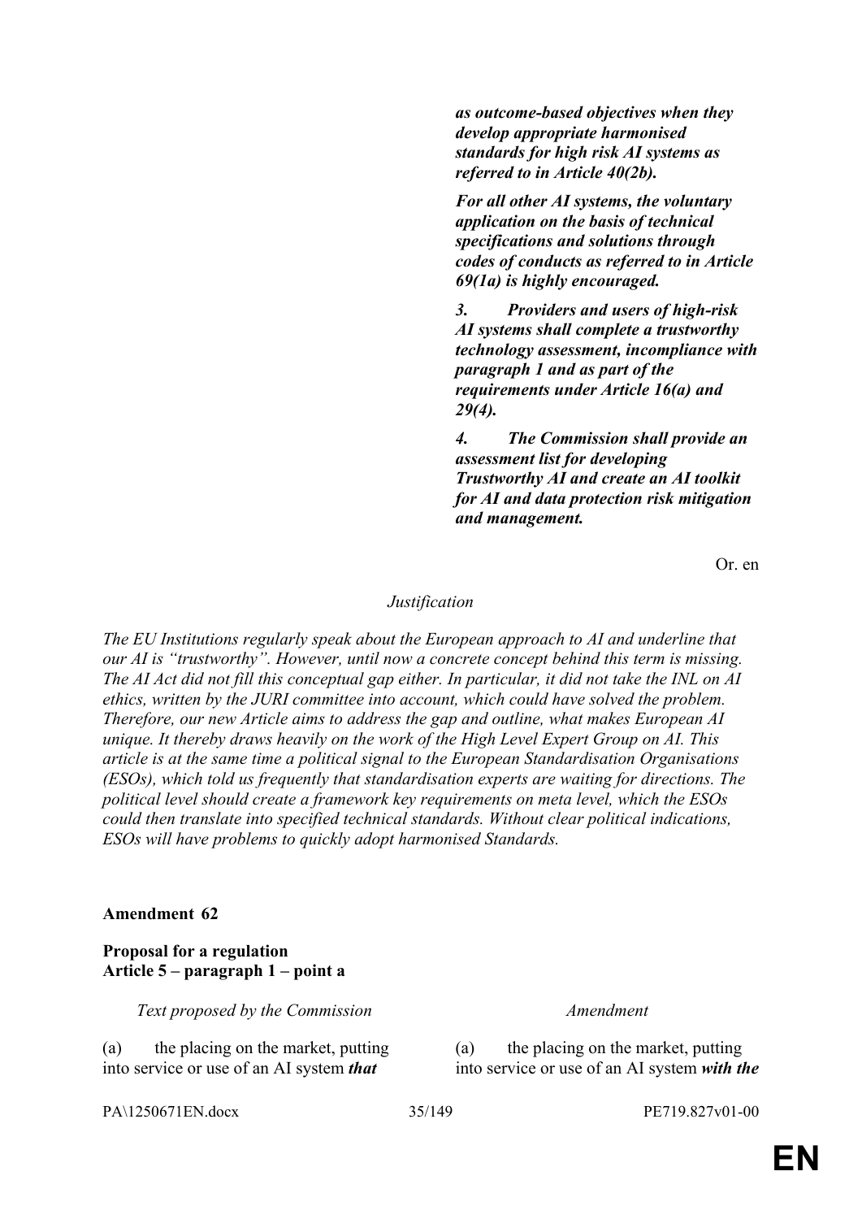| | |
|---|---|
| | ***as outcome-based objectives when they develop appropriate harmonised standards for high risk AI systems as referred to in Article 40(2b).*** |
| | ***For all other AI systems, the voluntary application on the basis of technical specifications and solutions through codes of conducts as referred to in Article 69(1a) is highly encouraged.*** |
| | ***3. Providers and users of high-risk AI systems shall complete a trustworthy technology assessment, incompliance with paragraph 1 and as part of the requirements under Article 16(a) and 29(4).*** |
| | ***4. The Commission shall provide an assessment list for developing Trustworthy AI and create an AI toolkit for AI and data protection risk mitigation and management.*** |

Or. en

*Justification*

*The EU Institutions regularly speak about the European approach to AI and underline that our AI is "trustworthy". However, until now a concrete concept behind this term is missing. The AI Act did not fill this conceptual gap either. In particular, it did not take the INL on AI ethics, written by the JURI committee into account, which could have solved the problem. Therefore, our new Article aims to address the gap and outline, what makes European AI unique. It thereby draws heavily on the work of the High Level Expert Group on AI. This article is at the same time a political signal to the European Standardisation Organisations (ESOs), which told us frequently that standardisation experts are waiting for directions. The political level should create a framework key requirements on meta level, which the ESOs could then translate into specified technical standards. Without clear political indications, ESOs will have problems to quickly adopt harmonised Standards.*

**Amendment 62**

**Proposal for a regulation**
**Article 5 – paragraph 1 – point a**

| *Text proposed by the Commission* | *Amendment* |
|---|---|
| (a) the placing on the market, putting into service or use of an AI system ***that*** | (a) the placing on the market, putting into service or use of an AI system ***with the*** |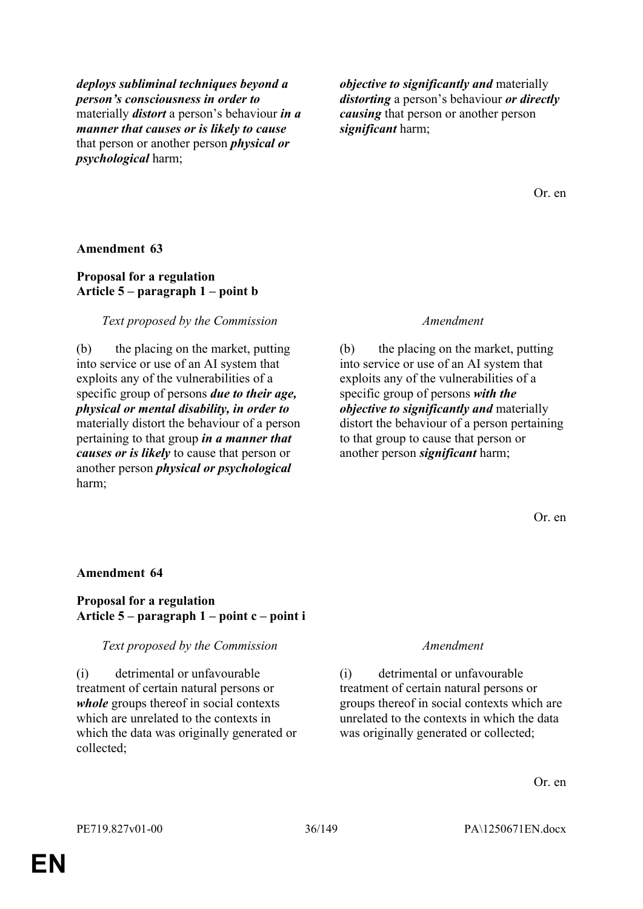| | |
|---|---|
| ***deploys subliminal techniques beyond a person's consciousness in order to*** materially ***distort*** a person's behaviour ***in a manner that causes or is likely to cause*** that person or another person ***physical or psychological*** harm; | ***objective to significantly and*** materially ***distorting*** a person's behaviour ***or directly causing*** that person or another person ***significant*** harm; |

Or. en

**Amendment 63**

**Proposal for a regulation**
**Article 5 – paragraph 1 – point b**

| *Text proposed by the Commission* | *Amendment* |
|---|---|
| (b) the placing on the market, putting into service or use of an AI system that exploits any of the vulnerabilities of a specific group of persons ***due to their age, physical or mental disability, in order to*** materially distort the behaviour of a person pertaining to that group ***in a manner that causes or is likely*** to cause that person or another person ***physical or psychological*** harm; | (b) the placing on the market, putting into service or use of an AI system that exploits any of the vulnerabilities of a specific group of persons ***with the objective to significantly and*** materially distort the behaviour of a person pertaining to that group to cause that person or another person ***significant*** harm; |

Or. en

**Amendment 64**

**Proposal for a regulation**
**Article 5 – paragraph 1 – point c – point i**

| *Text proposed by the Commission* | *Amendment* |
|---|---|
| (i) detrimental or unfavourable treatment of certain natural persons or ***whole*** groups thereof in social contexts which are unrelated to the contexts in which the data was originally generated or collected; | (i) detrimental or unfavourable treatment of certain natural persons or groups thereof in social contexts which are unrelated to the contexts in which the data was originally generated or collected; |

Or. en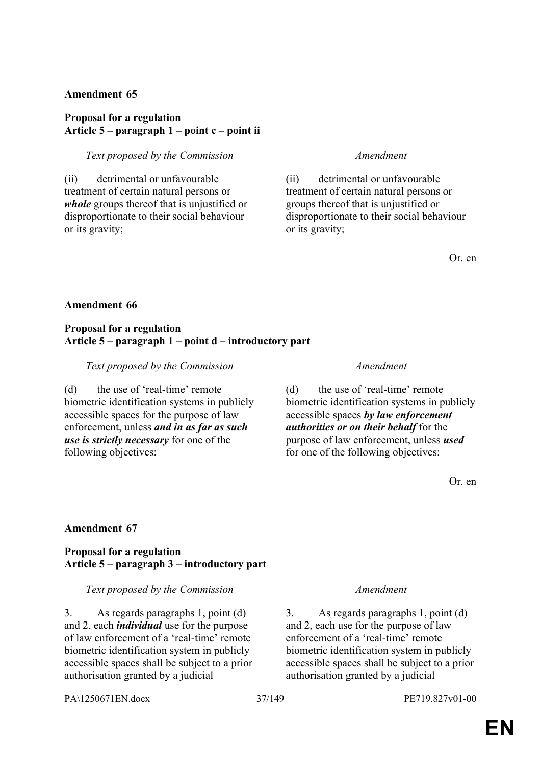**Amendment 65**

**Proposal for a regulation**
**Article 5 – paragraph 1 – point c – point ii**

| *Text proposed by the Commission* | *Amendment* |
|---|---|
| (ii) detrimental or unfavourable treatment of certain natural persons or ***whole*** groups thereof that is unjustified or disproportionate to their social behaviour or its gravity; | (ii) detrimental or unfavourable treatment of certain natural persons or groups thereof that is unjustified or disproportionate to their social behaviour or its gravity; |

Or. en

**Amendment 66**

**Proposal for a regulation**
**Article 5 – paragraph 1 – point d – introductory part**

| *Text proposed by the Commission* | *Amendment* |
|---|---|
| (d) the use of 'real-time' remote biometric identification systems in publicly accessible spaces for the purpose of law enforcement, unless ***and in as far as such use is strictly necessary*** for one of the following objectives: | (d) the use of 'real-time' remote biometric identification systems in publicly accessible spaces ***by law enforcement authorities or on their behalf*** for the purpose of law enforcement, unless ***used*** for one of the following objectives: |

Or. en

**Amendment 67**

**Proposal for a regulation**
**Article 5 – paragraph 3 – introductory part**

| *Text proposed by the Commission* | *Amendment* |
|---|---|
| 3. As regards paragraphs 1, point (d) and 2, each ***individual*** use for the purpose of law enforcement of a 'real-time' remote biometric identification system in publicly accessible spaces shall be subject to a prior authorisation granted by a judicial | 3. As regards paragraphs 1, point (d) and 2, each use for the purpose of law enforcement of a 'real-time' remote biometric identification system in publicly accessible spaces shall be subject to a prior authorisation granted by a judicial |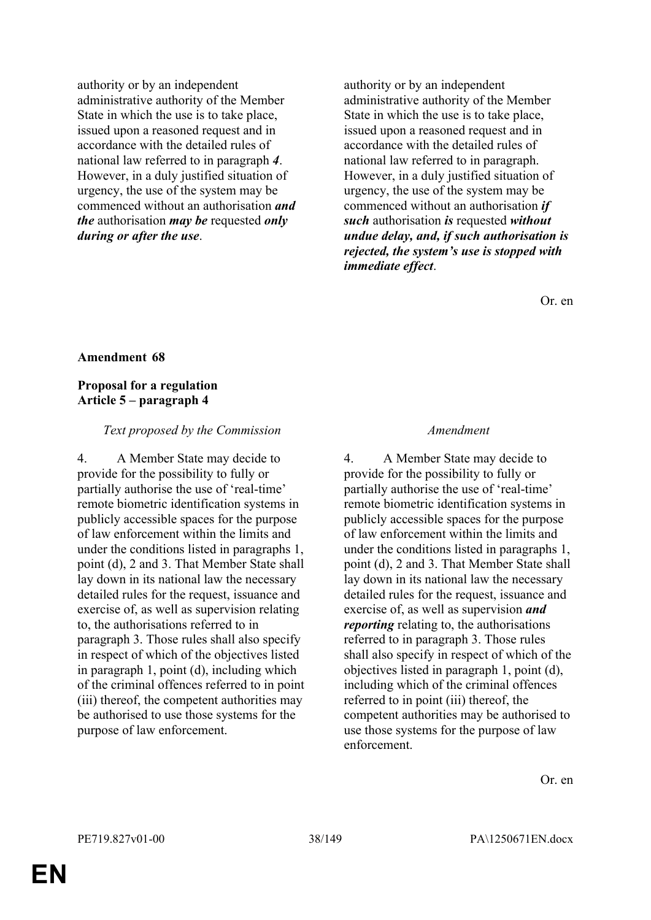| | |
|---|---|
| authority or by an independent administrative authority of the Member State in which the use is to take place, issued upon a reasoned request and in accordance with the detailed rules of national law referred to in paragraph ***4***. However, in a duly justified situation of urgency, the use of the system may be commenced without an authorisation ***and the*** authorisation ***may be*** requested ***only during or after the use***. | authority or by an independent administrative authority of the Member State in which the use is to take place, issued upon a reasoned request and in accordance with the detailed rules of national law referred to in paragraph. However, in a duly justified situation of urgency, the use of the system may be commenced without an authorisation ***if such*** authorisation ***is*** requested ***without undue delay, and, if such authorisation is rejected, the system's use is stopped with immediate effect***. |

Or. en

**Amendment 68**

**Proposal for a regulation**
**Article 5 – paragraph 4**

| *Text proposed by the Commission* | *Amendment* |
|---|---|
| 4. A Member State may decide to provide for the possibility to fully or partially authorise the use of 'real-time' remote biometric identification systems in publicly accessible spaces for the purpose of law enforcement within the limits and under the conditions listed in paragraphs 1, point (d), 2 and 3. That Member State shall lay down in its national law the necessary detailed rules for the request, issuance and exercise of, as well as supervision relating to, the authorisations referred to in paragraph 3. Those rules shall also specify in respect of which of the objectives listed in paragraph 1, point (d), including which of the criminal offences referred to in point (iii) thereof, the competent authorities may be authorised to use those systems for the purpose of law enforcement. | 4. A Member State may decide to provide for the possibility to fully or partially authorise the use of 'real-time' remote biometric identification systems in publicly accessible spaces for the purpose of law enforcement within the limits and under the conditions listed in paragraphs 1, point (d), 2 and 3. That Member State shall lay down in its national law the necessary detailed rules for the request, issuance and exercise of, as well as supervision ***and reporting*** relating to, the authorisations referred to in paragraph 3. Those rules shall also specify in respect of which of the objectives listed in paragraph 1, point (d), including which of the criminal offences referred to in point (iii) thereof, the competent authorities may be authorised to use those systems for the purpose of law enforcement. |

Or. en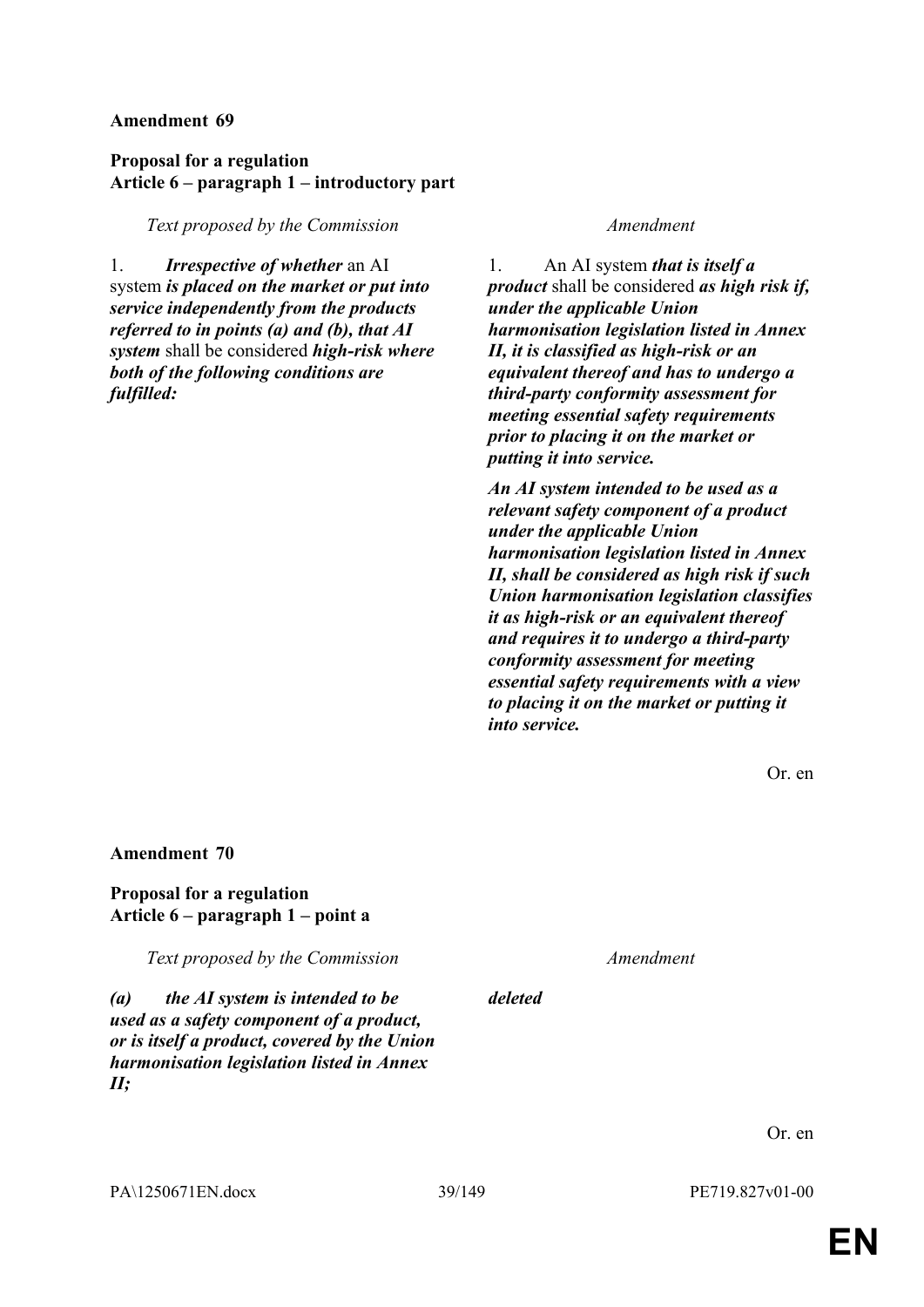**Amendment 69**

**Proposal for a regulation**
**Article 6 – paragraph 1 – introductory part**

| *Text proposed by the Commission* | *Amendment* |
| --- | --- |
| 1. ***Irrespective of whether*** an AI system ***is placed on the market or put into service independently from the products referred to in points (a) and (b), that AI system*** shall be considered ***high-risk where both of the following conditions are fulfilled:*** | 1. An AI system ***that is itself a product*** shall be considered ***as high risk if, under the applicable Union harmonisation legislation listed in Annex II, it is classified as high-risk or an equivalent thereof and has to undergo a third-party conformity assessment for meeting essential safety requirements prior to placing it on the market or putting it into service.*** |
| | ***An AI system intended to be used as a relevant safety component of a product under the applicable Union harmonisation legislation listed in Annex II, shall be considered as high risk if such Union harmonisation legislation classifies it as high-risk or an equivalent thereof and requires it to undergo a third-party conformity assessment for meeting essential safety requirements with a view to placing it on the market or putting it into service.*** |

Or. en

**Amendment 70**

**Proposal for a regulation**
**Article 6 – paragraph 1 – point a**

| *Text proposed by the Commission* | *Amendment* |
| --- | --- |
| ***(a) the AI system is intended to be used as a safety component of a product, or is itself a product, covered by the Union harmonisation legislation listed in Annex II;*** | ***deleted*** |

Or. en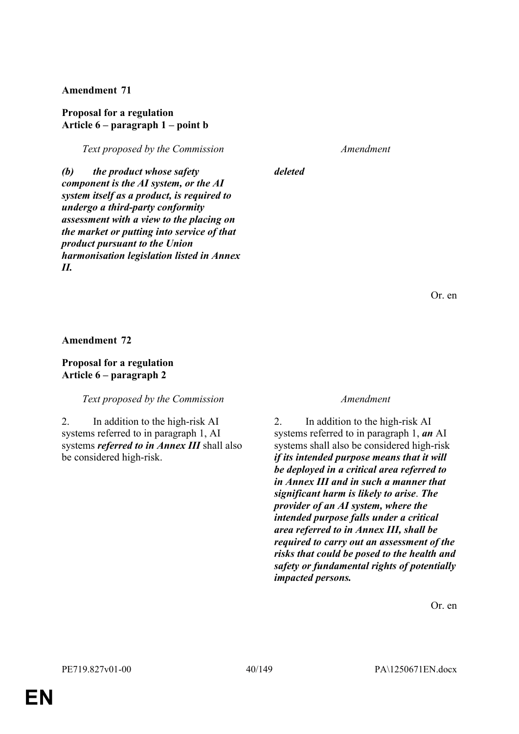**Amendment 71**

**Proposal for a regulation**
**Article 6 – paragraph 1 – point b**

| *Text proposed by the Commission* | *Amendment* |
|---|---|
| ***(b) the product whose safety component is the AI system, or the AI system itself as a product, is required to undergo a third-party conformity assessment with a view to the placing on the market or putting into service of that product pursuant to the Union harmonisation legislation listed in Annex II.*** | ***deleted*** |

Or. en

**Amendment 72**

**Proposal for a regulation**
**Article 6 – paragraph 2**

| *Text proposed by the Commission* | *Amendment* |
|---|---|
| 2. In addition to the high-risk AI systems referred to in paragraph 1, AI systems ***referred to in Annex III*** shall also be considered high-risk. | 2. In addition to the high-risk AI systems referred to in paragraph 1, ***an*** AI systems shall also be considered high-risk ***if its intended purpose means that it will be deployed in a critical area referred to in Annex III and in such a manner that significant harm is likely to arise***. ***The provider of an AI system, where the intended purpose falls under a critical area referred to in Annex III, shall be required to carry out an assessment of the risks that could be posed to the health and safety or fundamental rights of potentially impacted persons.*** |

Or. en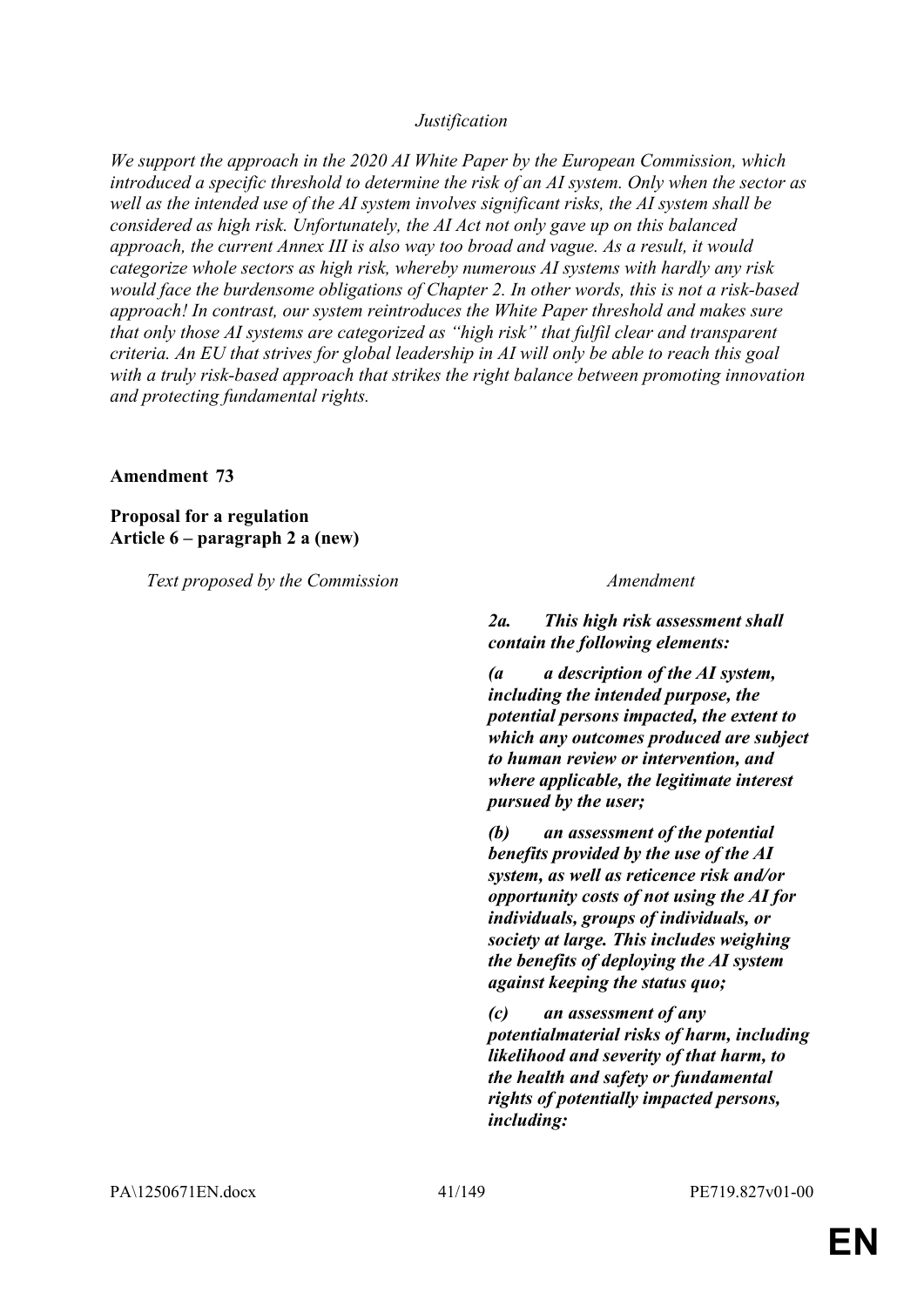*Justification*

*We support the approach in the 2020 AI White Paper by the European Commission, which introduced a specific threshold to determine the risk of an AI system. Only when the sector as well as the intended use of the AI system involves significant risks, the AI system shall be considered as high risk. Unfortunately, the AI Act not only gave up on this balanced approach, the current Annex III is also way too broad and vague. As a result, it would categorize whole sectors as high risk, whereby numerous AI systems with hardly any risk would face the burdensome obligations of Chapter 2. In other words, this is not a risk-based approach! In contrast, our system reintroduces the White Paper threshold and makes sure that only those AI systems are categorized as "high risk" that fulfil clear and transparent criteria. An EU that strives for global leadership in AI will only be able to reach this goal with a truly risk-based approach that strikes the right balance between promoting innovation and protecting fundamental rights.*

**Amendment 73**

**Proposal for a regulation**
**Article 6 – paragraph 2 a (new)**

| *Text proposed by the Commission* | *Amendment* |
|---|---|
| | ***2a. This high risk assessment shall contain the following elements:*** |
| | ***(a a description of the AI system, including the intended purpose, the potential persons impacted, the extent to which any outcomes produced are subject to human review or intervention, and where applicable, the legitimate interest pursued by the user;*** |
| | ***(b) an assessment of the potential benefits provided by the use of the AI system, as well as reticence risk and/or opportunity costs of not using the AI for individuals, groups of individuals, or society at large. This includes weighing the benefits of deploying the AI system against keeping the status quo;*** |
| | ***(c) an assessment of any potentialmaterial risks of harm, including likelihood and severity of that harm, to the health and safety or fundamental rights of potentially impacted persons, including:*** |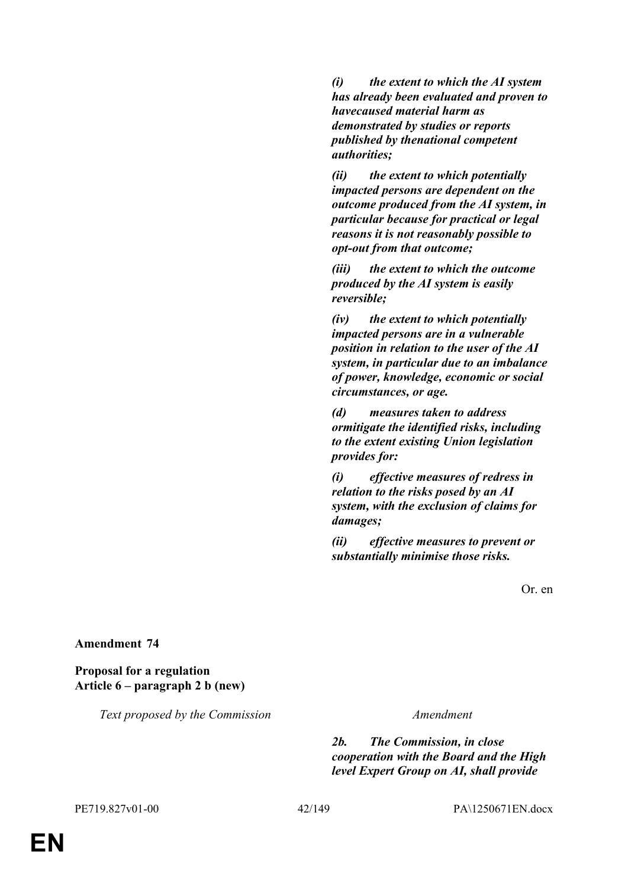| | |
|---|---|
| | ***(i) the extent to which the AI system has already been evaluated and proven to havecaused material harm as demonstrated by studies or reports published by thenational competent authorities;*** |
| | ***(ii) the extent to which potentially impacted persons are dependent on the outcome produced from the AI system, in particular because for practical or legal reasons it is not reasonably possible to opt-out from that outcome;*** |
| | ***(iii) the extent to which the outcome produced by the AI system is easily reversible;*** |
| | ***(iv) the extent to which potentially impacted persons are in a vulnerable position in relation to the user of the AI system, in particular due to an imbalance of power, knowledge, economic or social circumstances, or age.*** |
| | ***(d) measures taken to address ormitigate the identified risks, including to the extent existing Union legislation provides for:*** |
| | ***(i) effective measures of redress in relation to the risks posed by an AI system, with the exclusion of claims for damages;*** |
| | ***(ii) effective measures to prevent or substantially minimise those risks.*** |

Or. en

**Amendment 74**

**Proposal for a regulation**
**Article 6 – paragraph 2 b (new)**

| *Text proposed by the Commission* | *Amendment* |
|---|---|
| | ***2b. The Commission, in close cooperation with the Board and the High level Expert Group on AI, shall provide*** |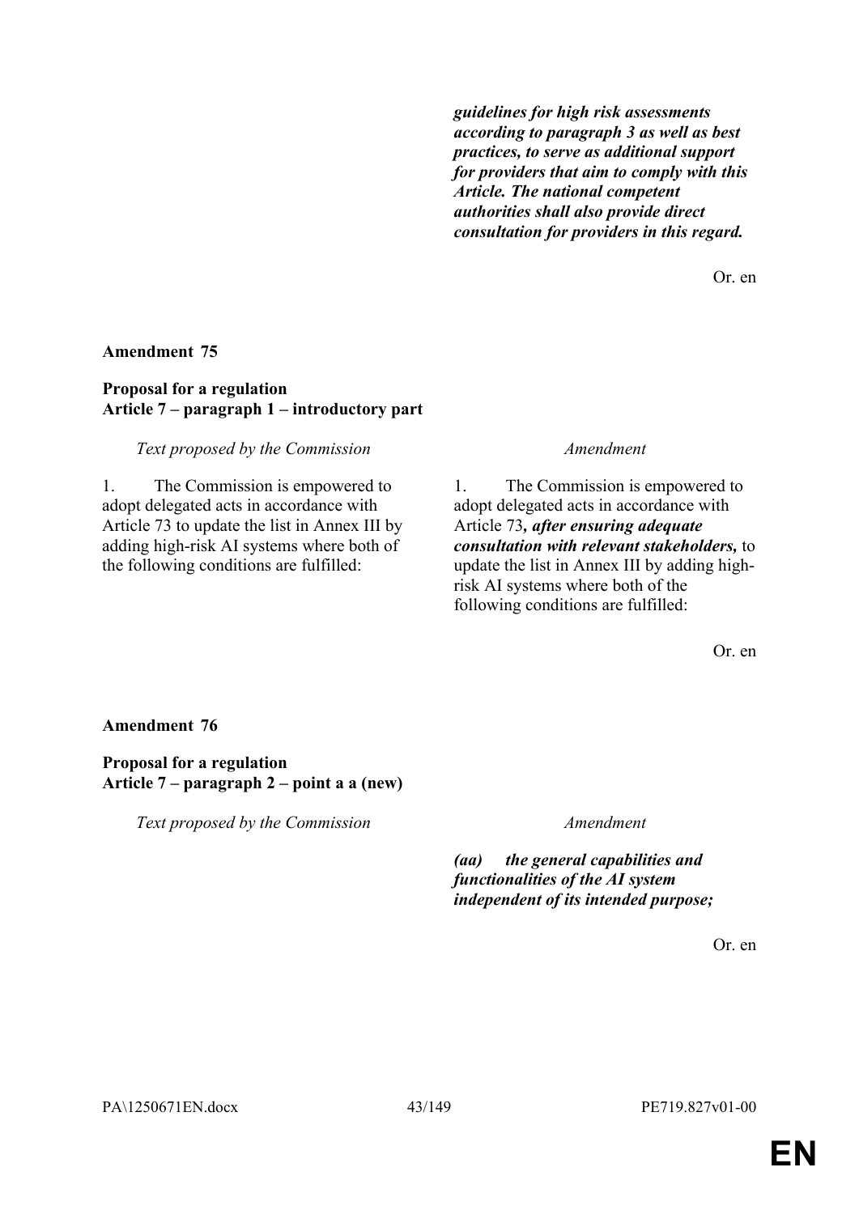***guidelines for high risk assessments according to paragraph 3 as well as best practices, to serve as additional support for providers that aim to comply with this Article. The national competent authorities shall also provide direct consultation for providers in this regard.***

Or. en

**Amendment 75**

**Proposal for a regulation**
**Article 7 – paragraph 1 – introductory part**

| *Text proposed by the Commission* | *Amendment* |
|---|---|
| 1. The Commission is empowered to adopt delegated acts in accordance with Article 73 to update the list in Annex III by adding high-risk AI systems where both of the following conditions are fulfilled: | 1. The Commission is empowered to adopt delegated acts in accordance with Article 73***, after ensuring adequate consultation with relevant stakeholders,*** to update the list in Annex III by adding high-risk AI systems where both of the following conditions are fulfilled: |

Or. en

**Amendment 76**

**Proposal for a regulation**
**Article 7 – paragraph 2 – point a a (new)**

| *Text proposed by the Commission* | *Amendment* |
|---|---|
| | ***(aa) the general capabilities and functionalities of the AI system independent of its intended purpose;*** |

Or. en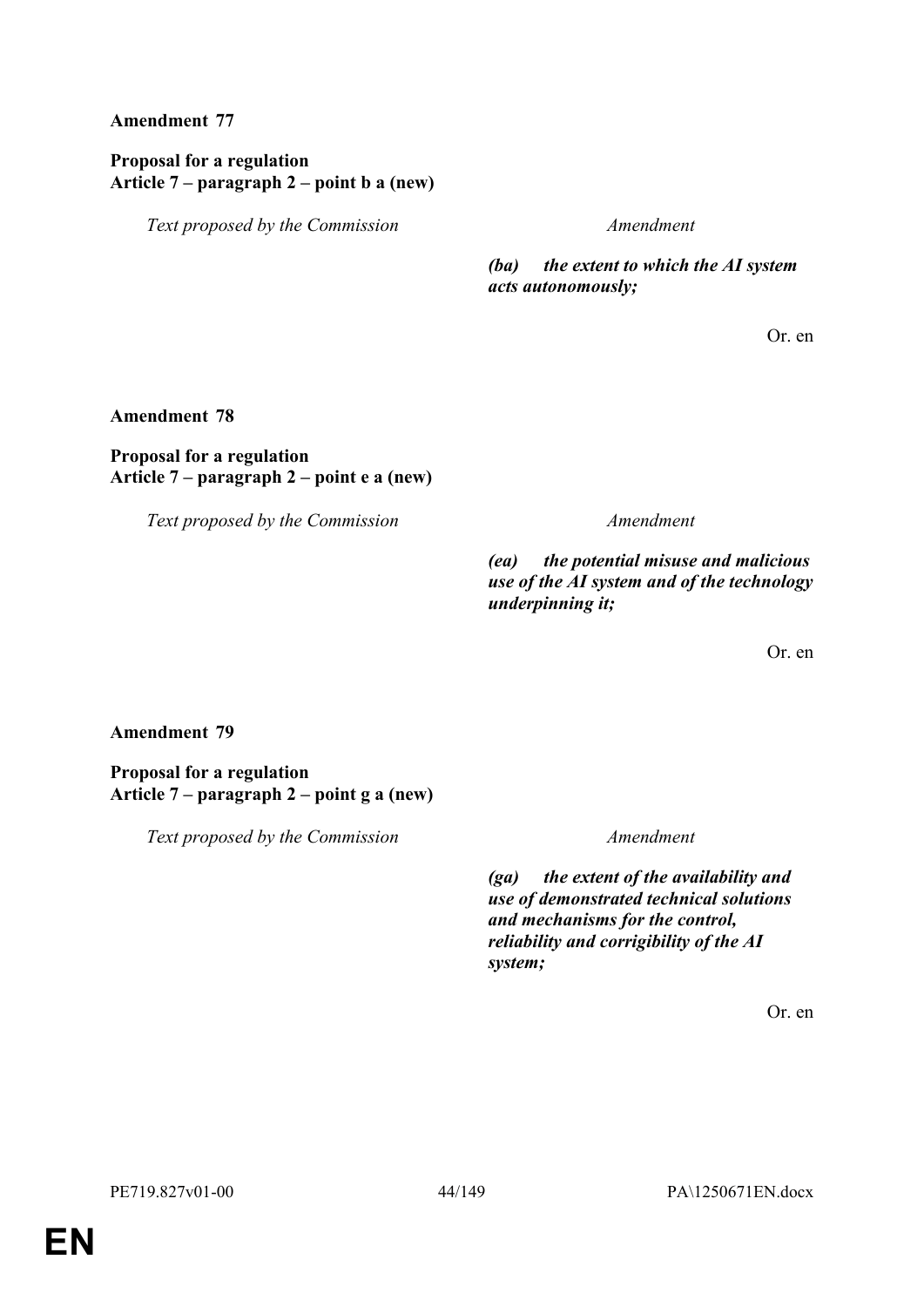**Amendment 77**

**Proposal for a regulation**
**Article 7 – paragraph 2 – point b a (new)**

| *Text proposed by the Commission* | *Amendment* |
| --- | --- |
| | ***(ba) the extent to which the AI system acts autonomously;*** |

Or. en

**Amendment 78**

**Proposal for a regulation**
**Article 7 – paragraph 2 – point e a (new)**

| *Text proposed by the Commission* | *Amendment* |
| --- | --- |
| | ***(ea) the potential misuse and malicious use of the AI system and of the technology underpinning it;*** |

Or. en

**Amendment 79**

**Proposal for a regulation**
**Article 7 – paragraph 2 – point g a (new)**

| *Text proposed by the Commission* | *Amendment* |
| --- | --- |
| | ***(ga) the extent of the availability and use of demonstrated technical solutions and mechanisms for the control, reliability and corrigibility of the AI system;*** |

Or. en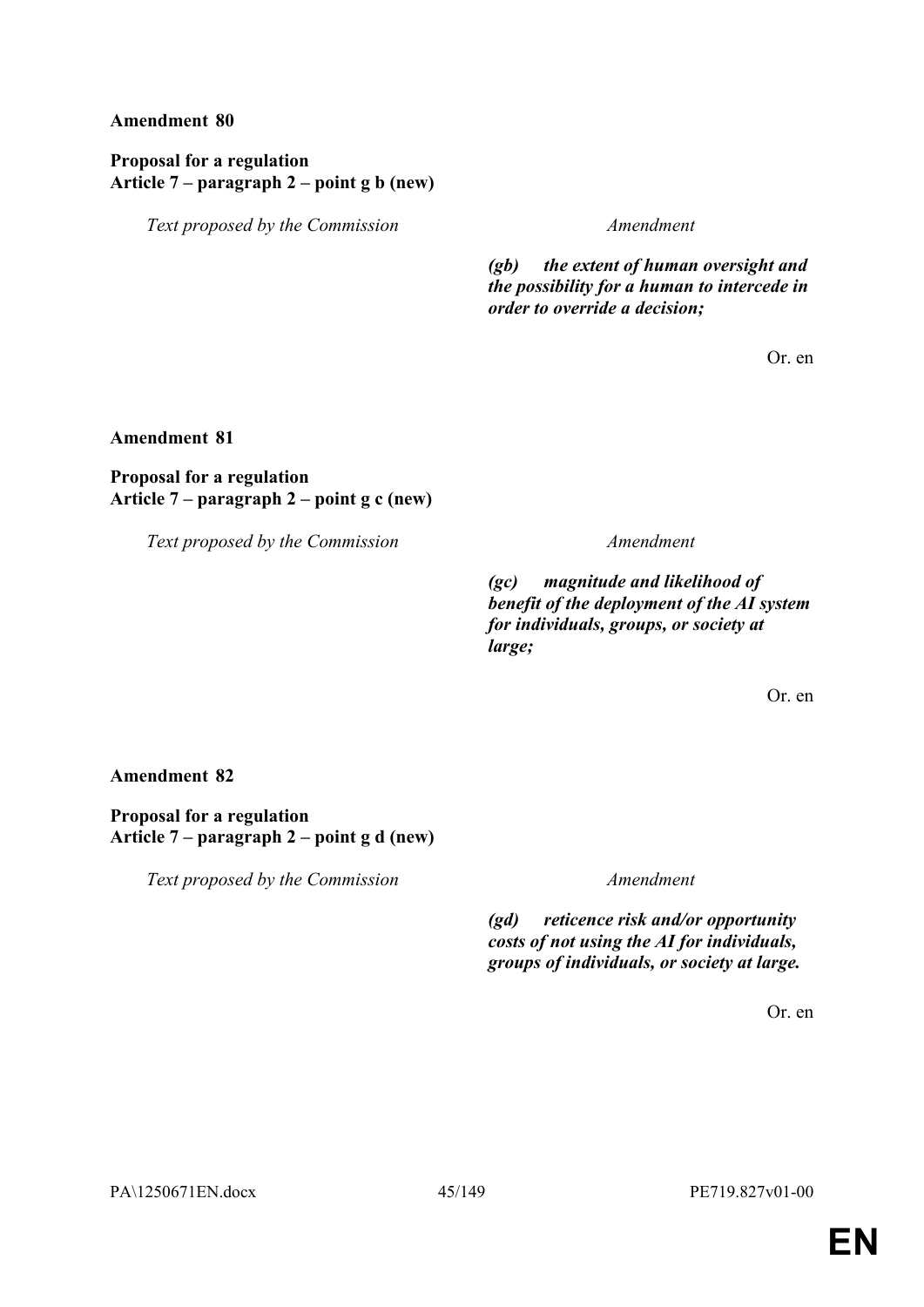**Amendment 80**

**Proposal for a regulation**
**Article 7 – paragraph 2 – point g b (new)**

| *Text proposed by the Commission* | *Amendment* |
|---|---|
| | ***(gb) the extent of human oversight and the possibility for a human to intercede in order to override a decision;*** |

Or. en

**Amendment 81**

**Proposal for a regulation**
**Article 7 – paragraph 2 – point g c (new)**

| *Text proposed by the Commission* | *Amendment* |
|---|---|
| | ***(gc) magnitude and likelihood of benefit of the deployment of the AI system for individuals, groups, or society at large;*** |

Or. en

**Amendment 82**

**Proposal for a regulation**
**Article 7 – paragraph 2 – point g d (new)**

| *Text proposed by the Commission* | *Amendment* |
|---|---|
| | ***(gd) reticence risk and/or opportunity costs of not using the AI for individuals, groups of individuals, or society at large.*** |

Or. en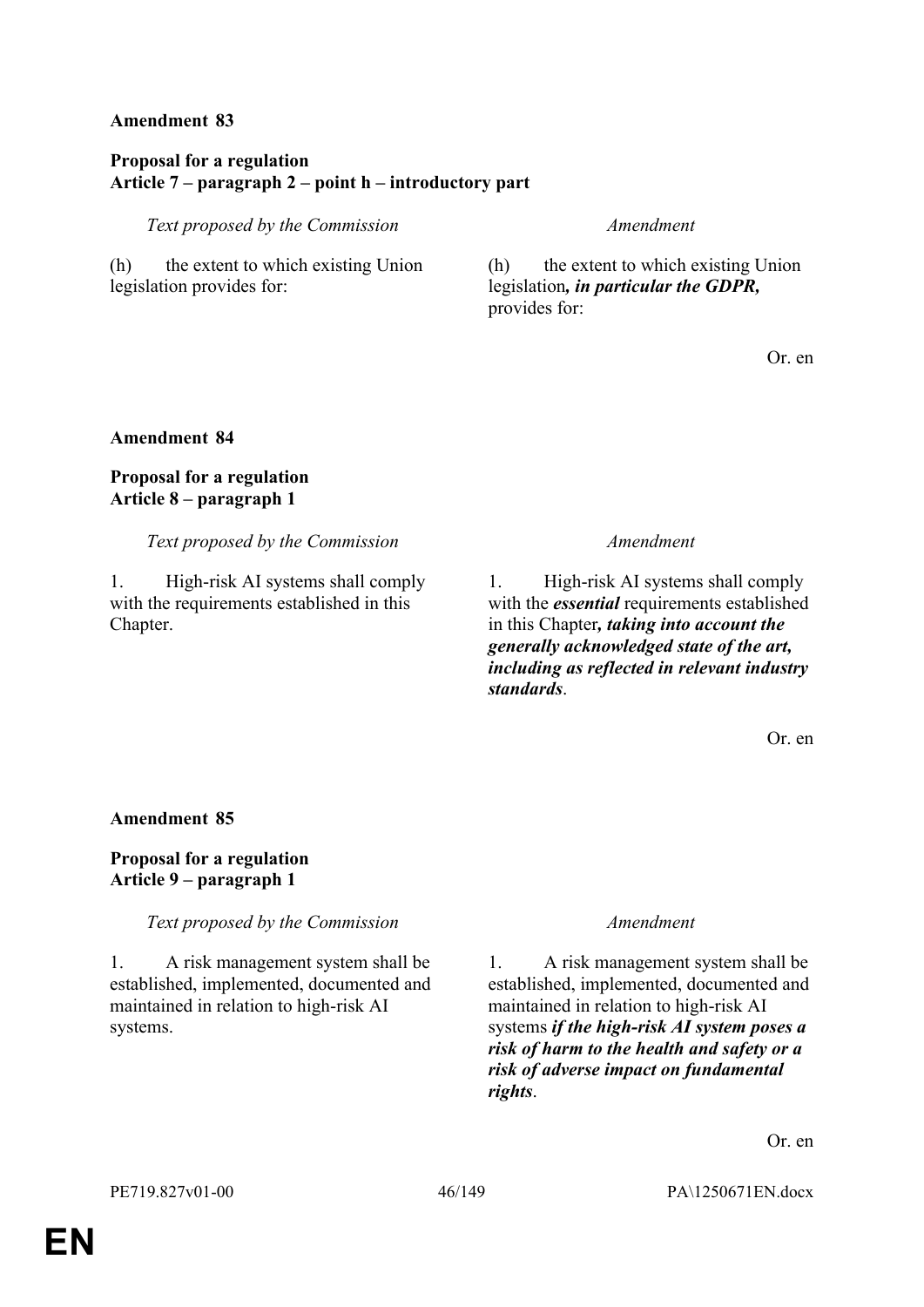**Amendment 83**

**Proposal for a regulation**
**Article 7 – paragraph 2 – point h – introductory part**

| *Text proposed by the Commission* | *Amendment* |
|---|---|
| (h) the extent to which existing Union legislation provides for: | (h) the extent to which existing Union legislation***, in particular the GDPR,*** provides for: |

Or. en

**Amendment 84**

**Proposal for a regulation**
**Article 8 – paragraph 1**

| *Text proposed by the Commission* | *Amendment* |
|---|---|
| 1. High-risk AI systems shall comply with the requirements established in this Chapter. | 1. High-risk AI systems shall comply with the ***essential*** requirements established in this Chapter***, taking into account the generally acknowledged state of the art, including as reflected in relevant industry standards***. |

Or. en

**Amendment 85**

**Proposal for a regulation**
**Article 9 – paragraph 1**

| *Text proposed by the Commission* | *Amendment* |
|---|---|
| 1. A risk management system shall be established, implemented, documented and maintained in relation to high-risk AI systems. | 1. A risk management system shall be established, implemented, documented and maintained in relation to high-risk AI systems ***if the high-risk AI system poses a risk of harm to the health and safety or a risk of adverse impact on fundamental rights***. |

Or. en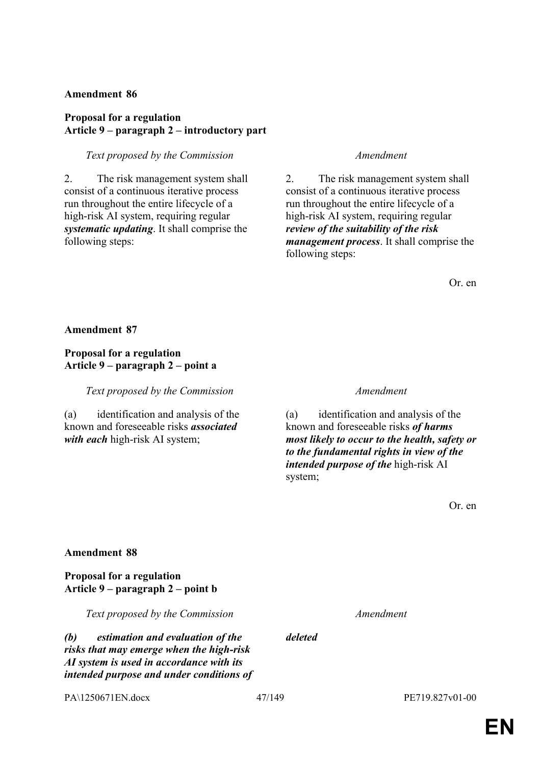**Amendment 86**

**Proposal for a regulation**
**Article 9 – paragraph 2 – introductory part**

| *Text proposed by the Commission* | *Amendment* |
|---|---|
| 2. The risk management system shall consist of a continuous iterative process run throughout the entire lifecycle of a high-risk AI system, requiring regular ***systematic updating***. It shall comprise the following steps: | 2. The risk management system shall consist of a continuous iterative process run throughout the entire lifecycle of a high-risk AI system, requiring regular ***review of the suitability of the risk management process***. It shall comprise the following steps: |

Or. en

**Amendment 87**

**Proposal for a regulation**
**Article 9 – paragraph 2 – point a**

| *Text proposed by the Commission* | *Amendment* |
|---|---|
| (a) identification and analysis of the known and foreseeable risks ***associated with each*** high-risk AI system; | (a) identification and analysis of the known and foreseeable risks ***of harms most likely to occur to the health, safety or to the fundamental rights in view of the intended purpose of the*** high-risk AI system; |

Or. en

**Amendment 88**

**Proposal for a regulation**
**Article 9 – paragraph 2 – point b**

| *Text proposed by the Commission* | *Amendment* |
|---|---|
| ***(b) estimation and evaluation of the risks that may emerge when the high-risk AI system is used in accordance with its intended purpose and under conditions of*** | ***deleted*** |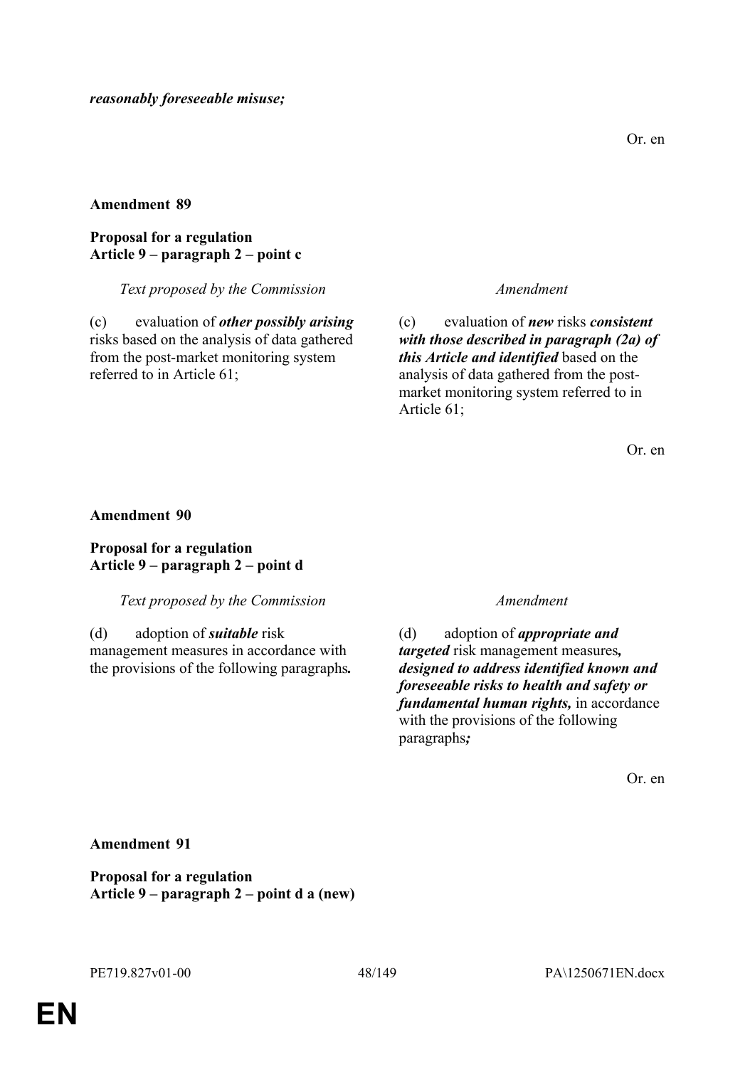***reasonably foreseeable misuse;***

Or. en

**Amendment 89**

**Proposal for a regulation**
**Article 9 – paragraph 2 – point c**

| *Text proposed by the Commission* | *Amendment* |
|---|---|
| (c) evaluation of ***other possibly arising*** risks based on the analysis of data gathered from the post-market monitoring system referred to in Article 61; | (c) evaluation of ***new*** risks ***consistent with those described in paragraph (2a) of this Article and identified*** based on the analysis of data gathered from the post-market monitoring system referred to in Article 61; |

Or. en

**Amendment 90**

**Proposal for a regulation**
**Article 9 – paragraph 2 – point d**

| *Text proposed by the Commission* | *Amendment* |
|---|---|
| (d) adoption of ***suitable*** risk management measures in accordance with the provisions of the following paragraphs***.*** | (d) adoption of ***appropriate and targeted*** risk management measures***, designed to address identified known and foreseeable risks to health and safety or fundamental human rights,*** in accordance with the provisions of the following paragraphs***;*** |

Or. en

**Amendment 91**

**Proposal for a regulation**
**Article 9 – paragraph 2 – point d a (new)**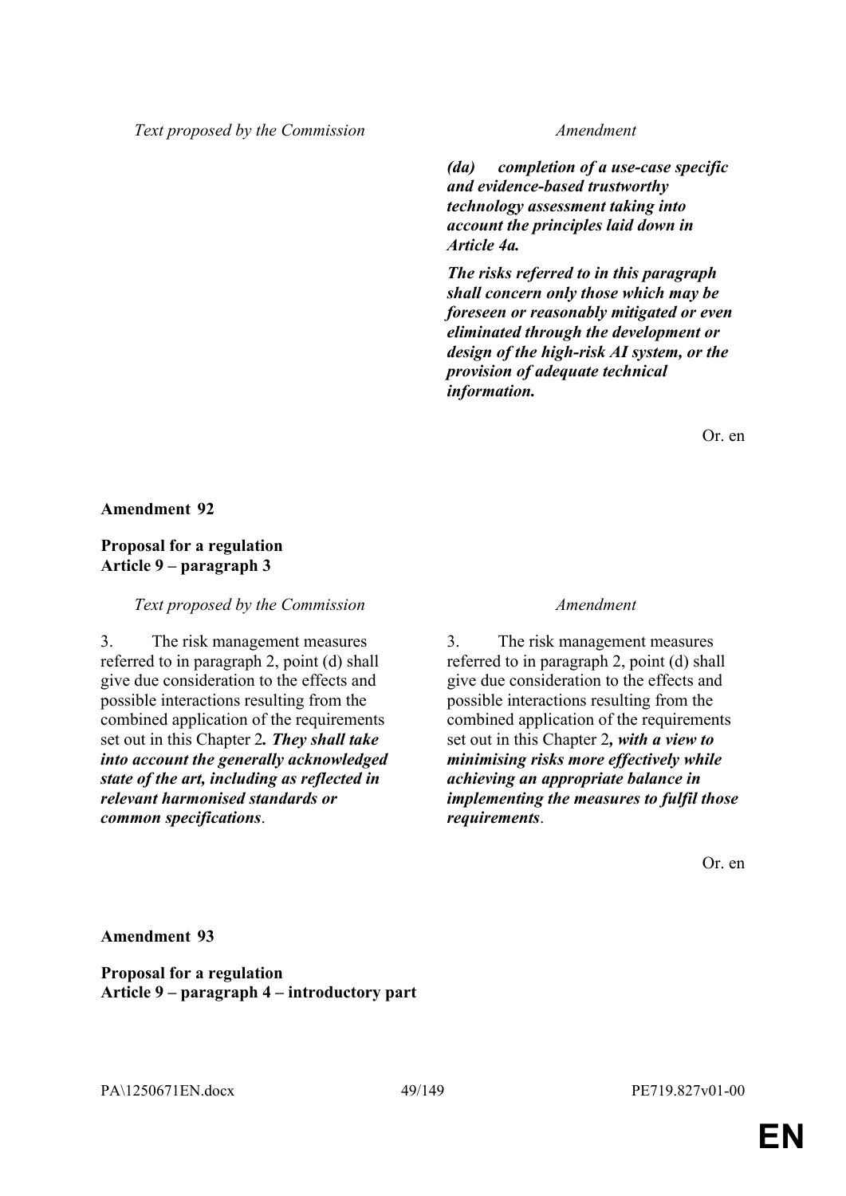| Text proposed by the Commission | Amendment |
|---|---|
| | ***(da) completion of a use-case specific and evidence-based trustworthy technology assessment taking into account the principles laid down in Article 4a.*** |
| | ***The risks referred to in this paragraph shall concern only those which may be foreseen or reasonably mitigated or even eliminated through the development or design of the high-risk AI system, or the provision of adequate technical information.*** |

Or. en

**Amendment 92**

**Proposal for a regulation**
**Article 9 – paragraph 3**

| Text proposed by the Commission | Amendment |
|---|---|
| 3. The risk management measures referred to in paragraph 2, point (d) shall give due consideration to the effects and possible interactions resulting from the combined application of the requirements set out in this Chapter 2***. They shall take into account the generally acknowledged state of the art, including as reflected in relevant harmonised standards or common specifications***. | 3. The risk management measures referred to in paragraph 2, point (d) shall give due consideration to the effects and possible interactions resulting from the combined application of the requirements set out in this Chapter 2***, with a view to minimising risks more effectively while achieving an appropriate balance in implementing the measures to fulfil those requirements***. |

Or. en

**Amendment 93**

**Proposal for a regulation**
**Article 9 – paragraph 4 – introductory part**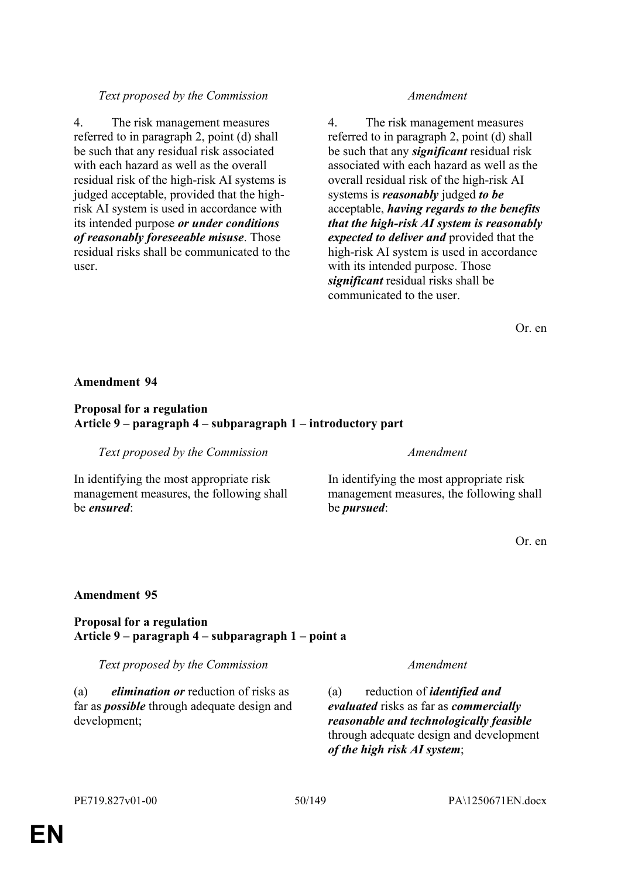| *Text proposed by the Commission* | *Amendment* |
|---|---|
| 4. The risk management measures referred to in paragraph 2, point (d) shall be such that any residual risk associated with each hazard as well as the overall residual risk of the high-risk AI systems is judged acceptable, provided that the high-risk AI system is used in accordance with its intended purpose ***or under conditions of reasonably foreseeable misuse***. Those residual risks shall be communicated to the user. | 4. The risk management measures referred to in paragraph 2, point (d) shall be such that any ***significant*** residual risk associated with each hazard as well as the overall residual risk of the high-risk AI systems is ***reasonably*** judged ***to be*** acceptable, ***having regards to the benefits that the high-risk AI system is reasonably expected to deliver and*** provided that the high-risk AI system is used in accordance with its intended purpose. Those ***significant*** residual risks shall be communicated to the user. |

Or. en

**Amendment 94**

**Proposal for a regulation**
**Article 9 – paragraph 4 – subparagraph 1 – introductory part**

| *Text proposed by the Commission* | *Amendment* |
|---|---|
| In identifying the most appropriate risk management measures, the following shall be ***ensured***: | In identifying the most appropriate risk management measures, the following shall be ***pursued***: |

Or. en

**Amendment 95**

**Proposal for a regulation**
**Article 9 – paragraph 4 – subparagraph 1 – point a**

| *Text proposed by the Commission* | *Amendment* |
|---|---|
| (a) ***elimination or*** reduction of risks as far as ***possible*** through adequate design and development; | (a) reduction of ***identified and evaluated*** risks as far as ***commercially reasonable and technologically feasible*** through adequate design and development ***of the high risk AI system***; |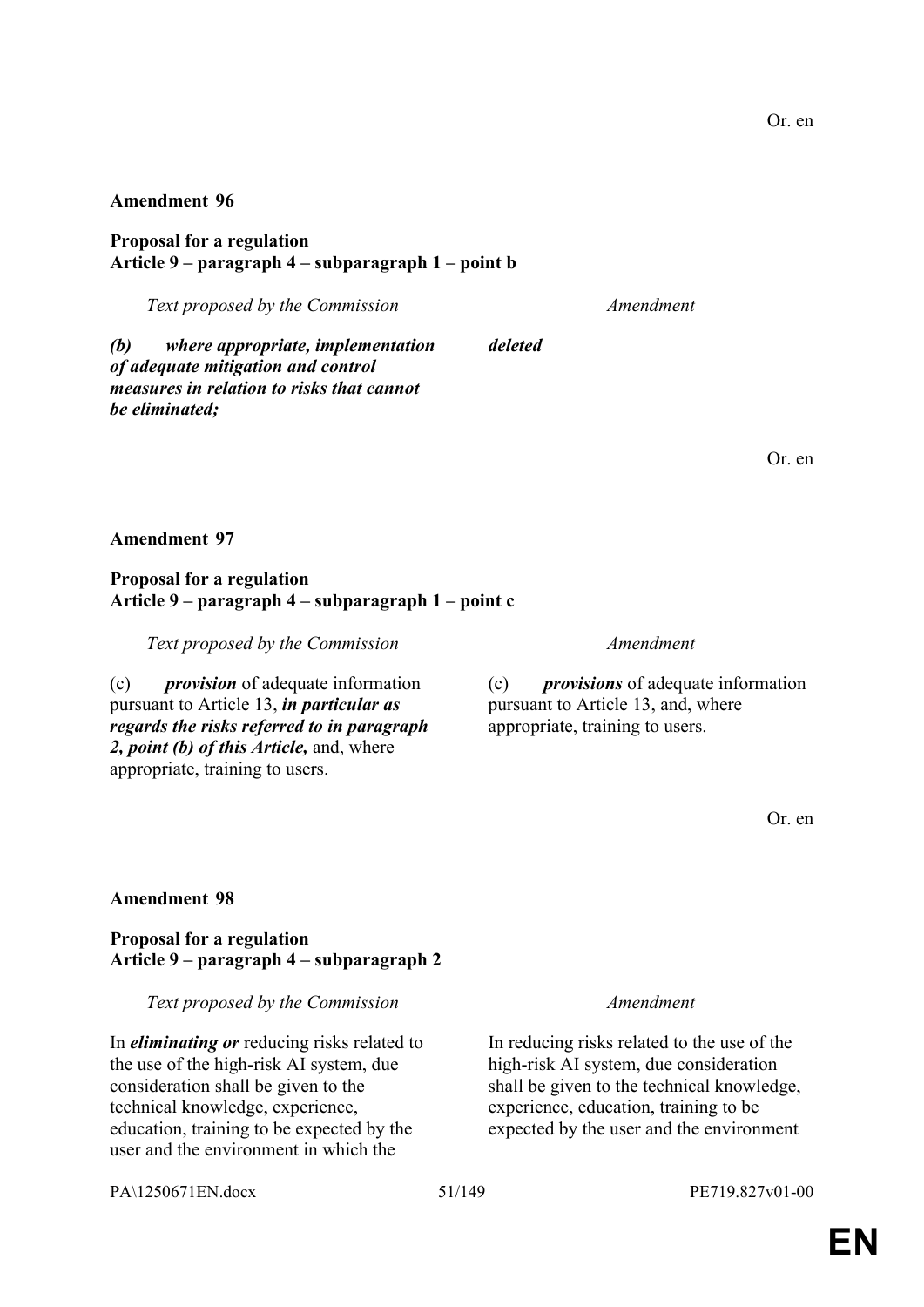Or. en

**Amendment 96**

**Proposal for a regulation**
**Article 9 – paragraph 4 – subparagraph 1 – point b**

| *Text proposed by the Commission* | *Amendment* |
|---|---|
| ***(b) where appropriate, implementation of adequate mitigation and control measures in relation to risks that cannot be eliminated;*** | ***deleted*** |

Or. en

**Amendment 97**

**Proposal for a regulation**
**Article 9 – paragraph 4 – subparagraph 1 – point c**

| *Text proposed by the Commission* | *Amendment* |
|---|---|
| (c) ***provision*** of adequate information pursuant to Article 13, ***in particular as regards the risks referred to in paragraph 2, point (b) of this Article,*** and, where appropriate, training to users. | (c) ***provisions*** of adequate information pursuant to Article 13, and, where appropriate, training to users. |

Or. en

**Amendment 98**

**Proposal for a regulation**
**Article 9 – paragraph 4 – subparagraph 2**

| *Text proposed by the Commission* | *Amendment* |
|---|---|
| In ***eliminating or*** reducing risks related to the use of the high-risk AI system, due consideration shall be given to the technical knowledge, experience, education, training to be expected by the user and the environment in which the | In reducing risks related to the use of the high-risk AI system, due consideration shall be given to the technical knowledge, experience, education, training to be expected by the user and the environment |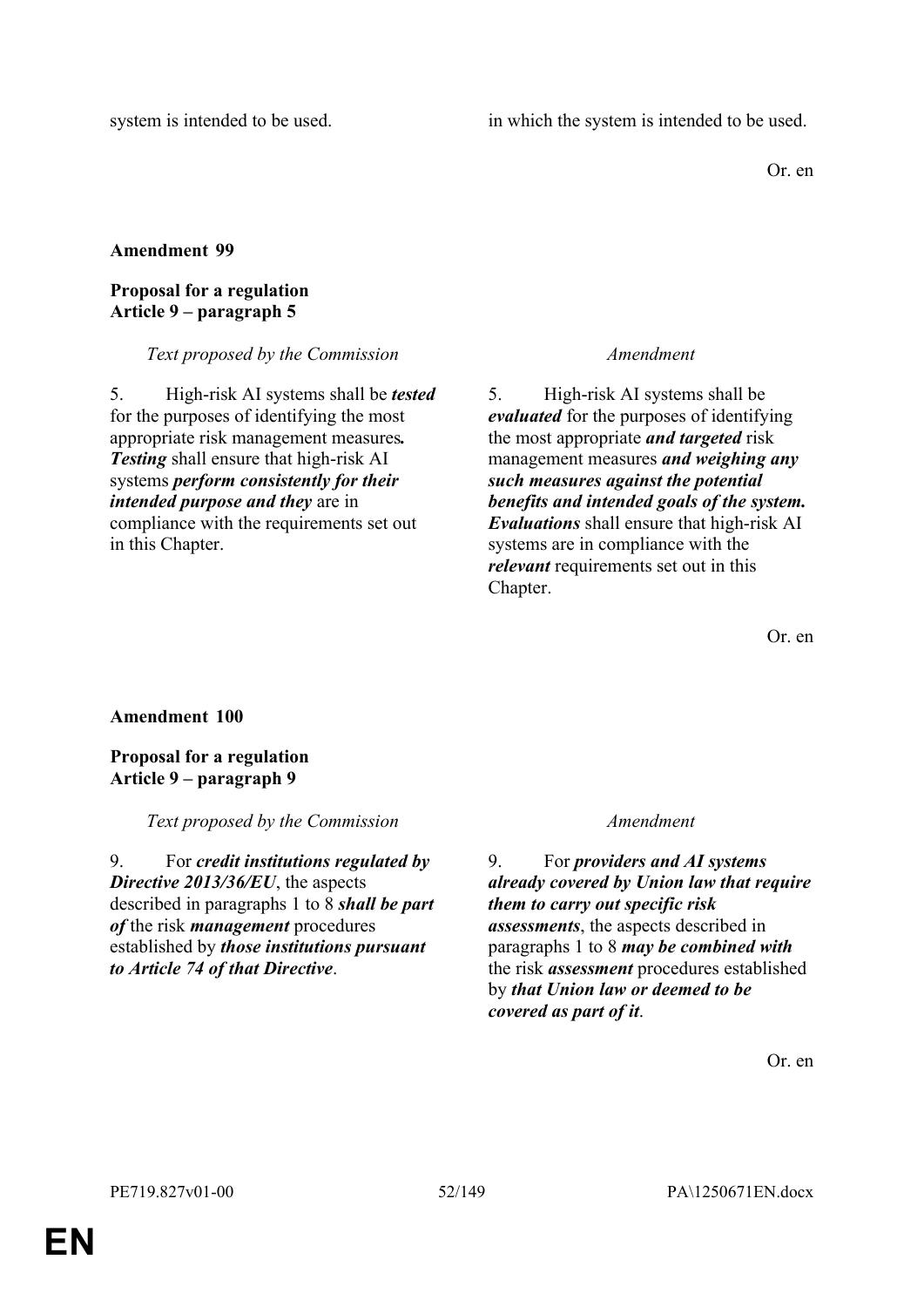| | |
|---|---|
| system is intended to be used. | in which the system is intended to be used. |

Or. en

**Amendment 99**

**Proposal for a regulation**
**Article 9 – paragraph 5**

| *Text proposed by the Commission* | *Amendment* |
|---|---|
| 5. High-risk AI systems shall be ***tested*** for the purposes of identifying the most appropriate risk management measures***.*** ***Testing*** shall ensure that high-risk AI systems ***perform consistently for their intended purpose and they*** are in compliance with the requirements set out in this Chapter. | 5. High-risk AI systems shall be ***evaluated*** for the purposes of identifying the most appropriate ***and targeted*** risk management measures ***and weighing any such measures against the potential benefits and intended goals of the system. Evaluations*** shall ensure that high-risk AI systems are in compliance with the ***relevant*** requirements set out in this Chapter. |

Or. en

**Amendment 100**

**Proposal for a regulation**
**Article 9 – paragraph 9**

| *Text proposed by the Commission* | *Amendment* |
|---|---|
| 9. For ***credit institutions regulated by Directive 2013/36/EU***, the aspects described in paragraphs 1 to 8 ***shall be part of*** the risk ***management*** procedures established by ***those institutions pursuant to Article 74 of that Directive***. | 9. For ***providers and AI systems already covered by Union law that require them to carry out specific risk assessments***, the aspects described in paragraphs 1 to 8 ***may be combined with*** the risk ***assessment*** procedures established by ***that Union law or deemed to be covered as part of it***. |

Or. en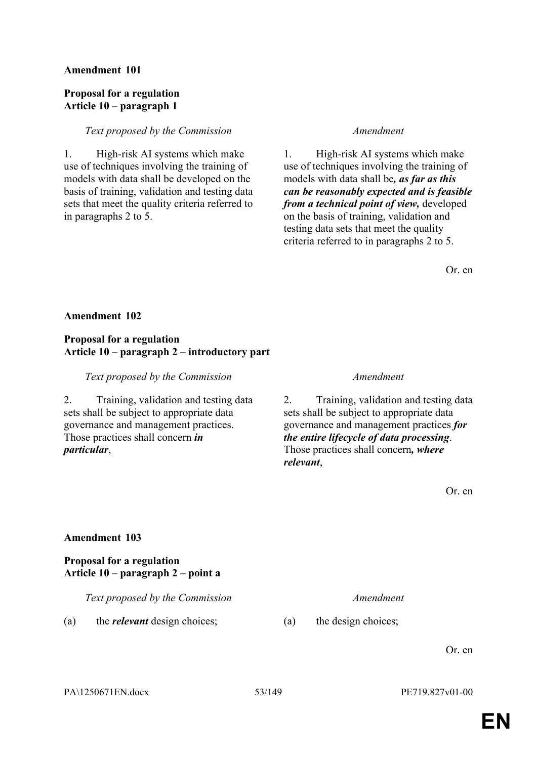**Amendment 101**

**Proposal for a regulation**
**Article 10 – paragraph 1**

| *Text proposed by the Commission* | *Amendment* |
| --- | --- |
| 1. High-risk AI systems which make use of techniques involving the training of models with data shall be developed on the basis of training, validation and testing data sets that meet the quality criteria referred to in paragraphs 2 to 5. | 1. High-risk AI systems which make use of techniques involving the training of models with data shall be***, as far as this can be reasonably expected and is feasible from a technical point of view,*** developed on the basis of training, validation and testing data sets that meet the quality criteria referred to in paragraphs 2 to 5. |

Or. en

**Amendment 102**

**Proposal for a regulation**
**Article 10 – paragraph 2 – introductory part**

| *Text proposed by the Commission* | *Amendment* |
| --- | --- |
| 2. Training, validation and testing data sets shall be subject to appropriate data governance and management practices. Those practices shall concern ***in particular***, | 2. Training, validation and testing data sets shall be subject to appropriate data governance and management practices ***for the entire lifecycle of data processing***. Those practices shall concern***, where relevant***, |

Or. en

**Amendment 103**

**Proposal for a regulation**
**Article 10 – paragraph 2 – point a**

| *Text proposed by the Commission* | *Amendment* |
| --- | --- |
| (a) the ***relevant*** design choices; | (a) the design choices; |

Or. en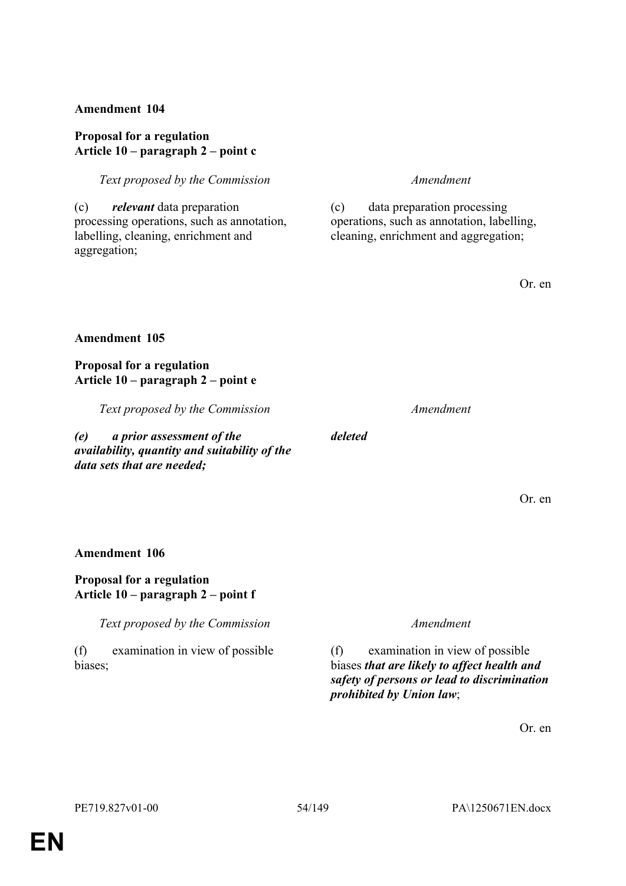**Amendment 104**

**Proposal for a regulation**
**Article 10 – paragraph 2 – point c**

| *Text proposed by the Commission* | *Amendment* |
|---|---|
| (c) ***relevant*** data preparation processing operations, such as annotation, labelling, cleaning, enrichment and aggregation; | (c) data preparation processing operations, such as annotation, labelling, cleaning, enrichment and aggregation; |

Or. en

**Amendment 105**

**Proposal for a regulation**
**Article 10 – paragraph 2 – point e**

| *Text proposed by the Commission* | *Amendment* |
|---|---|
| ***(e) a prior assessment of the availability, quantity and suitability of the data sets that are needed;*** | ***deleted*** |

Or. en

**Amendment 106**

**Proposal for a regulation**
**Article 10 – paragraph 2 – point f**

| *Text proposed by the Commission* | *Amendment* |
|---|---|
| (f) examination in view of possible biases; | (f) examination in view of possible biases ***that are likely to affect health and safety of persons or lead to discrimination prohibited by Union law***; |

Or. en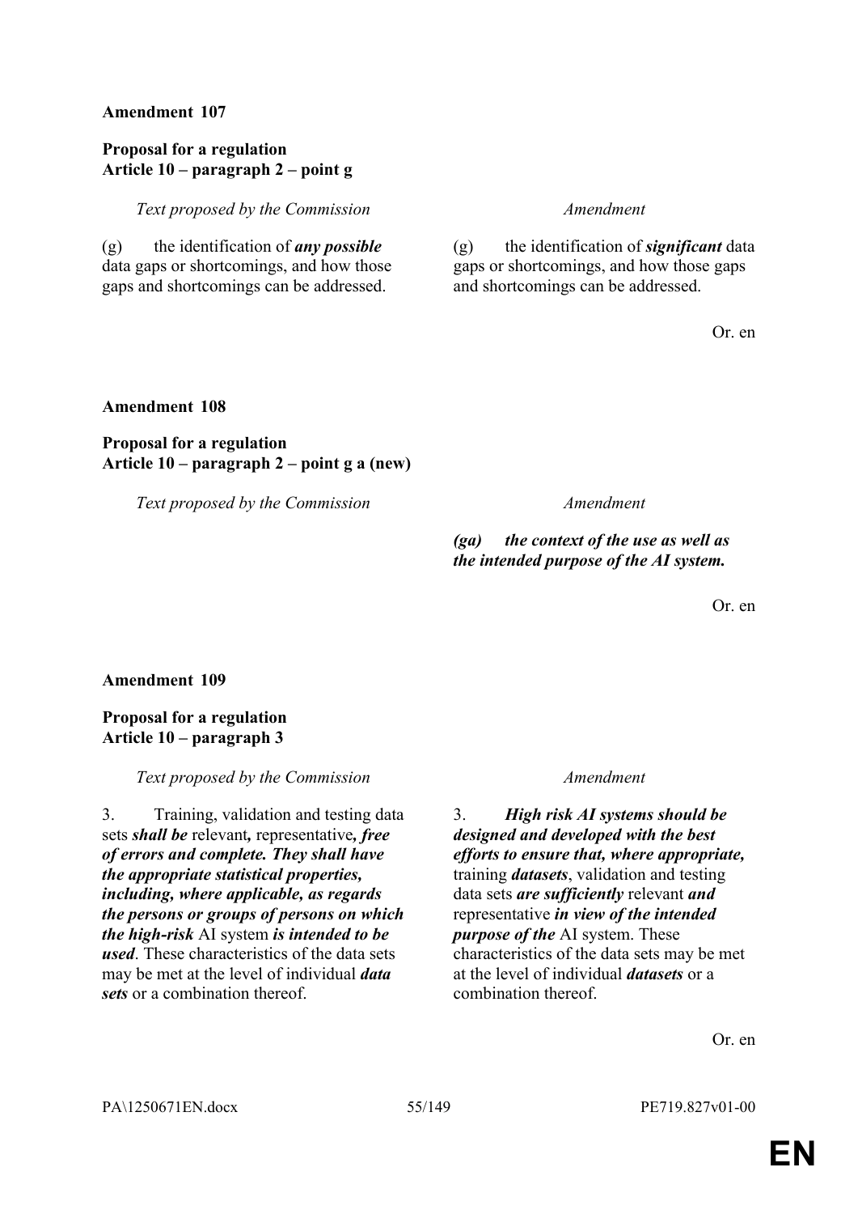**Amendment 107**

**Proposal for a regulation**
**Article 10 – paragraph 2 – point g**

| *Text proposed by the Commission* | *Amendment* |
|---|---|
| (g) the identification of ***any possible*** data gaps or shortcomings, and how those gaps and shortcomings can be addressed. | (g) the identification of ***significant*** data gaps or shortcomings, and how those gaps and shortcomings can be addressed. |

Or. en

**Amendment 108**

**Proposal for a regulation**
**Article 10 – paragraph 2 – point g a (new)**

| *Text proposed by the Commission* | *Amendment* |
|---|---|
| | ***(ga) the context of the use as well as the intended purpose of the AI system.*** |

Or. en

**Amendment 109**

**Proposal for a regulation**
**Article 10 – paragraph 3**

| *Text proposed by the Commission* | *Amendment* |
|---|---|
| 3. Training, validation and testing data sets ***shall be*** relevant***,*** representative***, free of errors and complete. They shall have the appropriate statistical properties, including, where applicable, as regards the persons or groups of persons on which the high-risk*** AI system ***is intended to be used***. These characteristics of the data sets may be met at the level of individual ***data sets*** or a combination thereof. | 3. ***High risk AI systems should be designed and developed with the best efforts to ensure that, where appropriate,*** training ***datasets***, validation and testing data sets ***are sufficiently*** relevant ***and*** representative ***in view of the intended purpose of the*** AI system. These characteristics of the data sets may be met at the level of individual ***datasets*** or a combination thereof. |

Or. en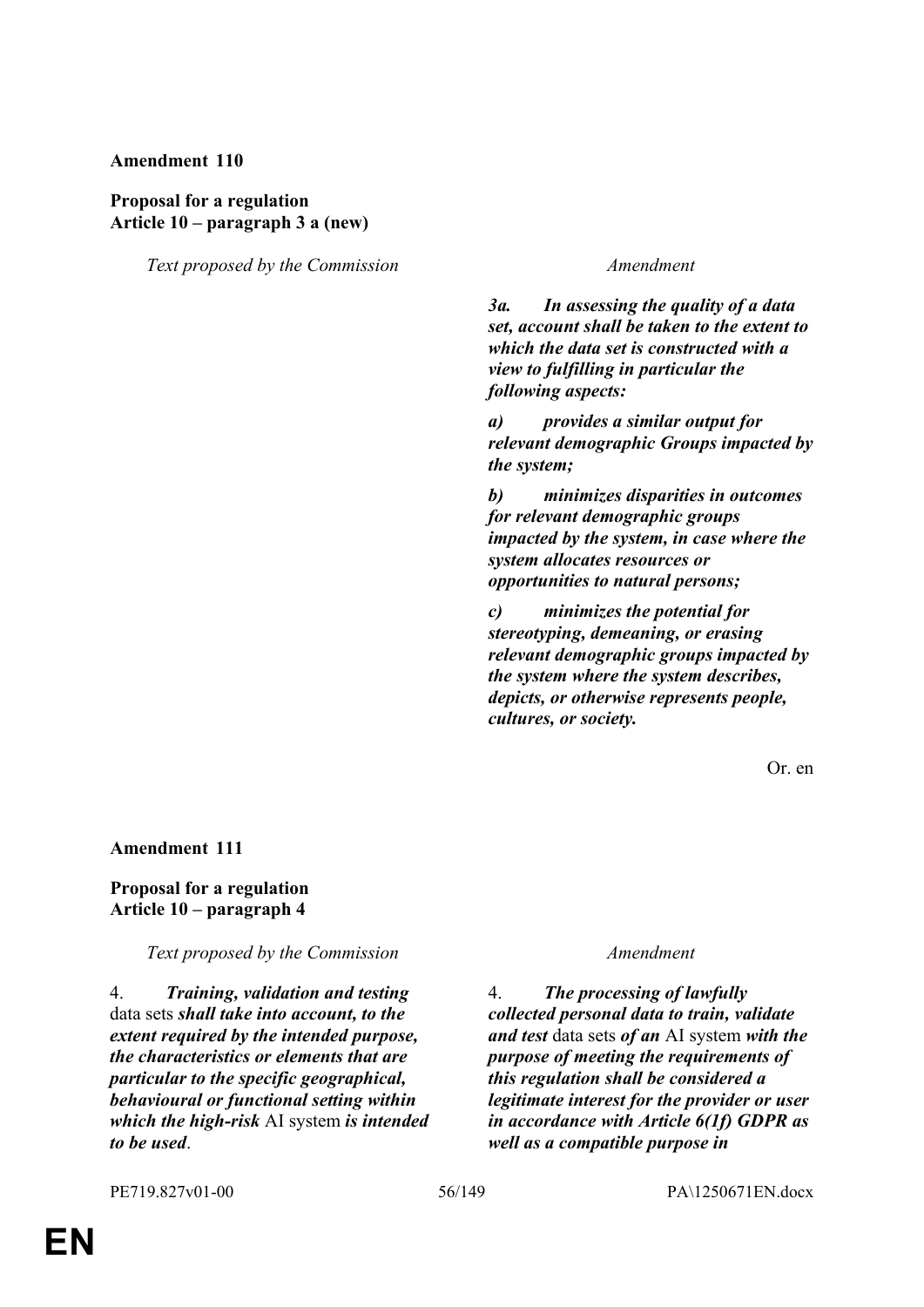**Amendment 110**

**Proposal for a regulation**
**Article 10 – paragraph 3 a (new)**

| *Text proposed by the Commission* | *Amendment* |
|---|---|
| | ***3a. In assessing the quality of a data set, account shall be taken to the extent to which the data set is constructed with a view to fulfilling in particular the following aspects:*** |
| | ***a) provides a similar output for relevant demographic Groups impacted by the system;*** |
| | ***b) minimizes disparities in outcomes for relevant demographic groups impacted by the system, in case where the system allocates resources or opportunities to natural persons;*** |
| | ***c) minimizes the potential for stereotyping, demeaning, or erasing relevant demographic groups impacted by the system where the system describes, depicts, or otherwise represents people, cultures, or society.*** |

Or. en

**Amendment 111**

**Proposal for a regulation**
**Article 10 – paragraph 4**

| *Text proposed by the Commission* | *Amendment* |
|---|---|
| 4. ***Training, validation and testing*** data sets ***shall take into account, to the extent required by the intended purpose, the characteristics or elements that are particular to the specific geographical, behavioural or functional setting within which the high-risk*** AI system ***is intended to be used***. | 4. ***The processing of lawfully collected personal data to train, validate and test*** data sets ***of an*** AI system ***with the purpose of meeting the requirements of this regulation shall be considered a legitimate interest for the provider or user in accordance with Article 6(1f) GDPR as well as a compatible purpose in*** |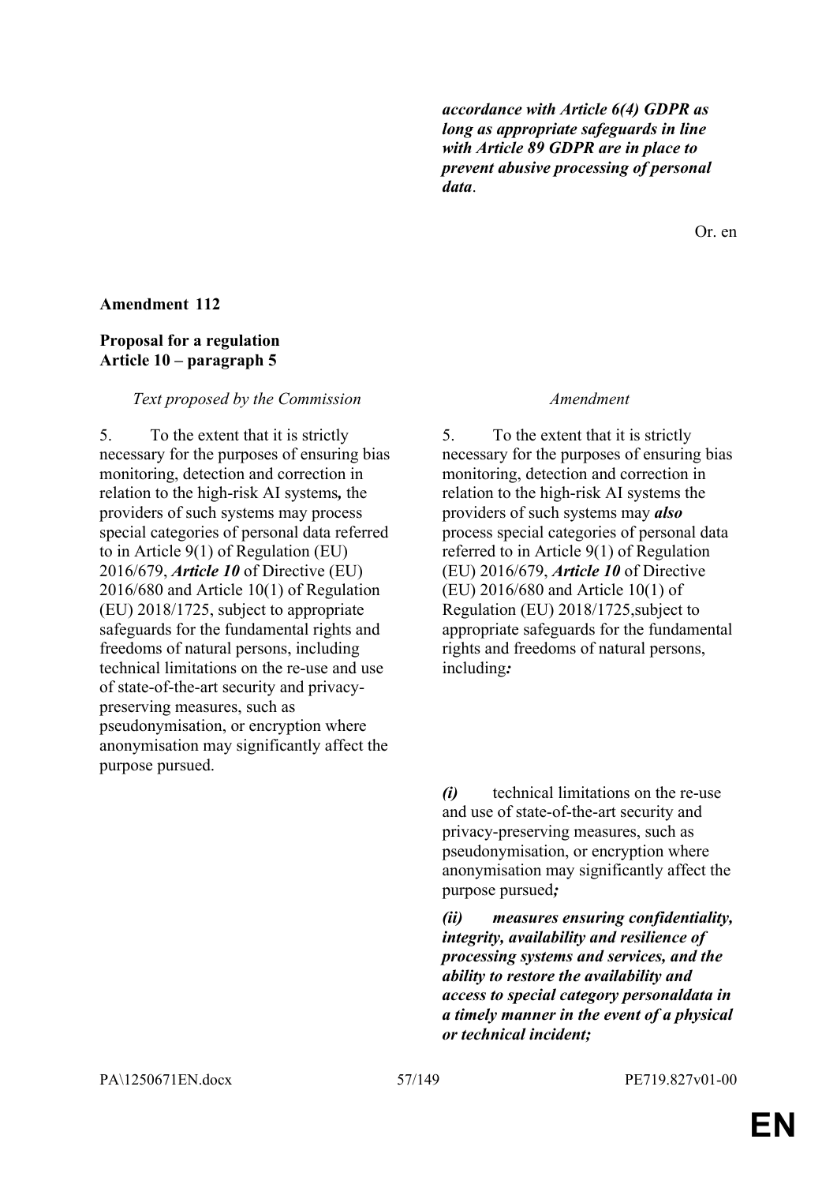| | |
|---|---|
| | ***accordance with Article 6(4) GDPR as long as appropriate safeguards in line with Article 89 GDPR are in place to prevent abusive processing of personal data*.** |

Or. en

**Amendment 112**

**Proposal for a regulation**
**Article 10 – paragraph 5**

| *Text proposed by the Commission* | *Amendment* |
|---|---|
| 5. To the extent that it is strictly necessary for the purposes of ensuring bias monitoring, detection and correction in relation to the high-risk AI systems***,*** the providers of such systems may process special categories of personal data referred to in Article 9(1) of Regulation (EU) 2016/679, ***Article 10*** of Directive (EU) 2016/680 and Article 10(1) of Regulation (EU) 2018/1725, subject to appropriate safeguards for the fundamental rights and freedoms of natural persons, including technical limitations on the re-use and use of state-of-the-art security and privacy-preserving measures, such as pseudonymisation, or encryption where anonymisation may significantly affect the purpose pursued. | 5. To the extent that it is strictly necessary for the purposes of ensuring bias monitoring, detection and correction in relation to the high-risk AI systems the providers of such systems may ***also*** process special categories of personal data referred to in Article 9(1) of Regulation (EU) 2016/679, ***Article 10*** of Directive (EU) 2016/680 and Article 10(1) of Regulation (EU) 2018/1725,subject to appropriate safeguards for the fundamental rights and freedoms of natural persons, including***:*** |
| | ***(i)*** technical limitations on the re-use and use of state-of-the-art security and privacy-preserving measures, such as pseudonymisation, or encryption where anonymisation may significantly affect the purpose pursued***;*** |
| | ***(ii) measures ensuring confidentiality, integrity, availability and resilience of processing systems and services, and the ability to restore the availability and access to special category personaldata in a timely manner in the event of a physical or technical incident;*** |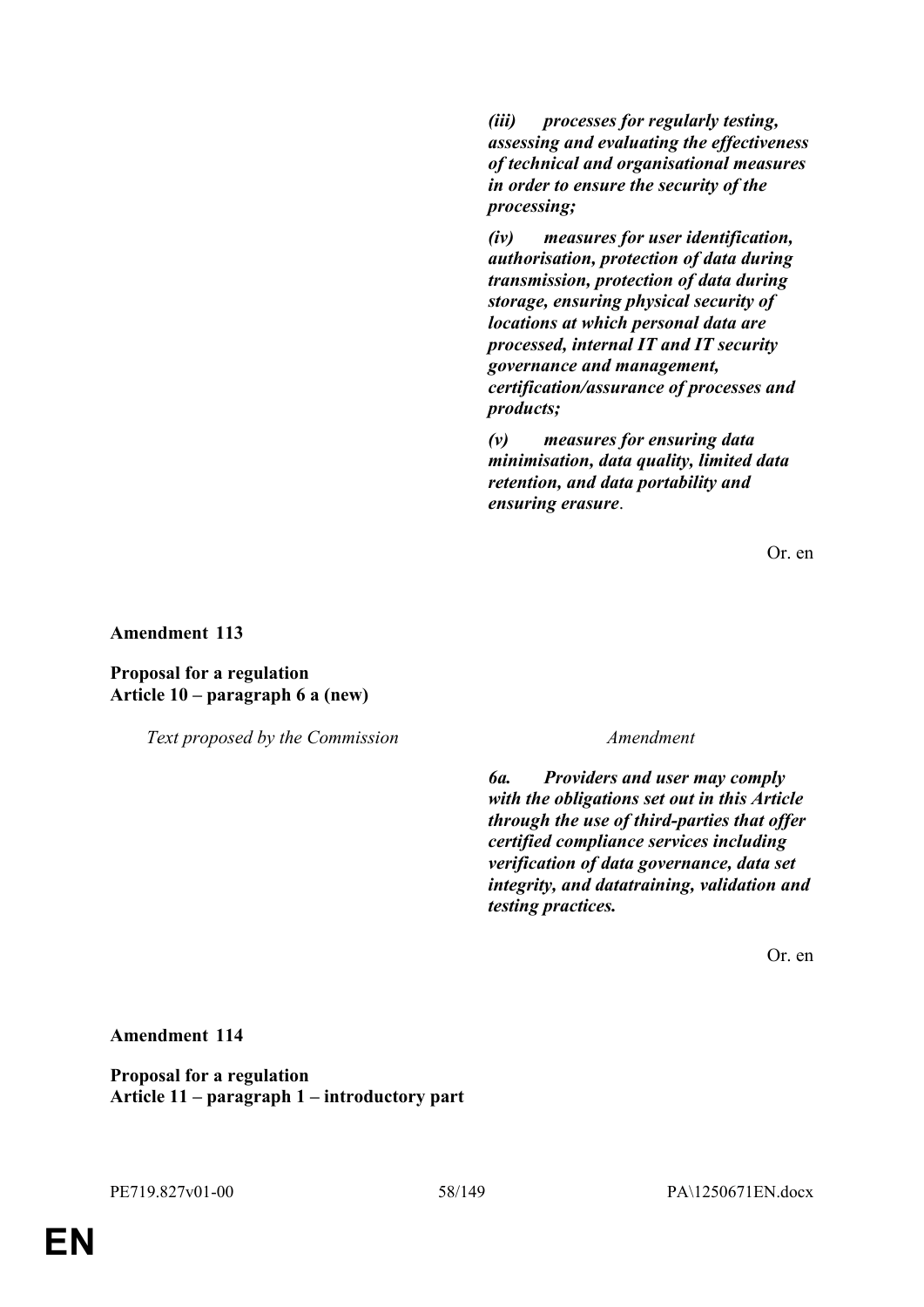| | |
|---|---|
| | ***(iii) processes for regularly testing, assessing and evaluating the effectiveness of technical and organisational measures in order to ensure the security of the processing;*** |
| | ***(iv) measures for user identification, authorisation, protection of data during transmission, protection of data during storage, ensuring physical security of locations at which personal data are processed, internal IT and IT security governance and management, certification/assurance of processes and products;*** |
| | ***(v) measures for ensuring data minimisation, data quality, limited data retention, and data portability and ensuring erasure***. |

Or. en

**Amendment 113**

**Proposal for a regulation**
**Article 10 – paragraph 6 a (new)**

| *Text proposed by the Commission* | *Amendment* |
|---|---|
| | ***6a. Providers and user may comply with the obligations set out in this Article through the use of third-parties that offer certified compliance services including verification of data governance, data set integrity, and datatraining, validation and testing practices.*** |

Or. en

**Amendment 114**

**Proposal for a regulation**
**Article 11 – paragraph 1 – introductory part**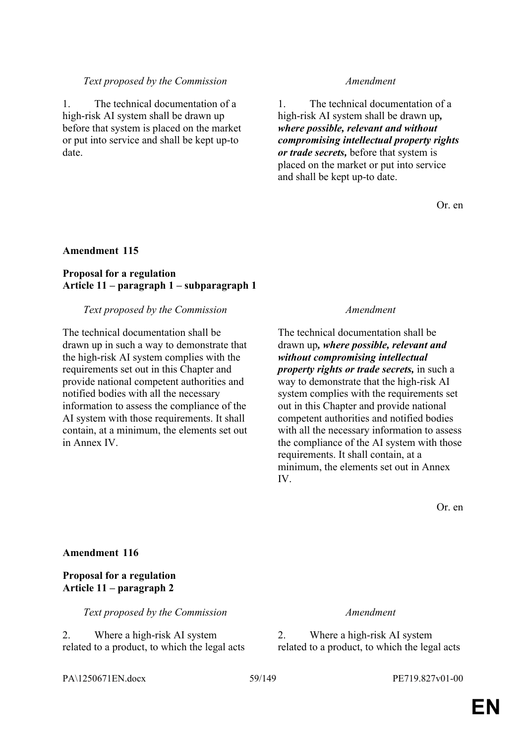| *Text proposed by the Commission* | *Amendment* |
|---|---|
| 1. The technical documentation of a high-risk AI system shall be drawn up before that system is placed on the market or put into service and shall be kept up-to date. | 1. The technical documentation of a high-risk AI system shall be drawn up***, where possible, relevant and without compromising intellectual property rights or trade secrets,*** before that system is placed on the market or put into service and shall be kept up-to date. |

Or. en

**Amendment 115**

**Proposal for a regulation**
**Article 11 – paragraph 1 – subparagraph 1**

| *Text proposed by the Commission* | *Amendment* |
|---|---|
| The technical documentation shall be drawn up in such a way to demonstrate that the high-risk AI system complies with the requirements set out in this Chapter and provide national competent authorities and notified bodies with all the necessary information to assess the compliance of the AI system with those requirements. It shall contain, at a minimum, the elements set out in Annex IV. | The technical documentation shall be drawn up***, where possible, relevant and without compromising intellectual property rights or trade secrets,*** in such a way to demonstrate that the high-risk AI system complies with the requirements set out in this Chapter and provide national competent authorities and notified bodies with all the necessary information to assess the compliance of the AI system with those requirements. It shall contain, at a minimum, the elements set out in Annex IV. |

Or. en

**Amendment 116**

**Proposal for a regulation**
**Article 11 – paragraph 2**

| *Text proposed by the Commission* | *Amendment* |
|---|---|
| 2. Where a high-risk AI system related to a product, to which the legal acts | 2. Where a high-risk AI system related to a product, to which the legal acts |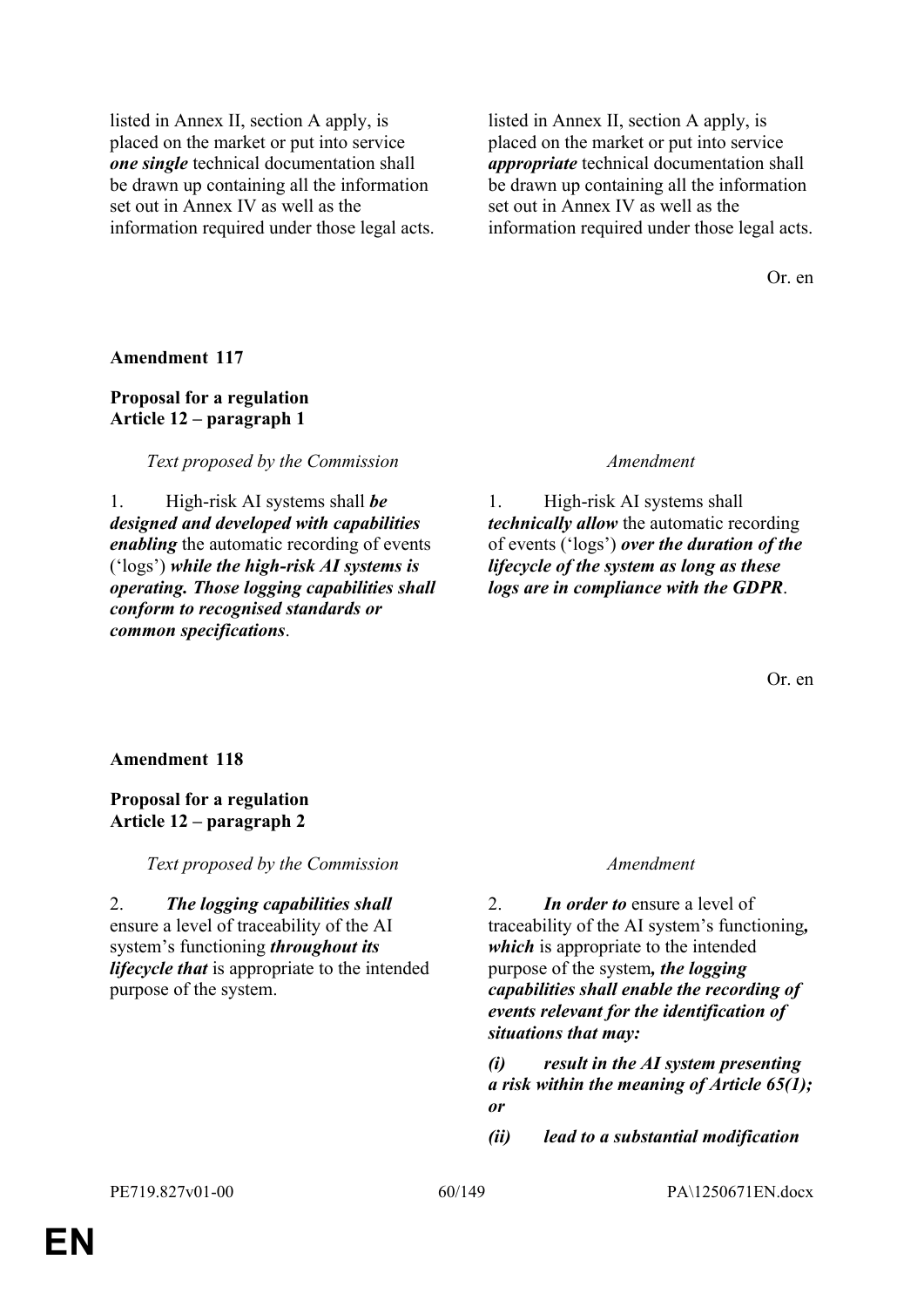| | |
|---|---|
| listed in Annex II, section A apply, is placed on the market or put into service ***one single*** technical documentation shall be drawn up containing all the information set out in Annex IV as well as the information required under those legal acts. | listed in Annex II, section A apply, is placed on the market or put into service ***appropriate*** technical documentation shall be drawn up containing all the information set out in Annex IV as well as the information required under those legal acts. |

Or. en

**Amendment 117**

**Proposal for a regulation**
**Article 12 – paragraph 1**

| *Text proposed by the Commission* | *Amendment* |
|---|---|
| 1. High-risk AI systems shall ***be designed and developed with capabilities enabling*** the automatic recording of events ('logs') ***while the high-risk AI systems is operating. Those logging capabilities shall conform to recognised standards or common specifications***. | 1. High-risk AI systems shall ***technically allow*** the automatic recording of events ('logs') ***over the duration of the lifecycle of the system as long as these logs are in compliance with the GDPR***. |

Or. en

**Amendment 118**

**Proposal for a regulation**
**Article 12 – paragraph 2**

| *Text proposed by the Commission* | *Amendment* |
|---|---|
| 2. ***The logging capabilities shall*** ensure a level of traceability of the AI system's functioning ***throughout its lifecycle that*** is appropriate to the intended purpose of the system. | 2. ***In order to*** ensure a level of traceability of the AI system's functioning***, which*** is appropriate to the intended purpose of the system***, the logging capabilities shall enable the recording of events relevant for the identification of situations that may:*** |
| | ***(i) result in the AI system presenting a risk within the meaning of Article 65(1); or*** |
| | ***(ii) lead to a substantial modification*** |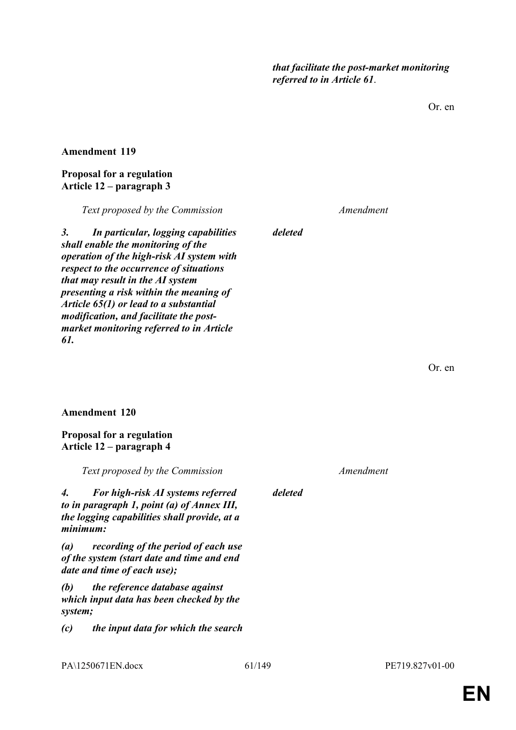| | |
|---|---|
| | ***that facilitate the post-market monitoring referred to in Article 61*.** |

Or. en

**Amendment 119**

**Proposal for a regulation**
**Article 12 – paragraph 3**

| *Text proposed by the Commission* | *Amendment* |
|---|---|
| ***3. In particular, logging capabilities shall enable the monitoring of the operation of the high-risk AI system with respect to the occurrence of situations that may result in the AI system presenting a risk within the meaning of Article 65(1) or lead to a substantial modification, and facilitate the post-market monitoring referred to in Article 61.*** | ***deleted*** |

Or. en

**Amendment 120**

**Proposal for a regulation**
**Article 12 – paragraph 4**

| *Text proposed by the Commission* | *Amendment* |
|---|---|
| ***4. For high-risk AI systems referred to in paragraph 1, point (a) of Annex III, the logging capabilities shall provide, at a minimum:*** | ***deleted*** |
| ***(a) recording of the period of each use of the system (start date and time and end date and time of each use);*** | |
| ***(b) the reference database against which input data has been checked by the system;*** | |
| ***(c) the input data for which the search*** | |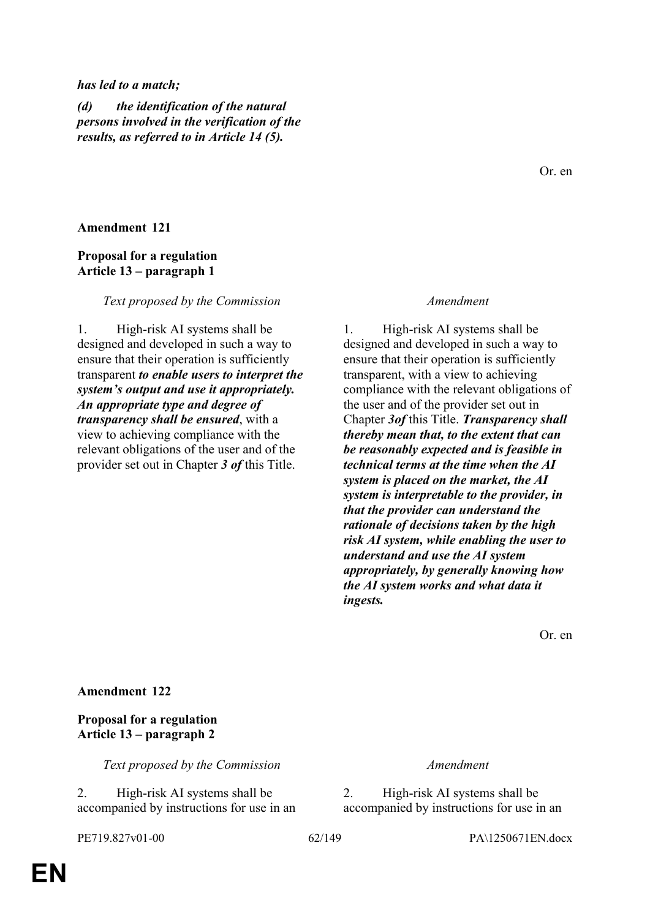***has led to a match;***

***(d) the identification of the natural persons involved in the verification of the results, as referred to in Article 14 (5).***

Or. en

**Amendment 121**

**Proposal for a regulation**
**Article 13 – paragraph 1**

| *Text proposed by the Commission* | *Amendment* |
|---|---|
| 1. High-risk AI systems shall be designed and developed in such a way to ensure that their operation is sufficiently transparent ***to enable users to interpret the system's output and use it appropriately. An appropriate type and degree of transparency shall be ensured***, with a view to achieving compliance with the relevant obligations of the user and of the provider set out in Chapter ***3 of*** this Title. | 1. High-risk AI systems shall be designed and developed in such a way to ensure that their operation is sufficiently transparent, with a view to achieving compliance with the relevant obligations of the user and of the provider set out in Chapter ***3of*** this Title. ***Transparency shall thereby mean that, to the extent that can be reasonably expected and is feasible in technical terms at the time when the AI system is placed on the market, the AI system is interpretable to the provider, in that the provider can understand the rationale of decisions taken by the high risk AI system, while enabling the user to understand and use the AI system appropriately, by generally knowing how the AI system works and what data it ingests.*** |

Or. en

**Amendment 122**

**Proposal for a regulation**
**Article 13 – paragraph 2**

| *Text proposed by the Commission* | *Amendment* |
|---|---|
| 2. High-risk AI systems shall be accompanied by instructions for use in an | 2. High-risk AI systems shall be accompanied by instructions for use in an |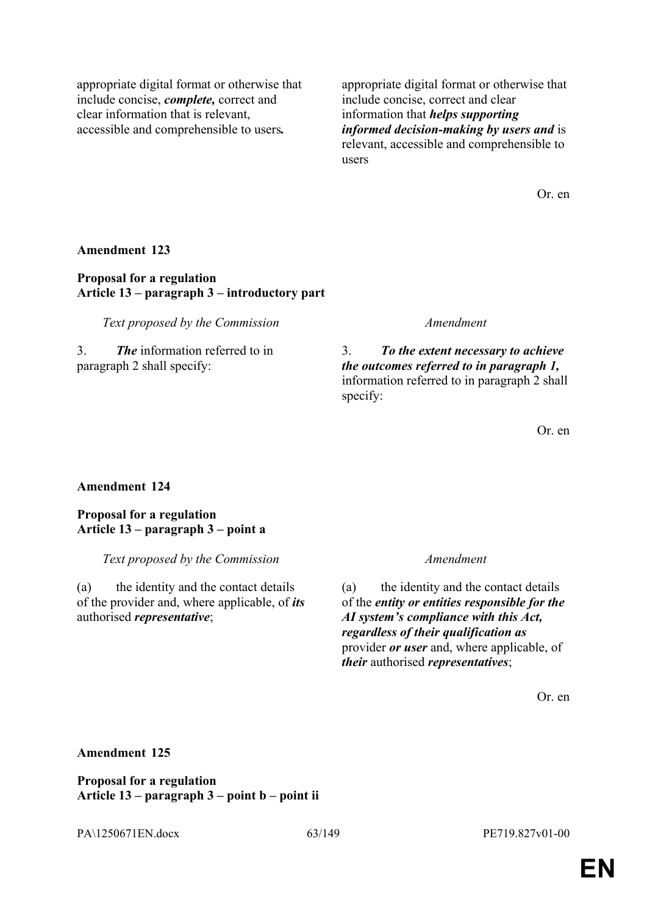| | |
|---|---|
| appropriate digital format or otherwise that include concise, ***complete,*** correct and clear information that is relevant, accessible and comprehensible to users***.*** | appropriate digital format or otherwise that include concise, correct and clear information that ***helps supporting informed decision-making by users and*** is relevant, accessible and comprehensible to users |

Or. en

**Amendment 123**

**Proposal for a regulation**
**Article 13 – paragraph 3 – introductory part**

| *Text proposed by the Commission* | *Amendment* |
|---|---|
| 3. ***The*** information referred to in paragraph 2 shall specify: | 3. ***To the extent necessary to achieve the outcomes referred to in paragraph 1,*** information referred to in paragraph 2 shall specify: |

Or. en

**Amendment 124**

**Proposal for a regulation**
**Article 13 – paragraph 3 – point a**

| *Text proposed by the Commission* | *Amendment* |
|---|---|
| (a) the identity and the contact details of the provider and, where applicable, of ***its*** authorised ***representative***; | (a) the identity and the contact details of the ***entity or entities responsible for the AI system's compliance with this Act, regardless of their qualification as*** provider ***or user*** and, where applicable, of ***their*** authorised ***representatives***; |

Or. en

**Amendment 125**

**Proposal for a regulation**
**Article 13 – paragraph 3 – point b – point ii**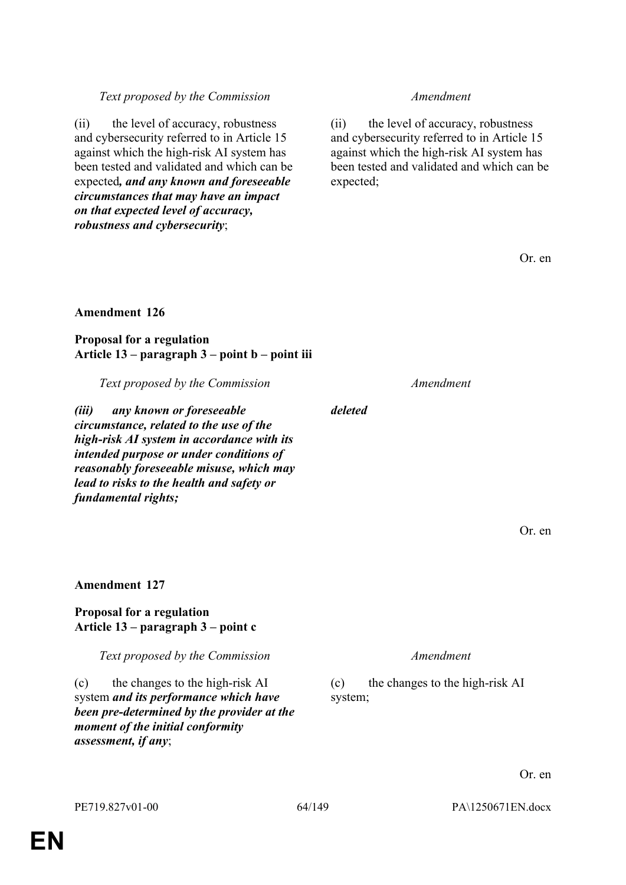| *Text proposed by the Commission* | *Amendment* |
|---|---|
| (ii) the level of accuracy, robustness and cybersecurity referred to in Article 15 against which the high-risk AI system has been tested and validated and which can be expected***, and any known and foreseeable circumstances that may have an impact on that expected level of accuracy, robustness and cybersecurity***; | (ii) the level of accuracy, robustness and cybersecurity referred to in Article 15 against which the high-risk AI system has been tested and validated and which can be expected; |

Or. en

**Amendment 126**

**Proposal for a regulation**
**Article 13 – paragraph 3 – point b – point iii**

| *Text proposed by the Commission* | *Amendment* |
|---|---|
| ***(iii) any known or foreseeable circumstance, related to the use of the high-risk AI system in accordance with its intended purpose or under conditions of reasonably foreseeable misuse, which may lead to risks to the health and safety or fundamental rights;*** | ***deleted*** |

Or. en

**Amendment 127**

**Proposal for a regulation**
**Article 13 – paragraph 3 – point c**

| *Text proposed by the Commission* | *Amendment* |
|---|---|
| (c) the changes to the high-risk AI system ***and its performance which have been pre-determined by the provider at the moment of the initial conformity assessment, if any***; | (c) the changes to the high-risk AI system; |

Or. en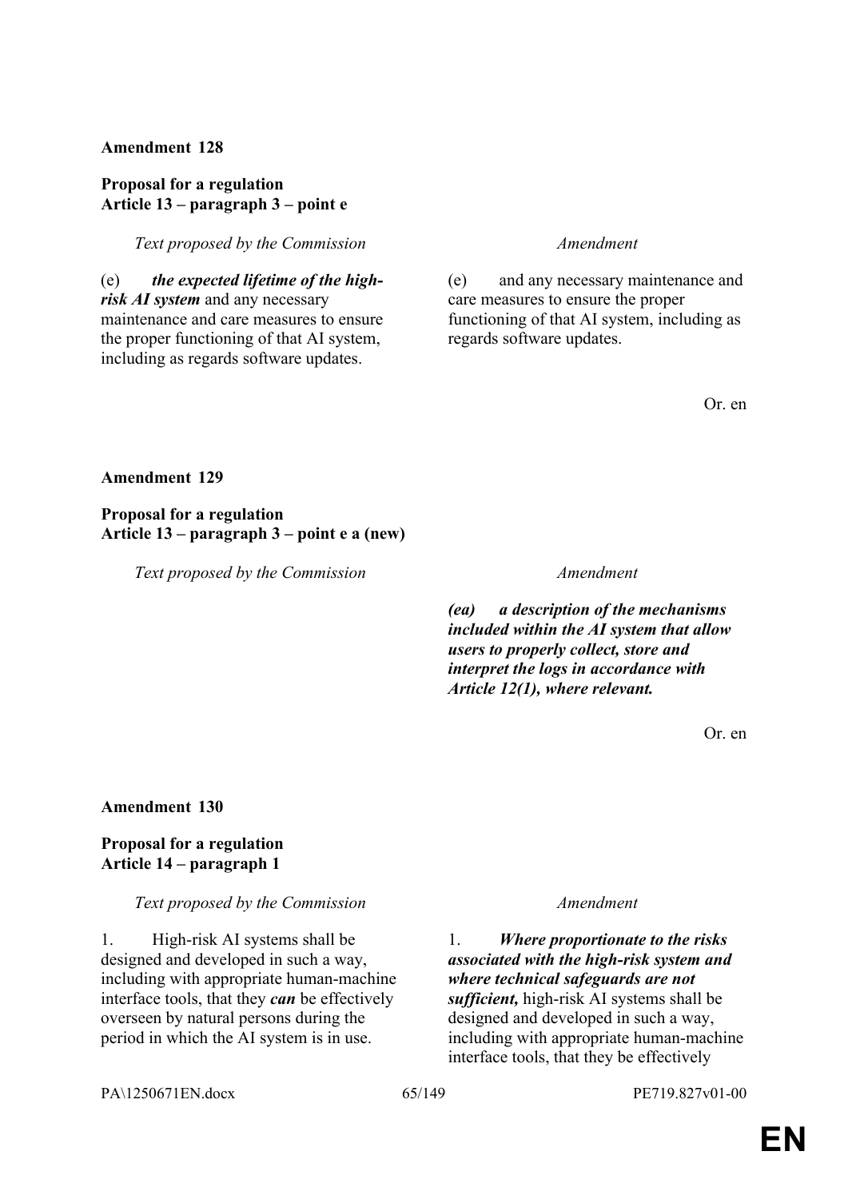**Amendment 128**

**Proposal for a regulation**
**Article 13 – paragraph 3 – point e**

| *Text proposed by the Commission* | *Amendment* |
|---|---|
| (e) ***the expected lifetime of the high-risk AI system*** and any necessary maintenance and care measures to ensure the proper functioning of that AI system, including as regards software updates. | (e) and any necessary maintenance and care measures to ensure the proper functioning of that AI system, including as regards software updates. |

Or. en

**Amendment 129**

**Proposal for a regulation**
**Article 13 – paragraph 3 – point e a (new)**

| *Text proposed by the Commission* | *Amendment* |
|---|---|
| | ***(ea) a description of the mechanisms included within the AI system that allow users to properly collect, store and interpret the logs in accordance with Article 12(1), where relevant.*** |

Or. en

**Amendment 130**

**Proposal for a regulation**
**Article 14 – paragraph 1**

| *Text proposed by the Commission* | *Amendment* |
|---|---|
| 1. High-risk AI systems shall be designed and developed in such a way, including with appropriate human-machine interface tools, that they ***can*** be effectively overseen by natural persons during the period in which the AI system is in use. | 1. ***Where proportionate to the risks associated with the high-risk system and where technical safeguards are not sufficient,*** high-risk AI systems shall be designed and developed in such a way, including with appropriate human-machine interface tools, that they be effectively |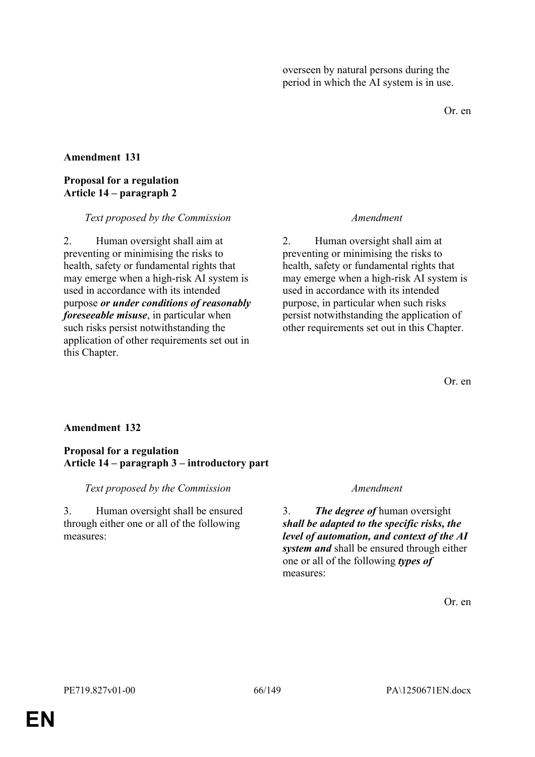overseen by natural persons during the period in which the AI system is in use.

Or. en

**Amendment 131**

**Proposal for a regulation**
**Article 14 – paragraph 2**

| *Text proposed by the Commission* | *Amendment* |
|---|---|
| 2. Human oversight shall aim at preventing or minimising the risks to health, safety or fundamental rights that may emerge when a high-risk AI system is used in accordance with its intended purpose ***or under conditions of reasonably foreseeable misuse***, in particular when such risks persist notwithstanding the application of other requirements set out in this Chapter. | 2. Human oversight shall aim at preventing or minimising the risks to health, safety or fundamental rights that may emerge when a high-risk AI system is used in accordance with its intended purpose, in particular when such risks persist notwithstanding the application of other requirements set out in this Chapter. |

Or. en

**Amendment 132**

**Proposal for a regulation**
**Article 14 – paragraph 3 – introductory part**

| *Text proposed by the Commission* | *Amendment* |
|---|---|
| 3. Human oversight shall be ensured through either one or all of the following measures: | 3. ***The degree of*** human oversight ***shall be adapted to the specific risks, the level of automation, and context of the AI system and*** shall be ensured through either one or all of the following ***types of*** measures: |

Or. en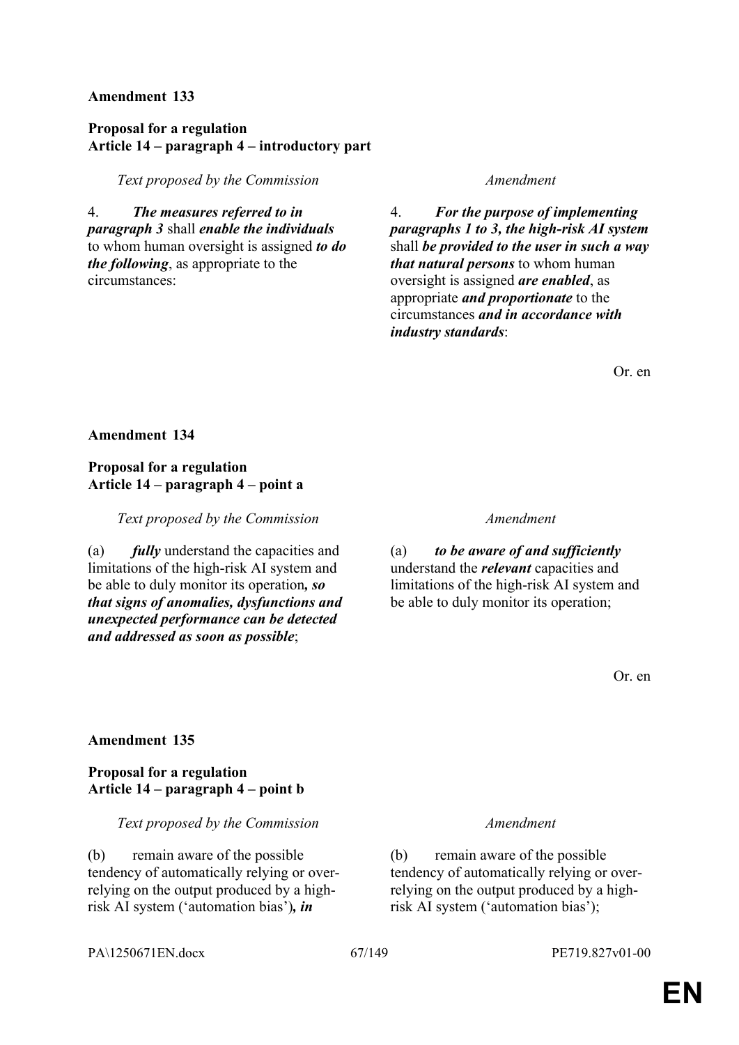**Amendment 133**

**Proposal for a regulation**
**Article 14 – paragraph 4 – introductory part**

| *Text proposed by the Commission* | *Amendment* |
|---|---|
| 4. ***The measures referred to in paragraph 3*** shall ***enable the individuals*** to whom human oversight is assigned ***to do the following***, as appropriate to the circumstances: | 4. ***For the purpose of implementing paragraphs 1 to 3, the high-risk AI system*** shall ***be provided to the user in such a way that natural persons*** to whom human oversight is assigned ***are enabled***, as appropriate ***and proportionate*** to the circumstances ***and in accordance with industry standards***: |

Or. en

**Amendment 134**

**Proposal for a regulation**
**Article 14 – paragraph 4 – point a**

| *Text proposed by the Commission* | *Amendment* |
|---|---|
| (a) ***fully*** understand the capacities and limitations of the high-risk AI system and be able to duly monitor its operation***, so that signs of anomalies, dysfunctions and unexpected performance can be detected and addressed as soon as possible***; | (a) ***to be aware of and sufficiently*** understand the ***relevant*** capacities and limitations of the high-risk AI system and be able to duly monitor its operation; |

Or. en

**Amendment 135**

**Proposal for a regulation**
**Article 14 – paragraph 4 – point b**

| *Text proposed by the Commission* | *Amendment* |
|---|---|
| (b) remain aware of the possible tendency of automatically relying or over-relying on the output produced by a high-risk AI system ('automation bias')***, in*** | (b) remain aware of the possible tendency of automatically relying or over-relying on the output produced by a high-risk AI system ('automation bias'); |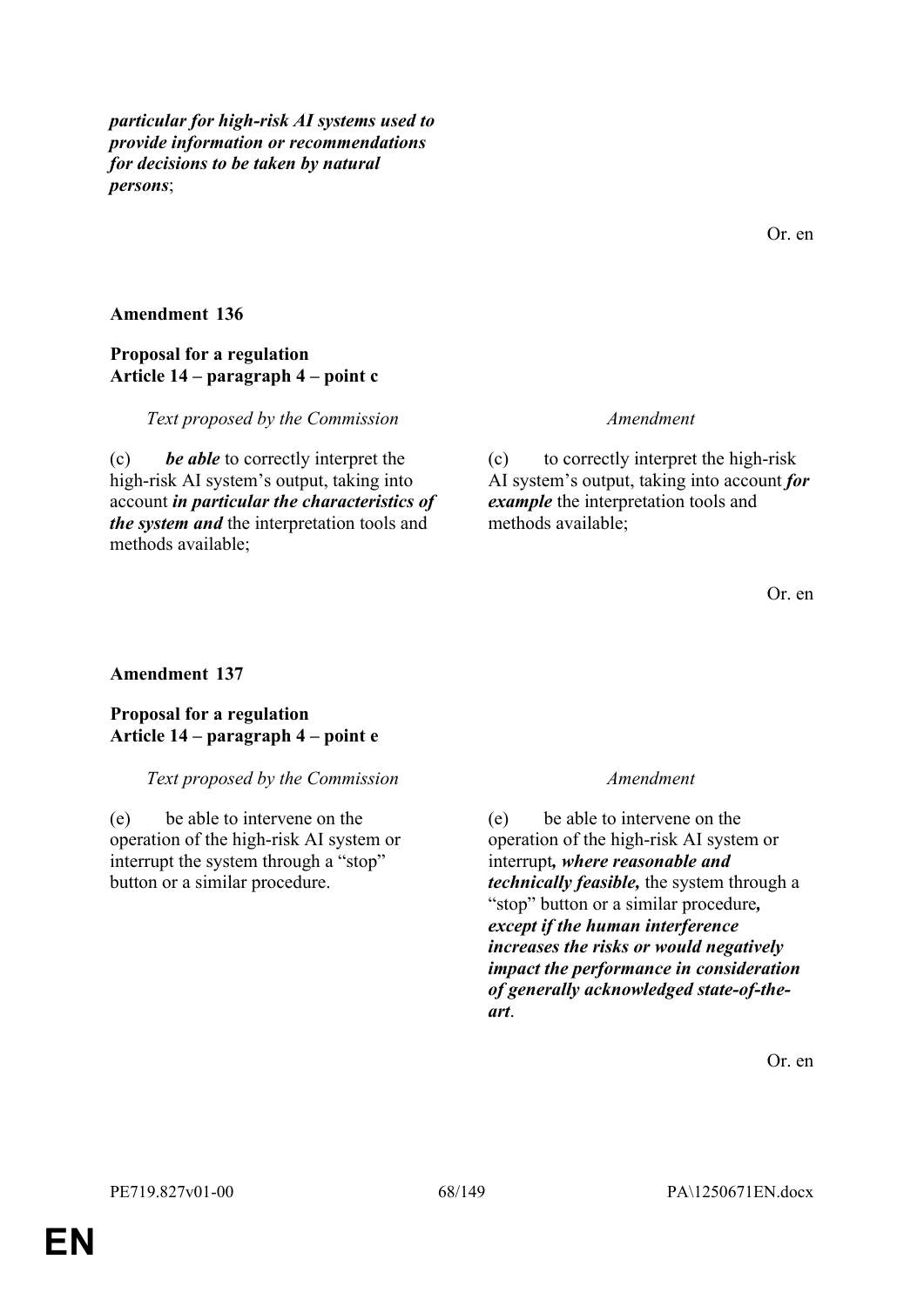***particular for high-risk AI systems used to provide information or recommendations for decisions to be taken by natural persons***;

Or. en

**Amendment 136**

**Proposal for a regulation**
**Article 14 – paragraph 4 – point c**

| *Text proposed by the Commission* | *Amendment* |
|---|---|
| (c) ***be able*** to correctly interpret the high-risk AI system's output, taking into account ***in particular the characteristics of the system and*** the interpretation tools and methods available; | (c) to correctly interpret the high-risk AI system's output, taking into account ***for example*** the interpretation tools and methods available; |

Or. en

**Amendment 137**

**Proposal for a regulation**
**Article 14 – paragraph 4 – point e**

| *Text proposed by the Commission* | *Amendment* |
|---|---|
| (e) be able to intervene on the operation of the high-risk AI system or interrupt the system through a "stop" button or a similar procedure. | (e) be able to intervene on the operation of the high-risk AI system or interrupt***, where reasonable and technically feasible,*** the system through a "stop" button or a similar procedure***, except if the human interference increases the risks or would negatively impact the performance in consideration of generally acknowledged state-of-the-art***. |

Or. en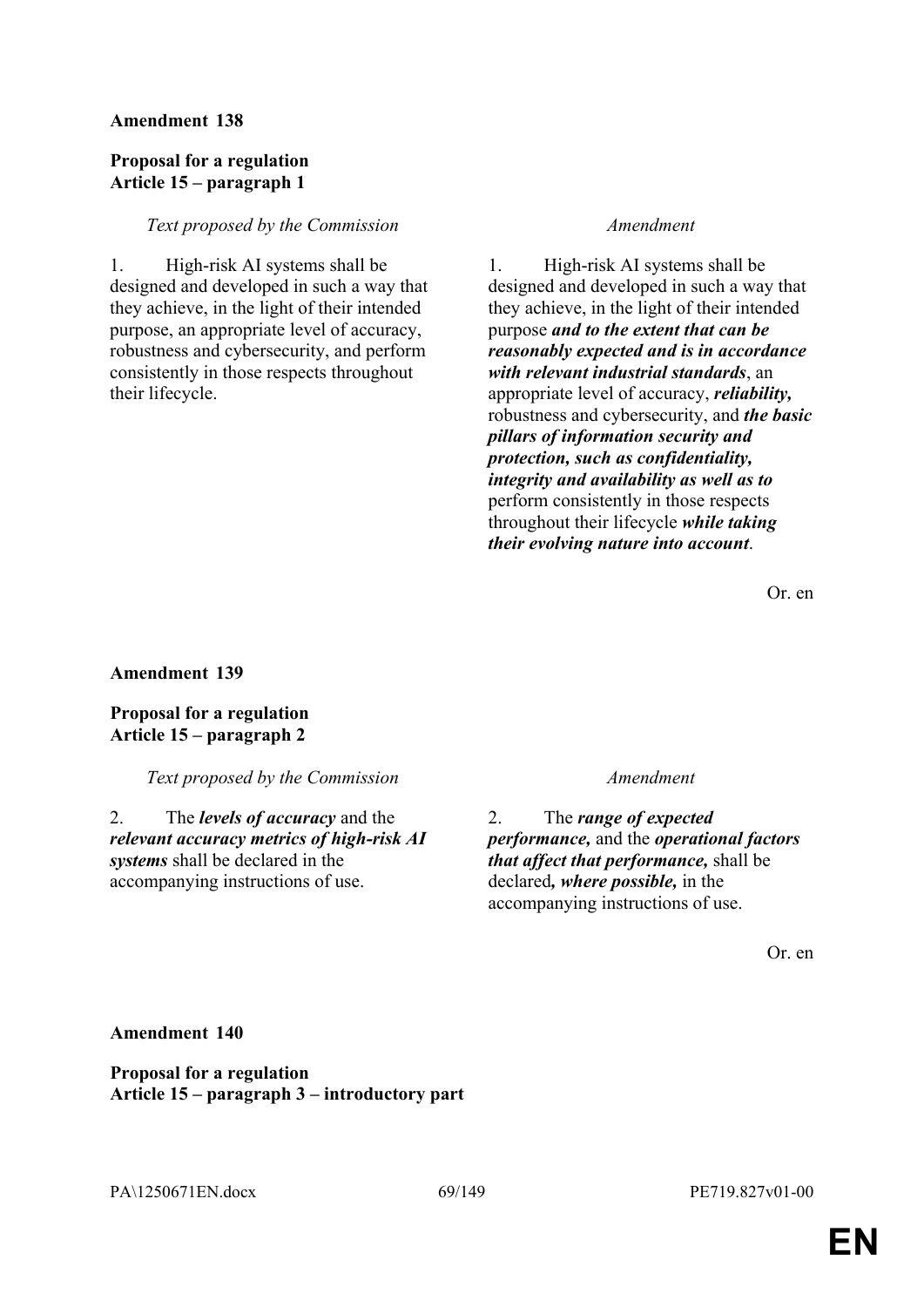**Amendment 138**

**Proposal for a regulation**
**Article 15 – paragraph 1**

| *Text proposed by the Commission* | *Amendment* |
|---|---|
| 1. High-risk AI systems shall be designed and developed in such a way that they achieve, in the light of their intended purpose, an appropriate level of accuracy, robustness and cybersecurity, and perform consistently in those respects throughout their lifecycle. | 1. High-risk AI systems shall be designed and developed in such a way that they achieve, in the light of their intended purpose ***and to the extent that can be reasonably expected and is in accordance with relevant industrial standards***, an appropriate level of accuracy, ***reliability,*** robustness and cybersecurity, and ***the basic pillars of information security and protection, such as confidentiality, integrity and availability as well as to*** perform consistently in those respects throughout their lifecycle ***while taking their evolving nature into account***. |

Or. en

**Amendment 139**

**Proposal for a regulation**
**Article 15 – paragraph 2**

| *Text proposed by the Commission* | *Amendment* |
|---|---|
| 2. The ***levels of accuracy*** and the ***relevant accuracy metrics of high-risk AI systems*** shall be declared in the accompanying instructions of use. | 2. The ***range of expected performance,*** and the ***operational factors that affect that performance,*** shall be declared***, where possible,*** in the accompanying instructions of use. |

Or. en

**Amendment 140**

**Proposal for a regulation**
**Article 15 – paragraph 3 – introductory part**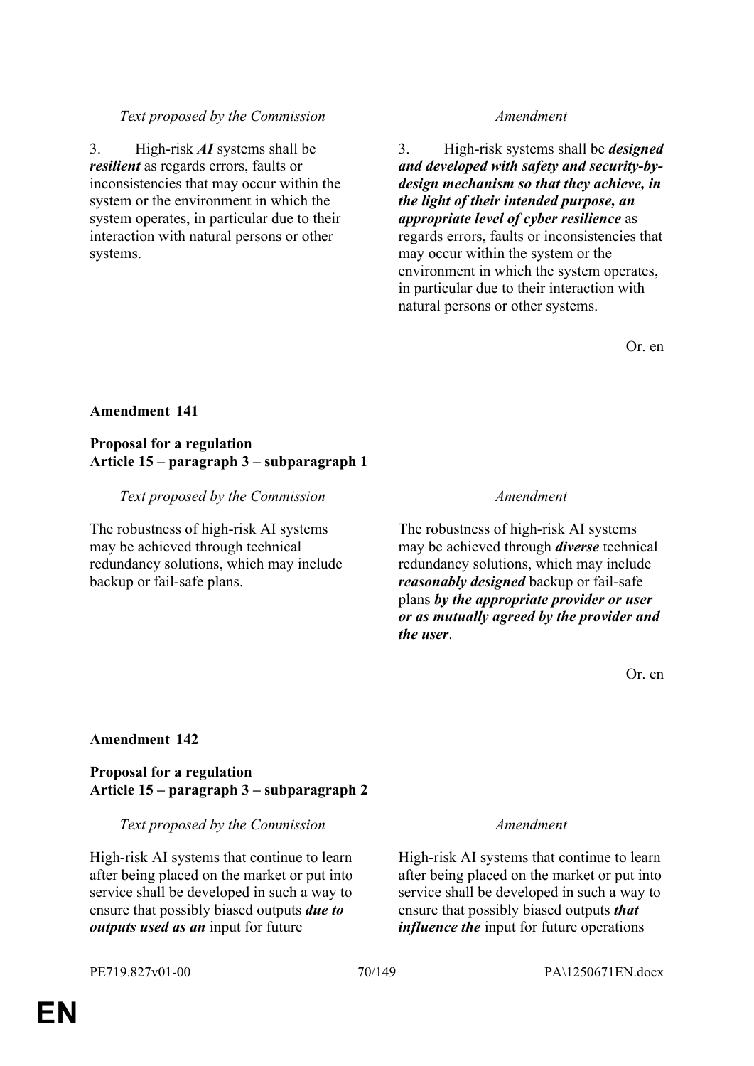| Text proposed by the Commission | Amendment |
|---|---|
| 3. High-risk ***AI*** systems shall be ***resilient*** as regards errors, faults or inconsistencies that may occur within the system or the environment in which the system operates, in particular due to their interaction with natural persons or other systems. | 3. High-risk systems shall be ***designed and developed with safety and security-by-design mechanism so that they achieve, in the light of their intended purpose, an appropriate level of cyber resilience*** as regards errors, faults or inconsistencies that may occur within the system or the environment in which the system operates, in particular due to their interaction with natural persons or other systems. |

Or. en

**Amendment 141**

**Proposal for a regulation**
**Article 15 – paragraph 3 – subparagraph 1**

| Text proposed by the Commission | Amendment |
|---|---|
| The robustness of high-risk AI systems may be achieved through technical redundancy solutions, which may include backup or fail-safe plans. | The robustness of high-risk AI systems may be achieved through ***diverse*** technical redundancy solutions, which may include ***reasonably designed*** backup or fail-safe plans ***by the appropriate provider or user or as mutually agreed by the provider and the user***. |

Or. en

**Amendment 142**

**Proposal for a regulation**
**Article 15 – paragraph 3 – subparagraph 2**

| Text proposed by the Commission | Amendment |
|---|---|
| High-risk AI systems that continue to learn after being placed on the market or put into service shall be developed in such a way to ensure that possibly biased outputs ***due to outputs used as an*** input for future | High-risk AI systems that continue to learn after being placed on the market or put into service shall be developed in such a way to ensure that possibly biased outputs ***that influence the*** input for future operations |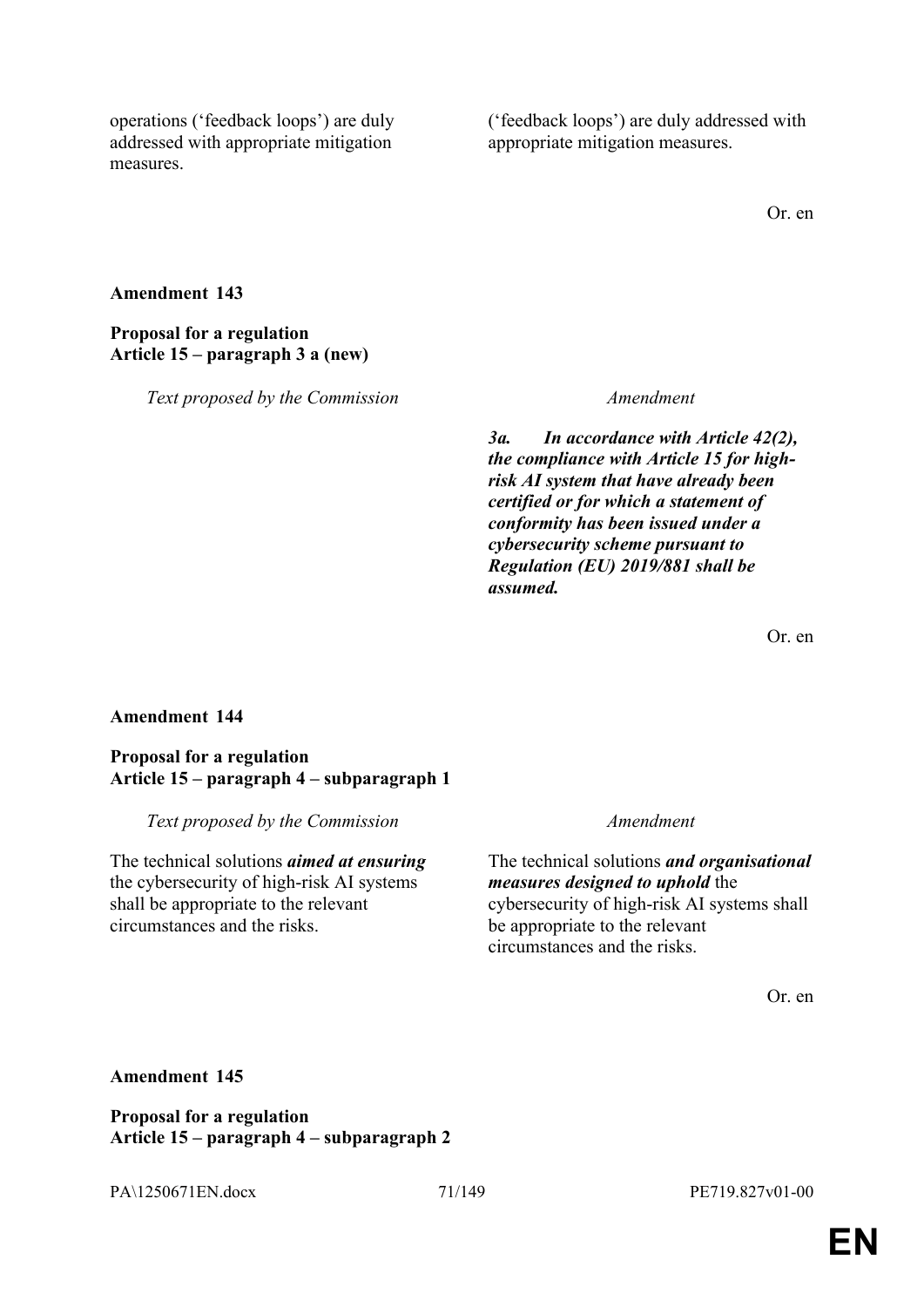| | |
|---|---|
| operations (‘feedback loops’) are duly addressed with appropriate mitigation measures. | (‘feedback loops’) are duly addressed with appropriate mitigation measures. |

Or. en

**Amendment 143**

**Proposal for a regulation**
**Article 15 – paragraph 3 a (new)**

| *Text proposed by the Commission* | *Amendment* |
|---|---|
| | ***3a. In accordance with Article 42(2), the compliance with Article 15 for high-risk AI system that have already been certified or for which a statement of conformity has been issued under a cybersecurity scheme pursuant to Regulation (EU) 2019/881 shall be assumed.*** |

Or. en

**Amendment 144**

**Proposal for a regulation**
**Article 15 – paragraph 4 – subparagraph 1**

| *Text proposed by the Commission* | *Amendment* |
|---|---|
| The technical solutions ***aimed at ensuring*** the cybersecurity of high-risk AI systems shall be appropriate to the relevant circumstances and the risks. | The technical solutions ***and organisational measures designed to uphold*** the cybersecurity of high-risk AI systems shall be appropriate to the relevant circumstances and the risks. |

Or. en

**Amendment 145**

**Proposal for a regulation**
**Article 15 – paragraph 4 – subparagraph 2**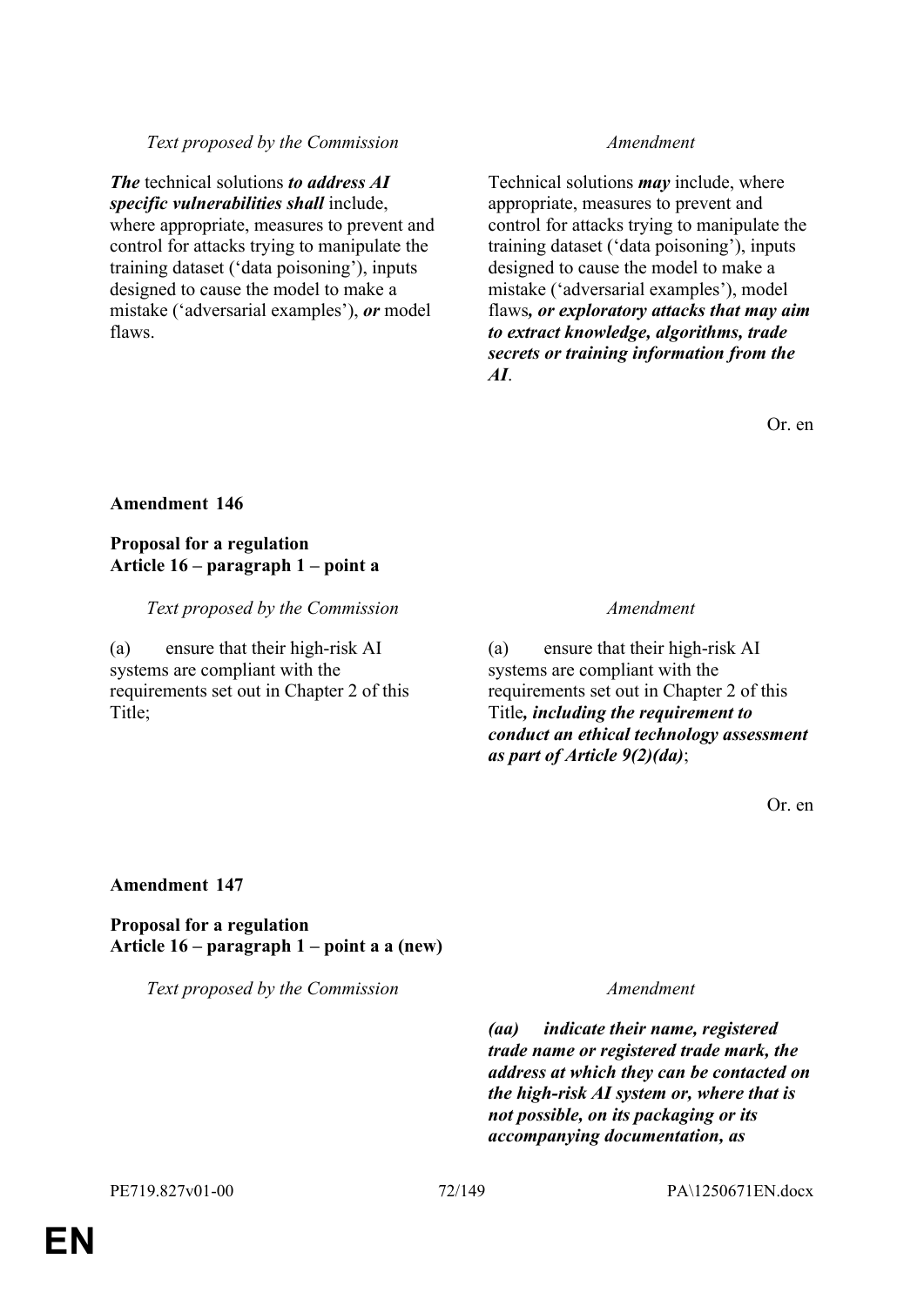| Text proposed by the Commission | Amendment |
|---|---|
| ***The*** technical solutions ***to address AI specific vulnerabilities shall*** include, where appropriate, measures to prevent and control for attacks trying to manipulate the training dataset ('data poisoning'), inputs designed to cause the model to make a mistake ('adversarial examples'), ***or*** model flaws. | Technical solutions ***may*** include, where appropriate, measures to prevent and control for attacks trying to manipulate the training dataset ('data poisoning'), inputs designed to cause the model to make a mistake ('adversarial examples'), model flaws***, or exploratory attacks that may aim to extract knowledge, algorithms, trade secrets or training information from the AI***. |

Or. en

**Amendment 146**

**Proposal for a regulation**
**Article 16 – paragraph 1 – point a**

| Text proposed by the Commission | Amendment |
|---|---|
| (a) ensure that their high-risk AI systems are compliant with the requirements set out in Chapter 2 of this Title; | (a) ensure that their high-risk AI systems are compliant with the requirements set out in Chapter 2 of this Title***, including the requirement to conduct an ethical technology assessment as part of Article 9(2)(da)***; |

Or. en

**Amendment 147**

**Proposal for a regulation**
**Article 16 – paragraph 1 – point a a (new)**

| Text proposed by the Commission | Amendment |
|---|---|
| | ***(aa) indicate their name, registered trade name or registered trade mark, the address at which they can be contacted on the high-risk AI system or, where that is not possible, on its packaging or its accompanying documentation, as*** |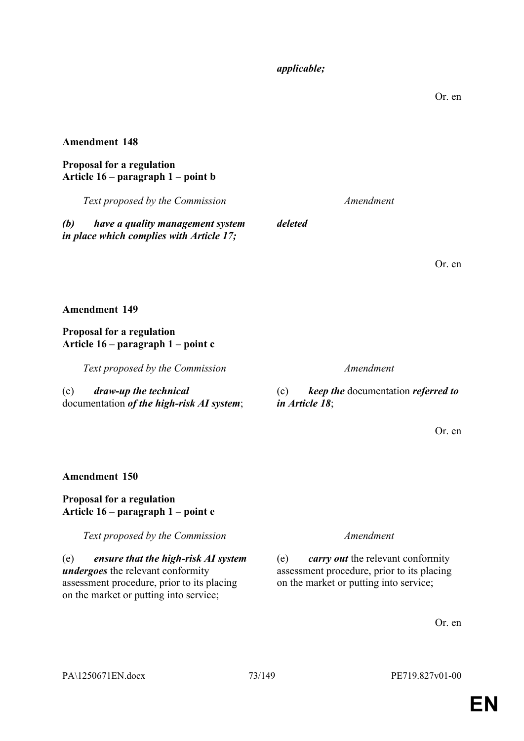*applicable;*

Or. en

**Amendment 148**

**Proposal for a regulation**
**Article 16 – paragraph 1 – point b**

| *Text proposed by the Commission* | *Amendment* |
|---|---|
| ***(b) have a quality management system in place which complies with Article 17;*** | ***deleted*** |

Or. en

**Amendment 149**

**Proposal for a regulation**
**Article 16 – paragraph 1 – point c**

| *Text proposed by the Commission* | *Amendment* |
|---|---|
| (c) ***draw-up the technical*** documentation ***of the high-risk AI system***; | (c) ***keep the*** documentation ***referred to in Article 18***; |

Or. en

**Amendment 150**

**Proposal for a regulation**
**Article 16 – paragraph 1 – point e**

| *Text proposed by the Commission* | *Amendment* |
|---|---|
| (e) ***ensure that the high-risk AI system undergoes*** the relevant conformity assessment procedure, prior to its placing on the market or putting into service; | (e) ***carry out*** the relevant conformity assessment procedure, prior to its placing on the market or putting into service; |

Or. en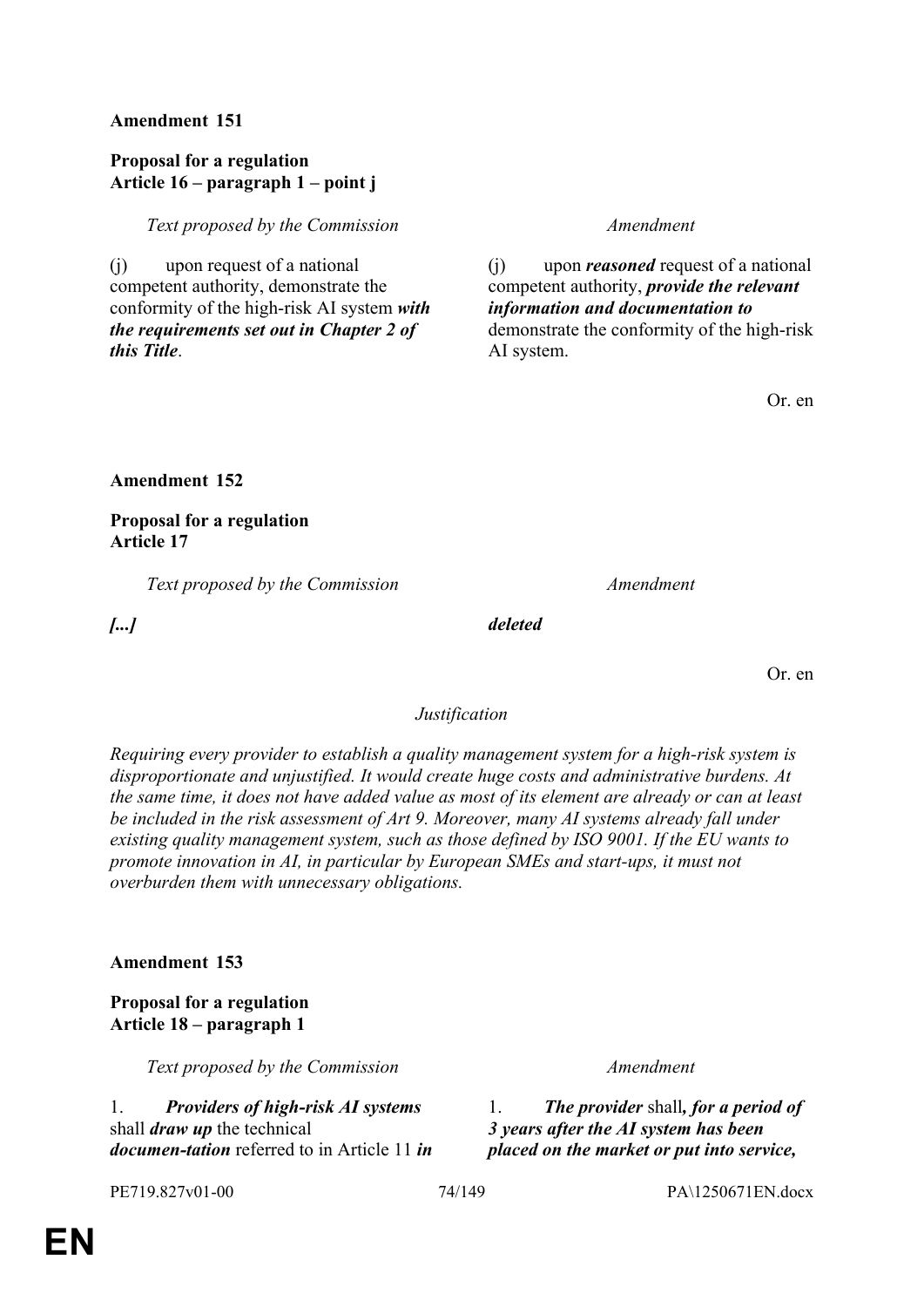**Amendment 151**

**Proposal for a regulation**
**Article 16 – paragraph 1 – point j**

| *Text proposed by the Commission* | *Amendment* |
|---|---|
| (j) upon request of a national competent authority, demonstrate the conformity of the high-risk AI system ***with the requirements set out in Chapter 2 of this Title***. | (j) upon ***reasoned*** request of a national competent authority, ***provide the relevant information and documentation to*** demonstrate the conformity of the high-risk AI system. |

Or. en

**Amendment 152**

**Proposal for a regulation**
**Article 17**

| *Text proposed by the Commission* | *Amendment* |
|---|---|
| ***[...]*** | ***deleted*** |

Or. en

*Justification*

*Requiring every provider to establish a quality management system for a high-risk system is disproportionate and unjustified. It would create huge costs and administrative burdens. At the same time, it does not have added value as most of its element are already or can at least be included in the risk assessment of Art 9. Moreover, many AI systems already fall under existing quality management system, such as those defined by ISO 9001. If the EU wants to promote innovation in AI, in particular by European SMEs and start-ups, it must not overburden them with unnecessary obligations.*

**Amendment 153**

**Proposal for a regulation**
**Article 18 – paragraph 1**

| *Text proposed by the Commission* | *Amendment* |
|---|---|
| 1. ***Providers of high-risk AI systems*** shall ***draw up*** the technical ***documen-tation*** referred to in Article 11 ***in*** | 1. ***The provider*** shall***, for a period of 3 years after the AI system has been placed on the market or put into service,*** |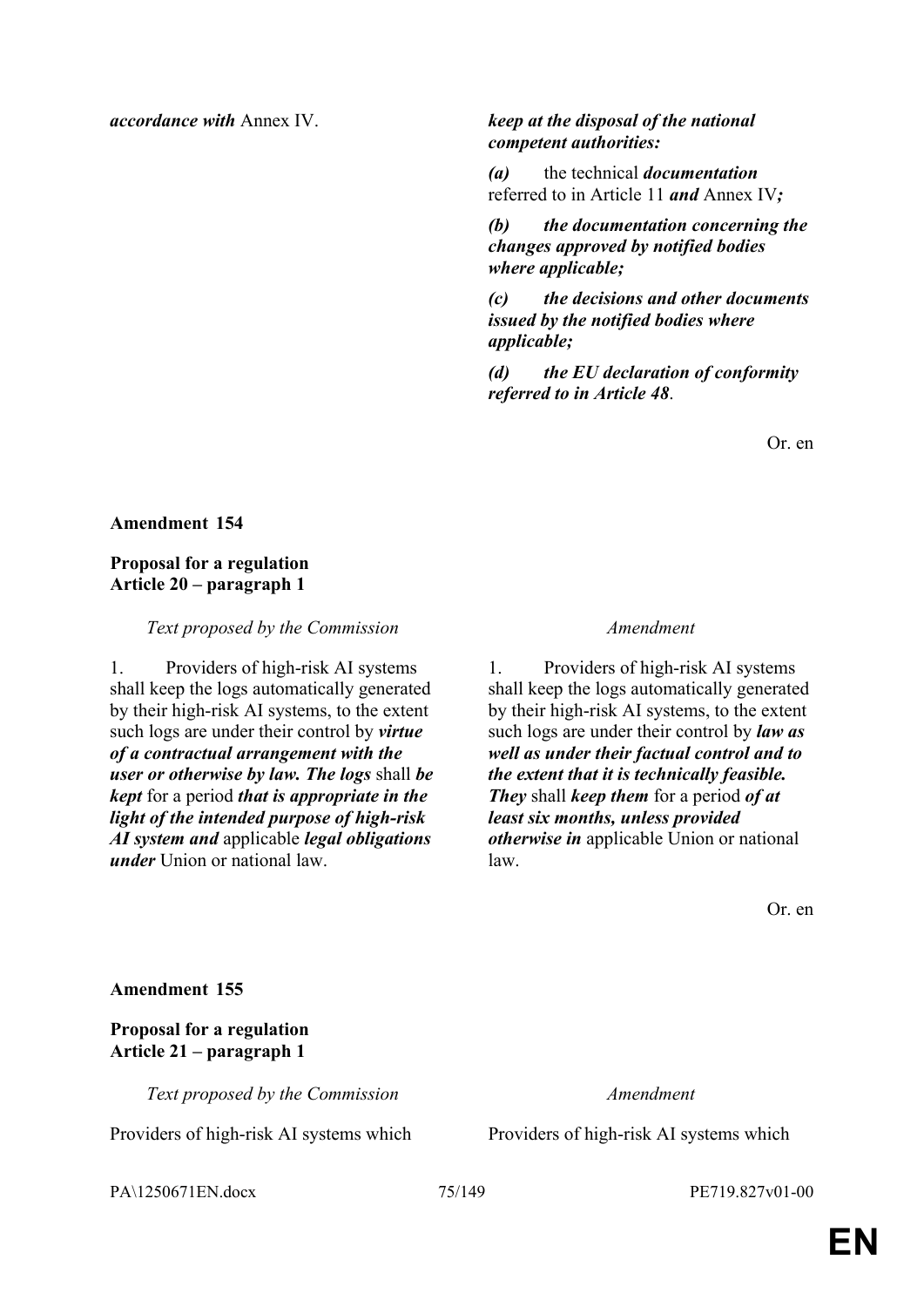| | |
|---|---|
| ***accordance with*** Annex IV. | ***keep at the disposal of the national competent authorities:*** |
| | ***(a)*** the technical ***documentation*** referred to in Article 11 ***and*** Annex IV***;*** |
| | ***(b) the documentation concerning the changes approved by notified bodies where applicable;*** |
| | ***(c) the decisions and other documents issued by the notified bodies where applicable;*** |
| | ***(d) the EU declaration of conformity referred to in Article 48***. |

Or. en

**Amendment 154**

**Proposal for a regulation**
**Article 20 – paragraph 1**

| *Text proposed by the Commission* | *Amendment* |
|---|---|
| 1. Providers of high-risk AI systems shall keep the logs automatically generated by their high-risk AI systems, to the extent such logs are under their control by ***virtue of a contractual arrangement with the user or otherwise by law. The logs*** shall ***be kept*** for a period ***that is appropriate in the light of the intended purpose of high-risk AI system and*** applicable ***legal obligations under*** Union or national law. | 1. Providers of high-risk AI systems shall keep the logs automatically generated by their high-risk AI systems, to the extent such logs are under their control by ***law as well as under their factual control and to the extent that it is technically feasible. They*** shall ***keep them*** for a period ***of at least six months, unless provided otherwise in*** applicable Union or national law. |

Or. en

**Amendment 155**

**Proposal for a regulation**
**Article 21 – paragraph 1**

| *Text proposed by the Commission* | *Amendment* |
|---|---|
| Providers of high-risk AI systems which | Providers of high-risk AI systems which |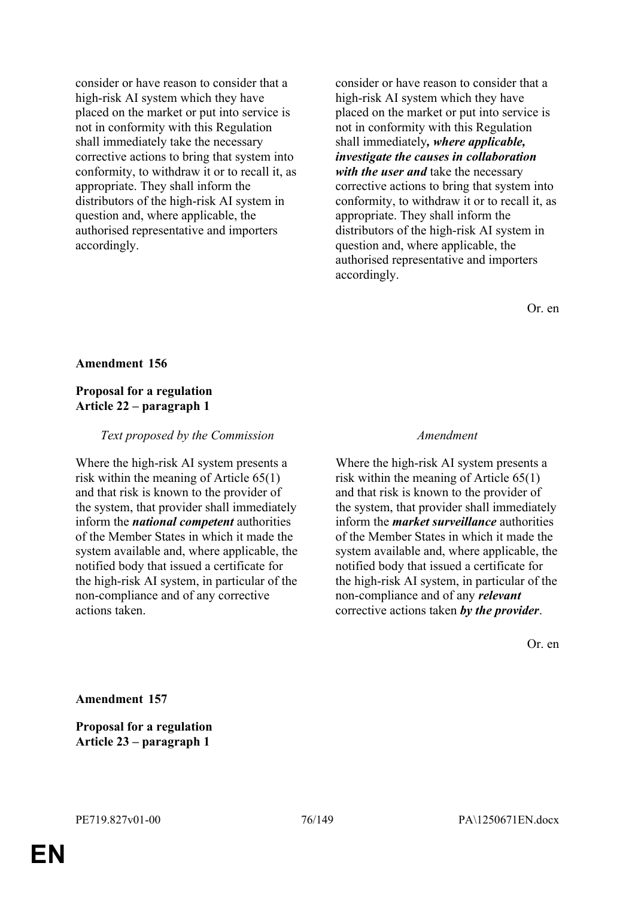| | |
|---|---|
| consider or have reason to consider that a high-risk AI system which they have placed on the market or put into service is not in conformity with this Regulation shall immediately take the necessary corrective actions to bring that system into conformity, to withdraw it or to recall it, as appropriate. They shall inform the distributors of the high-risk AI system in question and, where applicable, the authorised representative and importers accordingly. | consider or have reason to consider that a high-risk AI system which they have placed on the market or put into service is not in conformity with this Regulation shall immediately***, where applicable, investigate the causes in collaboration with the user and*** take the necessary corrective actions to bring that system into conformity, to withdraw it or to recall it, as appropriate. They shall inform the distributors of the high-risk AI system in question and, where applicable, the authorised representative and importers accordingly. |

Or. en

**Amendment 156**

**Proposal for a regulation**
**Article 22 – paragraph 1**

| *Text proposed by the Commission* | *Amendment* |
|---|---|
| Where the high-risk AI system presents a risk within the meaning of Article 65(1) and that risk is known to the provider of the system, that provider shall immediately inform the ***national competent*** authorities of the Member States in which it made the system available and, where applicable, the notified body that issued a certificate for the high-risk AI system, in particular of the non-compliance and of any corrective actions taken. | Where the high-risk AI system presents a risk within the meaning of Article 65(1) and that risk is known to the provider of the system, that provider shall immediately inform the ***market surveillance*** authorities of the Member States in which it made the system available and, where applicable, the notified body that issued a certificate for the high-risk AI system, in particular of the non-compliance and of any ***relevant*** corrective actions taken ***by the provider***. |

Or. en

**Amendment 157**

**Proposal for a regulation**
**Article 23 – paragraph 1**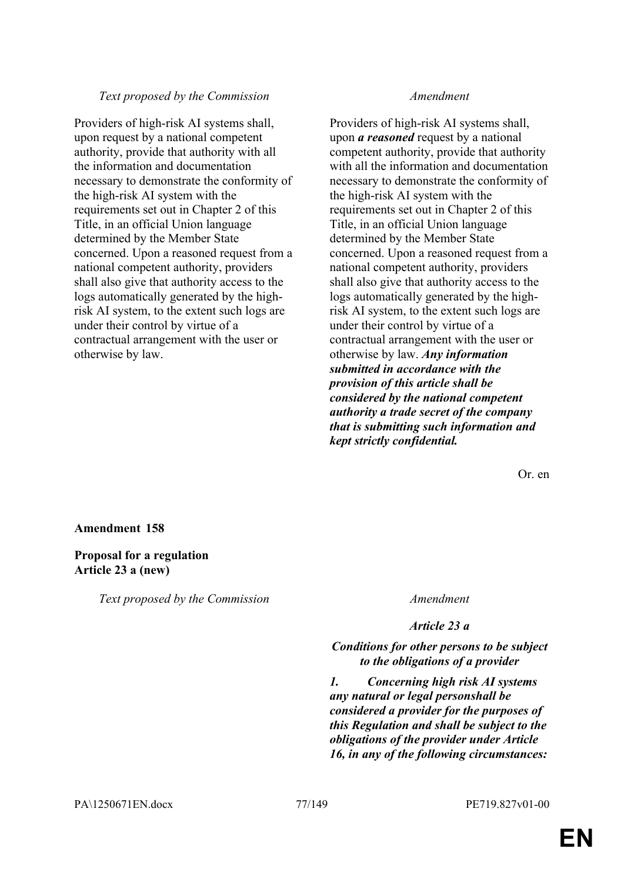| *Text proposed by the Commission* | *Amendment* |
|---|---|
| Providers of high-risk AI systems shall, upon request by a national competent authority, provide that authority with all the information and documentation necessary to demonstrate the conformity of the high-risk AI system with the requirements set out in Chapter 2 of this Title, in an official Union language determined by the Member State concerned. Upon a reasoned request from a national competent authority, providers shall also give that authority access to the logs automatically generated by the high-risk AI system, to the extent such logs are under their control by virtue of a contractual arrangement with the user or otherwise by law. | Providers of high-risk AI systems shall, upon ***a reasoned*** request by a national competent authority, provide that authority with all the information and documentation necessary to demonstrate the conformity of the high-risk AI system with the requirements set out in Chapter 2 of this Title, in an official Union language determined by the Member State concerned. Upon a reasoned request from a national competent authority, providers shall also give that authority access to the logs automatically generated by the high-risk AI system, to the extent such logs are under their control by virtue of a contractual arrangement with the user or otherwise by law. ***Any information submitted in accordance with the provision of this article shall be considered by the national competent authority a trade secret of the company that is submitting such information and kept strictly confidential.*** |

Or. en

**Amendment 158**

**Proposal for a regulation**
**Article 23 a (new)**

| *Text proposed by the Commission* | *Amendment* |
|---|---|
| | ***Article 23 a*** |
| | ***Conditions for other persons to be subject to the obligations of a provider*** |
| | ***1. Concerning high risk AI systems any natural or legal personshall be considered a provider for the purposes of this Regulation and shall be subject to the obligations of the provider under Article 16, in any of the following circumstances:*** |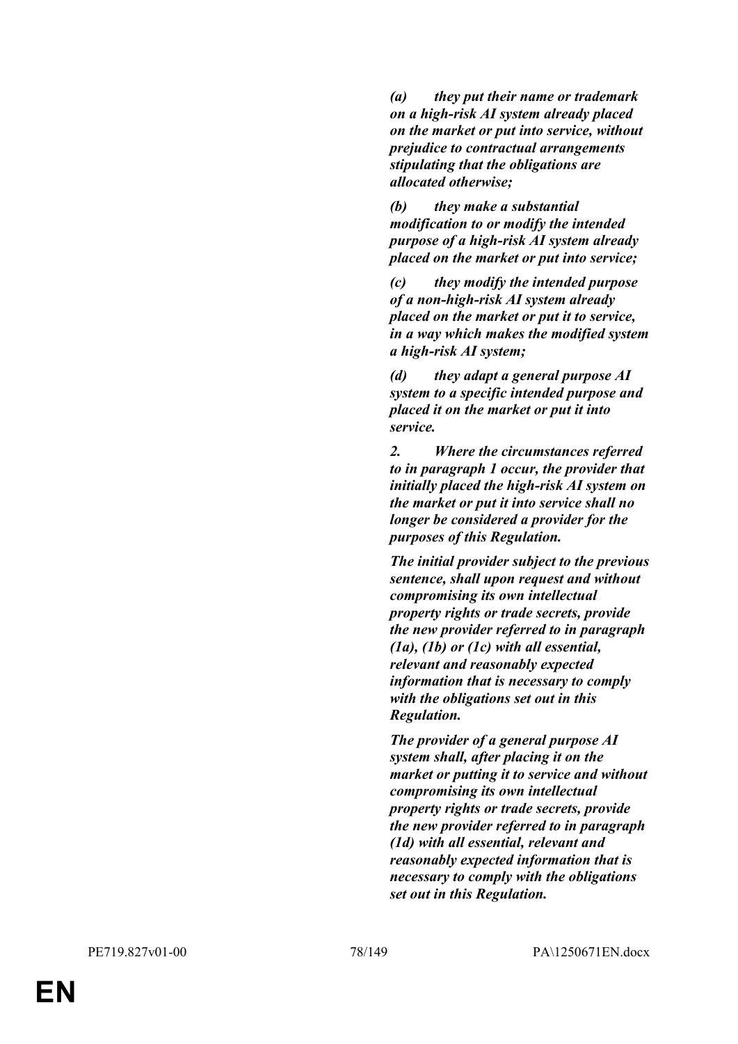***(a) they put their name or trademark on a high-risk AI system already placed on the market or put into service, without prejudice to contractual arrangements stipulating that the obligations are allocated otherwise;***

***(b) they make a substantial modification to or modify the intended purpose of a high-risk AI system already placed on the market or put into service;***

***(c) they modify the intended purpose of a non-high-risk AI system already placed on the market or put it to service, in a way which makes the modified system a high-risk AI system;***

***(d) they adapt a general purpose AI system to a specific intended purpose and placed it on the market or put it into service.***

***2. Where the circumstances referred to in paragraph 1 occur, the provider that initially placed the high-risk AI system on the market or put it into service shall no longer be considered a provider for the purposes of this Regulation.***

***The initial provider subject to the previous sentence, shall upon request and without compromising its own intellectual property rights or trade secrets, provide the new provider referred to in paragraph (1a), (1b) or (1c) with all essential, relevant and reasonably expected information that is necessary to comply with the obligations set out in this Regulation.***

***The provider of a general purpose AI system shall, after placing it on the market or putting it to service and without compromising its own intellectual property rights or trade secrets, provide the new provider referred to in paragraph (1d) with all essential, relevant and reasonably expected information that is necessary to comply with the obligations set out in this Regulation.***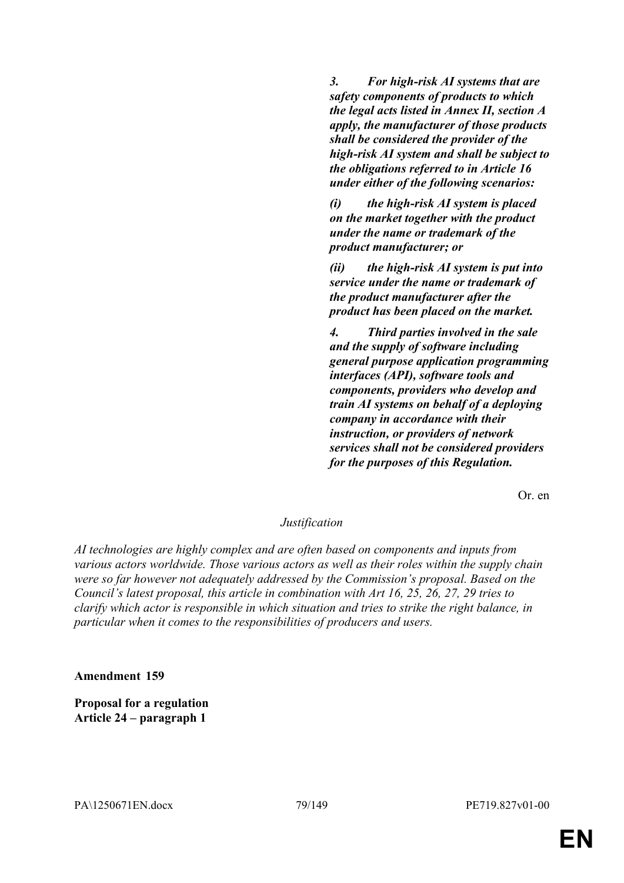***3. For high-risk AI systems that are safety components of products to which the legal acts listed in Annex II, section A apply, the manufacturer of those products shall be considered the provider of the high-risk AI system and shall be subject to the obligations referred to in Article 16 under either of the following scenarios:***

***(i) the high-risk AI system is placed on the market together with the product under the name or trademark of the product manufacturer; or***

***(ii) the high-risk AI system is put into service under the name or trademark of the product manufacturer after the product has been placed on the market.***

***4. Third parties involved in the sale and the supply of software including general purpose application programming interfaces (API), software tools and components, providers who develop and train AI systems on behalf of a deploying company in accordance with their instruction, or providers of network services shall not be considered providers for the purposes of this Regulation.***

Or. en

*Justification*

*AI technologies are highly complex and are often based on components and inputs from various actors worldwide. Those various actors as well as their roles within the supply chain were so far however not adequately addressed by the Commission's proposal. Based on the Council's latest proposal, this article in combination with Art 16, 25, 26, 27, 29 tries to clarify which actor is responsible in which situation and tries to strike the right balance, in particular when it comes to the responsibilities of producers and users.*

**Amendment 159**

**Proposal for a regulation**
**Article 24 – paragraph 1**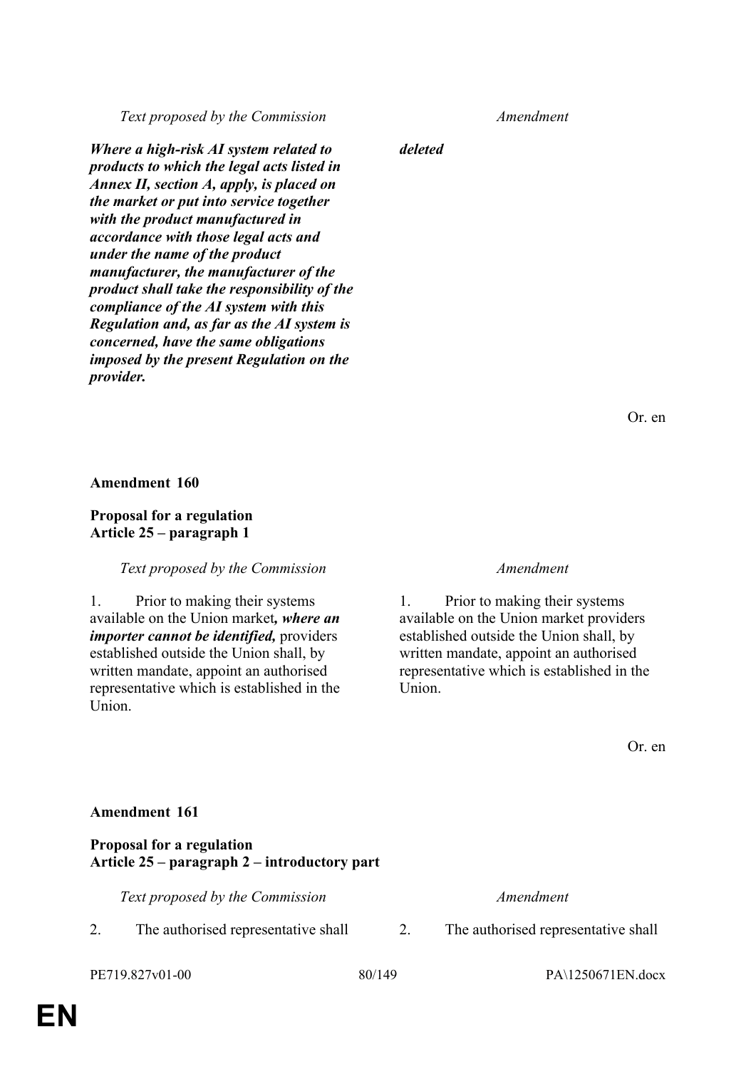| Text proposed by the Commission | Amendment |
|---|---|
| ***Where a high-risk AI system related to products to which the legal acts listed in Annex II, section A, apply, is placed on the market or put into service together with the product manufactured in accordance with those legal acts and under the name of the product manufacturer, the manufacturer of the product shall take the responsibility of the compliance of the AI system with this Regulation and, as far as the AI system is concerned, have the same obligations imposed by the present Regulation on the provider.*** | ***deleted*** |

Or. en

**Amendment 160**

**Proposal for a regulation**
**Article 25 – paragraph 1**

| Text proposed by the Commission | Amendment |
|---|---|
| 1. Prior to making their systems available on the Union market*, where an importer cannot be identified,* providers established outside the Union shall, by written mandate, appoint an authorised representative which is established in the Union. | 1. Prior to making their systems available on the Union market providers established outside the Union shall, by written mandate, appoint an authorised representative which is established in the Union. |

Or. en

**Amendment 161**

**Proposal for a regulation**
**Article 25 – paragraph 2 – introductory part**

| Text proposed by the Commission | Amendment |
|---|---|
| 2. The authorised representative shall | 2. The authorised representative shall |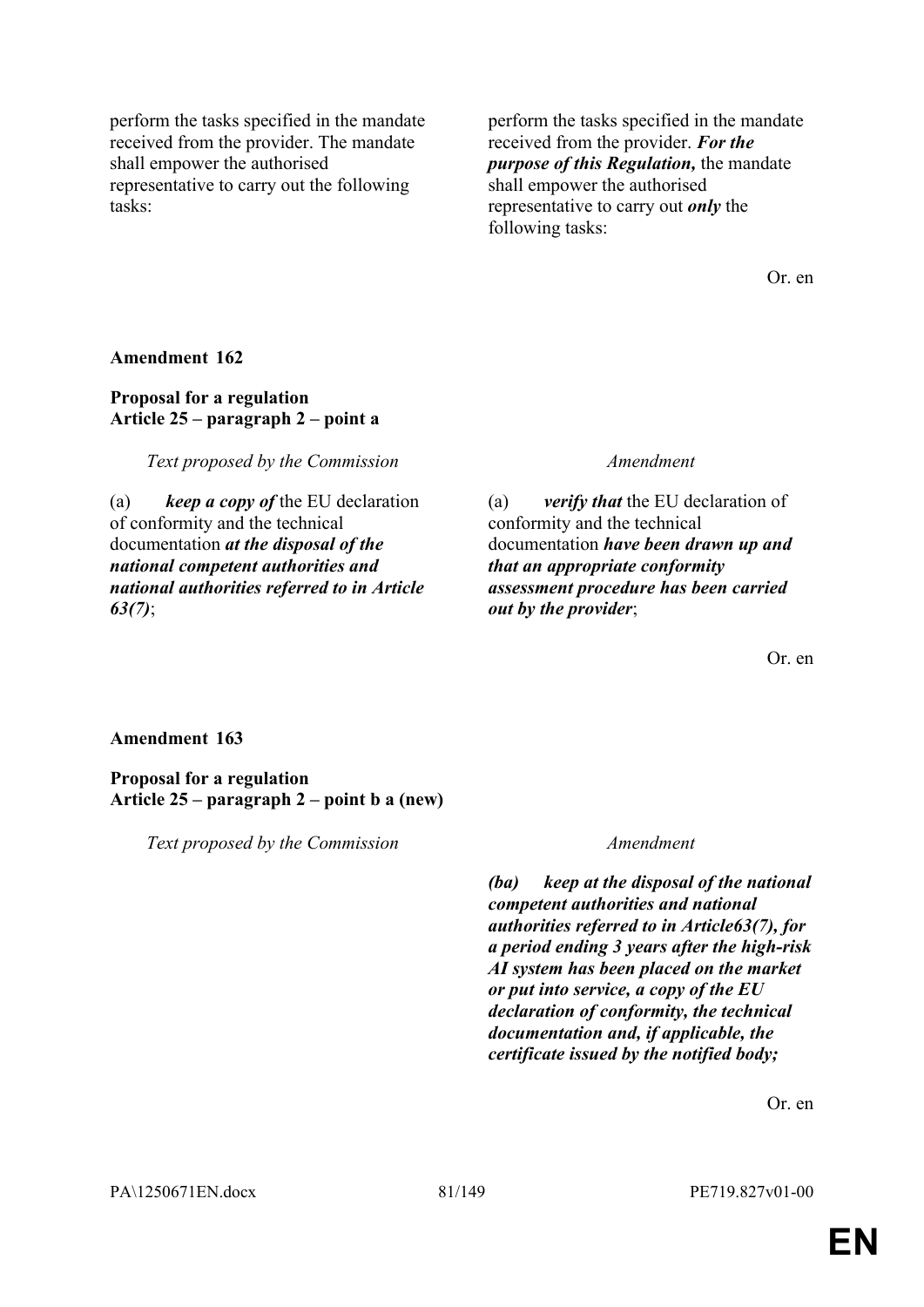| | |
|---|---|
| perform the tasks specified in the mandate received from the provider. The mandate shall empower the authorised representative to carry out the following tasks: | perform the tasks specified in the mandate received from the provider. ***For the purpose of this Regulation,*** the mandate shall empower the authorised representative to carry out ***only*** the following tasks: |

Or. en

**Amendment 162**

**Proposal for a regulation**
**Article 25 – paragraph 2 – point a**

| *Text proposed by the Commission* | *Amendment* |
|---|---|
| (a) ***keep a copy of*** the EU declaration of conformity and the technical documentation ***at the disposal of the national competent authorities and national authorities referred to in Article 63(7)***; | (a) ***verify that*** the EU declaration of conformity and the technical documentation ***have been drawn up and that an appropriate conformity assessment procedure has been carried out by the provider***; |

Or. en

**Amendment 163**

**Proposal for a regulation**
**Article 25 – paragraph 2 – point b a (new)**

| *Text proposed by the Commission* | *Amendment* |
|---|---|
| | ***(ba) keep at the disposal of the national competent authorities and national authorities referred to in Article63(7), for a period ending 3 years after the high-risk AI system has been placed on the market or put into service, a copy of the EU declaration of conformity, the technical documentation and, if applicable, the certificate issued by the notified body;*** |

Or. en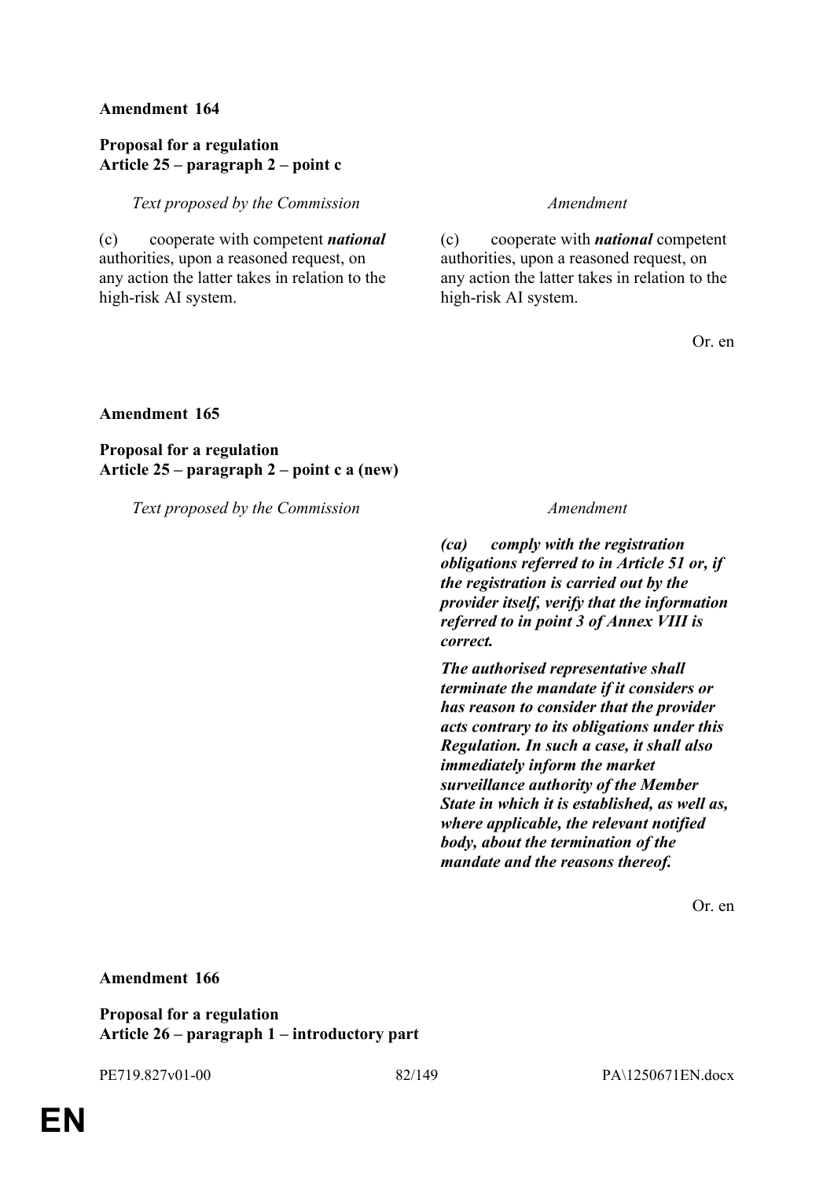**Amendment 164**

**Proposal for a regulation**
**Article 25 – paragraph 2 – point c**

| *Text proposed by the Commission* | *Amendment* |
|---|---|
| (c) cooperate with competent ***national*** authorities, upon a reasoned request, on any action the latter takes in relation to the high-risk AI system. | (c) cooperate with ***national*** competent authorities, upon a reasoned request, on any action the latter takes in relation to the high-risk AI system. |

Or. en

**Amendment 165**

**Proposal for a regulation**
**Article 25 – paragraph 2 – point c a (new)**

| *Text proposed by the Commission* | *Amendment* |
|---|---|
| | ***(ca) comply with the registration obligations referred to in Article 51 or, if the registration is carried out by the provider itself, verify that the information referred to in point 3 of Annex VIII is correct.*** |
| | ***The authorised representative shall terminate the mandate if it considers or has reason to consider that the provider acts contrary to its obligations under this Regulation. In such a case, it shall also immediately inform the market surveillance authority of the Member State in which it is established, as well as, where applicable, the relevant notified body, about the termination of the mandate and the reasons thereof.*** |

Or. en

**Amendment 166**

**Proposal for a regulation**
**Article 26 – paragraph 1 – introductory part**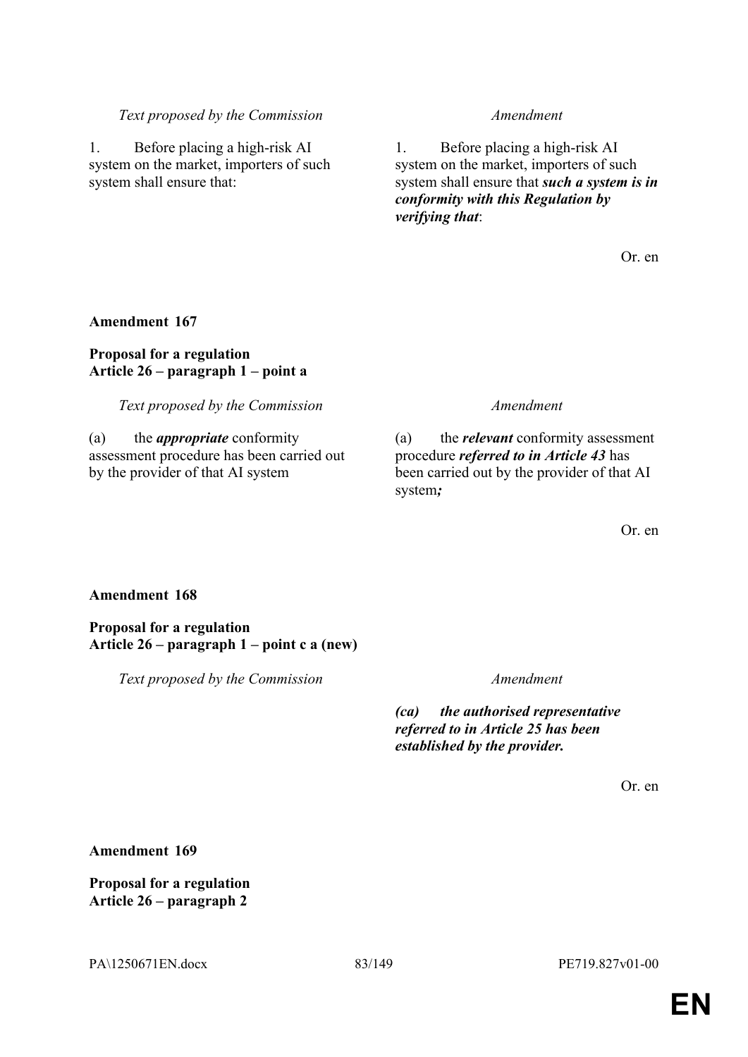| *Text proposed by the Commission* | *Amendment* |
|---|---|
| 1. Before placing a high-risk AI system on the market, importers of such system shall ensure that: | 1. Before placing a high-risk AI system on the market, importers of such system shall ensure that ***such a system is in conformity with this Regulation by verifying that***: |

Or. en

**Amendment 167**

**Proposal for a regulation**
**Article 26 – paragraph 1 – point a**

| *Text proposed by the Commission* | *Amendment* |
|---|---|
| (a) the ***appropriate*** conformity assessment procedure has been carried out by the provider of that AI system | (a) the ***relevant*** conformity assessment procedure ***referred to in Article 43*** has been carried out by the provider of that AI system***;*** |

Or. en

**Amendment 168**

**Proposal for a regulation**
**Article 26 – paragraph 1 – point c a (new)**

| *Text proposed by the Commission* | *Amendment* |
|---|---|
| | ***(ca) the authorised representative referred to in Article 25 has been established by the provider.*** |

Or. en

**Amendment 169**

**Proposal for a regulation**
**Article 26 – paragraph 2**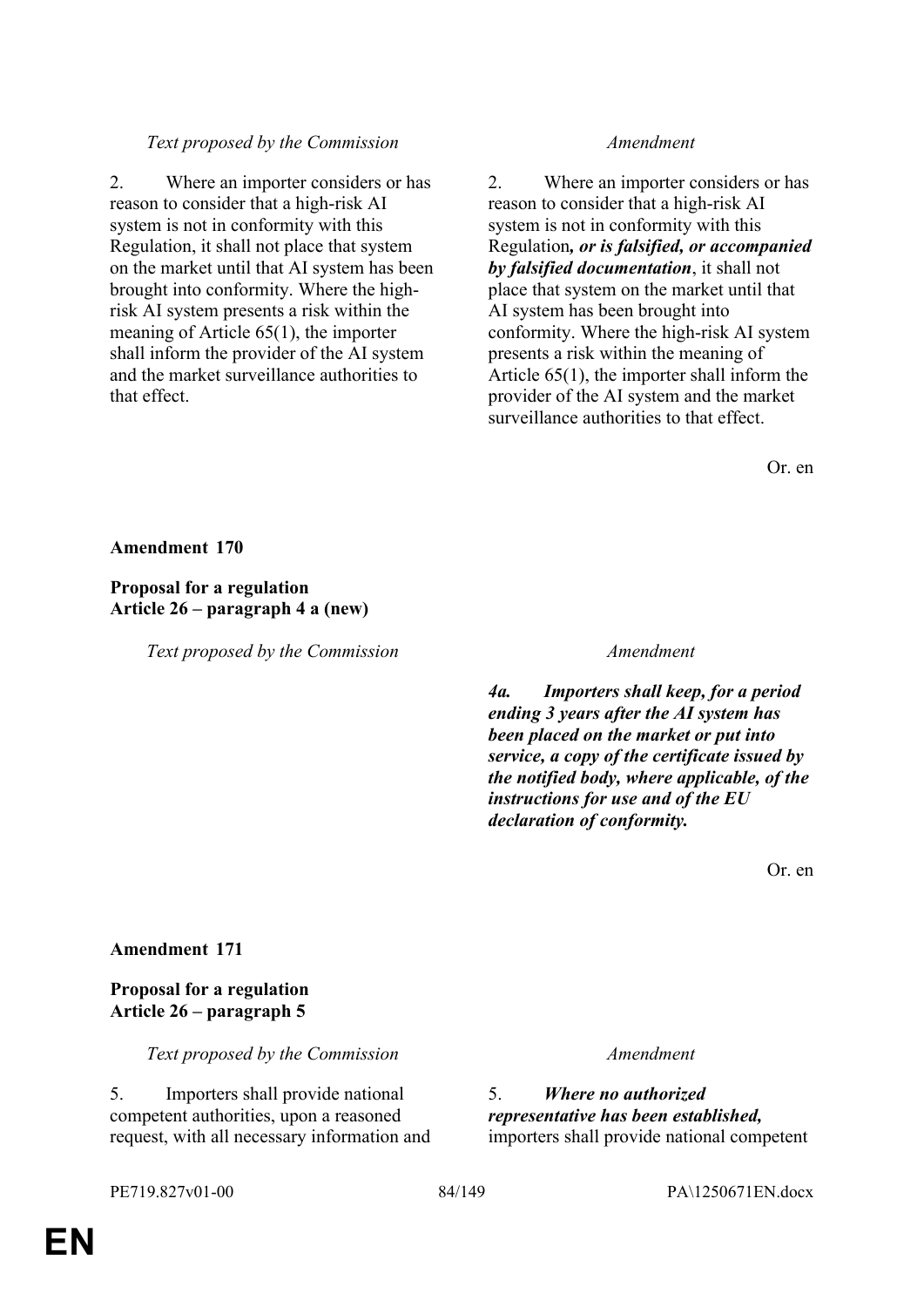| Text proposed by the Commission | Amendment |
|---|---|
| 2. Where an importer considers or has reason to consider that a high-risk AI system is not in conformity with this Regulation, it shall not place that system on the market until that AI system has been brought into conformity. Where the high-risk AI system presents a risk within the meaning of Article 65(1), the importer shall inform the provider of the AI system and the market surveillance authorities to that effect. | 2. Where an importer considers or has reason to consider that a high-risk AI system is not in conformity with this Regulation***, or is falsified, or accompanied by falsified documentation***, it shall not place that system on the market until that AI system has been brought into conformity. Where the high-risk AI system presents a risk within the meaning of Article 65(1), the importer shall inform the provider of the AI system and the market surveillance authorities to that effect. |

Or. en

**Amendment 170**

**Proposal for a regulation**
**Article 26 – paragraph 4 a (new)**

| Text proposed by the Commission | Amendment |
|---|---|
| | ***4a. Importers shall keep, for a period ending 3 years after the AI system has been placed on the market or put into service, a copy of the certificate issued by the notified body, where applicable, of the instructions for use and of the EU declaration of conformity.*** |

Or. en

**Amendment 171**

**Proposal for a regulation**
**Article 26 – paragraph 5**

| Text proposed by the Commission | Amendment |
|---|---|
| 5. Importers shall provide national competent authorities, upon a reasoned request, with all necessary information and | 5. ***Where no authorized representative has been established,*** importers shall provide national competent |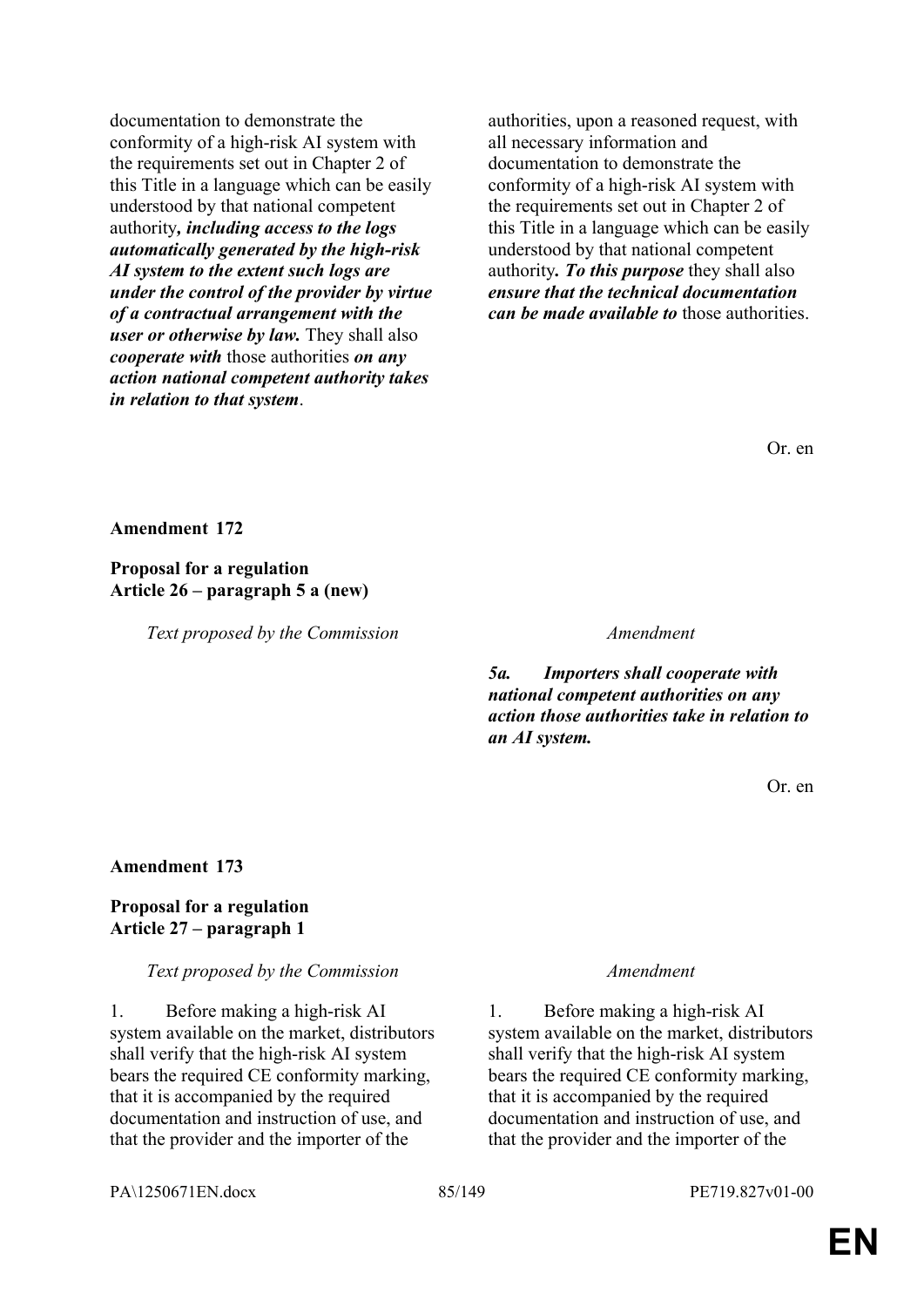| | |
|---|---|
| documentation to demonstrate the conformity of a high-risk AI system with the requirements set out in Chapter 2 of this Title in a language which can be easily understood by that national competent authority***, including access to the logs automatically generated by the high-risk AI system to the extent such logs are under the control of the provider by virtue of a contractual arrangement with the user or otherwise by law.*** They shall also ***cooperate with*** those authorities ***on any action national competent authority takes in relation to that system***. | authorities, upon a reasoned request, with all necessary information and documentation to demonstrate the conformity of a high-risk AI system with the requirements set out in Chapter 2 of this Title in a language which can be easily understood by that national competent authority***. To this purpose*** they shall also ***ensure that the technical documentation can be made available to*** those authorities. |

Or. en

**Amendment 172**

**Proposal for a regulation**
**Article 26 – paragraph 5 a (new)**

| *Text proposed by the Commission* | *Amendment* |
|---|---|
| | ***5a. Importers shall cooperate with national competent authorities on any action those authorities take in relation to an AI system.*** |

Or. en

**Amendment 173**

**Proposal for a regulation**
**Article 27 – paragraph 1**

| *Text proposed by the Commission* | *Amendment* |
|---|---|
| 1. Before making a high-risk AI system available on the market, distributors shall verify that the high-risk AI system bears the required CE conformity marking, that it is accompanied by the required documentation and instruction of use, and that the provider and the importer of the | 1. Before making a high-risk AI system available on the market, distributors shall verify that the high-risk AI system bears the required CE conformity marking, that it is accompanied by the required documentation and instruction of use, and that the provider and the importer of the |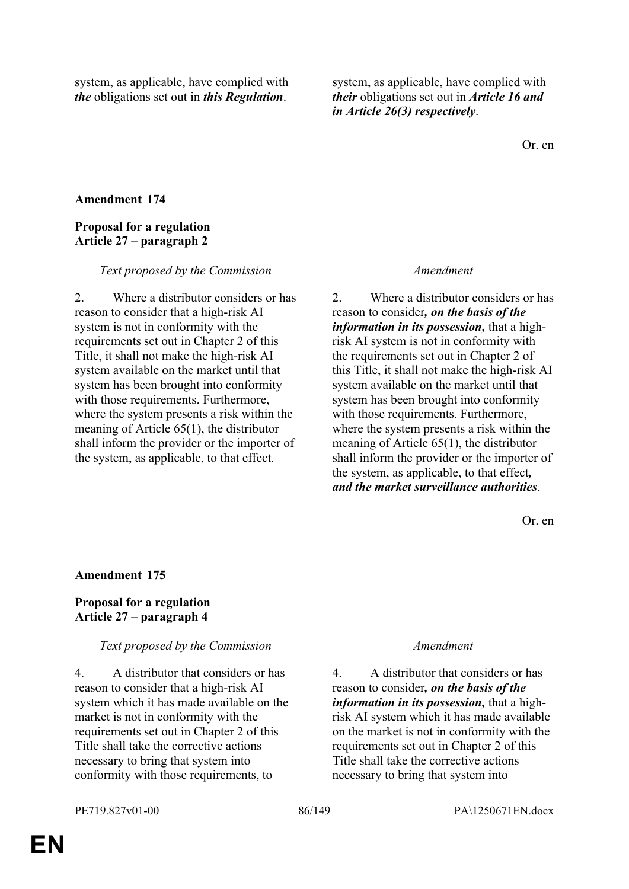| | |
|---|---|
| system, as applicable, have complied with ***the*** obligations set out in ***this Regulation***. | system, as applicable, have complied with ***their*** obligations set out in ***Article 16 and in Article 26(3) respectively***. |

Or. en

**Amendment 174**

**Proposal for a regulation**
**Article 27 – paragraph 2**

| *Text proposed by the Commission* | *Amendment* |
|---|---|
| 2. Where a distributor considers or has reason to consider that a high-risk AI system is not in conformity with the requirements set out in Chapter 2 of this Title, it shall not make the high-risk AI system available on the market until that system has been brought into conformity with those requirements. Furthermore, where the system presents a risk within the meaning of Article 65(1), the distributor shall inform the provider or the importer of the system, as applicable, to that effect. | 2. Where a distributor considers or has reason to consider***, on the basis of the information in its possession,*** that a high-risk AI system is not in conformity with the requirements set out in Chapter 2 of this Title, it shall not make the high-risk AI system available on the market until that system has been brought into conformity with those requirements. Furthermore, where the system presents a risk within the meaning of Article 65(1), the distributor shall inform the provider or the importer of the system, as applicable, to that effect***, and the market surveillance authorities***. |

Or. en

**Amendment 175**

**Proposal for a regulation**
**Article 27 – paragraph 4**

| *Text proposed by the Commission* | *Amendment* |
|---|---|
| 4. A distributor that considers or has reason to consider that a high-risk AI system which it has made available on the market is not in conformity with the requirements set out in Chapter 2 of this Title shall take the corrective actions necessary to bring that system into conformity with those requirements, to | 4. A distributor that considers or has reason to consider***, on the basis of the information in its possession,*** that a high-risk AI system which it has made available on the market is not in conformity with the requirements set out in Chapter 2 of this Title shall take the corrective actions necessary to bring that system into |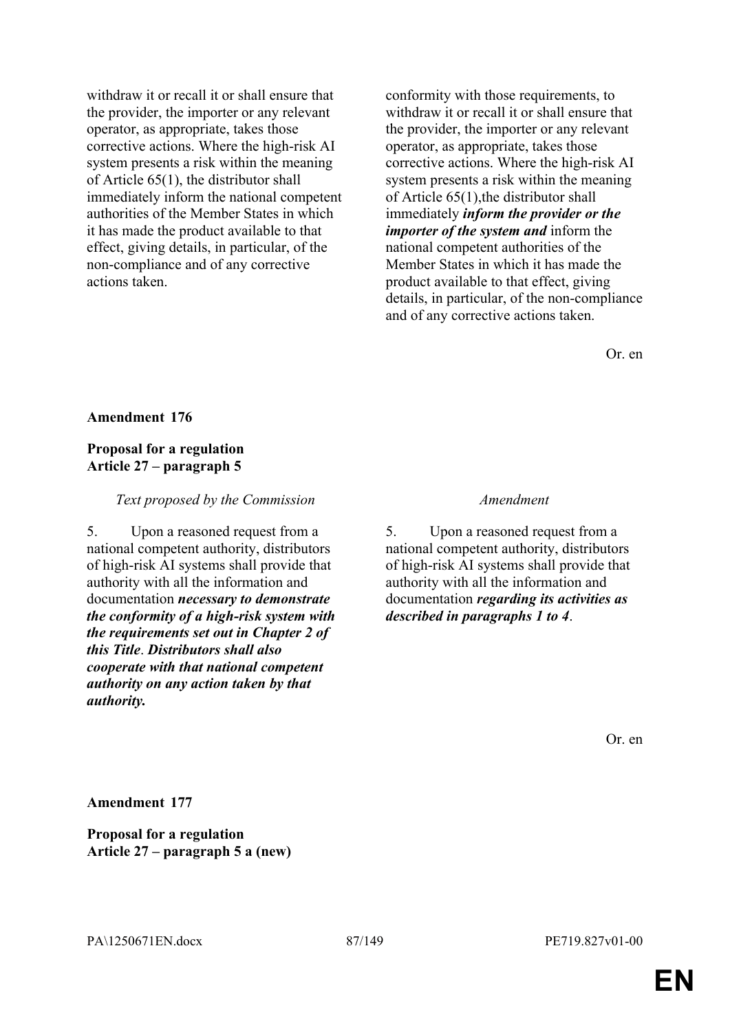| | |
|---|---|
| withdraw it or recall it or shall ensure that the provider, the importer or any relevant operator, as appropriate, takes those corrective actions. Where the high-risk AI system presents a risk within the meaning of Article 65(1), the distributor shall immediately inform the national competent authorities of the Member States in which it has made the product available to that effect, giving details, in particular, of the non-compliance and of any corrective actions taken. | conformity with those requirements, to withdraw it or recall it or shall ensure that the provider, the importer or any relevant operator, as appropriate, takes those corrective actions. Where the high-risk AI system presents a risk within the meaning of Article 65(1),the distributor shall immediately ***inform the provider or the importer of the system and*** inform the national competent authorities of the Member States in which it has made the product available to that effect, giving details, in particular, of the non-compliance and of any corrective actions taken. |

Or. en

**Amendment 176**

**Proposal for a regulation**
**Article 27 – paragraph 5**

| *Text proposed by the Commission* | *Amendment* |
|---|---|
| 5. Upon a reasoned request from a national competent authority, distributors of high-risk AI systems shall provide that authority with all the information and documentation ***necessary to demonstrate the conformity of a high-risk system with the requirements set out in Chapter 2 of this Title***. ***Distributors shall also cooperate with that national competent authority on any action taken by that authority.*** | 5. Upon a reasoned request from a national competent authority, distributors of high-risk AI systems shall provide that authority with all the information and documentation ***regarding its activities as described in paragraphs 1 to 4***. |

Or. en

**Amendment 177**

**Proposal for a regulation**
**Article 27 – paragraph 5 a (new)**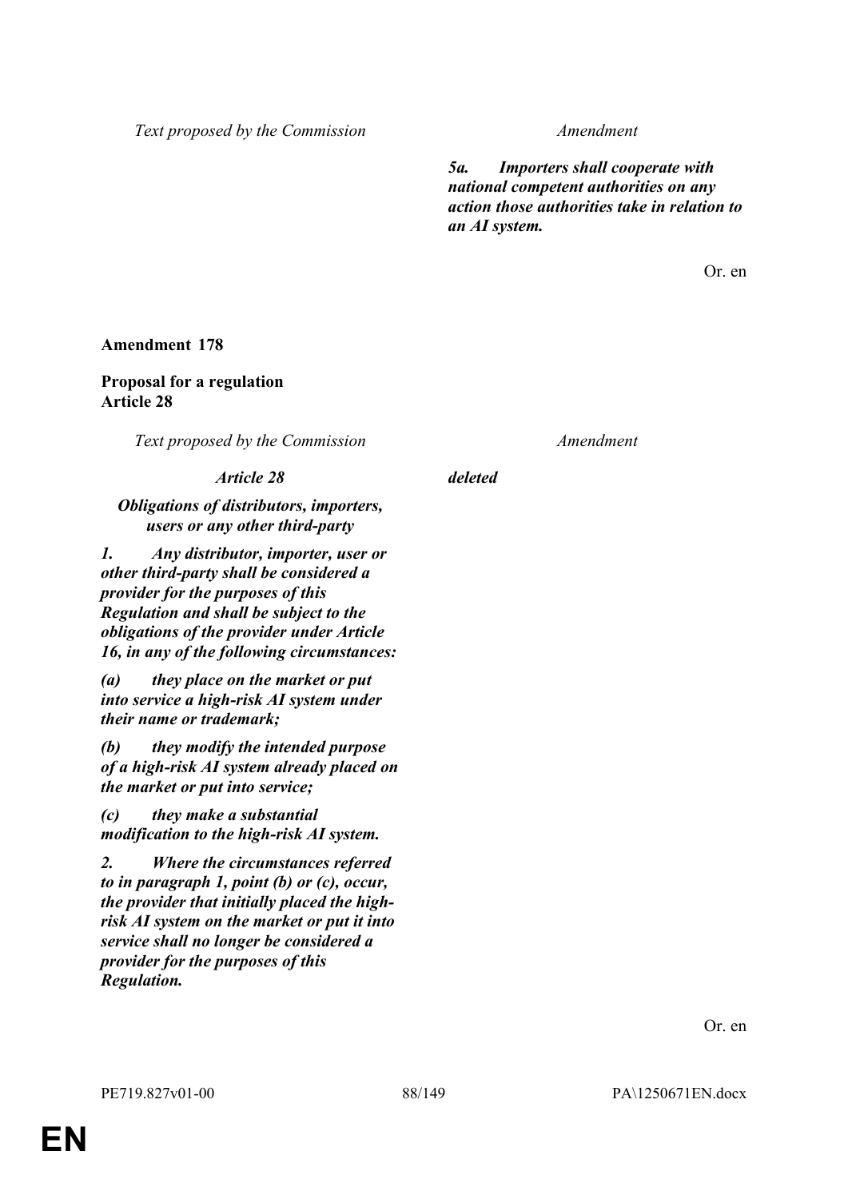| Text proposed by the Commission | Amendment |
|---|---|
| | ***5a. Importers shall cooperate with national competent authorities on any action those authorities take in relation to an AI system.*** |

Or. en

**Amendment 178**

**Proposal for a regulation**
**Article 28**

| Text proposed by the Commission | Amendment |
|---|---|
| ***Article 28*** | ***deleted*** |
| ***Obligations of distributors, importers, users or any other third-party*** | |
| ***1. Any distributor, importer, user or other third-party shall be considered a provider for the purposes of this Regulation and shall be subject to the obligations of the provider under Article 16, in any of the following circumstances:*** | |
| ***(a) they place on the market or put into service a high-risk AI system under their name or trademark;*** | |
| ***(b) they modify the intended purpose of a high-risk AI system already placed on the market or put into service;*** | |
| ***(c) they make a substantial modification to the high-risk AI system.*** | |
| ***2. Where the circumstances referred to in paragraph 1, point (b) or (c), occur, the provider that initially placed the high-risk AI system on the market or put it into service shall no longer be considered a provider for the purposes of this Regulation.*** | |

Or. en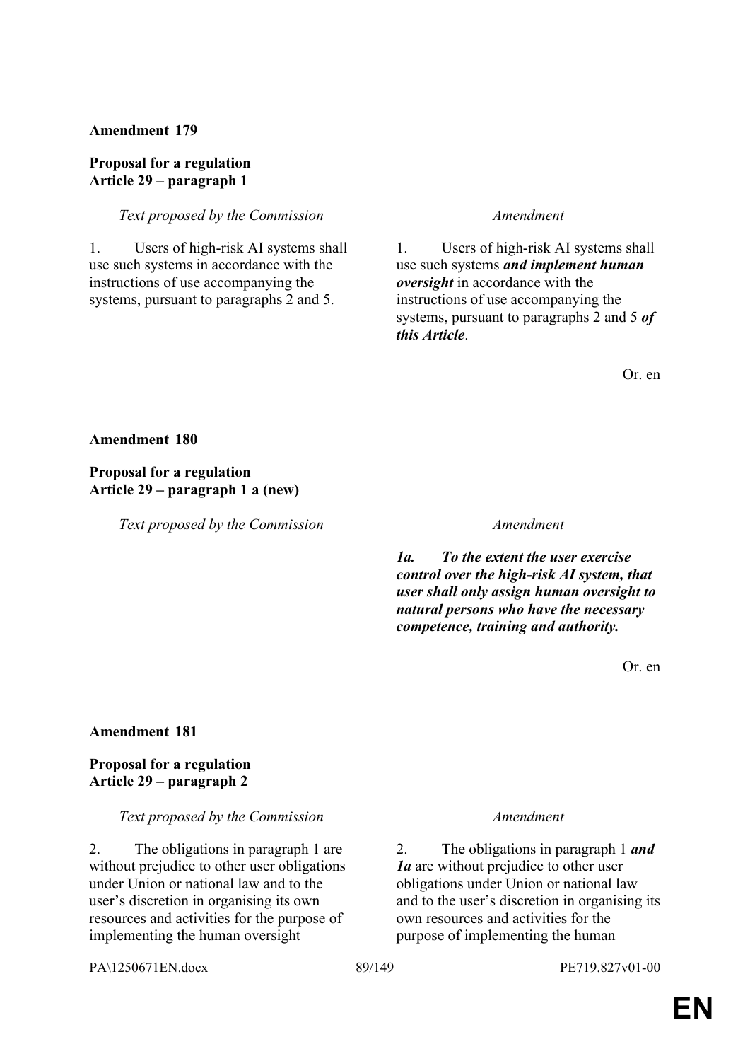**Amendment 179**

**Proposal for a regulation**
**Article 29 – paragraph 1**

| *Text proposed by the Commission* | *Amendment* |
|---|---|
| 1. Users of high-risk AI systems shall use such systems in accordance with the instructions of use accompanying the systems, pursuant to paragraphs 2 and 5. | 1. Users of high-risk AI systems shall use such systems ***and implement human oversight*** in accordance with the instructions of use accompanying the systems, pursuant to paragraphs 2 and 5 ***of this Article***. |

Or. en

**Amendment 180**

**Proposal for a regulation**
**Article 29 – paragraph 1 a (new)**

| *Text proposed by the Commission* | *Amendment* |
|---|---|
| | ***1a. To the extent the user exercise control over the high-risk AI system, that user shall only assign human oversight to natural persons who have the necessary competence, training and authority.*** |

Or. en

**Amendment 181**

**Proposal for a regulation**
**Article 29 – paragraph 2**

| *Text proposed by the Commission* | *Amendment* |
|---|---|
| 2. The obligations in paragraph 1 are without prejudice to other user obligations under Union or national law and to the user's discretion in organising its own resources and activities for the purpose of implementing the human oversight | 2. The obligations in paragraph 1 ***and 1a*** are without prejudice to other user obligations under Union or national law and to the user's discretion in organising its own resources and activities for the purpose of implementing the human |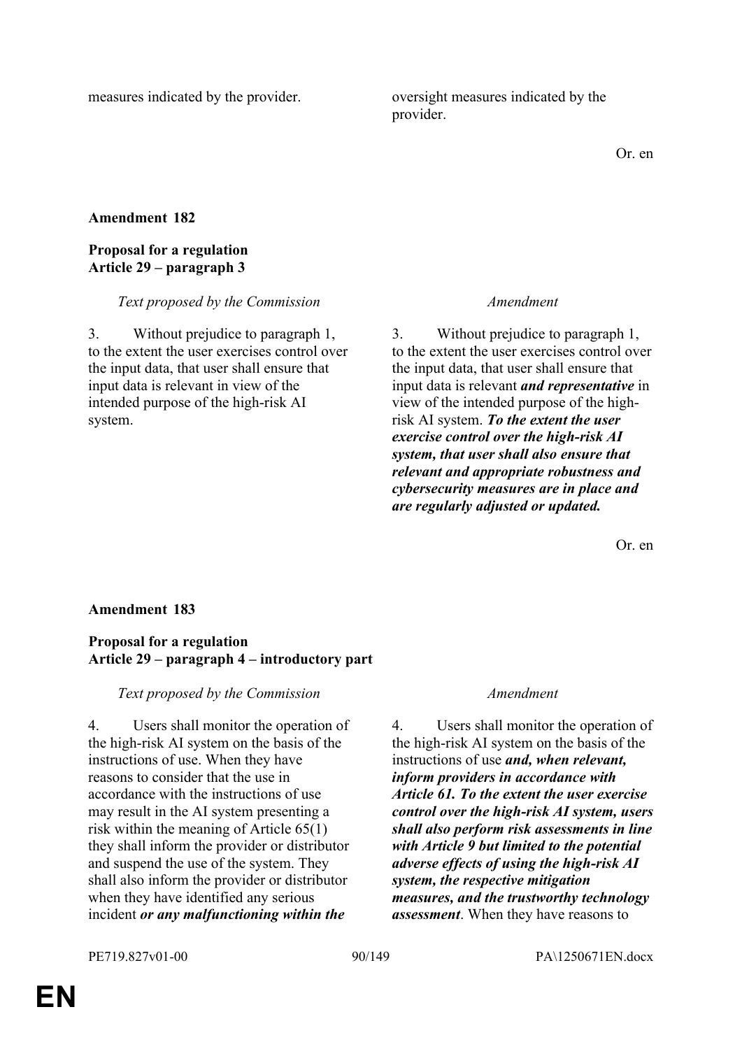| | |
|---|---|
| measures indicated by the provider. | oversight measures indicated by the provider. |

Or. en

**Amendment 182**

**Proposal for a regulation**
**Article 29 – paragraph 3**

| *Text proposed by the Commission* | *Amendment* |
|---|---|
| 3. Without prejudice to paragraph 1, to the extent the user exercises control over the input data, that user shall ensure that input data is relevant in view of the intended purpose of the high-risk AI system. | 3. Without prejudice to paragraph 1, to the extent the user exercises control over the input data, that user shall ensure that input data is relevant ***and representative*** in view of the intended purpose of the high-risk AI system. ***To the extent the user exercise control over the high-risk AI system, that user shall also ensure that relevant and appropriate robustness and cybersecurity measures are in place and are regularly adjusted or updated.*** |

Or. en

**Amendment 183**

**Proposal for a regulation**
**Article 29 – paragraph 4 – introductory part**

| *Text proposed by the Commission* | *Amendment* |
|---|---|
| 4. Users shall monitor the operation of the high-risk AI system on the basis of the instructions of use. When they have reasons to consider that the use in accordance with the instructions of use may result in the AI system presenting a risk within the meaning of Article 65(1) they shall inform the provider or distributor and suspend the use of the system. They shall also inform the provider or distributor when they have identified any serious incident ***or any malfunctioning within the*** | 4. Users shall monitor the operation of the high-risk AI system on the basis of the instructions of use ***and, when relevant, inform providers in accordance with Article 61. To the extent the user exercise control over the high-risk AI system, users shall also perform risk assessments in line with Article 9 but limited to the potential adverse effects of using the high-risk AI system, the respective mitigation measures, and the trustworthy technology assessment***. When they have reasons to |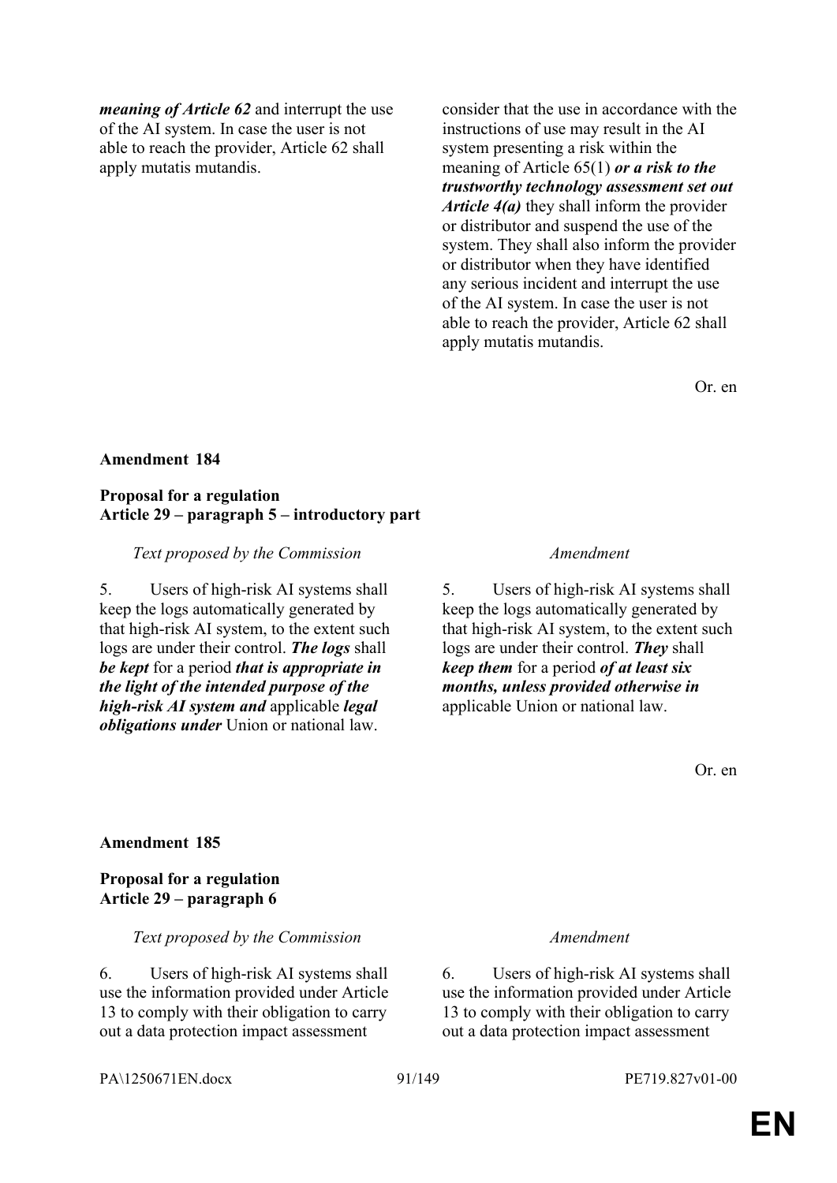| | |
|---|---|
| ***meaning of Article 62*** and interrupt the use of the AI system. In case the user is not able to reach the provider, Article 62 shall apply mutatis mutandis. | consider that the use in accordance with the instructions of use may result in the AI system presenting a risk within the meaning of Article 65(1) ***or a risk to the trustworthy technology assessment set out Article 4(a)*** they shall inform the provider or distributor and suspend the use of the system. They shall also inform the provider or distributor when they have identified any serious incident and interrupt the use of the AI system. In case the user is not able to reach the provider, Article 62 shall apply mutatis mutandis. |

Or. en

**Amendment 184**

**Proposal for a regulation**
**Article 29 – paragraph 5 – introductory part**

| *Text proposed by the Commission* | *Amendment* |
|---|---|
| 5. Users of high-risk AI systems shall keep the logs automatically generated by that high-risk AI system, to the extent such logs are under their control. ***The logs*** shall ***be kept*** for a period ***that is appropriate in the light of the intended purpose of the high-risk AI system and*** applicable ***legal obligations under*** Union or national law. | 5. Users of high-risk AI systems shall keep the logs automatically generated by that high-risk AI system, to the extent such logs are under their control. ***They*** shall ***keep them*** for a period ***of at least six months, unless provided otherwise in*** applicable Union or national law. |

Or. en

**Amendment 185**

**Proposal for a regulation**
**Article 29 – paragraph 6**

| *Text proposed by the Commission* | *Amendment* |
|---|---|
| 6. Users of high-risk AI systems shall use the information provided under Article 13 to comply with their obligation to carry out a data protection impact assessment | 6. Users of high-risk AI systems shall use the information provided under Article 13 to comply with their obligation to carry out a data protection impact assessment |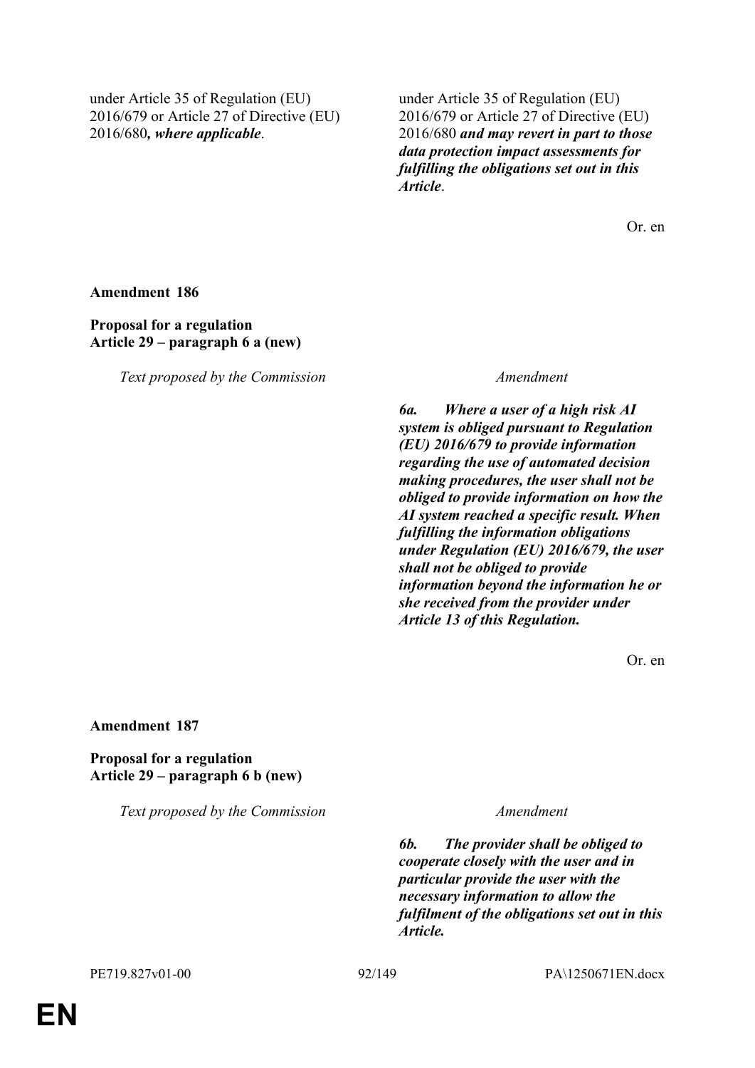| | |
|---|---|
| under Article 35 of Regulation (EU) 2016/679 or Article 27 of Directive (EU) 2016/680***, where applicable***. | under Article 35 of Regulation (EU) 2016/679 or Article 27 of Directive (EU) 2016/680 ***and may revert in part to those data protection impact assessments for fulfilling the obligations set out in this Article***. |

Or. en

**Amendment 186**

**Proposal for a regulation**
**Article 29 – paragraph 6 a (new)**

| *Text proposed by the Commission* | *Amendment* |
|---|---|
| | ***6a. Where a user of a high risk AI system is obliged pursuant to Regulation (EU) 2016/679 to provide information regarding the use of automated decision making procedures, the user shall not be obliged to provide information on how the AI system reached a specific result. When fulfilling the information obligations under Regulation (EU) 2016/679, the user shall not be obliged to provide information beyond the information he or she received from the provider under Article 13 of this Regulation.*** |

Or. en

**Amendment 187**

**Proposal for a regulation**
**Article 29 – paragraph 6 b (new)**

| *Text proposed by the Commission* | *Amendment* |
|---|---|
| | ***6b. The provider shall be obliged to cooperate closely with the user and in particular provide the user with the necessary information to allow the fulfilment of the obligations set out in this Article.*** |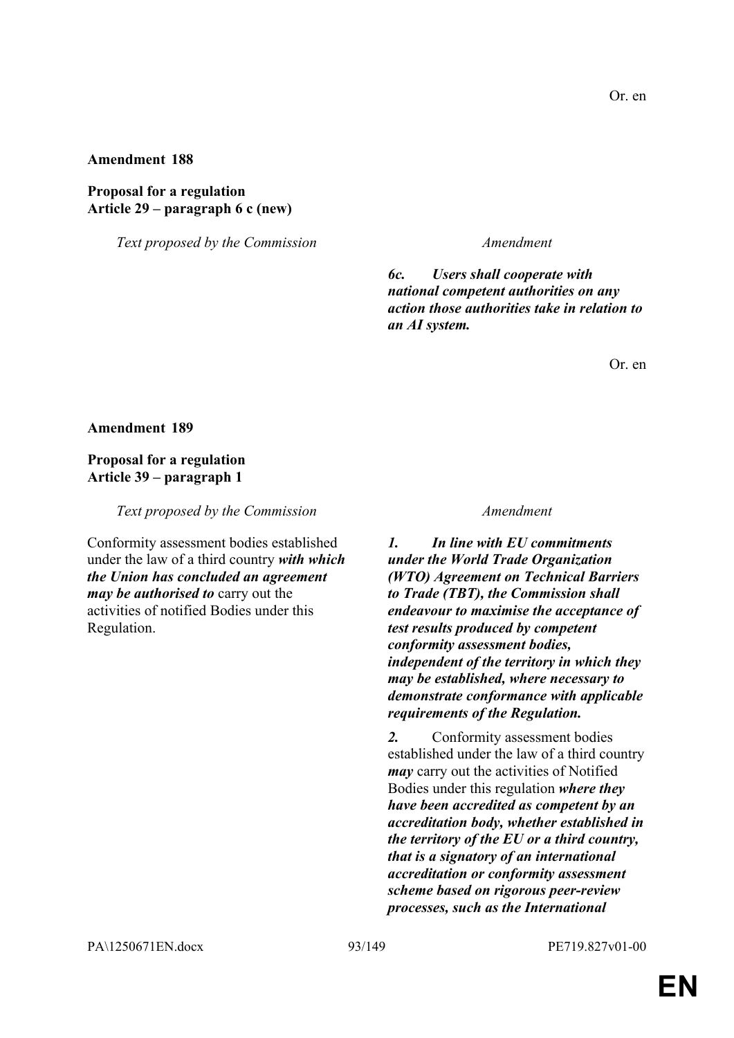Or. en

**Amendment 188**

**Proposal for a regulation**
**Article 29 – paragraph 6 c (new)**

| *Text proposed by the Commission* | *Amendment* |
|---|---|
| | ***6c. Users shall cooperate with national competent authorities on any action those authorities take in relation to an AI system.*** |

Or. en

**Amendment 189**

**Proposal for a regulation**
**Article 39 – paragraph 1**

| *Text proposed by the Commission* | *Amendment* |
|---|---|
| Conformity assessment bodies established under the law of a third country ***with which the Union has concluded an agreement may be authorised to*** carry out the activities of notified Bodies under this Regulation. | ***1. In line with EU commitments under the World Trade Organization (WTO) Agreement on Technical Barriers to Trade (TBT), the Commission shall endeavour to maximise the acceptance of test results produced by competent conformity assessment bodies, independent of the territory in which they may be established, where necessary to demonstrate conformance with applicable requirements of the Regulation.*** |
| | ***2.*** Conformity assessment bodies established under the law of a third country ***may*** carry out the activities of Notified Bodies under this regulation ***where they have been accredited as competent by an accreditation body, whether established in the territory of the EU or a third country, that is a signatory of an international accreditation or conformity assessment scheme based on rigorous peer-review processes, such as the International*** |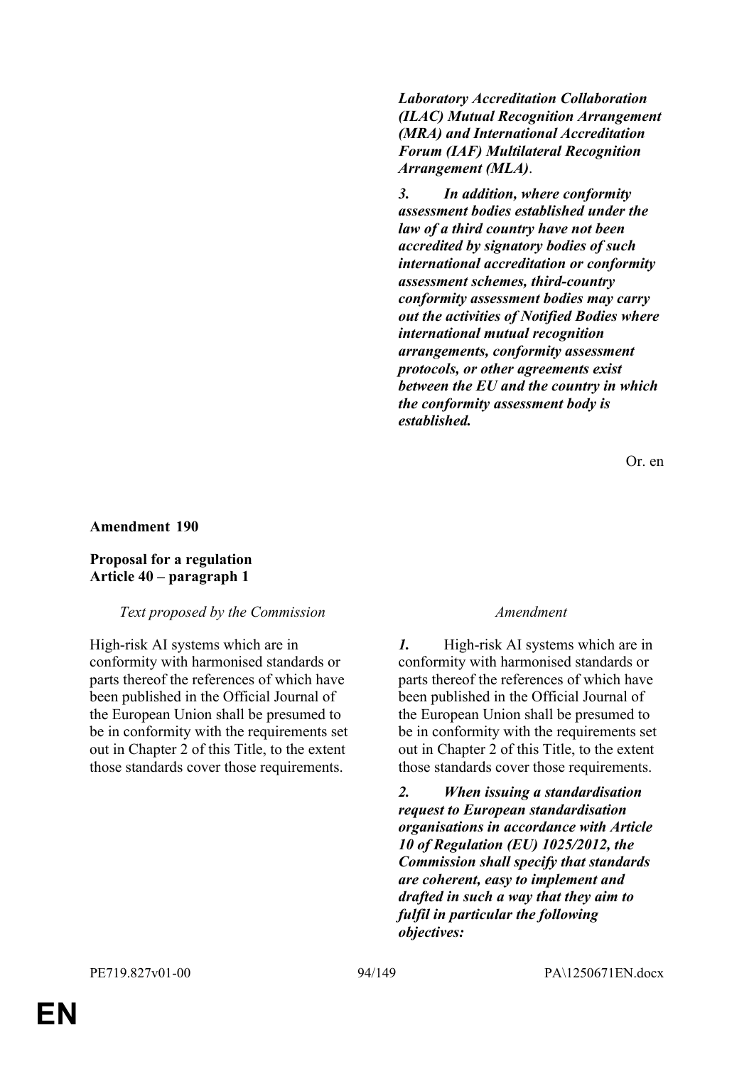***Laboratory Accreditation Collaboration (ILAC) Mutual Recognition Arrangement (MRA) and International Accreditation Forum (IAF) Multilateral Recognition Arrangement (MLA)*.**

***3. In addition, where conformity assessment bodies established under the law of a third country have not been accredited by signatory bodies of such international accreditation or conformity assessment schemes, third-country conformity assessment bodies may carry out the activities of Notified Bodies where international mutual recognition arrangements, conformity assessment protocols, or other agreements exist between the EU and the country in which the conformity assessment body is established.***

Or. en

**Amendment 190**

**Proposal for a regulation**
**Article 40 – paragraph 1**

| *Text proposed by the Commission* | *Amendment* |
|---|---|
| High-risk AI systems which are in conformity with harmonised standards or parts thereof the references of which have been published in the Official Journal of the European Union shall be presumed to be in conformity with the requirements set out in Chapter 2 of this Title, to the extent those standards cover those requirements. | ***1.*** High-risk AI systems which are in conformity with harmonised standards or parts thereof the references of which have been published in the Official Journal of the European Union shall be presumed to be in conformity with the requirements set out in Chapter 2 of this Title, to the extent those standards cover those requirements. |
| | ***2. When issuing a standardisation request to European standardisation organisations in accordance with Article 10 of Regulation (EU) 1025/2012, the Commission shall specify that standards are coherent, easy to implement and drafted in such a way that they aim to fulfil in particular the following objectives:*** |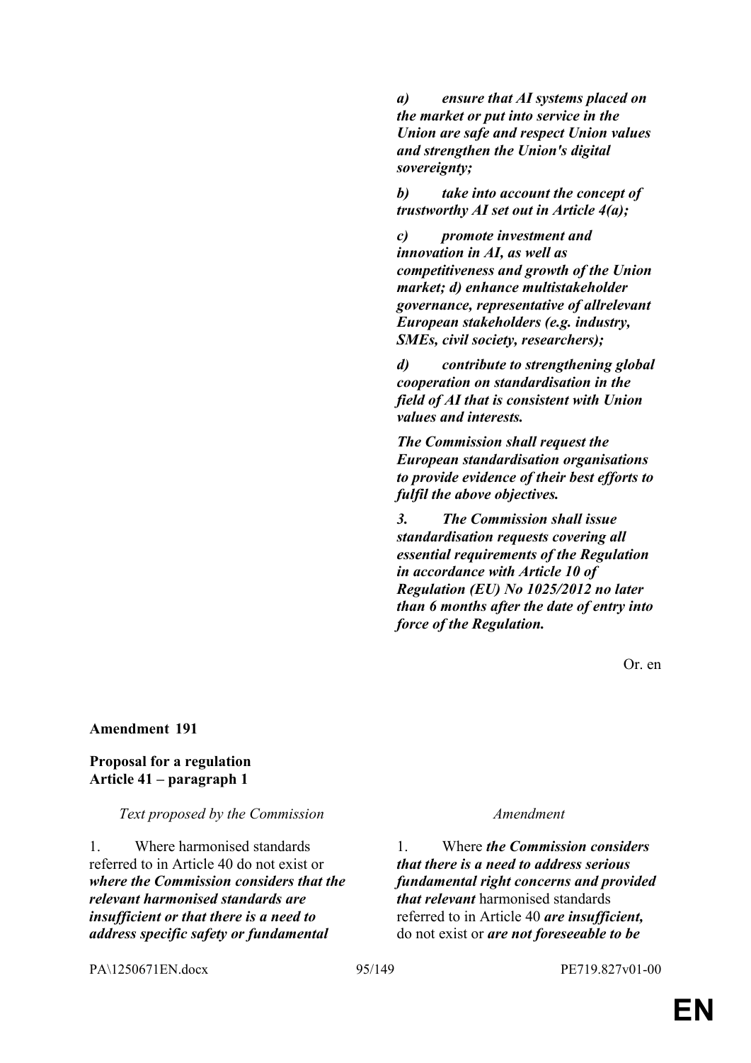| | |
|---|---|
| | ***a) ensure that AI systems placed on the market or put into service in the Union are safe and respect Union values and strengthen the Union's digital sovereignty;*** |
| | ***b) take into account the concept of trustworthy AI set out in Article 4(a);*** |
| | ***c) promote investment and innovation in AI, as well as competitiveness and growth of the Union market; d) enhance multistakeholder governance, representative of allrelevant European stakeholders (e.g. industry, SMEs, civil society, researchers);*** |
| | ***d) contribute to strengthening global cooperation on standardisation in the field of AI that is consistent with Union values and interests.*** |
| | ***The Commission shall request the European standardisation organisations to provide evidence of their best efforts to fulfil the above objectives.*** |
| | ***3. The Commission shall issue standardisation requests covering all essential requirements of the Regulation in accordance with Article 10 of Regulation (EU) No 1025/2012 no later than 6 months after the date of entry into force of the Regulation.*** |

Or. en

**Amendment 191**

**Proposal for a regulation**
**Article 41 – paragraph 1**

| *Text proposed by the Commission* | *Amendment* |
|---|---|
| 1. Where harmonised standards referred to in Article 40 do not exist or ***where the Commission considers that the relevant harmonised standards are insufficient or that there is a need to address specific safety or fundamental*** | 1. Where ***the Commission considers that there is a need to address serious fundamental right concerns and provided that relevant*** harmonised standards referred to in Article 40 ***are insufficient,*** do not exist or ***are not foreseeable to be*** |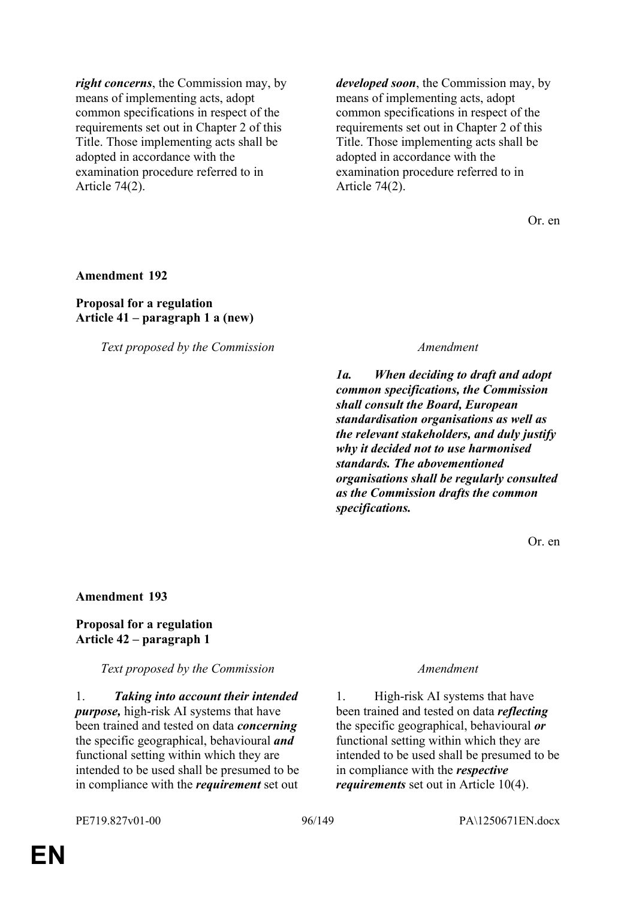| Text proposed by the Commission | Amendment |
|---|---|
| ***right concerns***, the Commission may, by means of implementing acts, adopt common specifications in respect of the requirements set out in Chapter 2 of this Title. Those implementing acts shall be adopted in accordance with the examination procedure referred to in Article 74(2). | ***developed soon***, the Commission may, by means of implementing acts, adopt common specifications in respect of the requirements set out in Chapter 2 of this Title. Those implementing acts shall be adopted in accordance with the examination procedure referred to in Article 74(2). |

Or. en

**Amendment 192**

**Proposal for a regulation**
**Article 41 – paragraph 1 a (new)**

| *Text proposed by the Commission* | *Amendment* |
|---|---|
| | ***1a. When deciding to draft and adopt common specifications, the Commission shall consult the Board, European standardisation organisations as well as the relevant stakeholders, and duly justify why it decided not to use harmonised standards. The abovementioned organisations shall be regularly consulted as the Commission drafts the common specifications.*** |

Or. en

**Amendment 193**

**Proposal for a regulation**
**Article 42 – paragraph 1**

| *Text proposed by the Commission* | *Amendment* |
|---|---|
| 1. ***Taking into account their intended purpose,*** high-risk AI systems that have been trained and tested on data ***concerning*** the specific geographical, behavioural ***and*** functional setting within which they are intended to be used shall be presumed to be in compliance with the ***requirement*** set out | 1. High-risk AI systems that have been trained and tested on data ***reflecting*** the specific geographical, behavioural ***or*** functional setting within which they are intended to be used shall be presumed to be in compliance with the ***respective requirements*** set out in Article 10(4). |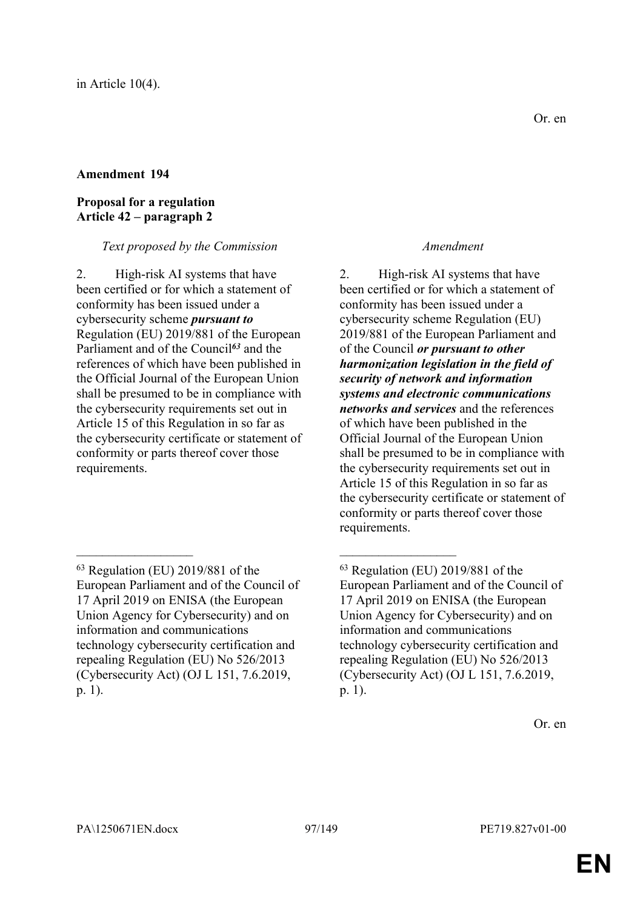in Article 10(4).

Or. en

**Amendment 194**

**Proposal for a regulation**
**Article 42 – paragraph 2**

| *Text proposed by the Commission* | *Amendment* |
| --- | --- |
| 2. High-risk AI systems that have been certified or for which a statement of conformity has been issued under a cybersecurity scheme ***pursuant to*** Regulation (EU) 2019/881 of the European Parliament and of the Council***[63]*** and the references of which have been published in the Official Journal of the European Union shall be presumed to be in compliance with the cybersecurity requirements set out in Article 15 of this Regulation in so far as the cybersecurity certificate or statement of conformity or parts thereof cover those requirements. | 2. High-risk AI systems that have been certified or for which a statement of conformity has been issued under a cybersecurity scheme Regulation (EU) 2019/881 of the European Parliament and of the Council ***or pursuant to other harmonization legislation in the field of security of network and information systems and electronic communications networks and services*** and the references of which have been published in the Official Journal of the European Union shall be presumed to be in compliance with the cybersecurity requirements set out in Article 15 of this Regulation in so far as the cybersecurity certificate or statement of conformity or parts thereof cover those requirements. |
| [63] Regulation (EU) 2019/881 of the European Parliament and of the Council of 17 April 2019 on ENISA (the European Union Agency for Cybersecurity) and on information and communications technology cybersecurity certification and repealing Regulation (EU) No 526/2013 (Cybersecurity Act) (OJ L 151, 7.6.2019, p. 1). | [63] Regulation (EU) 2019/881 of the European Parliament and of the Council of 17 April 2019 on ENISA (the European Union Agency for Cybersecurity) and on information and communications technology cybersecurity certification and repealing Regulation (EU) No 526/2013 (Cybersecurity Act) (OJ L 151, 7.6.2019, p. 1). |

Or. en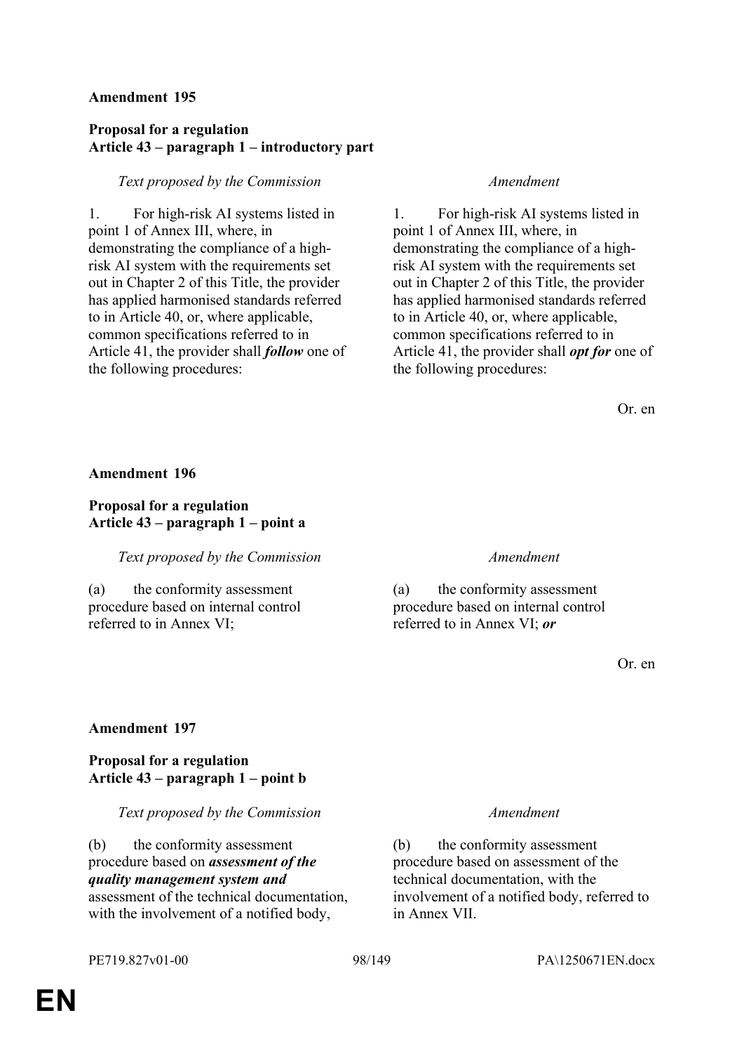**Amendment 195**

**Proposal for a regulation**
**Article 43 – paragraph 1 – introductory part**

| *Text proposed by the Commission* | *Amendment* |
|---|---|
| 1. For high-risk AI systems listed in point 1 of Annex III, where, in demonstrating the compliance of a high-risk AI system with the requirements set out in Chapter 2 of this Title, the provider has applied harmonised standards referred to in Article 40, or, where applicable, common specifications referred to in Article 41, the provider shall ***follow*** one of the following procedures: | 1. For high-risk AI systems listed in point 1 of Annex III, where, in demonstrating the compliance of a high-risk AI system with the requirements set out in Chapter 2 of this Title, the provider has applied harmonised standards referred to in Article 40, or, where applicable, common specifications referred to in Article 41, the provider shall ***opt for*** one of the following procedures: |

Or. en

**Amendment 196**

**Proposal for a regulation**
**Article 43 – paragraph 1 – point a**

| *Text proposed by the Commission* | *Amendment* |
|---|---|
| (a) the conformity assessment procedure based on internal control referred to in Annex VI; | (a) the conformity assessment procedure based on internal control referred to in Annex VI; ***or*** |

Or. en

**Amendment 197**

**Proposal for a regulation**
**Article 43 – paragraph 1 – point b**

| *Text proposed by the Commission* | *Amendment* |
|---|---|
| (b) the conformity assessment procedure based on ***assessment of the quality management system and*** assessment of the technical documentation, with the involvement of a notified body, | (b) the conformity assessment procedure based on assessment of the technical documentation, with the involvement of a notified body, referred to in Annex VII. |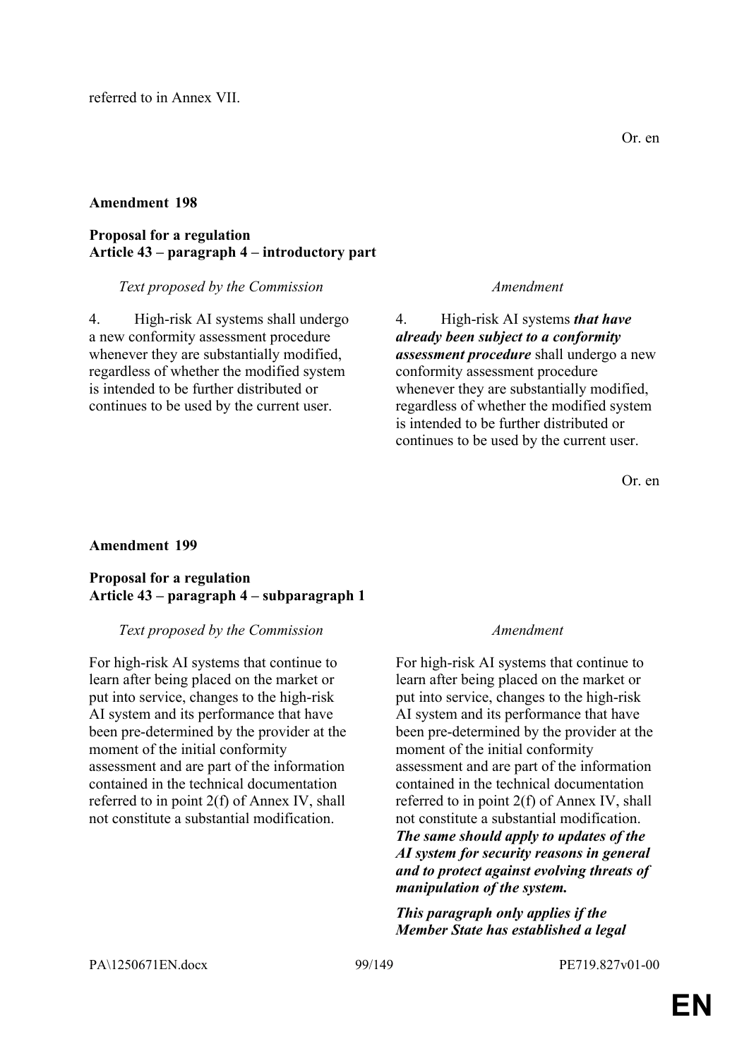referred to in Annex VII.

Or. en

**Amendment 198**

**Proposal for a regulation**
**Article 43 – paragraph 4 – introductory part**

| *Text proposed by the Commission* | *Amendment* |
|---|---|
| 4. High-risk AI systems shall undergo a new conformity assessment procedure whenever they are substantially modified, regardless of whether the modified system is intended to be further distributed or continues to be used by the current user. | 4. High-risk AI systems ***that have already been subject to a conformity assessment procedure*** shall undergo a new conformity assessment procedure whenever they are substantially modified, regardless of whether the modified system is intended to be further distributed or continues to be used by the current user. |

Or. en

**Amendment 199**

**Proposal for a regulation**
**Article 43 – paragraph 4 – subparagraph 1**

| *Text proposed by the Commission* | *Amendment* |
|---|---|
| For high-risk AI systems that continue to learn after being placed on the market or put into service, changes to the high-risk AI system and its performance that have been pre-determined by the provider at the moment of the initial conformity assessment and are part of the information contained in the technical documentation referred to in point 2(f) of Annex IV, shall not constitute a substantial modification. | For high-risk AI systems that continue to learn after being placed on the market or put into service, changes to the high-risk AI system and its performance that have been pre-determined by the provider at the moment of the initial conformity assessment and are part of the information contained in the technical documentation referred to in point 2(f) of Annex IV, shall not constitute a substantial modification. ***The same should apply to updates of the AI system for security reasons in general and to protect against evolving threats of manipulation of the system.*** |
| | ***This paragraph only applies if the Member State has established a legal*** |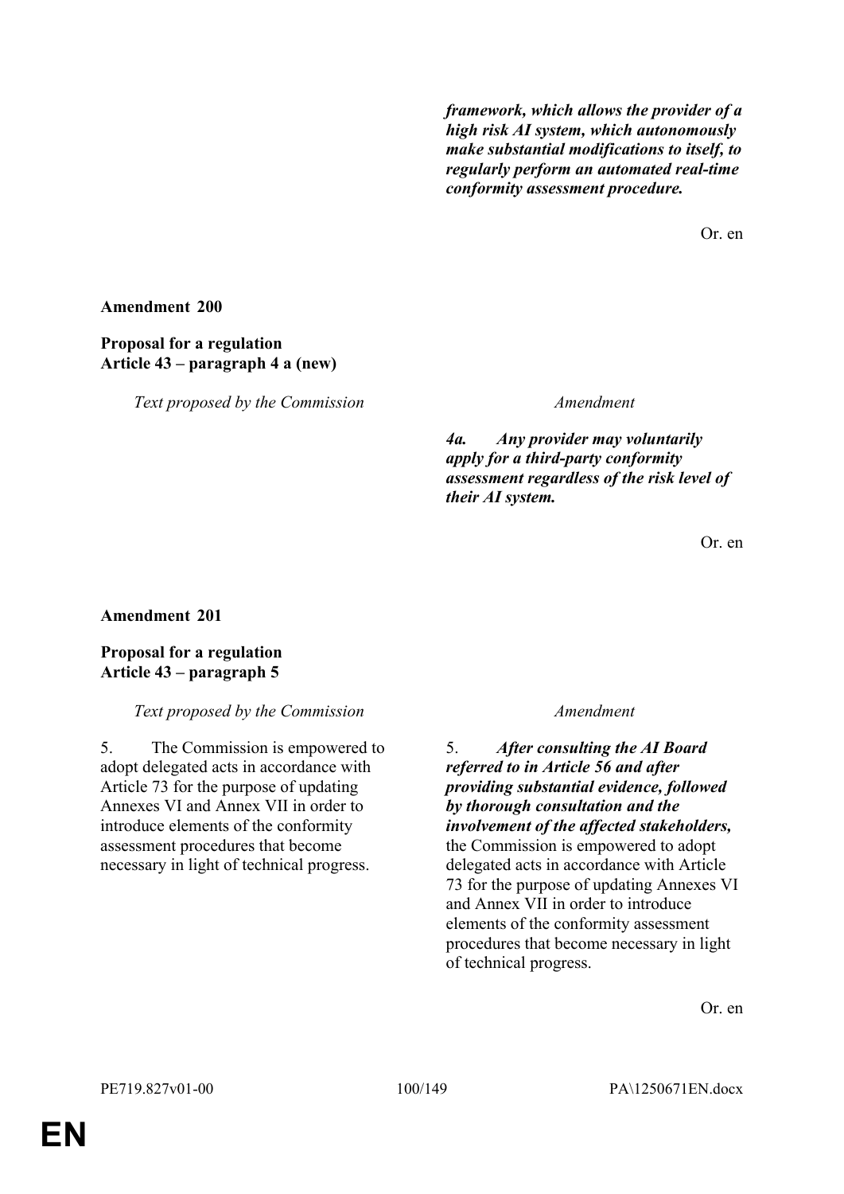| | |
|---|---|
| | ***framework, which allows the provider of a high risk AI system, which autonomously make substantial modifications to itself, to regularly perform an automated real-time conformity assessment procedure.*** |

Or. en

**Amendment 200**

**Proposal for a regulation**
**Article 43 – paragraph 4 a (new)**

| *Text proposed by the Commission* | *Amendment* |
|---|---|
| | ***4a. Any provider may voluntarily apply for a third-party conformity assessment regardless of the risk level of their AI system.*** |

Or. en

**Amendment 201**

**Proposal for a regulation**
**Article 43 – paragraph 5**

| *Text proposed by the Commission* | *Amendment* |
|---|---|
| 5. The Commission is empowered to adopt delegated acts in accordance with Article 73 for the purpose of updating Annexes VI and Annex VII in order to introduce elements of the conformity assessment procedures that become necessary in light of technical progress. | 5. ***After consulting the AI Board referred to in Article 56 and after providing substantial evidence, followed by thorough consultation and the involvement of the affected stakeholders,*** the Commission is empowered to adopt delegated acts in accordance with Article 73 for the purpose of updating Annexes VI and Annex VII in order to introduce elements of the conformity assessment procedures that become necessary in light of technical progress. |

Or. en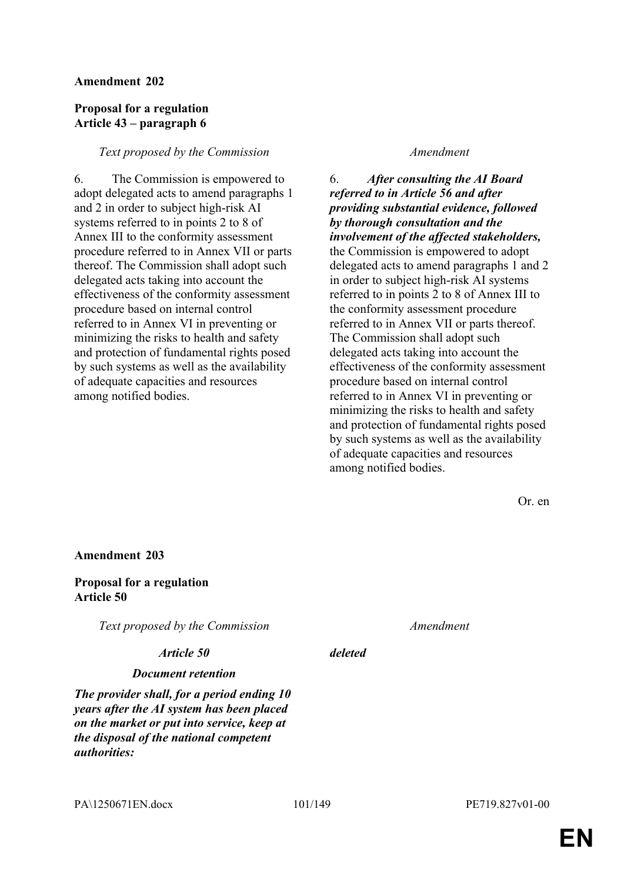**Amendment 202**

**Proposal for a regulation**
**Article 43 – paragraph 6**

| *Text proposed by the Commission* | *Amendment* |
| --- | --- |
| 6. The Commission is empowered to adopt delegated acts to amend paragraphs 1 and 2 in order to subject high-risk AI systems referred to in points 2 to 8 of Annex III to the conformity assessment procedure referred to in Annex VII or parts thereof. The Commission shall adopt such delegated acts taking into account the effectiveness of the conformity assessment procedure based on internal control referred to in Annex VI in preventing or minimizing the risks to health and safety and protection of fundamental rights posed by such systems as well as the availability of adequate capacities and resources among notified bodies. | 6. ***After consulting the AI Board referred to in Article 56 and after providing substantial evidence, followed by thorough consultation and the involvement of the affected stakeholders,*** the Commission is empowered to adopt delegated acts to amend paragraphs 1 and 2 in order to subject high-risk AI systems referred to in points 2 to 8 of Annex III to the conformity assessment procedure referred to in Annex VII or parts thereof. The Commission shall adopt such delegated acts taking into account the effectiveness of the conformity assessment procedure based on internal control referred to in Annex VI in preventing or minimizing the risks to health and safety and protection of fundamental rights posed by such systems as well as the availability of adequate capacities and resources among notified bodies. |

Or. en

**Amendment 203**

**Proposal for a regulation**
**Article 50**

| *Text proposed by the Commission* | *Amendment* |
| --- | --- |
| ***Article 50*** | ***deleted*** |
| ***Document retention*** | |
| ***The provider shall, for a period ending 10 years after the AI system has been placed on the market or put into service, keep at the disposal of the national competent authorities:*** | |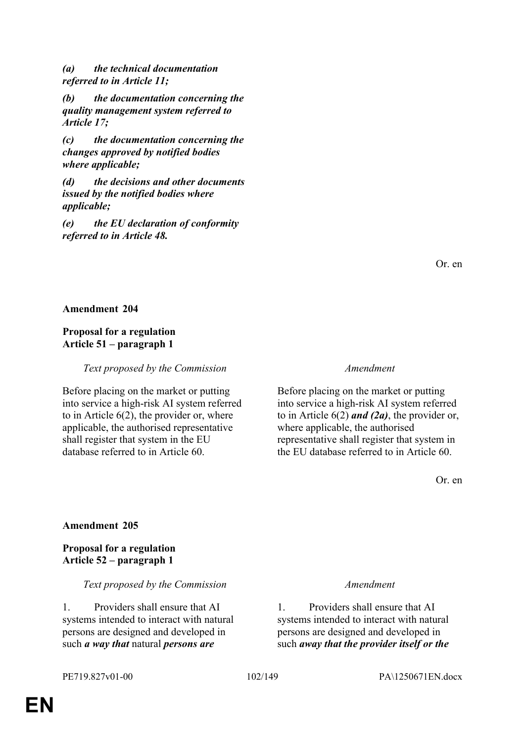*(a) the technical documentation referred to in Article 11;*

*(b) the documentation concerning the quality management system referred to Article 17;*

*(c) the documentation concerning the changes approved by notified bodies where applicable;*

*(d) the decisions and other documents issued by the notified bodies where applicable;*

*(e) the EU declaration of conformity referred to in Article 48.*

Or. en

**Amendment 204**

**Proposal for a regulation**
**Article 51 – paragraph 1**

| *Text proposed by the Commission* | *Amendment* |
|---|---|
| Before placing on the market or putting into service a high-risk AI system referred to in Article 6(2), the provider or, where applicable, the authorised representative shall register that system in the EU database referred to in Article 60. | Before placing on the market or putting into service a high-risk AI system referred to in Article 6(2) ***and (2a)***, the provider or, where applicable, the authorised representative shall register that system in the EU database referred to in Article 60. |

Or. en

**Amendment 205**

**Proposal for a regulation**
**Article 52 – paragraph 1**

| *Text proposed by the Commission* | *Amendment* |
|---|---|
| 1. Providers shall ensure that AI systems intended to interact with natural persons are designed and developed in such ***a way that*** natural ***persons are*** | 1. Providers shall ensure that AI systems intended to interact with natural persons are designed and developed in such ***away that the provider itself or the*** |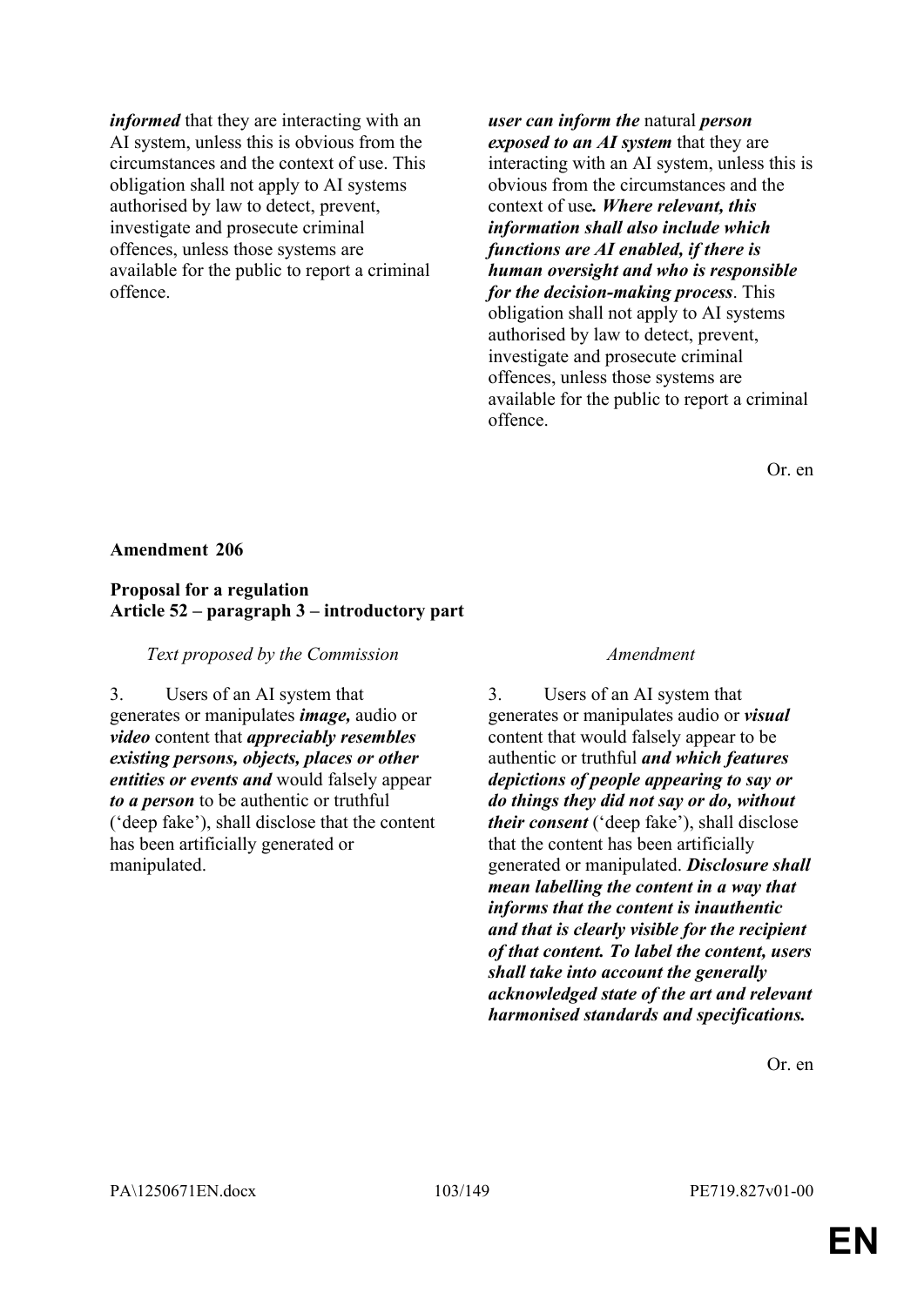| | |
|---|---|
| ***informed*** that they are interacting with an AI system, unless this is obvious from the circumstances and the context of use. This obligation shall not apply to AI systems authorised by law to detect, prevent, investigate and prosecute criminal offences, unless those systems are available for the public to report a criminal offence. | ***user can inform the*** natural ***person exposed to an AI system*** that they are interacting with an AI system, unless this is obvious from the circumstances and the context of use***. Where relevant, this information shall also include which functions are AI enabled, if there is human oversight and who is responsible for the decision-making process***. This obligation shall not apply to AI systems authorised by law to detect, prevent, investigate and prosecute criminal offences, unless those systems are available for the public to report a criminal offence. |

Or. en

**Amendment 206**

**Proposal for a regulation**
**Article 52 – paragraph 3 – introductory part**

| *Text proposed by the Commission* | *Amendment* |
|---|---|
| 3. Users of an AI system that generates or manipulates ***image,*** audio or ***video*** content that ***appreciably resembles existing persons, objects, places or other entities or events and*** would falsely appear ***to a person*** to be authentic or truthful ('deep fake'), shall disclose that the content has been artificially generated or manipulated. | 3. Users of an AI system that generates or manipulates audio or ***visual*** content that would falsely appear to be authentic or truthful ***and which features depictions of people appearing to say or do things they did not say or do, without their consent*** ('deep fake'), shall disclose that the content has been artificially generated or manipulated. ***Disclosure shall mean labelling the content in a way that informs that the content is inauthentic and that is clearly visible for the recipient of that content. To label the content, users shall take into account the generally acknowledged state of the art and relevant harmonised standards and specifications.*** |

Or. en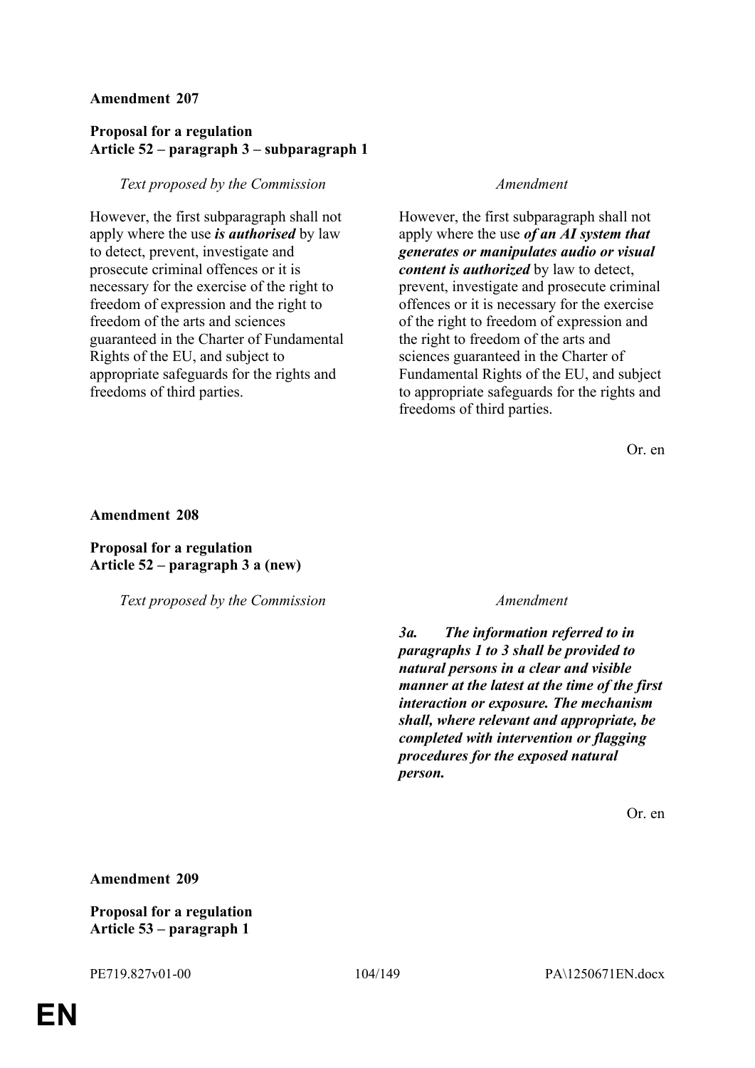**Amendment 207**

**Proposal for a regulation**
**Article 52 – paragraph 3 – subparagraph 1**

| *Text proposed by the Commission* | *Amendment* |
|---|---|
| However, the first subparagraph shall not apply where the use ***is authorised*** by law to detect, prevent, investigate and prosecute criminal offences or it is necessary for the exercise of the right to freedom of expression and the right to freedom of the arts and sciences guaranteed in the Charter of Fundamental Rights of the EU, and subject to appropriate safeguards for the rights and freedoms of third parties. | However, the first subparagraph shall not apply where the use ***of an AI system that generates or manipulates audio or visual content is authorized*** by law to detect, prevent, investigate and prosecute criminal offences or it is necessary for the exercise of the right to freedom of expression and the right to freedom of the arts and sciences guaranteed in the Charter of Fundamental Rights of the EU, and subject to appropriate safeguards for the rights and freedoms of third parties. |

Or. en

**Amendment 208**

**Proposal for a regulation**
**Article 52 – paragraph 3 a (new)**

| *Text proposed by the Commission* | *Amendment* |
|---|---|
| | ***3a. The information referred to in paragraphs 1 to 3 shall be provided to natural persons in a clear and visible manner at the latest at the time of the first interaction or exposure. The mechanism shall, where relevant and appropriate, be completed with intervention or flagging procedures for the exposed natural person.*** |

Or. en

**Amendment 209**

**Proposal for a regulation**
**Article 53 – paragraph 1**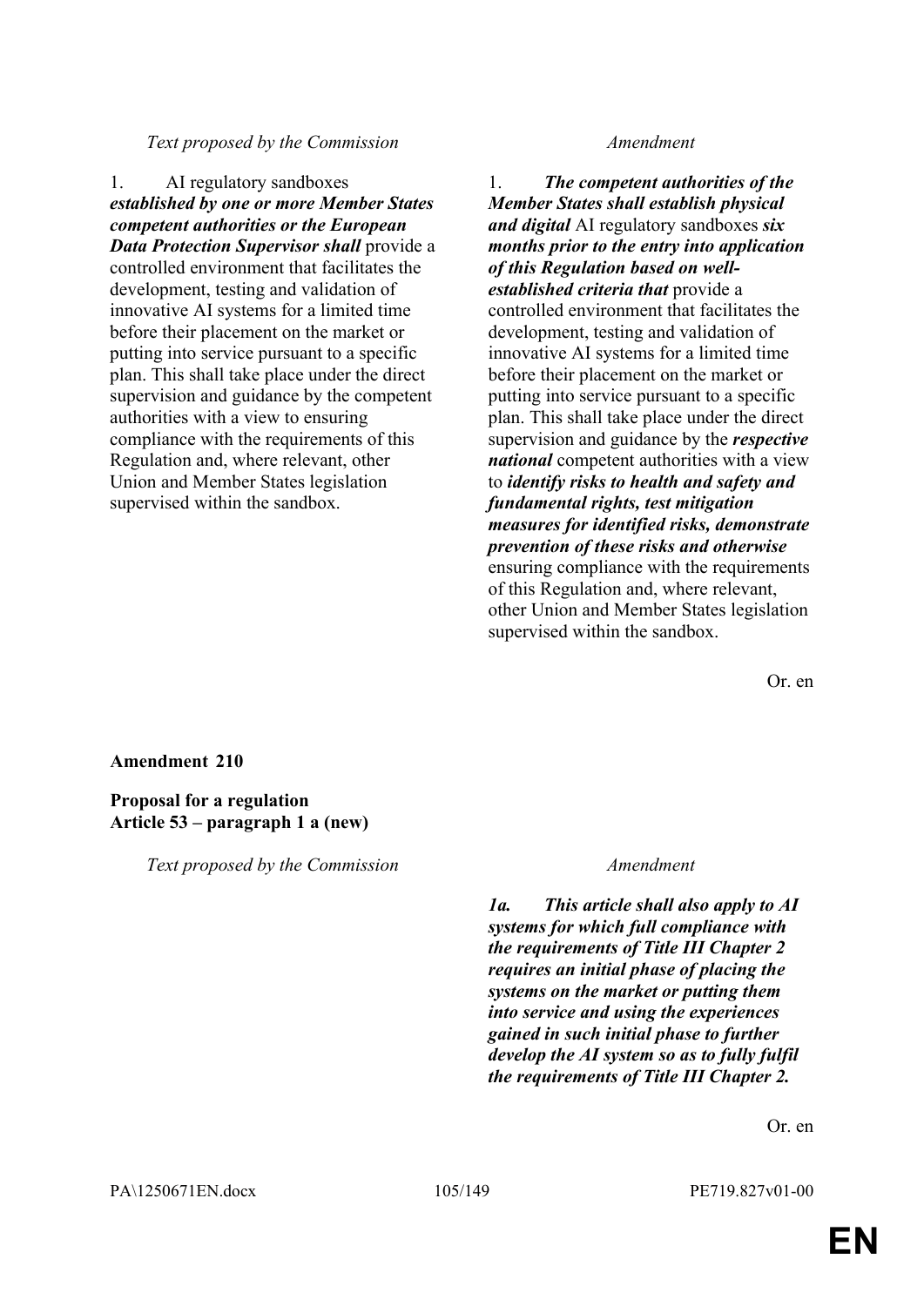| *Text proposed by the Commission* | *Amendment* |
|---|---|
| 1. AI regulatory sandboxes ***established by one or more Member States competent authorities or the European Data Protection Supervisor shall*** provide a controlled environment that facilitates the development, testing and validation of innovative AI systems for a limited time before their placement on the market or putting into service pursuant to a specific plan. This shall take place under the direct supervision and guidance by the competent authorities with a view to ensuring compliance with the requirements of this Regulation and, where relevant, other Union and Member States legislation supervised within the sandbox. | 1. ***The competent authorities of the Member States shall establish physical and digital*** AI regulatory sandboxes ***six months prior to the entry into application of this Regulation based on well-established criteria that*** provide a controlled environment that facilitates the development, testing and validation of innovative AI systems for a limited time before their placement on the market or putting into service pursuant to a specific plan. This shall take place under the direct supervision and guidance by the ***respective national*** competent authorities with a view to ***identify risks to health and safety and fundamental rights, test mitigation measures for identified risks, demonstrate prevention of these risks and otherwise*** ensuring compliance with the requirements of this Regulation and, where relevant, other Union and Member States legislation supervised within the sandbox. |

Or. en

**Amendment 210**

**Proposal for a regulation**
**Article 53 – paragraph 1 a (new)**

| *Text proposed by the Commission* | *Amendment* |
|---|---|
| | ***1a. This article shall also apply to AI systems for which full compliance with the requirements of Title III Chapter 2 requires an initial phase of placing the systems on the market or putting them into service and using the experiences gained in such initial phase to further develop the AI system so as to fully fulfil the requirements of Title III Chapter 2.*** |

Or. en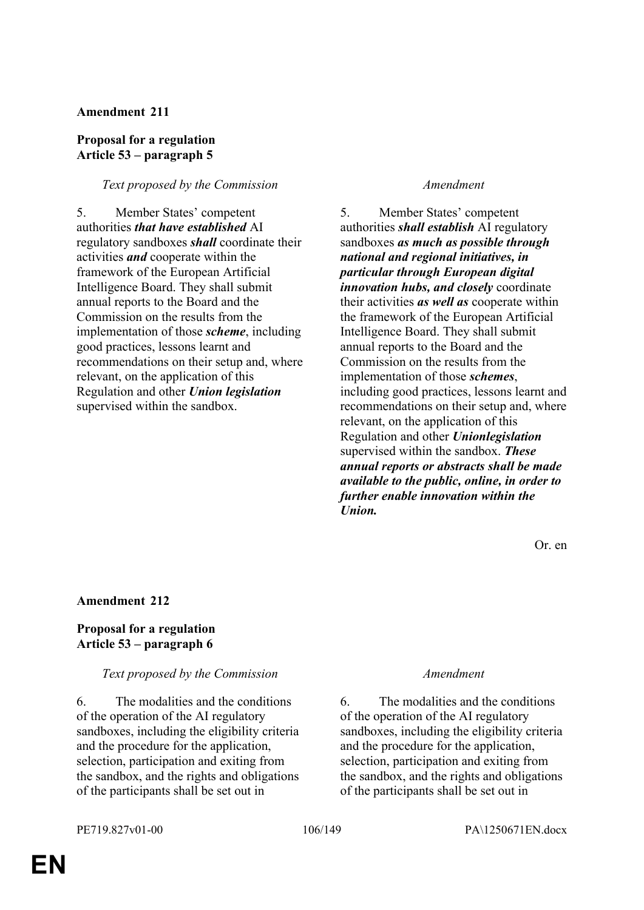**Amendment 211**

**Proposal for a regulation**
**Article 53 – paragraph 5**

| *Text proposed by the Commission* | *Amendment* |
|---|---|
| 5. Member States' competent authorities ***that have established*** AI regulatory sandboxes ***shall*** coordinate their activities ***and*** cooperate within the framework of the European Artificial Intelligence Board. They shall submit annual reports to the Board and the Commission on the results from the implementation of those ***scheme***, including good practices, lessons learnt and recommendations on their setup and, where relevant, on the application of this Regulation and other ***Union legislation*** supervised within the sandbox. | 5. Member States' competent authorities ***shall establish*** AI regulatory sandboxes ***as much as possible through national and regional initiatives, in particular through European digital innovation hubs, and closely*** coordinate their activities ***as well as*** cooperate within the framework of the European Artificial Intelligence Board. They shall submit annual reports to the Board and the Commission on the results from the implementation of those ***schemes***, including good practices, lessons learnt and recommendations on their setup and, where relevant, on the application of this Regulation and other ***Unionlegislation*** supervised within the sandbox. ***These annual reports or abstracts shall be made available to the public, online, in order to further enable innovation within the Union.*** |

Or. en

**Amendment 212**

**Proposal for a regulation**
**Article 53 – paragraph 6**

| *Text proposed by the Commission* | *Amendment* |
|---|---|
| 6. The modalities and the conditions of the operation of the AI regulatory sandboxes, including the eligibility criteria and the procedure for the application, selection, participation and exiting from the sandbox, and the rights and obligations of the participants shall be set out in | 6. The modalities and the conditions of the operation of the AI regulatory sandboxes, including the eligibility criteria and the procedure for the application, selection, participation and exiting from the sandbox, and the rights and obligations of the participants shall be set out in |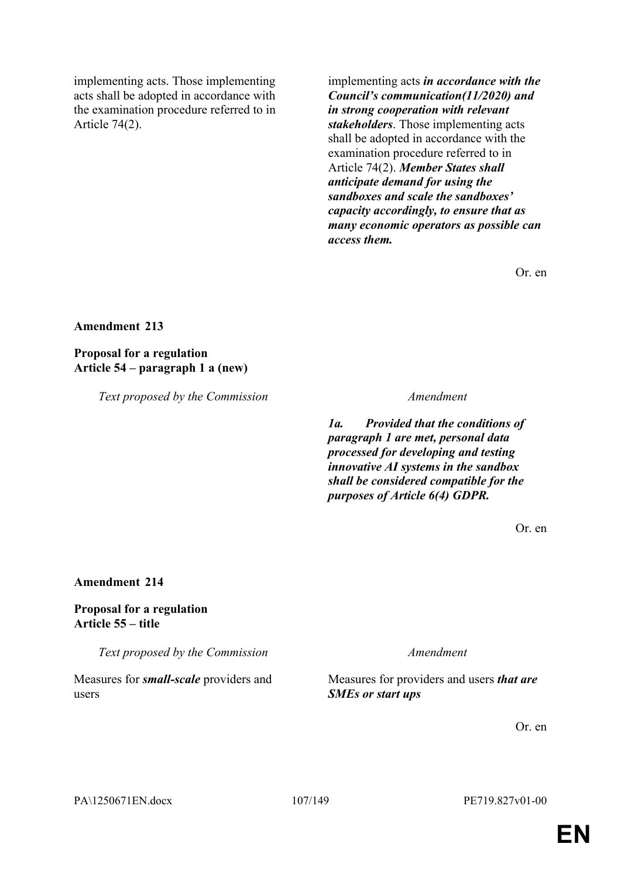| | |
|---|---|
| implementing acts. Those implementing acts shall be adopted in accordance with the examination procedure referred to in Article 74(2). | implementing acts ***in accordance with the Council's communication(11/2020) and in strong cooperation with relevant stakeholders***. Those implementing acts shall be adopted in accordance with the examination procedure referred to in Article 74(2). ***Member States shall anticipate demand for using the sandboxes and scale the sandboxes' capacity accordingly, to ensure that as many economic operators as possible can access them.*** |

Or. en

**Amendment 213**

**Proposal for a regulation**
**Article 54 – paragraph 1 a (new)**

| *Text proposed by the Commission* | *Amendment* |
|---|---|
| | ***1a. Provided that the conditions of paragraph 1 are met, personal data processed for developing and testing innovative AI systems in the sandbox shall be considered compatible for the purposes of Article 6(4) GDPR.*** |

Or. en

**Amendment 214**

**Proposal for a regulation**
**Article 55 – title**

| *Text proposed by the Commission* | *Amendment* |
|---|---|
| Measures for ***small-scale*** providers and users | Measures for providers and users ***that are SMEs or start ups*** |

Or. en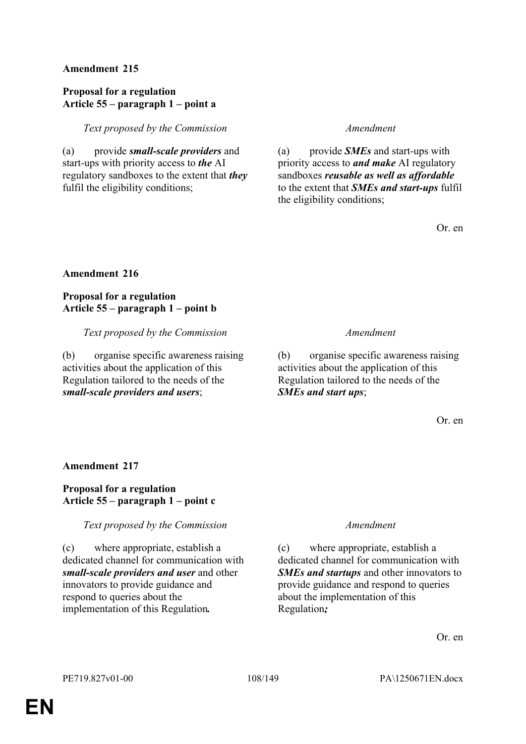**Amendment 215**

**Proposal for a regulation**
**Article 55 – paragraph 1 – point a**

| *Text proposed by the Commission* | *Amendment* |
| --- | --- |
| (a) provide ***small-scale providers*** and start-ups with priority access to ***the*** AI regulatory sandboxes to the extent that ***they*** fulfil the eligibility conditions; | (a) provide ***SMEs*** and start-ups with priority access to ***and make*** AI regulatory sandboxes ***reusable as well as affordable*** to the extent that ***SMEs and start-ups*** fulfil the eligibility conditions; |

Or. en

**Amendment 216**

**Proposal for a regulation**
**Article 55 – paragraph 1 – point b**

| *Text proposed by the Commission* | *Amendment* |
| --- | --- |
| (b) organise specific awareness raising activities about the application of this Regulation tailored to the needs of the ***small-scale providers and users***; | (b) organise specific awareness raising activities about the application of this Regulation tailored to the needs of the ***SMEs and start ups***; |

Or. en

**Amendment 217**

**Proposal for a regulation**
**Article 55 – paragraph 1 – point c**

| *Text proposed by the Commission* | *Amendment* |
| --- | --- |
| (c) where appropriate, establish a dedicated channel for communication with ***small-scale providers and user*** and other innovators to provide guidance and respond to queries about the implementation of this Regulation***.*** | (c) where appropriate, establish a dedicated channel for communication with ***SMEs and startups*** and other innovators to provide guidance and respond to queries about the implementation of this Regulation***;*** |

Or. en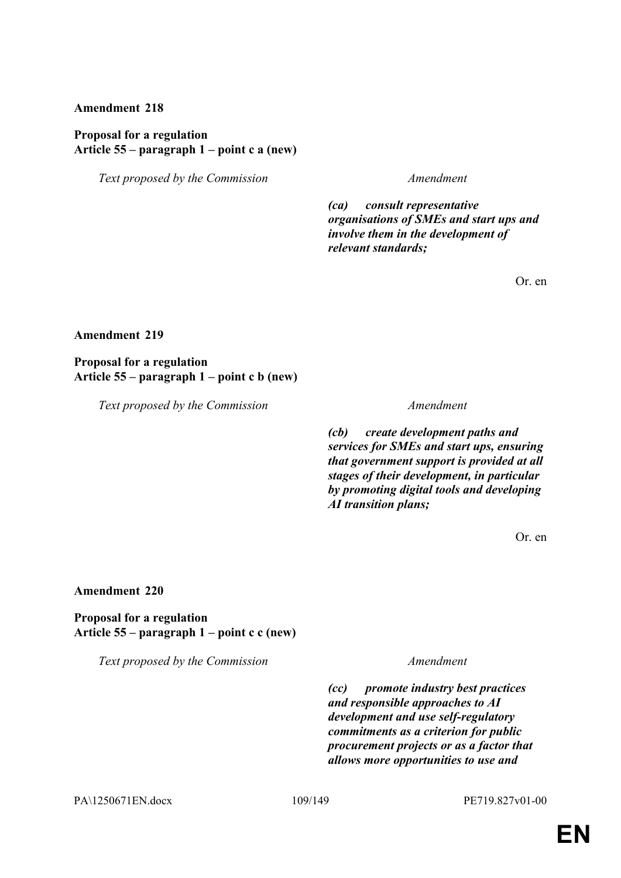**Amendment 218**

**Proposal for a regulation**
**Article 55 – paragraph 1 – point c a (new)**

| *Text proposed by the Commission* | *Amendment* |
| --- | --- |
| | ***(ca) consult representative organisations of SMEs and start ups and involve them in the development of relevant standards;*** |

Or. en

**Amendment 219**

**Proposal for a regulation**
**Article 55 – paragraph 1 – point c b (new)**

| *Text proposed by the Commission* | *Amendment* |
| --- | --- |
| | ***(cb) create development paths and services for SMEs and start ups, ensuring that government support is provided at all stages of their development, in particular by promoting digital tools and developing AI transition plans;*** |

Or. en

**Amendment 220**

**Proposal for a regulation**
**Article 55 – paragraph 1 – point c c (new)**

| *Text proposed by the Commission* | *Amendment* |
| --- | --- |
| | ***(cc) promote industry best practices and responsible approaches to AI development and use self-regulatory commitments as a criterion for public procurement projects or as a factor that allows more opportunities to use and*** |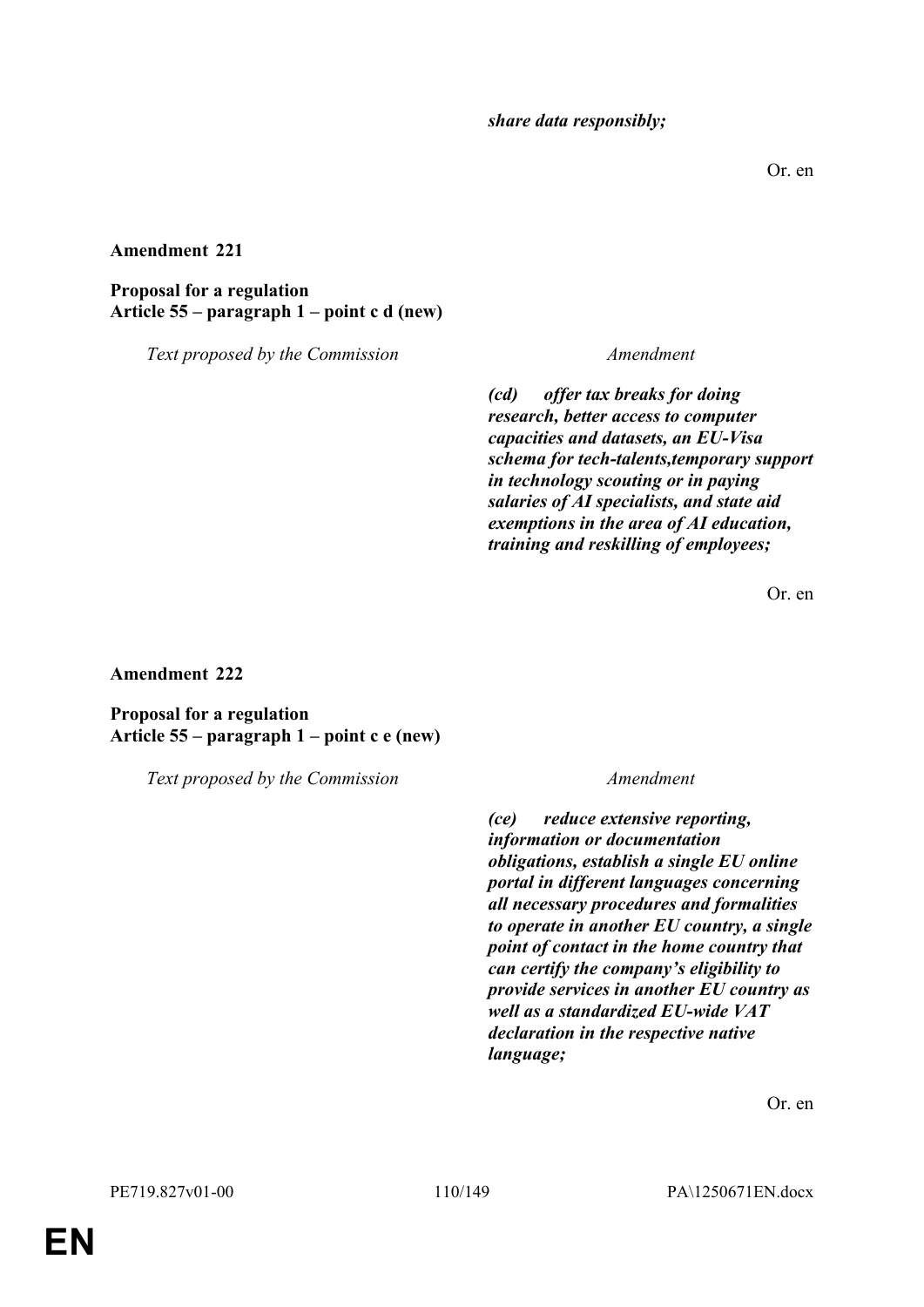***share data responsibly;***

Or. en

**Amendment 221**

**Proposal for a regulation**
**Article 55 – paragraph 1 – point c d (new)**

| *Text proposed by the Commission* | *Amendment* |
| --- | --- |
| | ***(cd) offer tax breaks for doing research, better access to computer capacities and datasets, an EU-Visa schema for tech-talents,temporary support in technology scouting or in paying salaries of AI specialists, and state aid exemptions in the area of AI education, training and reskilling of employees;*** |

Or. en

**Amendment 222**

**Proposal for a regulation**
**Article 55 – paragraph 1 – point c e (new)**

| *Text proposed by the Commission* | *Amendment* |
| --- | --- |
| | ***(ce) reduce extensive reporting, information or documentation obligations, establish a single EU online portal in different languages concerning all necessary procedures and formalities to operate in another EU country, a single point of contact in the home country that can certify the company's eligibility to provide services in another EU country as well as a standardized EU-wide VAT declaration in the respective native language;*** |

Or. en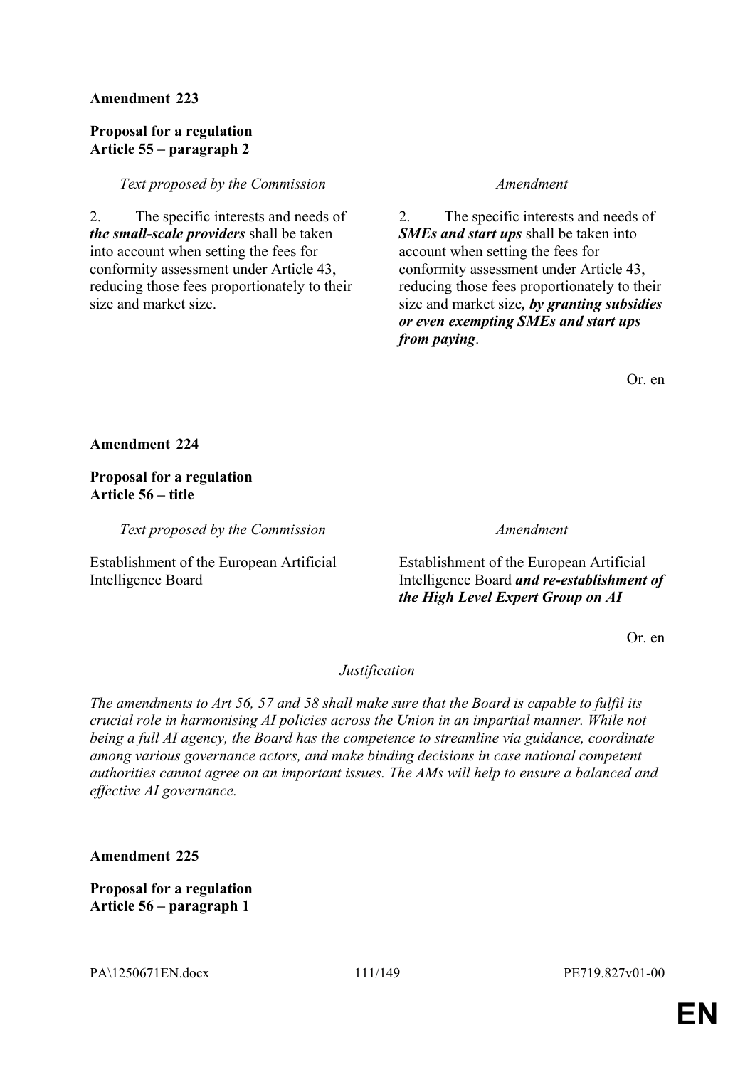**Amendment 223**

**Proposal for a regulation**
**Article 55 – paragraph 2**

| *Text proposed by the Commission* | *Amendment* |
|---|---|
| 2. The specific interests and needs of ***the small-scale providers*** shall be taken into account when setting the fees for conformity assessment under Article 43, reducing those fees proportionately to their size and market size. | 2. The specific interests and needs of ***SMEs and start ups*** shall be taken into account when setting the fees for conformity assessment under Article 43, reducing those fees proportionately to their size and market size***, by granting subsidies or even exempting SMEs and start ups from paying***. |

Or. en

**Amendment 224**

**Proposal for a regulation**
**Article 56 – title**

| *Text proposed by the Commission* | *Amendment* |
|---|---|
| Establishment of the European Artificial Intelligence Board | Establishment of the European Artificial Intelligence Board ***and re-establishment of the High Level Expert Group on AI*** |

Or. en

*Justification*

*The amendments to Art 56, 57 and 58 shall make sure that the Board is capable to fulfil its crucial role in harmonising AI policies across the Union in an impartial manner. While not being a full AI agency, the Board has the competence to streamline via guidance, coordinate among various governance actors, and make binding decisions in case national competent authorities cannot agree on an important issues. The AMs will help to ensure a balanced and effective AI governance.*

**Amendment 225**

**Proposal for a regulation**
**Article 56 – paragraph 1**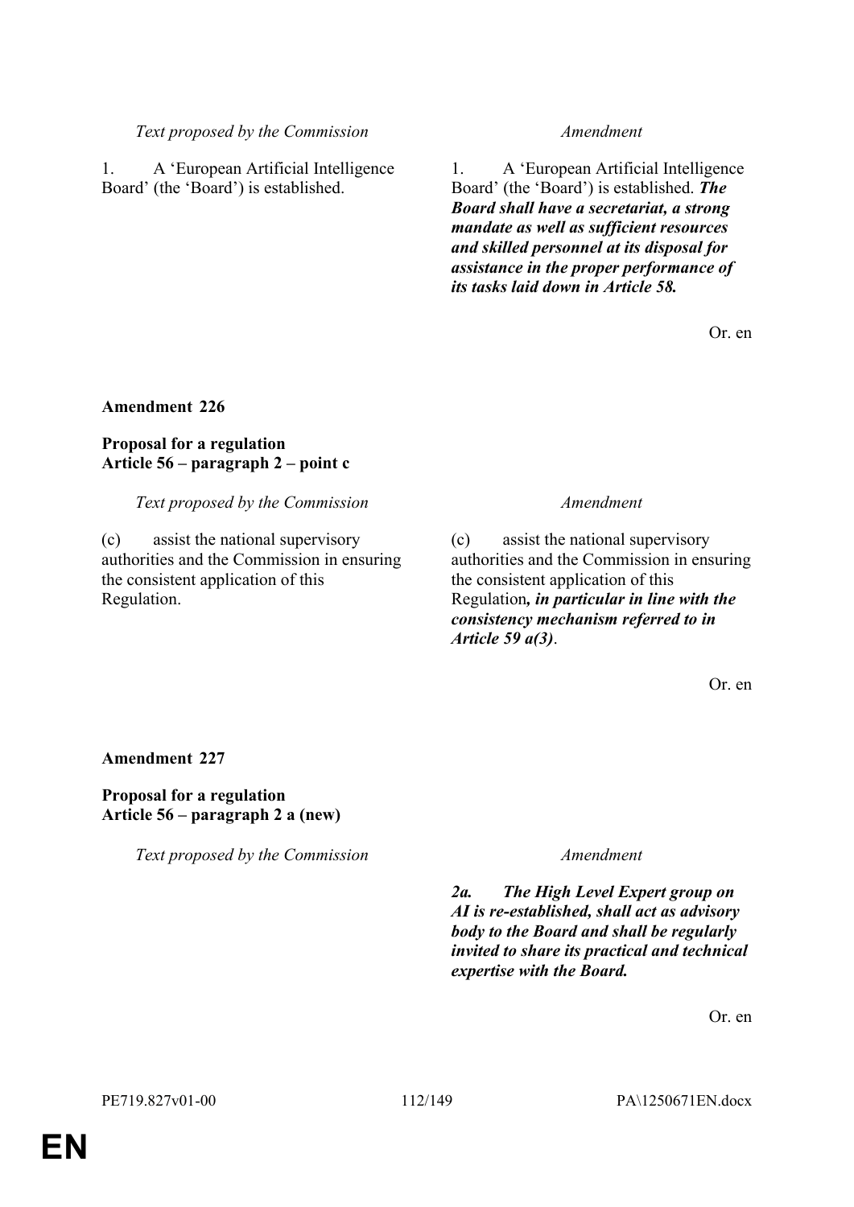| Text proposed by the Commission | Amendment |
|---|---|
| 1. A 'European Artificial Intelligence Board' (the 'Board') is established. | 1. A 'European Artificial Intelligence Board' (the 'Board') is established. ***The Board shall have a secretariat, a strong mandate as well as sufficient resources and skilled personnel at its disposal for assistance in the proper performance of its tasks laid down in Article 58.*** |

Or. en

**Amendment 226**

**Proposal for a regulation**
**Article 56 – paragraph 2 – point c**

| Text proposed by the Commission | Amendment |
|---|---|
| (c) assist the national supervisory authorities and the Commission in ensuring the consistent application of this Regulation. | (c) assist the national supervisory authorities and the Commission in ensuring the consistent application of this Regulation***, in particular in line with the consistency mechanism referred to in Article 59 a(3)***. |

Or. en

**Amendment 227**

**Proposal for a regulation**
**Article 56 – paragraph 2 a (new)**

| Text proposed by the Commission | Amendment |
|---|---|
| | ***2a. The High Level Expert group on AI is re-established, shall act as advisory body to the Board and shall be regularly invited to share its practical and technical expertise with the Board.*** |

Or. en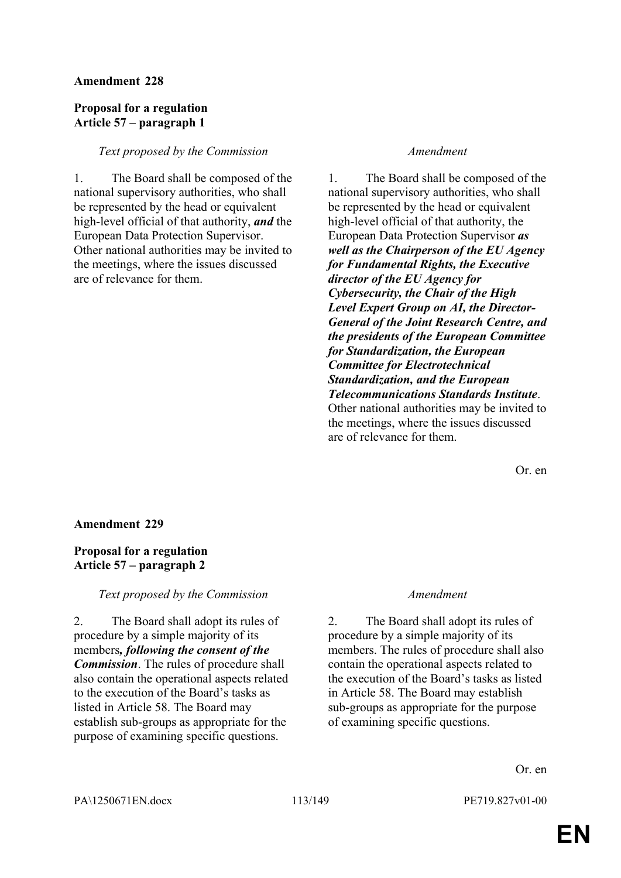**Amendment 228**

**Proposal for a regulation**
**Article 57 – paragraph 1**

| *Text proposed by the Commission* | *Amendment* |
|---|---|
| 1. The Board shall be composed of the national supervisory authorities, who shall be represented by the head or equivalent high-level official of that authority, ***and*** the European Data Protection Supervisor. Other national authorities may be invited to the meetings, where the issues discussed are of relevance for them. | 1. The Board shall be composed of the national supervisory authorities, who shall be represented by the head or equivalent high-level official of that authority, the European Data Protection Supervisor ***as well as the Chairperson of the EU Agency for Fundamental Rights, the Executive director of the EU Agency for Cybersecurity, the Chair of the High Level Expert Group on AI, the Director-General of the Joint Research Centre, and the presidents of the European Committee for Standardization, the European Committee for Electrotechnical Standardization, and the European Telecommunications Standards Institute***. Other national authorities may be invited to the meetings, where the issues discussed are of relevance for them. |

Or. en

**Amendment 229**

**Proposal for a regulation**
**Article 57 – paragraph 2**

| *Text proposed by the Commission* | *Amendment* |
|---|---|
| 2. The Board shall adopt its rules of procedure by a simple majority of its members***, following the consent of the Commission***. The rules of procedure shall also contain the operational aspects related to the execution of the Board's tasks as listed in Article 58. The Board may establish sub-groups as appropriate for the purpose of examining specific questions. | 2. The Board shall adopt its rules of procedure by a simple majority of its members. The rules of procedure shall also contain the operational aspects related to the execution of the Board's tasks as listed in Article 58. The Board may establish sub-groups as appropriate for the purpose of examining specific questions. |

Or. en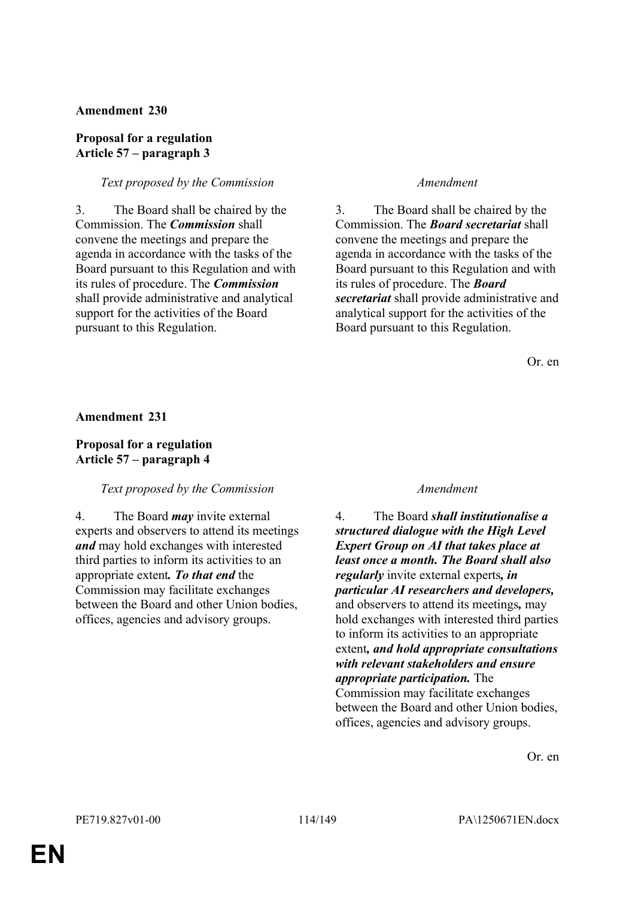**Amendment 230**

**Proposal for a regulation**
**Article 57 – paragraph 3**

| *Text proposed by the Commission* | *Amendment* |
| --- | --- |
| 3. The Board shall be chaired by the Commission. The ***Commission*** shall convene the meetings and prepare the agenda in accordance with the tasks of the Board pursuant to this Regulation and with its rules of procedure. The ***Commission*** shall provide administrative and analytical support for the activities of the Board pursuant to this Regulation. | 3. The Board shall be chaired by the Commission. The ***Board secretariat*** shall convene the meetings and prepare the agenda in accordance with the tasks of the Board pursuant to this Regulation and with its rules of procedure. The ***Board secretariat*** shall provide administrative and analytical support for the activities of the Board pursuant to this Regulation. |

Or. en

**Amendment 231**

**Proposal for a regulation**
**Article 57 – paragraph 4**

| *Text proposed by the Commission* | *Amendment* |
| --- | --- |
| 4. The Board ***may*** invite external experts and observers to attend its meetings ***and*** may hold exchanges with interested third parties to inform its activities to an appropriate extent***. To that end*** the Commission may facilitate exchanges between the Board and other Union bodies, offices, agencies and advisory groups. | 4. The Board ***shall institutionalise a structured dialogue with the High Level Expert Group on AI that takes place at least once a month. The Board shall also regularly*** invite external experts***, in particular AI researchers and developers,*** and observers to attend its meetings***,*** may hold exchanges with interested third parties to inform its activities to an appropriate extent***, and hold appropriate consultations with relevant stakeholders and ensure appropriate participation.*** The Commission may facilitate exchanges between the Board and other Union bodies, offices, agencies and advisory groups. |

Or. en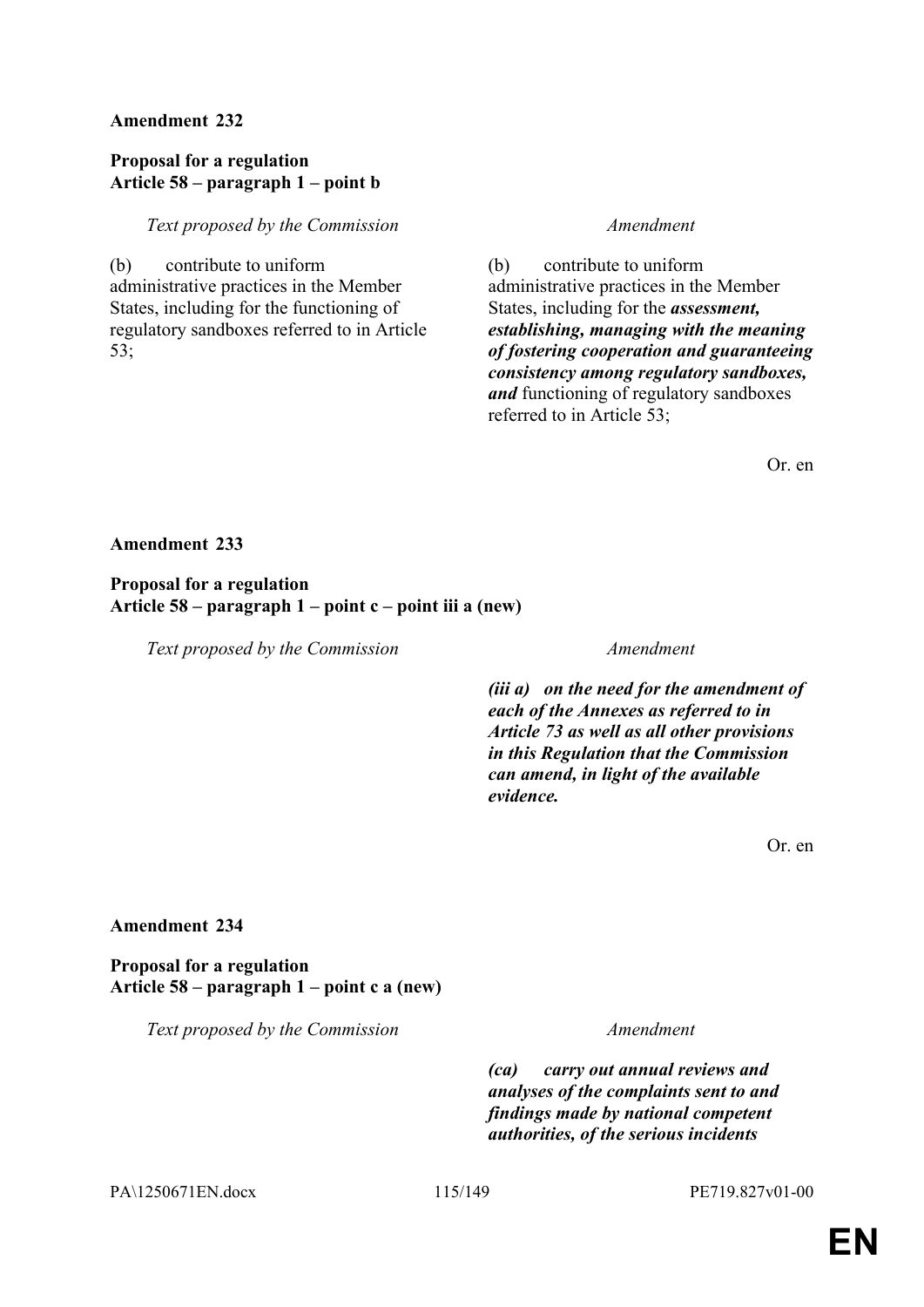**Amendment 232**

**Proposal for a regulation**
**Article 58 – paragraph 1 – point b**

| *Text proposed by the Commission* | *Amendment* |
|---|---|
| (b) contribute to uniform administrative practices in the Member States, including for the functioning of regulatory sandboxes referred to in Article 53; | (b) contribute to uniform administrative practices in the Member States, including for the ***assessment, establishing, managing with the meaning of fostering cooperation and guaranteeing consistency among regulatory sandboxes, and*** functioning of regulatory sandboxes referred to in Article 53; |

Or. en

**Amendment 233**

**Proposal for a regulation**
**Article 58 – paragraph 1 – point c – point iii a (new)**

| *Text proposed by the Commission* | *Amendment* |
|---|---|
| | ***(iii a) on the need for the amendment of each of the Annexes as referred to in Article 73 as well as all other provisions in this Regulation that the Commission can amend, in light of the available evidence.*** |

Or. en

**Amendment 234**

**Proposal for a regulation**
**Article 58 – paragraph 1 – point c a (new)**

| *Text proposed by the Commission* | *Amendment* |
|---|---|
| | ***(ca) carry out annual reviews and analyses of the complaints sent to and findings made by national competent authorities, of the serious incidents*** |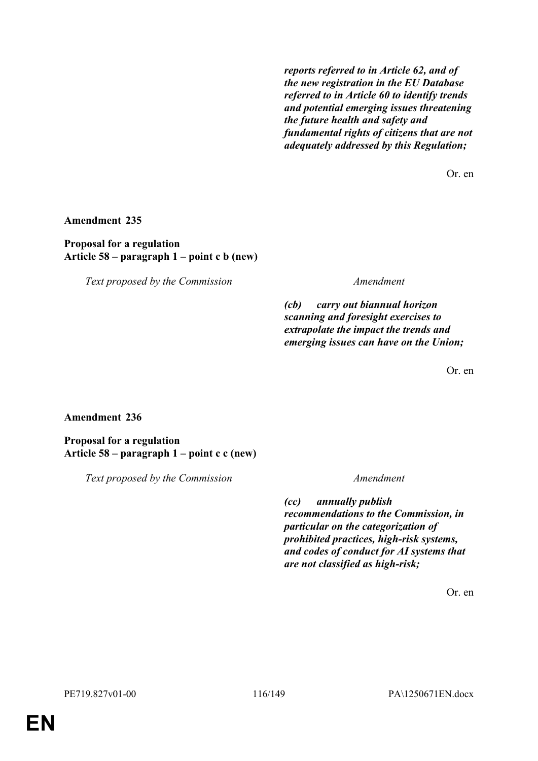| | |
|---|---|
| | ***reports referred to in Article 62, and of the new registration in the EU Database referred to in Article 60 to identify trends and potential emerging issues threatening the future health and safety and fundamental rights of citizens that are not adequately addressed by this Regulation;*** |

Or. en

**Amendment 235**

**Proposal for a regulation**
**Article 58 – paragraph 1 – point c b (new)**

| *Text proposed by the Commission* | *Amendment* |
|---|---|
| | ***(cb) carry out biannual horizon scanning and foresight exercises to extrapolate the impact the trends and emerging issues can have on the Union;*** |

Or. en

**Amendment 236**

**Proposal for a regulation**
**Article 58 – paragraph 1 – point c c (new)**

| *Text proposed by the Commission* | *Amendment* |
|---|---|
| | ***(cc) annually publish recommendations to the Commission, in particular on the categorization of prohibited practices, high-risk systems, and codes of conduct for AI systems that are not classified as high-risk;*** |

Or. en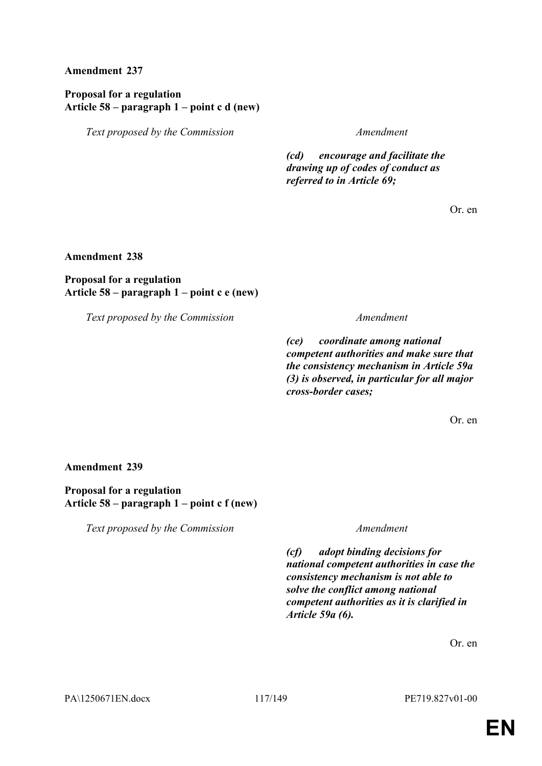**Amendment 237**

**Proposal for a regulation**
**Article 58 – paragraph 1 – point c d (new)**

| *Text proposed by the Commission* | *Amendment* |
|---|---|
| | ***(cd) encourage and facilitate the drawing up of codes of conduct as referred to in Article 69;*** |

Or. en

**Amendment 238**

**Proposal for a regulation**
**Article 58 – paragraph 1 – point c e (new)**

| *Text proposed by the Commission* | *Amendment* |
|---|---|
| | ***(ce) coordinate among national competent authorities and make sure that the consistency mechanism in Article 59a (3) is observed, in particular for all major cross-border cases;*** |

Or. en

**Amendment 239**

**Proposal for a regulation**
**Article 58 – paragraph 1 – point c f (new)**

| *Text proposed by the Commission* | *Amendment* |
|---|---|
| | ***(cf) adopt binding decisions for national competent authorities in case the consistency mechanism is not able to solve the conflict among national competent authorities as it is clarified in Article 59a (6).*** |

Or. en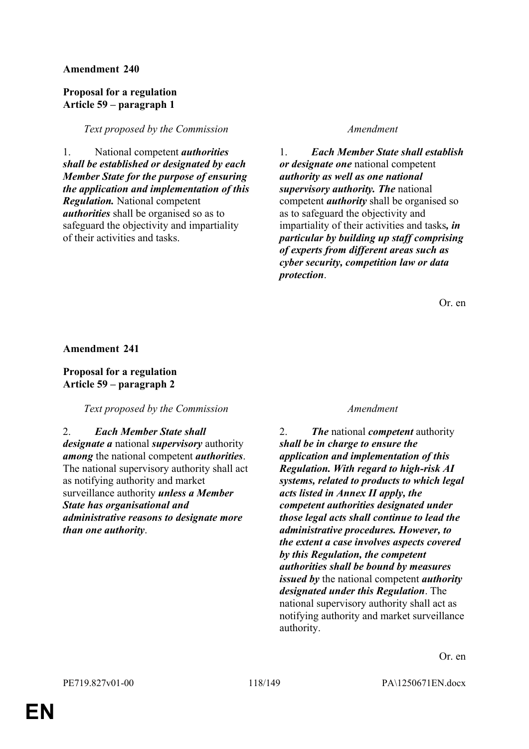**Amendment 240**

**Proposal for a regulation**
**Article 59 – paragraph 1**

| *Text proposed by the Commission* | *Amendment* |
|---|---|
| 1. National competent ***authorities shall be established or designated by each Member State for the purpose of ensuring the application and implementation of this Regulation.*** National competent ***authorities*** shall be organised so as to safeguard the objectivity and impartiality of their activities and tasks. | 1. ***Each Member State shall establish or designate one*** national competent ***authority as well as one national supervisory authority. The*** national competent ***authority*** shall be organised so as to safeguard the objectivity and impartiality of their activities and tasks***, in particular by building up staff comprising of experts from different areas such as cyber security, competition law or data protection***. |

Or. en

**Amendment 241**

**Proposal for a regulation**
**Article 59 – paragraph 2**

| *Text proposed by the Commission* | *Amendment* |
|---|---|
| 2. ***Each Member State shall designate a*** national ***supervisory*** authority ***among*** the national competent ***authorities***. The national supervisory authority shall act as notifying authority and market surveillance authority ***unless a Member State has organisational and administrative reasons to designate more than one authority***. | 2. ***The*** national ***competent*** authority ***shall be in charge to ensure the application and implementation of this Regulation. With regard to high-risk AI systems, related to products to which legal acts listed in Annex II apply, the competent authorities designated under those legal acts shall continue to lead the administrative procedures. However, to the extent a case involves aspects covered by this Regulation, the competent authorities shall be bound by measures issued by*** the national competent ***authority designated under this Regulation***. The national supervisory authority shall act as notifying authority and market surveillance authority. |

Or. en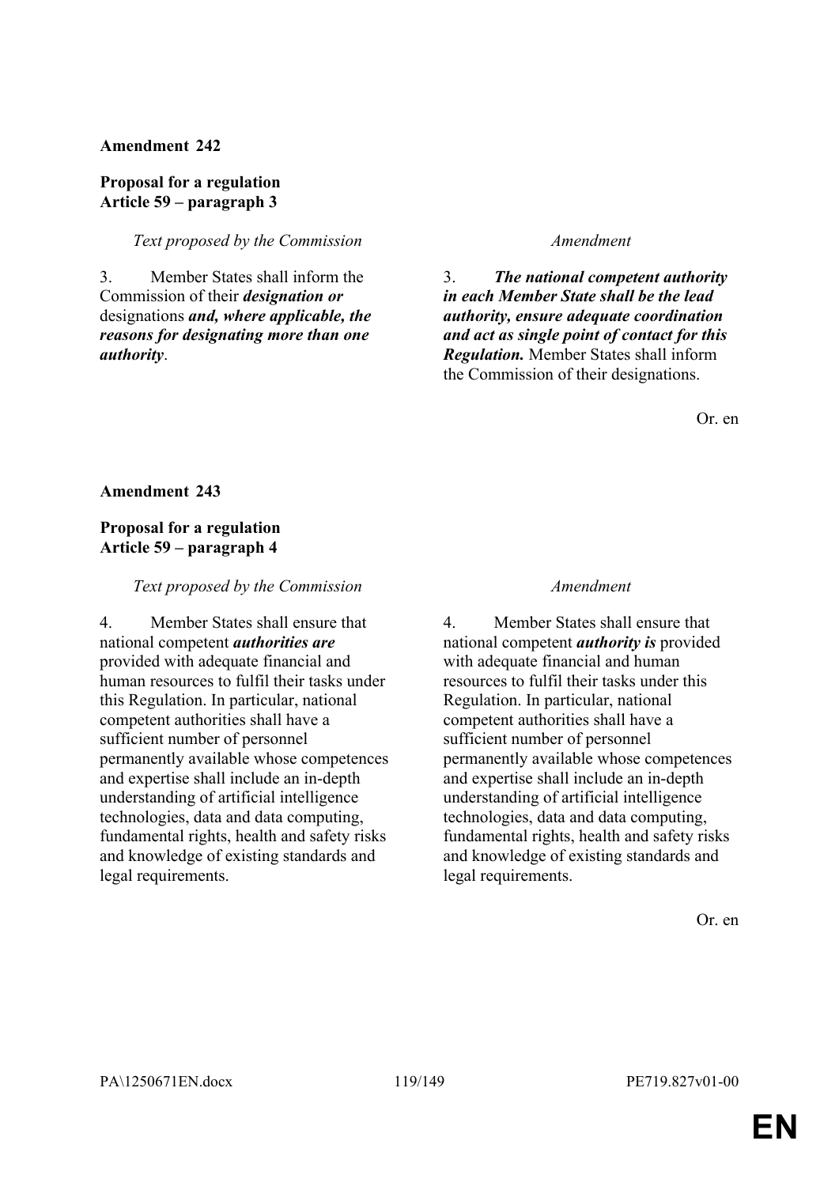**Amendment 242**

**Proposal for a regulation**
**Article 59 – paragraph 3**

| *Text proposed by the Commission* | *Amendment* |
|---|---|
| 3. Member States shall inform the Commission of their ***designation or*** designations ***and, where applicable, the reasons for designating more than one authority***. | 3. ***The national competent authority in each Member State shall be the lead authority, ensure adequate coordination and act as single point of contact for this Regulation.*** Member States shall inform the Commission of their designations. |

Or. en

**Amendment 243**

**Proposal for a regulation**
**Article 59 – paragraph 4**

| *Text proposed by the Commission* | *Amendment* |
|---|---|
| 4. Member States shall ensure that national competent ***authorities are*** provided with adequate financial and human resources to fulfil their tasks under this Regulation. In particular, national competent authorities shall have a sufficient number of personnel permanently available whose competences and expertise shall include an in-depth understanding of artificial intelligence technologies, data and data computing, fundamental rights, health and safety risks and knowledge of existing standards and legal requirements. | 4. Member States shall ensure that national competent ***authority is*** provided with adequate financial and human resources to fulfil their tasks under this Regulation. In particular, national competent authorities shall have a sufficient number of personnel permanently available whose competences and expertise shall include an in-depth understanding of artificial intelligence technologies, data and data computing, fundamental rights, health and safety risks and knowledge of existing standards and legal requirements. |

Or. en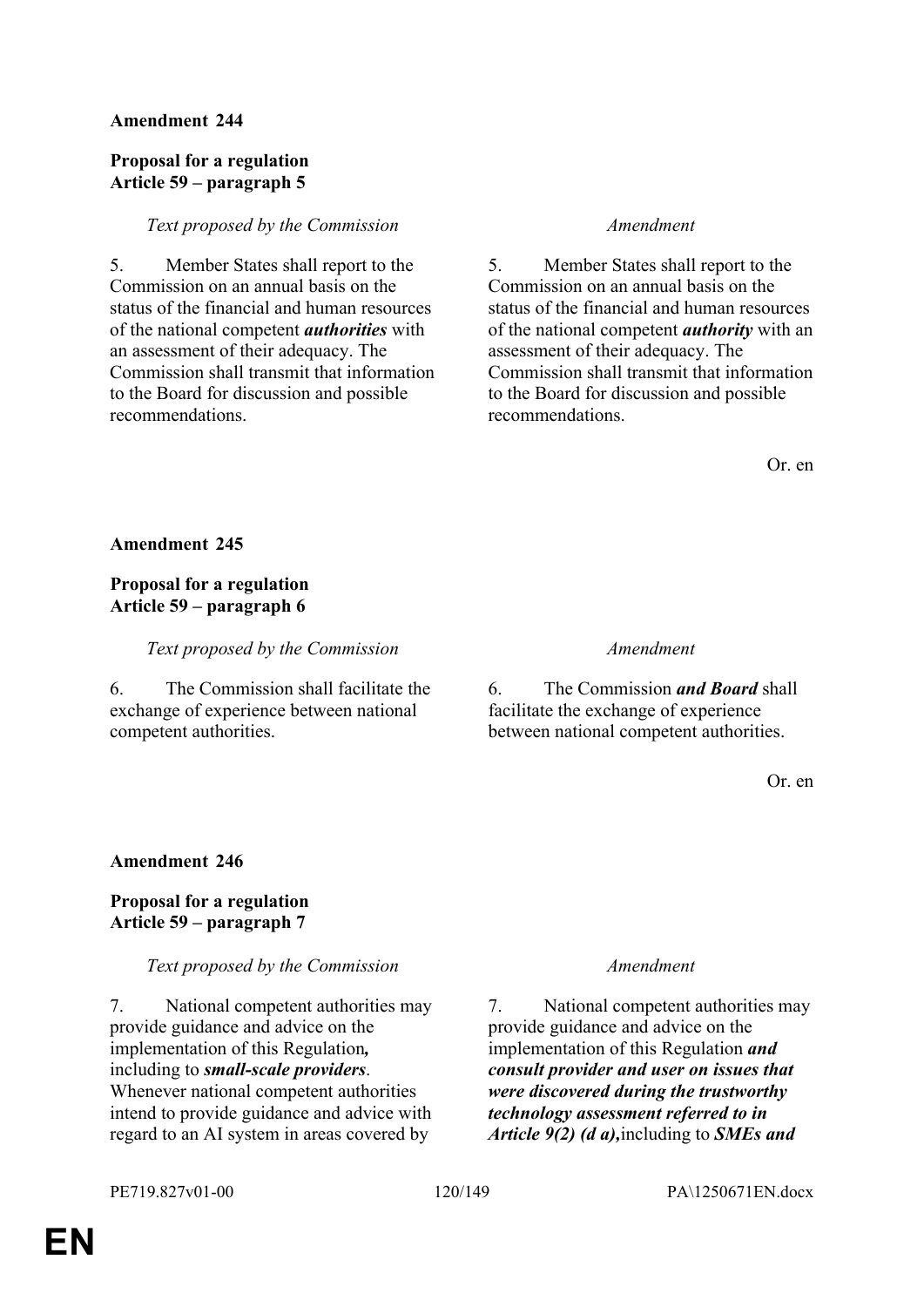**Amendment 244**

**Proposal for a regulation**
**Article 59 – paragraph 5**

| *Text proposed by the Commission* | *Amendment* |
|---|---|
| 5. Member States shall report to the Commission on an annual basis on the status of the financial and human resources of the national competent ***authorities*** with an assessment of their adequacy. The Commission shall transmit that information to the Board for discussion and possible recommendations. | 5. Member States shall report to the Commission on an annual basis on the status of the financial and human resources of the national competent ***authority*** with an assessment of their adequacy. The Commission shall transmit that information to the Board for discussion and possible recommendations. |

Or. en

**Amendment 245**

**Proposal for a regulation**
**Article 59 – paragraph 6**

| *Text proposed by the Commission* | *Amendment* |
|---|---|
| 6. The Commission shall facilitate the exchange of experience between national competent authorities. | 6. The Commission ***and Board*** shall facilitate the exchange of experience between national competent authorities. |

Or. en

**Amendment 246**

**Proposal for a regulation**
**Article 59 – paragraph 7**

| *Text proposed by the Commission* | *Amendment* |
|---|---|
| 7. National competent authorities may provide guidance and advice on the implementation of this Regulation***,*** including to ***small-scale providers***. Whenever national competent authorities intend to provide guidance and advice with regard to an AI system in areas covered by | 7. National competent authorities may provide guidance and advice on the implementation of this Regulation ***and consult provider and user on issues that were discovered during the trustworthy technology assessment referred to in Article 9(2) (d a),***including to ***SMEs and*** |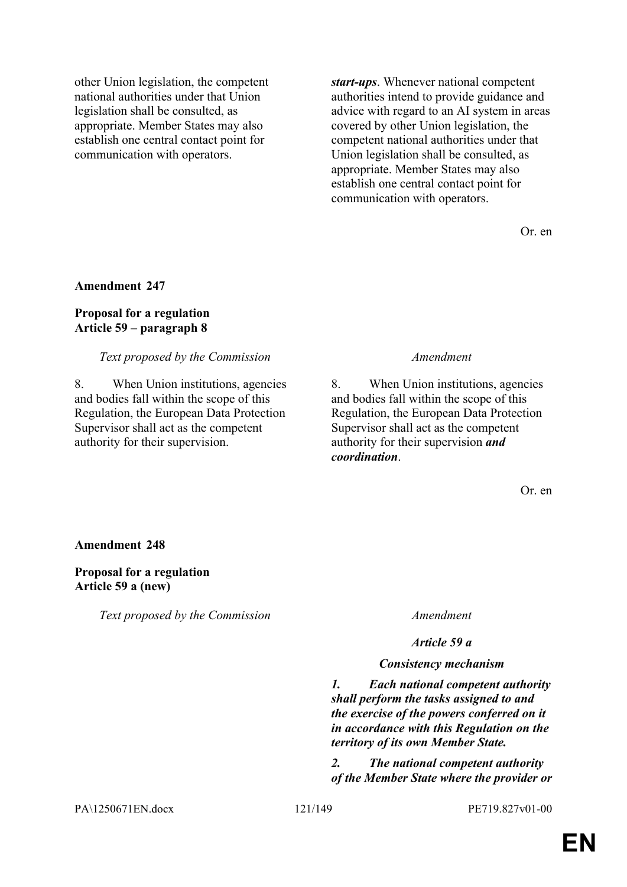| | |
|---|---|
| other Union legislation, the competent national authorities under that Union legislation shall be consulted, as appropriate. Member States may also establish one central contact point for communication with operators. | ***start-ups***. Whenever national competent authorities intend to provide guidance and advice with regard to an AI system in areas covered by other Union legislation, the competent national authorities under that Union legislation shall be consulted, as appropriate. Member States may also establish one central contact point for communication with operators. |

Or. en

**Amendment 247**

**Proposal for a regulation**
**Article 59 – paragraph 8**

| *Text proposed by the Commission* | *Amendment* |
|---|---|
| 8. When Union institutions, agencies and bodies fall within the scope of this Regulation, the European Data Protection Supervisor shall act as the competent authority for their supervision. | 8. When Union institutions, agencies and bodies fall within the scope of this Regulation, the European Data Protection Supervisor shall act as the competent authority for their supervision ***and coordination***. |

Or. en

**Amendment 248**

**Proposal for a regulation**
**Article 59 a (new)**

| *Text proposed by the Commission* | *Amendment* |
|---|---|
| | ***Article 59 a*** |
| | ***Consistency mechanism*** |
| | ***1. Each national competent authority shall perform the tasks assigned to and the exercise of the powers conferred on it in accordance with this Regulation on the territory of its own Member State.*** |
| | ***2. The national competent authority of the Member State where the provider or*** |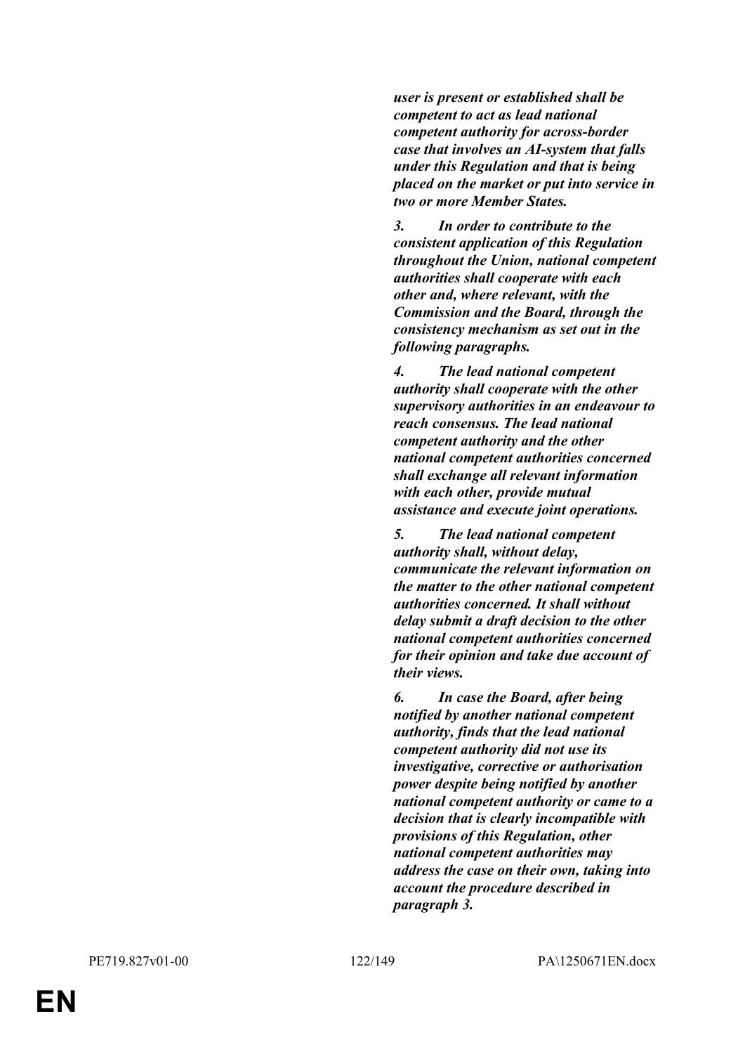***user is present or established shall be competent to act as lead national competent authority for across-border case that involves an AI-system that falls under this Regulation and that is being placed on the market or put into service in two or more Member States.***

***3. In order to contribute to the consistent application of this Regulation throughout the Union, national competent authorities shall cooperate with each other and, where relevant, with the Commission and the Board, through the consistency mechanism as set out in the following paragraphs.***

***4. The lead national competent authority shall cooperate with the other supervisory authorities in an endeavour to reach consensus. The lead national competent authority and the other national competent authorities concerned shall exchange all relevant information with each other, provide mutual assistance and execute joint operations.***

***5. The lead national competent authority shall, without delay, communicate the relevant information on the matter to the other national competent authorities concerned. It shall without delay submit a draft decision to the other national competent authorities concerned for their opinion and take due account of their views.***

***6. In case the Board, after being notified by another national competent authority, finds that the lead national competent authority did not use its investigative, corrective or authorisation power despite being notified by another national competent authority or came to a decision that is clearly incompatible with provisions of this Regulation, other national competent authorities may address the case on their own, taking into account the procedure described in paragraph 3.***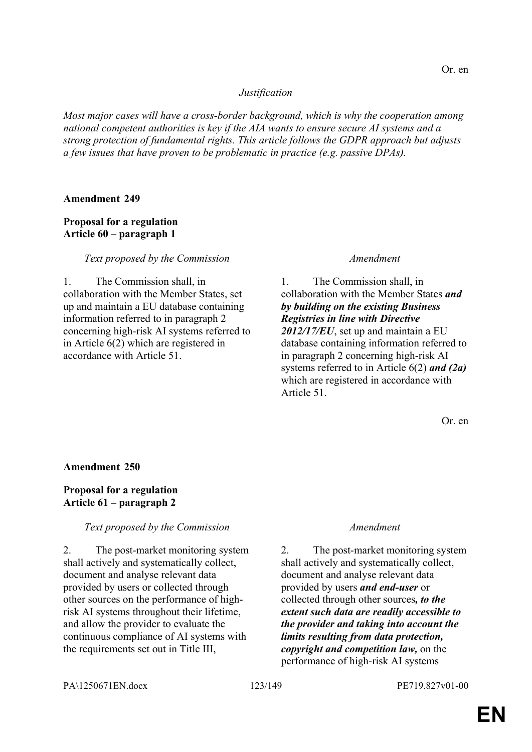Or. en

*Justification*

*Most major cases will have a cross-border background, which is why the cooperation among national competent authorities is key if the AIA wants to ensure secure AI systems and a strong protection of fundamental rights. This article follows the GDPR approach but adjusts a few issues that have proven to be problematic in practice (e.g. passive DPAs).*

**Amendment 249**

**Proposal for a regulation**
**Article 60 – paragraph 1**

| *Text proposed by the Commission* | *Amendment* |
|---|---|
| 1. The Commission shall, in collaboration with the Member States, set up and maintain a EU database containing information referred to in paragraph 2 concerning high-risk AI systems referred to in Article 6(2) which are registered in accordance with Article 51. | 1. The Commission shall, in collaboration with the Member States ***and by building on the existing Business Registries in line with Directive 2012/17/EU***, set up and maintain a EU database containing information referred to in paragraph 2 concerning high-risk AI systems referred to in Article 6(2) ***and (2a)*** which are registered in accordance with Article 51. |

Or. en

**Amendment 250**

**Proposal for a regulation**
**Article 61 – paragraph 2**

| *Text proposed by the Commission* | *Amendment* |
|---|---|
| 2. The post-market monitoring system shall actively and systematically collect, document and analyse relevant data provided by users or collected through other sources on the performance of high-risk AI systems throughout their lifetime, and allow the provider to evaluate the continuous compliance of AI systems with the requirements set out in Title III, | 2. The post-market monitoring system shall actively and systematically collect, document and analyse relevant data provided by users ***and end-user*** or collected through other sources***, to the extent such data are readily accessible to the provider and taking into account the limits resulting from data protection, copyright and competition law,*** on the performance of high-risk AI systems |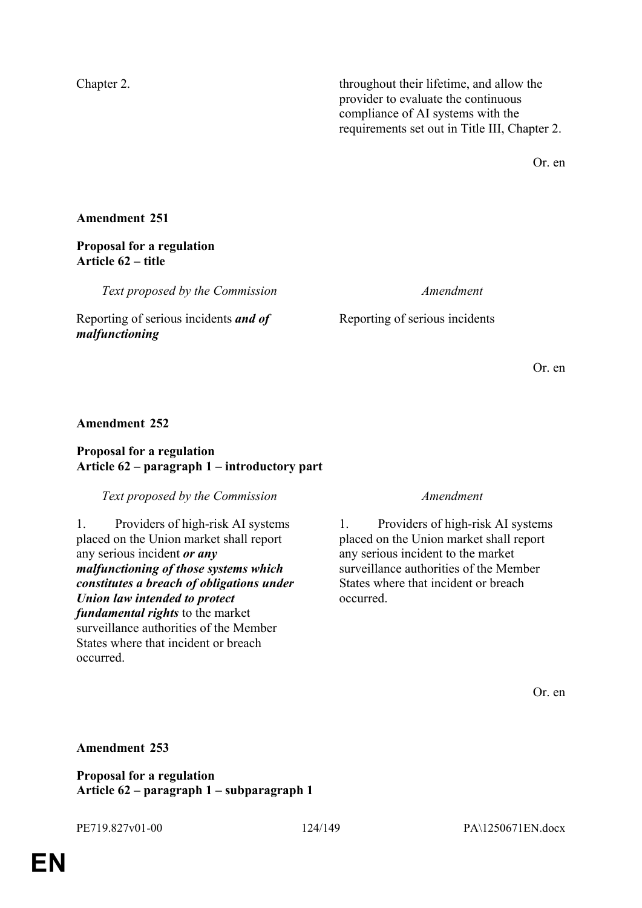| | |
|---|---|
| Chapter 2. | throughout their lifetime, and allow the provider to evaluate the continuous compliance of AI systems with the requirements set out in Title III, Chapter 2. |

Or. en

**Amendment 251**

**Proposal for a regulation**
**Article 62 – title**

| *Text proposed by the Commission* | *Amendment* |
|---|---|
| Reporting of serious incidents ***and of malfunctioning*** | Reporting of serious incidents |

Or. en

**Amendment 252**

**Proposal for a regulation**
**Article 62 – paragraph 1 – introductory part**

| *Text proposed by the Commission* | *Amendment* |
|---|---|
| 1. Providers of high-risk AI systems placed on the Union market shall report any serious incident ***or any malfunctioning of those systems which constitutes a breach of obligations under Union law intended to protect fundamental rights*** to the market surveillance authorities of the Member States where that incident or breach occurred. | 1. Providers of high-risk AI systems placed on the Union market shall report any serious incident to the market surveillance authorities of the Member States where that incident or breach occurred. |

Or. en

**Amendment 253**

**Proposal for a regulation**
**Article 62 – paragraph 1 – subparagraph 1**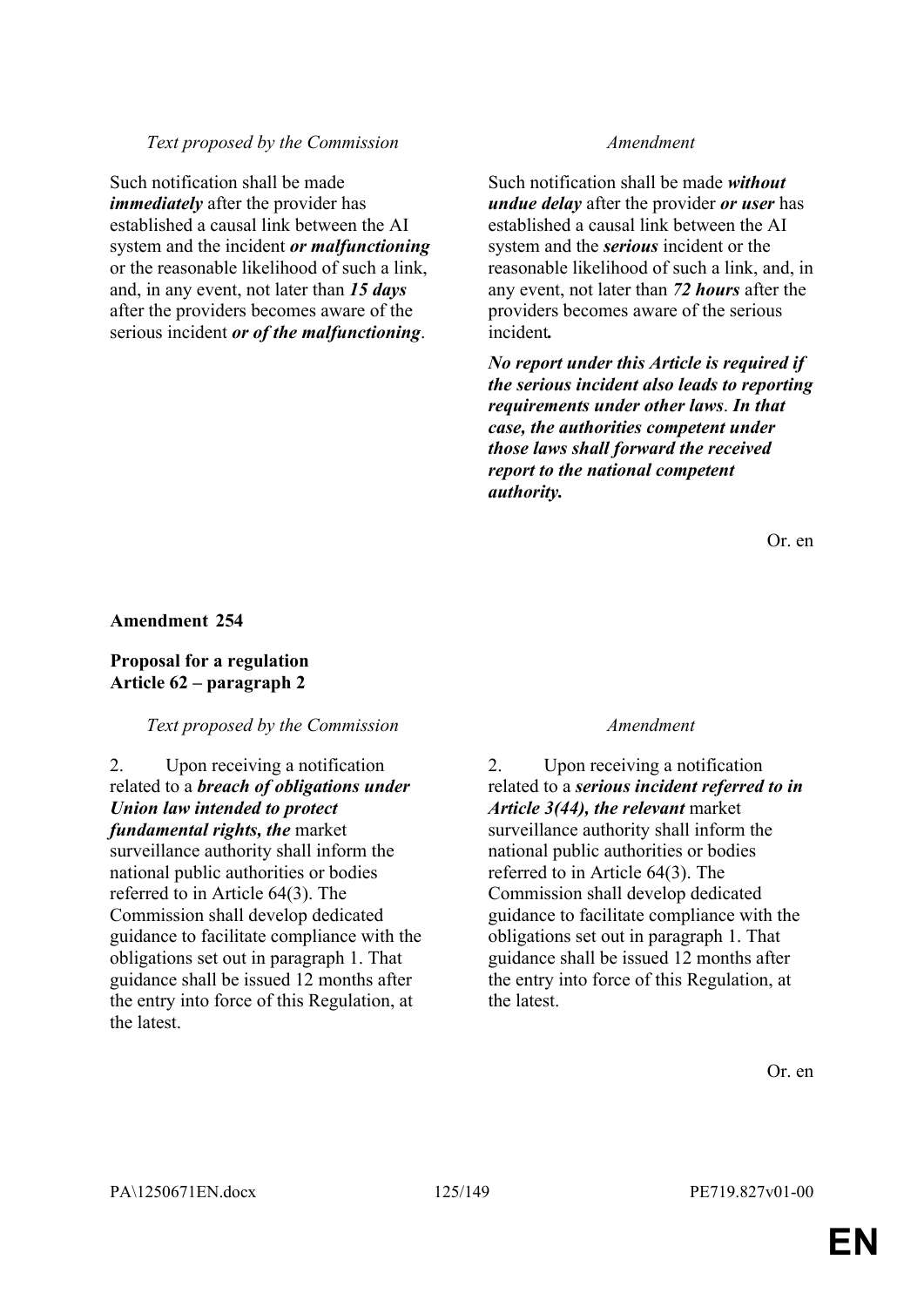| *Text proposed by the Commission* | *Amendment* |
|---|---|
| Such notification shall be made ***immediately*** after the provider has established a causal link between the AI system and the incident ***or malfunctioning*** or the reasonable likelihood of such a link, and, in any event, not later than ***15 days*** after the providers becomes aware of the serious incident ***or of the malfunctioning***. | Such notification shall be made ***without undue delay*** after the provider ***or user*** has established a causal link between the AI system and the ***serious*** incident or the reasonable likelihood of such a link, and, in any event, not later than ***72 hours*** after the providers becomes aware of the serious incident***.*** |
| | ***No report under this Article is required if the serious incident also leads to reporting requirements under other laws. In that case, the authorities competent under those laws shall forward the received report to the national competent authority.*** |

Or. en

**Amendment 254**

**Proposal for a regulation**
**Article 62 – paragraph 2**

| *Text proposed by the Commission* | *Amendment* |
|---|---|
| 2. Upon receiving a notification related to a ***breach of obligations under Union law intended to protect fundamental rights, the*** market surveillance authority shall inform the national public authorities or bodies referred to in Article 64(3). The Commission shall develop dedicated guidance to facilitate compliance with the obligations set out in paragraph 1. That guidance shall be issued 12 months after the entry into force of this Regulation, at the latest. | 2. Upon receiving a notification related to a ***serious incident referred to in Article 3(44), the relevant*** market surveillance authority shall inform the national public authorities or bodies referred to in Article 64(3). The Commission shall develop dedicated guidance to facilitate compliance with the obligations set out in paragraph 1. That guidance shall be issued 12 months after the entry into force of this Regulation, at the latest. |

Or. en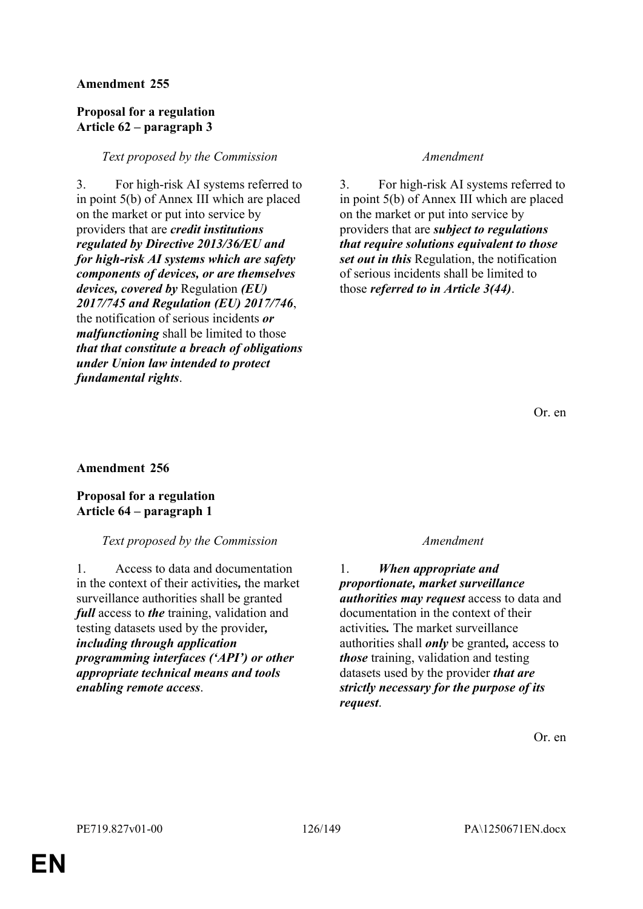**Amendment 255**

**Proposal for a regulation**
**Article 62 – paragraph 3**

| *Text proposed by the Commission* | *Amendment* |
|---|---|
| 3. For high-risk AI systems referred to in point 5(b) of Annex III which are placed on the market or put into service by providers that are ***credit institutions regulated by Directive 2013/36/EU and for high-risk AI systems which are safety components of devices, or are themselves devices, covered by*** Regulation ***(EU) 2017/745 and Regulation (EU) 2017/746***, the notification of serious incidents ***or malfunctioning*** shall be limited to those ***that that constitute a breach of obligations under Union law intended to protect fundamental rights***. | 3. For high-risk AI systems referred to in point 5(b) of Annex III which are placed on the market or put into service by providers that are ***subject to regulations that require solutions equivalent to those set out in this*** Regulation, the notification of serious incidents shall be limited to those ***referred to in Article 3(44)***. |

Or. en

**Amendment 256**

**Proposal for a regulation**
**Article 64 – paragraph 1**

| *Text proposed by the Commission* | *Amendment* |
|---|---|
| 1. Access to data and documentation in the context of their activities***,*** the market surveillance authorities shall be granted ***full*** access to ***the*** training, validation and testing datasets used by the provider***, including through application programming interfaces ('API') or other appropriate technical means and tools enabling remote access***. | 1. ***When appropriate and proportionate, market surveillance authorities may request*** access to data and documentation in the context of their activities***.*** The market surveillance authorities shall ***only*** be granted***,*** access to ***those*** training, validation and testing datasets used by the provider ***that are strictly necessary for the purpose of its request***. |

Or. en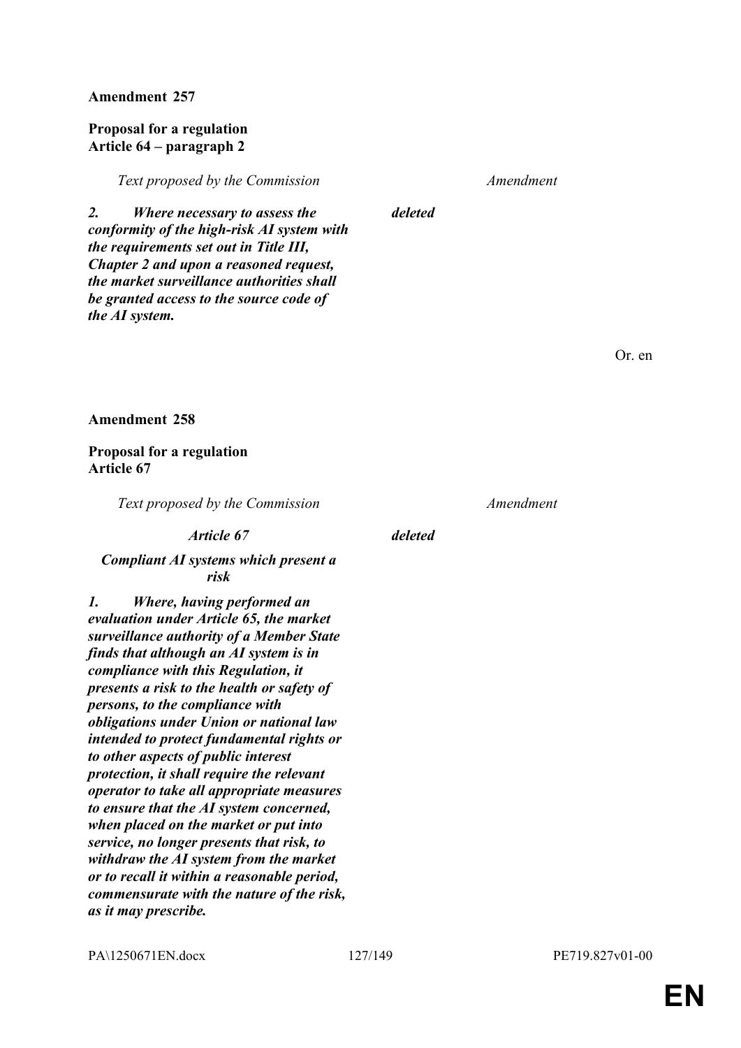**Amendment 257**

**Proposal for a regulation**
**Article 64 – paragraph 2**

| *Text proposed by the Commission* | *Amendment* |
| --- | --- |
| ***2. Where necessary to assess the conformity of the high-risk AI system with the requirements set out in Title III, Chapter 2 and upon a reasoned request, the market surveillance authorities shall be granted access to the source code of the AI system.*** | ***deleted*** |

Or. en

**Amendment 258**

**Proposal for a regulation**
**Article 67**

| *Text proposed by the Commission* | *Amendment* |
| --- | --- |
| ***Article 67*** | ***deleted*** |
| ***Compliant AI systems which present a risk*** | |
| ***1. Where, having performed an evaluation under Article 65, the market surveillance authority of a Member State finds that although an AI system is in compliance with this Regulation, it presents a risk to the health or safety of persons, to the compliance with obligations under Union or national law intended to protect fundamental rights or to other aspects of public interest protection, it shall require the relevant operator to take all appropriate measures to ensure that the AI system concerned, when placed on the market or put into service, no longer presents that risk, to withdraw the AI system from the market or to recall it within a reasonable period, commensurate with the nature of the risk, as it may prescribe.*** | |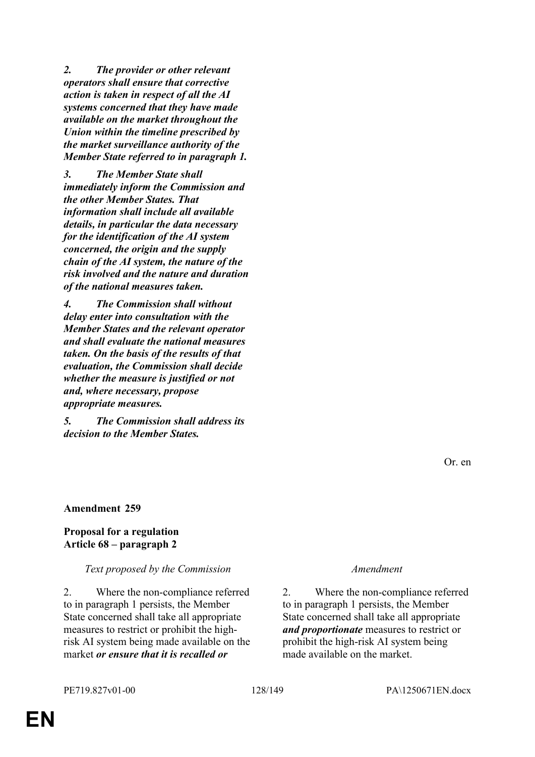***2. The provider or other relevant operators shall ensure that corrective action is taken in respect of all the AI systems concerned that they have made available on the market throughout the Union within the timeline prescribed by the market surveillance authority of the Member State referred to in paragraph 1.***

***3. The Member State shall immediately inform the Commission and the other Member States. That information shall include all available details, in particular the data necessary for the identification of the AI system concerned, the origin and the supply chain of the AI system, the nature of the risk involved and the nature and duration of the national measures taken.***

***4. The Commission shall without delay enter into consultation with the Member States and the relevant operator and shall evaluate the national measures taken. On the basis of the results of that evaluation, the Commission shall decide whether the measure is justified or not and, where necessary, propose appropriate measures.***

***5. The Commission shall address its decision to the Member States.***

Or. en

**Amendment 259**

**Proposal for a regulation**
**Article 68 – paragraph 2**

| *Text proposed by the Commission* | *Amendment* |
|---|---|
| 2. Where the non-compliance referred to in paragraph 1 persists, the Member State concerned shall take all appropriate measures to restrict or prohibit the high-risk AI system being made available on the market ***or ensure that it is recalled or*** | 2. Where the non-compliance referred to in paragraph 1 persists, the Member State concerned shall take all appropriate ***and proportionate*** measures to restrict or prohibit the high-risk AI system being made available on the market. |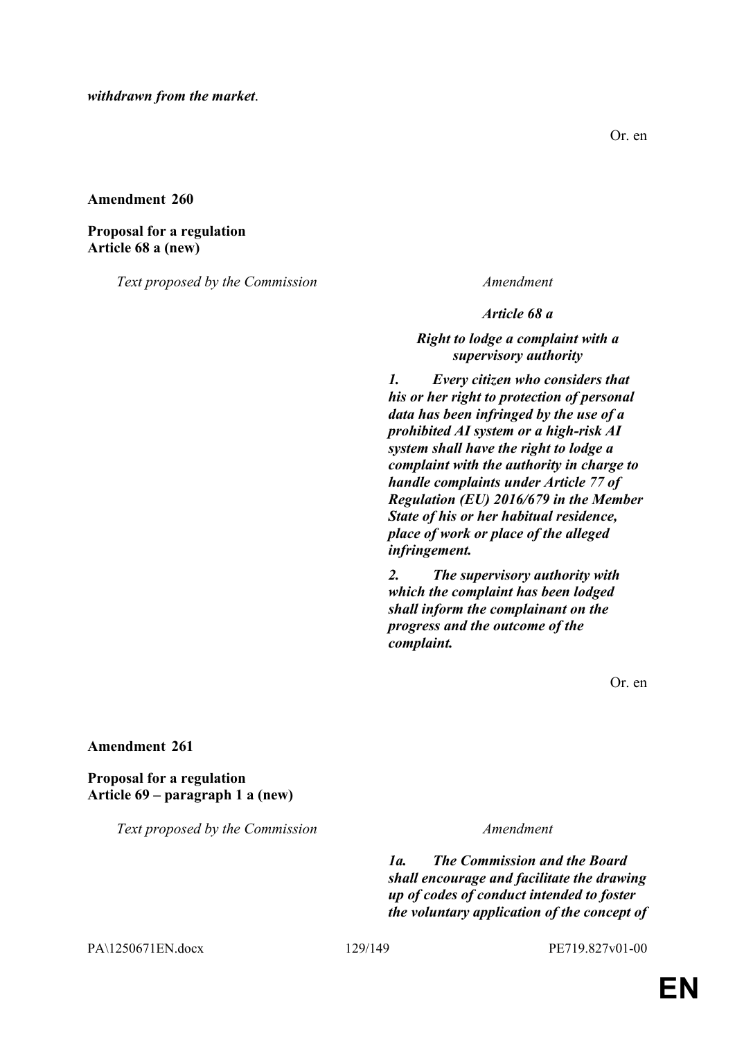***withdrawn from the market*.**

Or. en

**Amendment 260**

**Proposal for a regulation**
**Article 68 a (new)**

| *Text proposed by the Commission* | *Amendment* |
|---|---|
| | ***Article 68 a*** |
| | ***Right to lodge a complaint with a supervisory authority*** |
| | ***1. Every citizen who considers that his or her right to protection of personal data has been infringed by the use of a prohibited AI system or a high-risk AI system shall have the right to lodge a complaint with the authority in charge to handle complaints under Article 77 of Regulation (EU) 2016/679 in the Member State of his or her habitual residence, place of work or place of the alleged infringement.*** |
| | ***2. The supervisory authority with which the complaint has been lodged shall inform the complainant on the progress and the outcome of the complaint.*** |

Or. en

**Amendment 261**

**Proposal for a regulation**
**Article 69 – paragraph 1 a (new)**

| *Text proposed by the Commission* | *Amendment* |
|---|---|
| | ***1a. The Commission and the Board shall encourage and facilitate the drawing up of codes of conduct intended to foster the voluntary application of the concept of*** |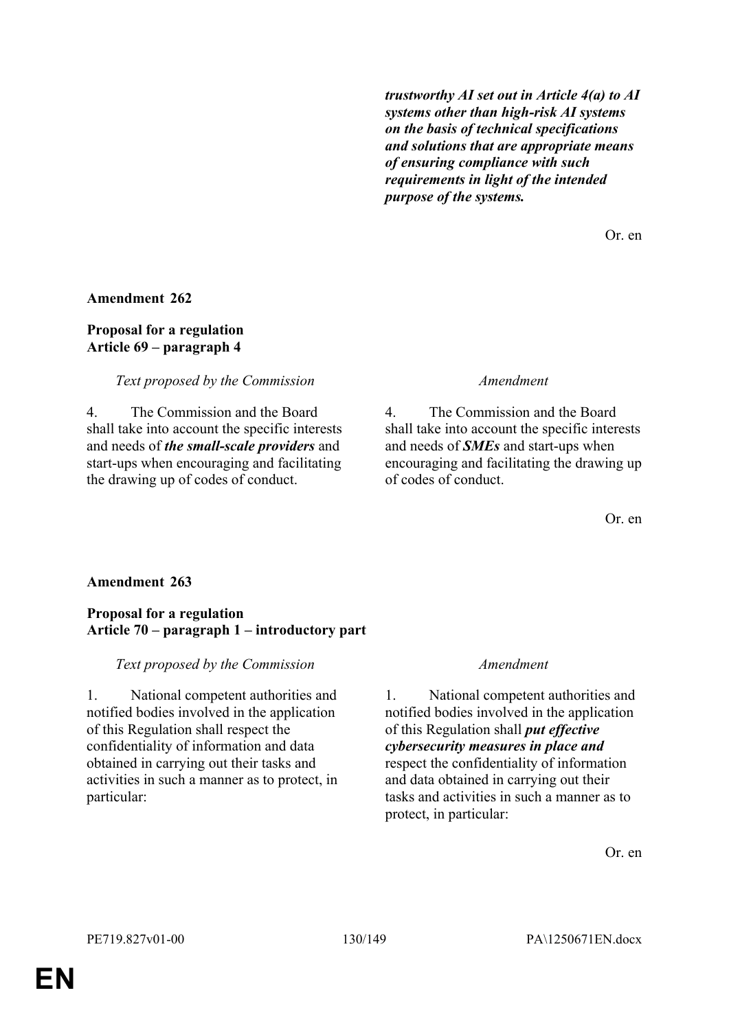| | |
|---|---|
| | ***trustworthy AI set out in Article 4(a) to AI systems other than high-risk AI systems on the basis of technical specifications and solutions that are appropriate means of ensuring compliance with such requirements in light of the intended purpose of the systems.*** |

Or. en

**Amendment 262**

**Proposal for a regulation**
**Article 69 – paragraph 4**

| *Text proposed by the Commission* | *Amendment* |
|---|---|
| 4. The Commission and the Board shall take into account the specific interests and needs of ***the small-scale providers*** and start-ups when encouraging and facilitating the drawing up of codes of conduct. | 4. The Commission and the Board shall take into account the specific interests and needs of ***SMEs*** and start-ups when encouraging and facilitating the drawing up of codes of conduct. |

Or. en

**Amendment 263**

**Proposal for a regulation**
**Article 70 – paragraph 1 – introductory part**

| *Text proposed by the Commission* | *Amendment* |
|---|---|
| 1. National competent authorities and notified bodies involved in the application of this Regulation shall respect the confidentiality of information and data obtained in carrying out their tasks and activities in such a manner as to protect, in particular: | 1. National competent authorities and notified bodies involved in the application of this Regulation shall ***put effective cybersecurity measures in place and*** respect the confidentiality of information and data obtained in carrying out their tasks and activities in such a manner as to protect, in particular: |

Or. en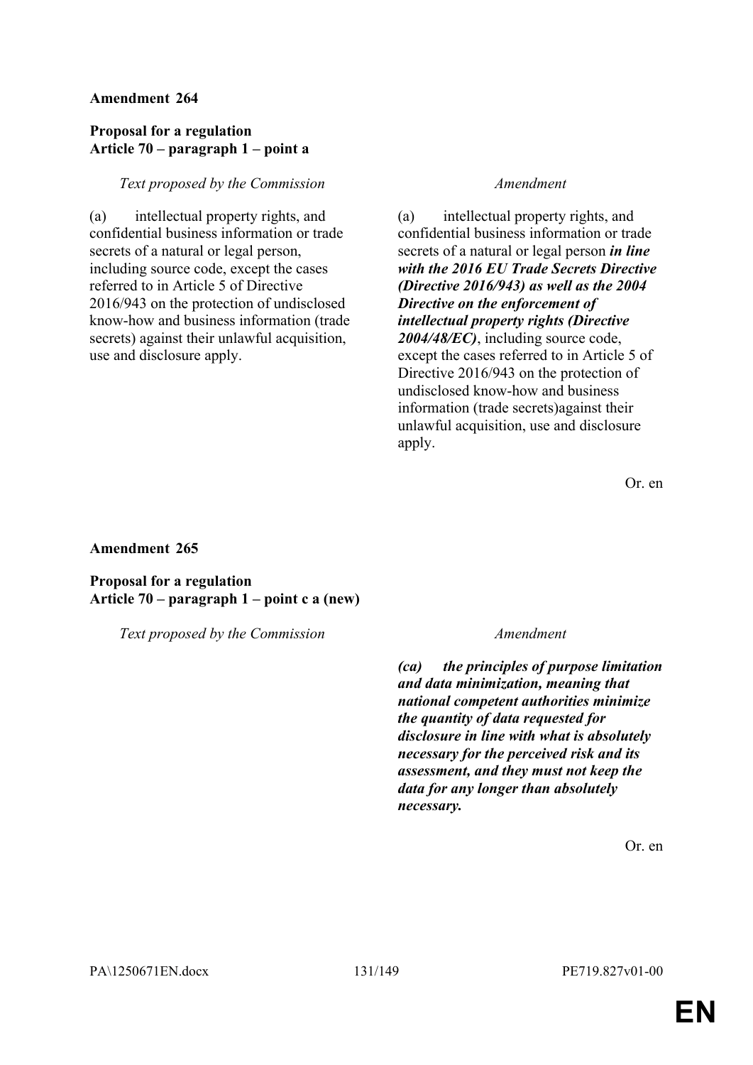**Amendment 264**

**Proposal for a regulation**
**Article 70 – paragraph 1 – point a**

| *Text proposed by the Commission* | *Amendment* |
|---|---|
| (a) intellectual property rights, and confidential business information or trade secrets of a natural or legal person, including source code, except the cases referred to in Article 5 of Directive 2016/943 on the protection of undisclosed know-how and business information (trade secrets) against their unlawful acquisition, use and disclosure apply. | (a) intellectual property rights, and confidential business information or trade secrets of a natural or legal person ***in line with the 2016 EU Trade Secrets Directive (Directive 2016/943) as well as the 2004 Directive on the enforcement of intellectual property rights (Directive 2004/48/EC)***, including source code, except the cases referred to in Article 5 of Directive 2016/943 on the protection of undisclosed know-how and business information (trade secrets)against their unlawful acquisition, use and disclosure apply. |

Or. en

**Amendment 265**

**Proposal for a regulation**
**Article 70 – paragraph 1 – point c a (new)**

| *Text proposed by the Commission* | *Amendment* |
|---|---|
| | ***(ca) the principles of purpose limitation and data minimization, meaning that national competent authorities minimize the quantity of data requested for disclosure in line with what is absolutely necessary for the perceived risk and its assessment, and they must not keep the data for any longer than absolutely necessary.*** |

Or. en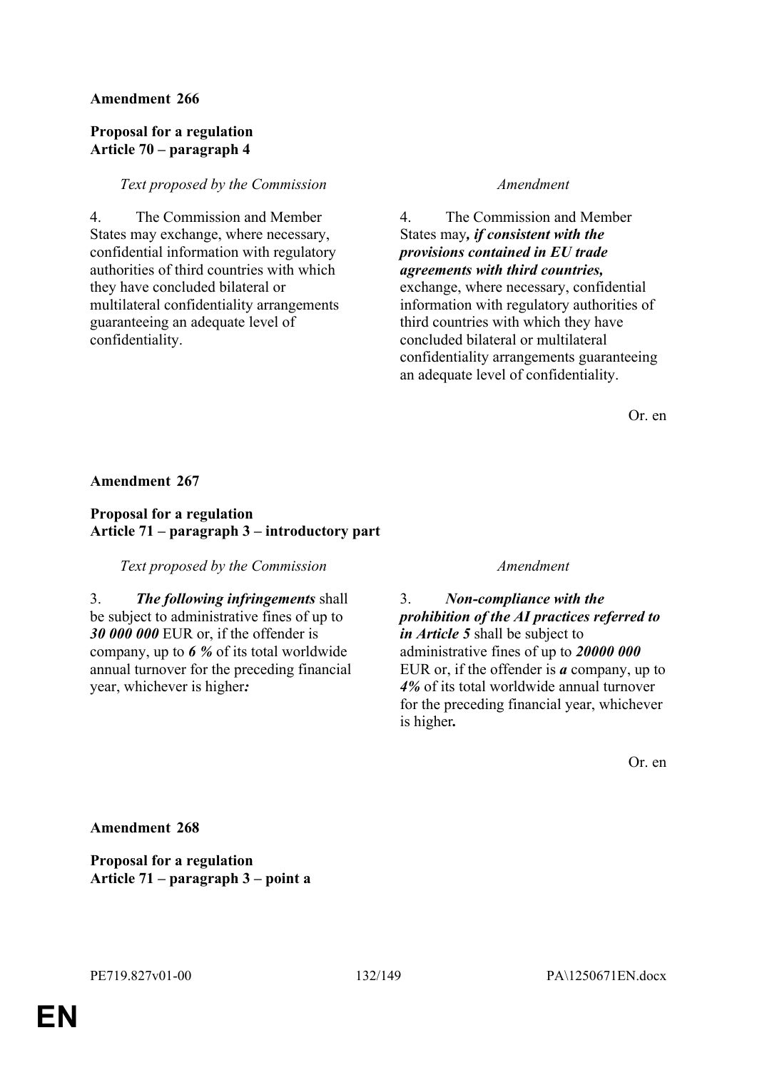**Amendment 266**

**Proposal for a regulation**
**Article 70 – paragraph 4**

| *Text proposed by the Commission* | *Amendment* |
|---|---|
| 4. The Commission and Member States may exchange, where necessary, confidential information with regulatory authorities of third countries with which they have concluded bilateral or multilateral confidentiality arrangements guaranteeing an adequate level of confidentiality. | 4. The Commission and Member States may***, if consistent with the provisions contained in EU trade agreements with third countries,*** exchange, where necessary, confidential information with regulatory authorities of third countries with which they have concluded bilateral or multilateral confidentiality arrangements guaranteeing an adequate level of confidentiality. |

Or. en

**Amendment 267**

**Proposal for a regulation**
**Article 71 – paragraph 3 – introductory part**

| *Text proposed by the Commission* | *Amendment* |
|---|---|
| 3. ***The following infringements*** shall be subject to administrative fines of up to ***30 000 000*** EUR or, if the offender is company, up to ***6 %*** of its total worldwide annual turnover for the preceding financial year, whichever is higher***:*** | 3. ***Non-compliance with the prohibition of the AI practices referred to in Article 5*** shall be subject to administrative fines of up to ***20000 000*** EUR or, if the offender is ***a*** company, up to ***4%*** of its total worldwide annual turnover for the preceding financial year, whichever is higher***.*** |

Or. en

**Amendment 268**

**Proposal for a regulation**
**Article 71 – paragraph 3 – point a**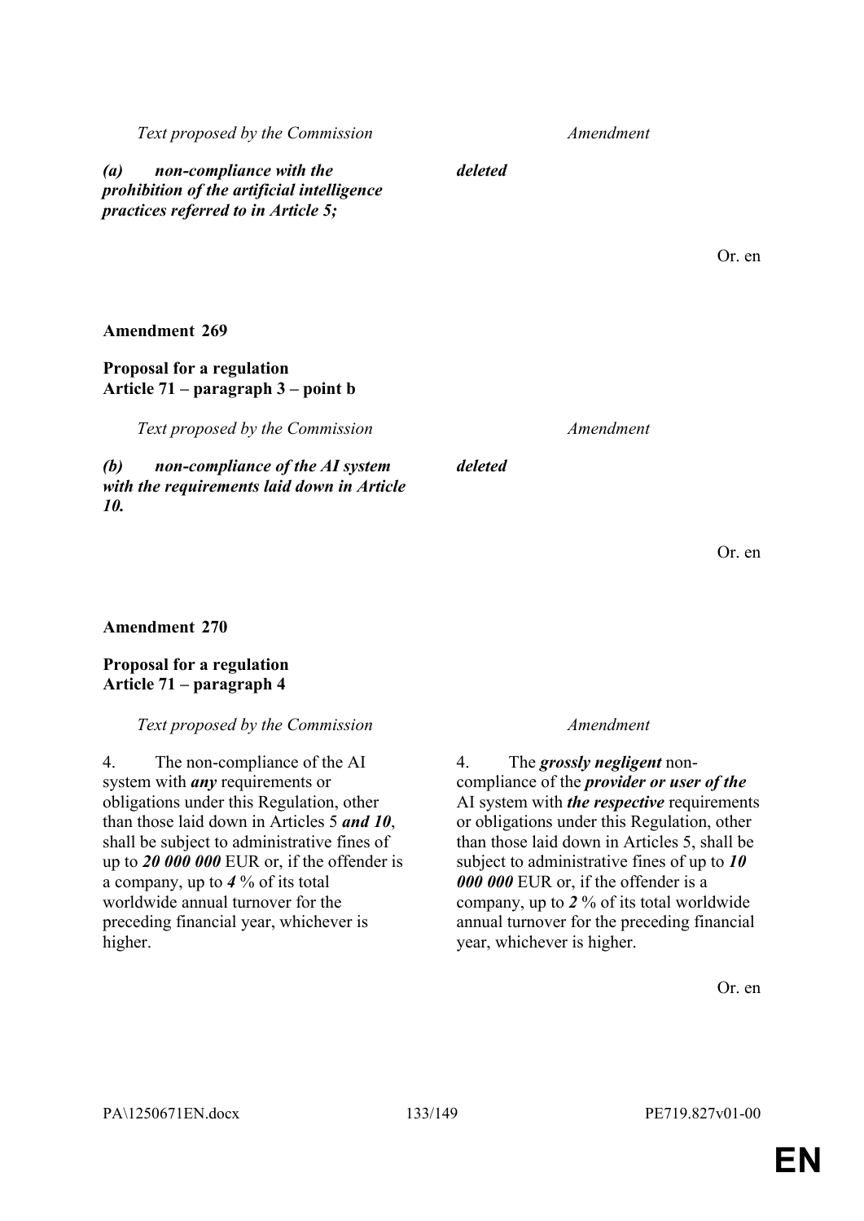| Text proposed by the Commission | Amendment |
|---|---|
| ***(a) non-compliance with the prohibition of the artificial intelligence practices referred to in Article 5;*** | ***deleted*** |

Or. en

**Amendment 269**

**Proposal for a regulation**
**Article 71 – paragraph 3 – point b**

| Text proposed by the Commission | Amendment |
|---|---|
| ***(b) non-compliance of the AI system with the requirements laid down in Article 10.*** | ***deleted*** |

Or. en

**Amendment 270**

**Proposal for a regulation**
**Article 71 – paragraph 4**

| Text proposed by the Commission | Amendment |
|---|---|
| 4. The non-compliance of the AI system with ***any*** requirements or obligations under this Regulation, other than those laid down in Articles 5 ***and 10***, shall be subject to administrative fines of up to ***20 000 000*** EUR or, if the offender is a company, up to ***4*** % of its total worldwide annual turnover for the preceding financial year, whichever is higher. | 4. The ***grossly negligent*** non-compliance of the ***provider or user of the*** AI system with ***the respective*** requirements or obligations under this Regulation, other than those laid down in Articles 5, shall be subject to administrative fines of up to ***10 000 000*** EUR or, if the offender is a company, up to ***2*** % of its total worldwide annual turnover for the preceding financial year, whichever is higher. |

Or. en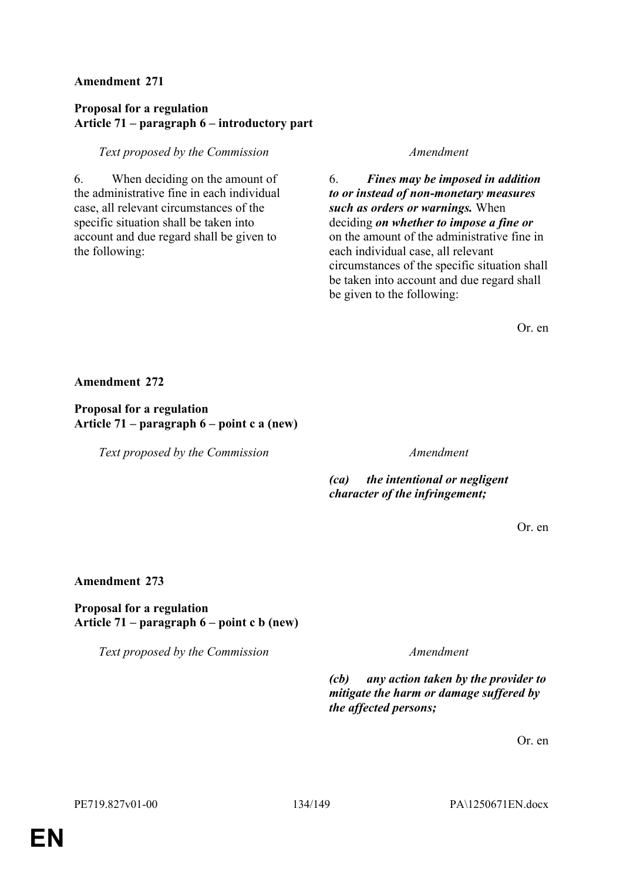**Amendment 271**

**Proposal for a regulation**
**Article 71 – paragraph 6 – introductory part**

| *Text proposed by the Commission* | *Amendment* |
|---|---|
| 6. When deciding on the amount of the administrative fine in each individual case, all relevant circumstances of the specific situation shall be taken into account and due regard shall be given to the following: | 6. ***Fines may be imposed in addition to or instead of non-monetary measures such as orders or warnings.*** When deciding ***on whether to impose a fine or*** on the amount of the administrative fine in each individual case, all relevant circumstances of the specific situation shall be taken into account and due regard shall be given to the following: |

Or. en

**Amendment 272**

**Proposal for a regulation**
**Article 71 – paragraph 6 – point c a (new)**

| *Text proposed by the Commission* | *Amendment* |
|---|---|
| | ***(ca) the intentional or negligent character of the infringement;*** |

Or. en

**Amendment 273**

**Proposal for a regulation**
**Article 71 – paragraph 6 – point c b (new)**

| *Text proposed by the Commission* | *Amendment* |
|---|---|
| | ***(cb) any action taken by the provider to mitigate the harm or damage suffered by the affected persons;*** |

Or. en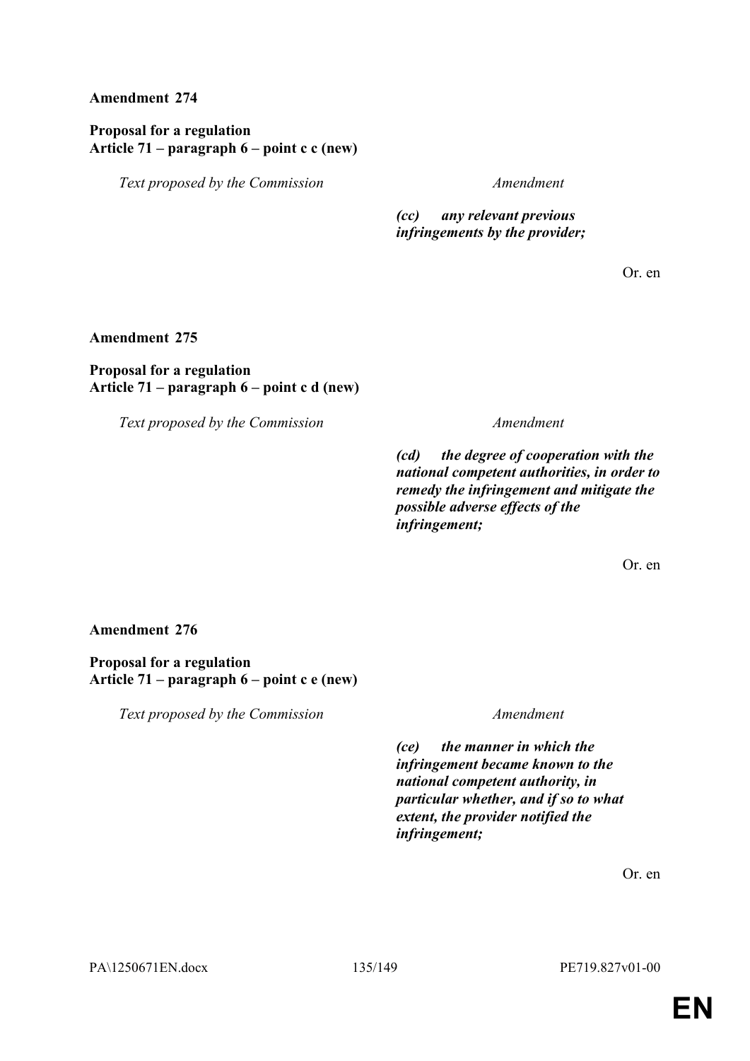**Amendment 274**

**Proposal for a regulation**
**Article 71 – paragraph 6 – point c c (new)**

| *Text proposed by the Commission* | *Amendment* |
|---|---|
| | ***(cc) any relevant previous infringements by the provider;*** |

Or. en

**Amendment 275**

**Proposal for a regulation**
**Article 71 – paragraph 6 – point c d (new)**

| *Text proposed by the Commission* | *Amendment* |
|---|---|
| | ***(cd) the degree of cooperation with the national competent authorities, in order to remedy the infringement and mitigate the possible adverse effects of the infringement;*** |

Or. en

**Amendment 276**

**Proposal for a regulation**
**Article 71 – paragraph 6 – point c e (new)**

| *Text proposed by the Commission* | *Amendment* |
|---|---|
| | ***(ce) the manner in which the infringement became known to the national competent authority, in particular whether, and if so to what extent, the provider notified the infringement;*** |

Or. en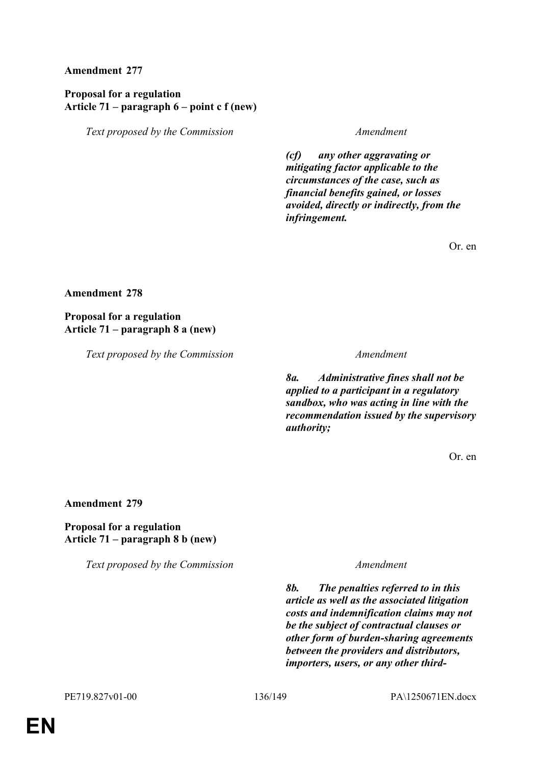**Amendment 277**

**Proposal for a regulation**
**Article 71 – paragraph 6 – point c f (new)**

| *Text proposed by the Commission* | *Amendment* |
|---|---|
| | ***(cf) any other aggravating or mitigating factor applicable to the circumstances of the case, such as financial benefits gained, or losses avoided, directly or indirectly, from the infringement.*** |

Or. en

**Amendment 278**

**Proposal for a regulation**
**Article 71 – paragraph 8 a (new)**

| *Text proposed by the Commission* | *Amendment* |
|---|---|
| | ***8a. Administrative fines shall not be applied to a participant in a regulatory sandbox, who was acting in line with the recommendation issued by the supervisory authority;*** |

Or. en

**Amendment 279**

**Proposal for a regulation**
**Article 71 – paragraph 8 b (new)**

| *Text proposed by the Commission* | *Amendment* |
|---|---|
| | ***8b. The penalties referred to in this article as well as the associated litigation costs and indemnification claims may not be the subject of contractual clauses or other form of burden-sharing agreements between the providers and distributors, importers, users, or any other third-*** |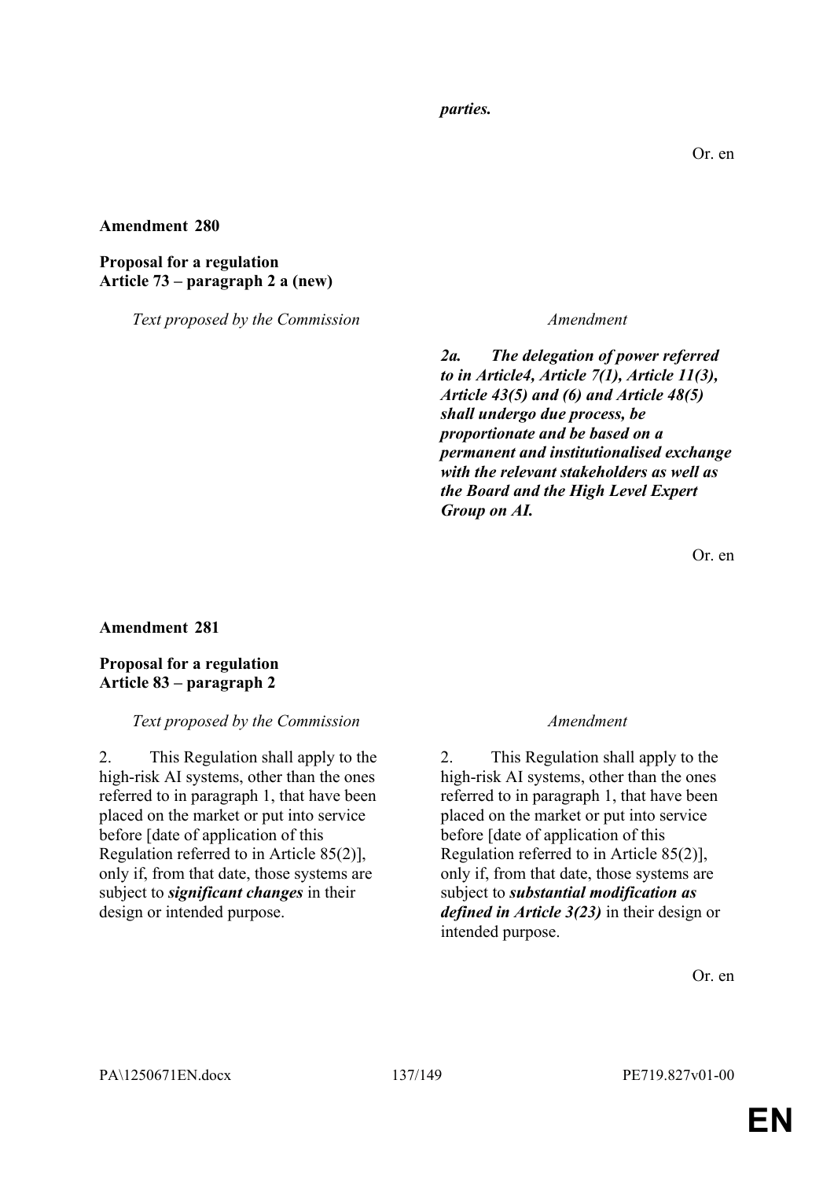***parties.***

Or. en

**Amendment 280**

**Proposal for a regulation**
**Article 73 – paragraph 2 a (new)**

| *Text proposed by the Commission* | *Amendment* |
|---|---|
| | ***2a. The delegation of power referred to in Article4, Article 7(1), Article 11(3), Article 43(5) and (6) and Article 48(5) shall undergo due process, be proportionate and be based on a permanent and institutionalised exchange with the relevant stakeholders as well as the Board and the High Level Expert Group on AI.*** |

Or. en

**Amendment 281**

**Proposal for a regulation**
**Article 83 – paragraph 2**

| *Text proposed by the Commission* | *Amendment* |
|---|---|
| 2. This Regulation shall apply to the high-risk AI systems, other than the ones referred to in paragraph 1, that have been placed on the market or put into service before [date of application of this Regulation referred to in Article 85(2)], only if, from that date, those systems are subject to ***significant changes*** in their design or intended purpose. | 2. This Regulation shall apply to the high-risk AI systems, other than the ones referred to in paragraph 1, that have been placed on the market or put into service before [date of application of this Regulation referred to in Article 85(2)], only if, from that date, those systems are subject to ***substantial modification as defined in Article 3(23)*** in their design or intended purpose. |

Or. en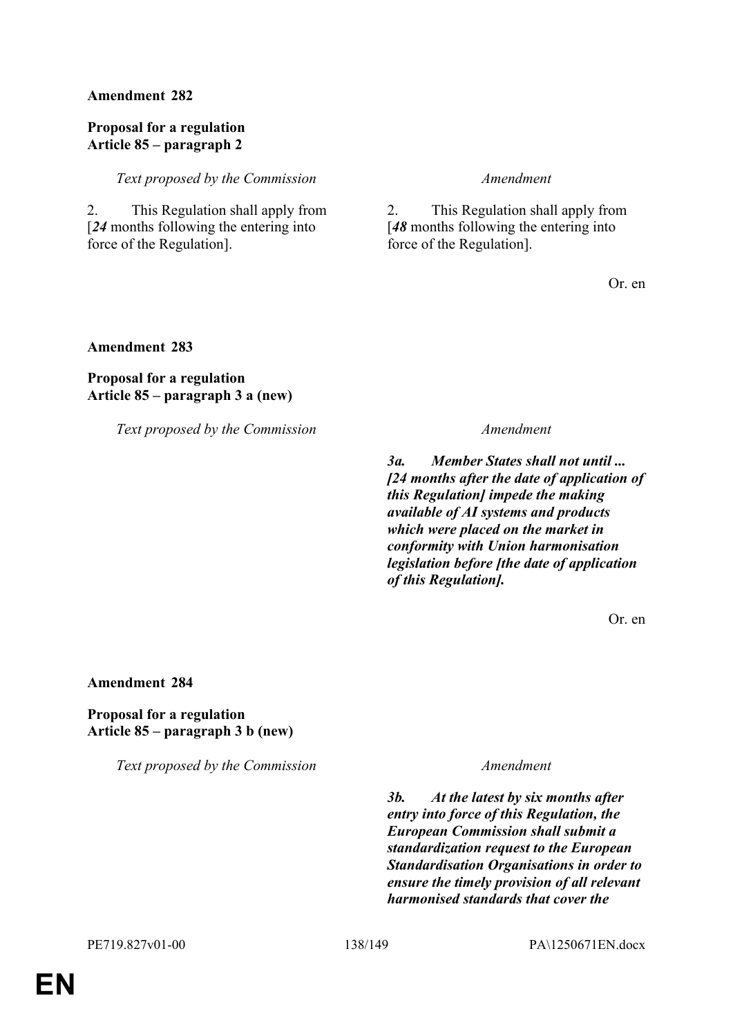**Amendment 282**

**Proposal for a regulation**
**Article 85 – paragraph 2**

| *Text proposed by the Commission* | *Amendment* |
|---|---|
| 2. This Regulation shall apply from [***24*** months following the entering into force of the Regulation]. | 2. This Regulation shall apply from [***48*** months following the entering into force of the Regulation]. |

Or. en

**Amendment 283**

**Proposal for a regulation**
**Article 85 – paragraph 3 a (new)**

| *Text proposed by the Commission* | *Amendment* |
|---|---|
| | ***3a. Member States shall not until ... [24 months after the date of application of this Regulation] impede the making available of AI systems and products which were placed on the market in conformity with Union harmonisation legislation before [the date of application of this Regulation].*** |

Or. en

**Amendment 284**

**Proposal for a regulation**
**Article 85 – paragraph 3 b (new)**

| *Text proposed by the Commission* | *Amendment* |
|---|---|
| | ***3b. At the latest by six months after entry into force of this Regulation, the European Commission shall submit a standardization request to the European Standardisation Organisations in order to ensure the timely provision of all relevant harmonised standards that cover the*** |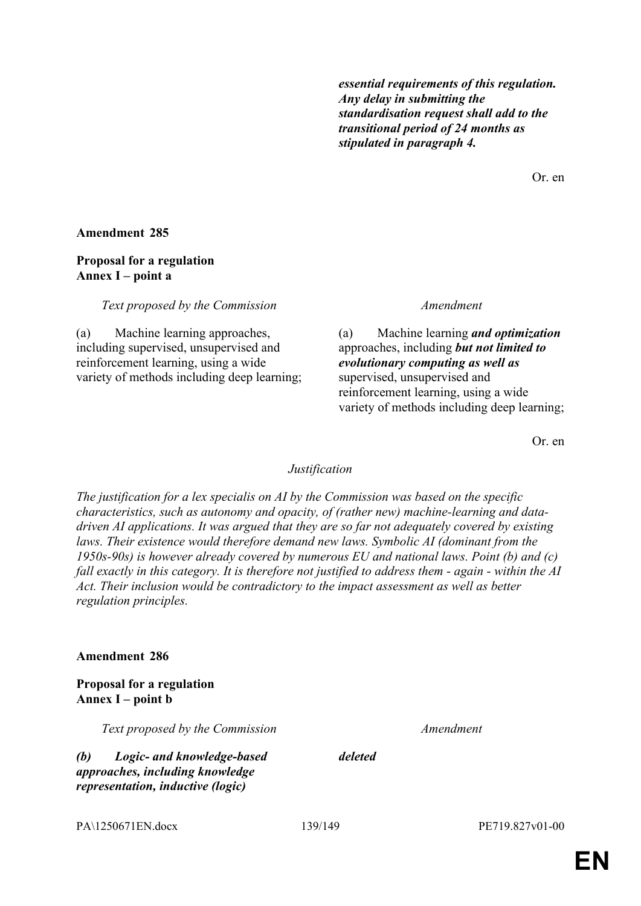***essential requirements of this regulation. Any delay in submitting the standardisation request shall add to the transitional period of 24 months as stipulated in paragraph 4.***

Or. en

**Amendment 285**

**Proposal for a regulation**
**Annex I – point a**

| *Text proposed by the Commission* | *Amendment* |
|---|---|
| (a) Machine learning approaches, including supervised, unsupervised and reinforcement learning, using a wide variety of methods including deep learning; | (a) Machine learning ***and optimization*** approaches, including ***but not limited to evolutionary computing as well as*** supervised, unsupervised and reinforcement learning, using a wide variety of methods including deep learning; |

Or. en

*Justification*

*The justification for a lex specialis on AI by the Commission was based on the specific characteristics, such as autonomy and opacity, of (rather new) machine-learning and data-driven AI applications. It was argued that they are so far not adequately covered by existing laws. Their existence would therefore demand new laws. Symbolic AI (dominant from the 1950s-90s) is however already covered by numerous EU and national laws. Point (b) and (c) fall exactly in this category. It is therefore not justified to address them - again - within the AI Act. Their inclusion would be contradictory to the impact assessment as well as better regulation principles.*

**Amendment 286**

**Proposal for a regulation**
**Annex I – point b**

| *Text proposed by the Commission* | *Amendment* |
|---|---|
| ***(b) Logic- and knowledge-based approaches, including knowledge representation, inductive (logic)*** | ***deleted*** |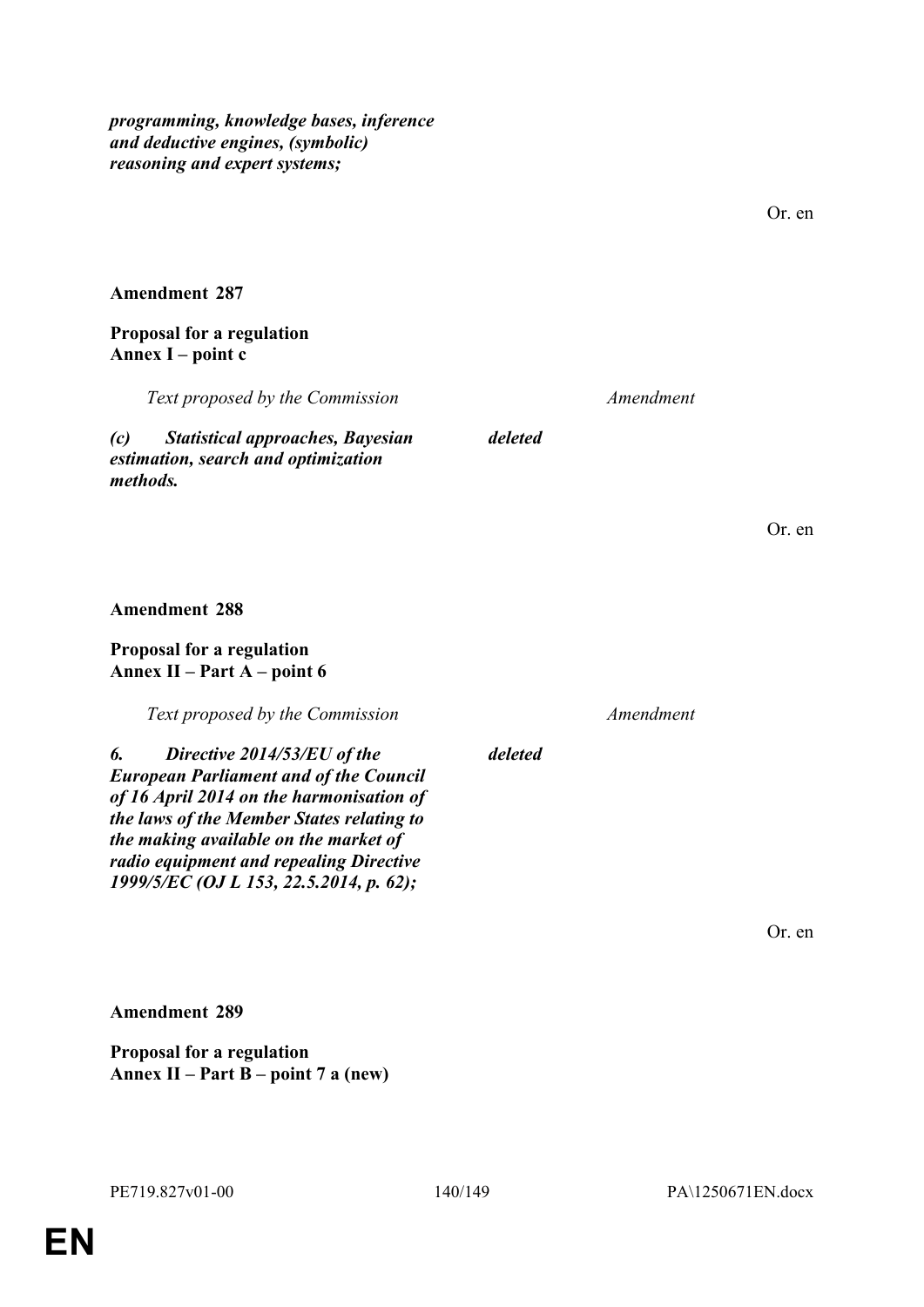***programming, knowledge bases, inference and deductive engines, (symbolic) reasoning and expert systems;***

Or. en

**Amendment 287**

**Proposal for a regulation**
**Annex I – point c**

| *Text proposed by the Commission* | *Amendment* |
|---|---|
| ***(c) Statistical approaches, Bayesian estimation, search and optimization methods.*** | ***deleted*** |

Or. en

**Amendment 288**

**Proposal for a regulation**
**Annex II – Part A – point 6**

| *Text proposed by the Commission* | *Amendment* |
|---|---|
| ***6. Directive 2014/53/EU of the European Parliament and of the Council of 16 April 2014 on the harmonisation of the laws of the Member States relating to the making available on the market of radio equipment and repealing Directive 1999/5/EC (OJ L 153, 22.5.2014, p. 62);*** | ***deleted*** |

Or. en

**Amendment 289**

**Proposal for a regulation**
**Annex II – Part B – point 7 a (new)**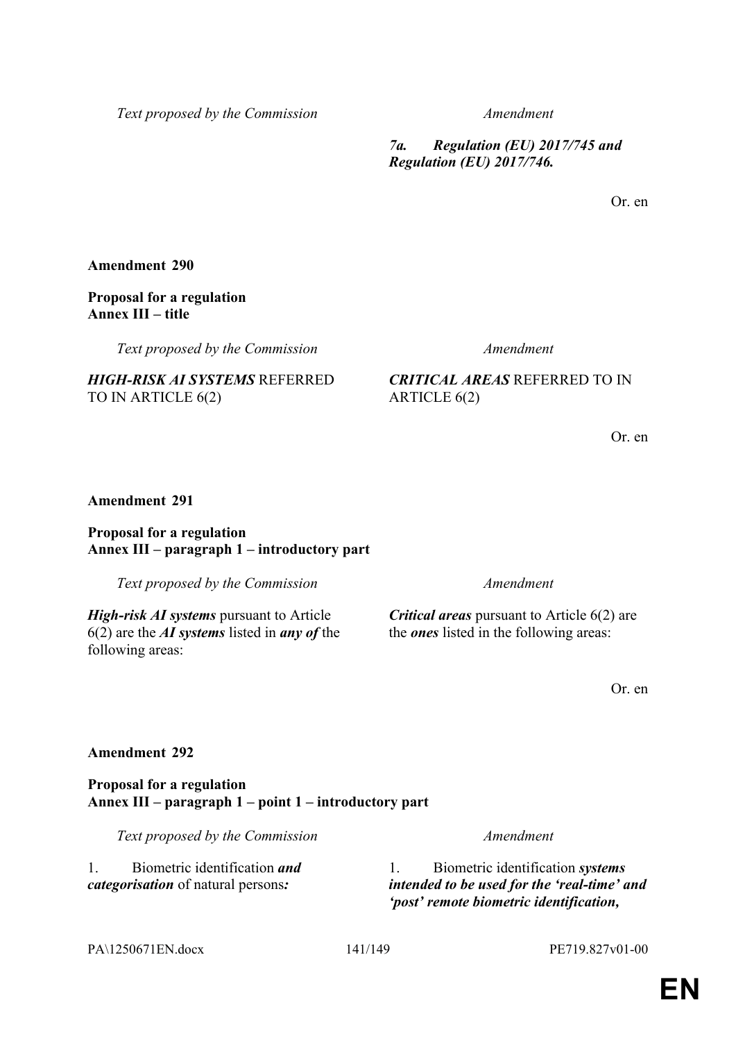| Text proposed by the Commission | Amendment |
|---|---|
| | ***7a. Regulation (EU) 2017/745 and Regulation (EU) 2017/746.*** |

Or. en

**Amendment 290**

**Proposal for a regulation**
**Annex III – title**

| Text proposed by the Commission | Amendment |
|---|---|
| ***HIGH-RISK AI SYSTEMS*** REFERRED TO IN ARTICLE 6(2) | ***CRITICAL AREAS*** REFERRED TO IN ARTICLE 6(2) |

Or. en

**Amendment 291**

**Proposal for a regulation**
**Annex III – paragraph 1 – introductory part**

| Text proposed by the Commission | Amendment |
|---|---|
| ***High-risk AI systems*** pursuant to Article 6(2) are the ***AI systems*** listed in ***any of*** the following areas: | ***Critical areas*** pursuant to Article 6(2) are the ***ones*** listed in the following areas: |

Or. en

**Amendment 292**

**Proposal for a regulation**
**Annex III – paragraph 1 – point 1 – introductory part**

| Text proposed by the Commission | Amendment |
|---|---|
| 1. Biometric identification ***and categorisation*** of natural persons***:*** | 1. Biometric identification ***systems intended to be used for the 'real-time' and 'post' remote biometric identification,*** |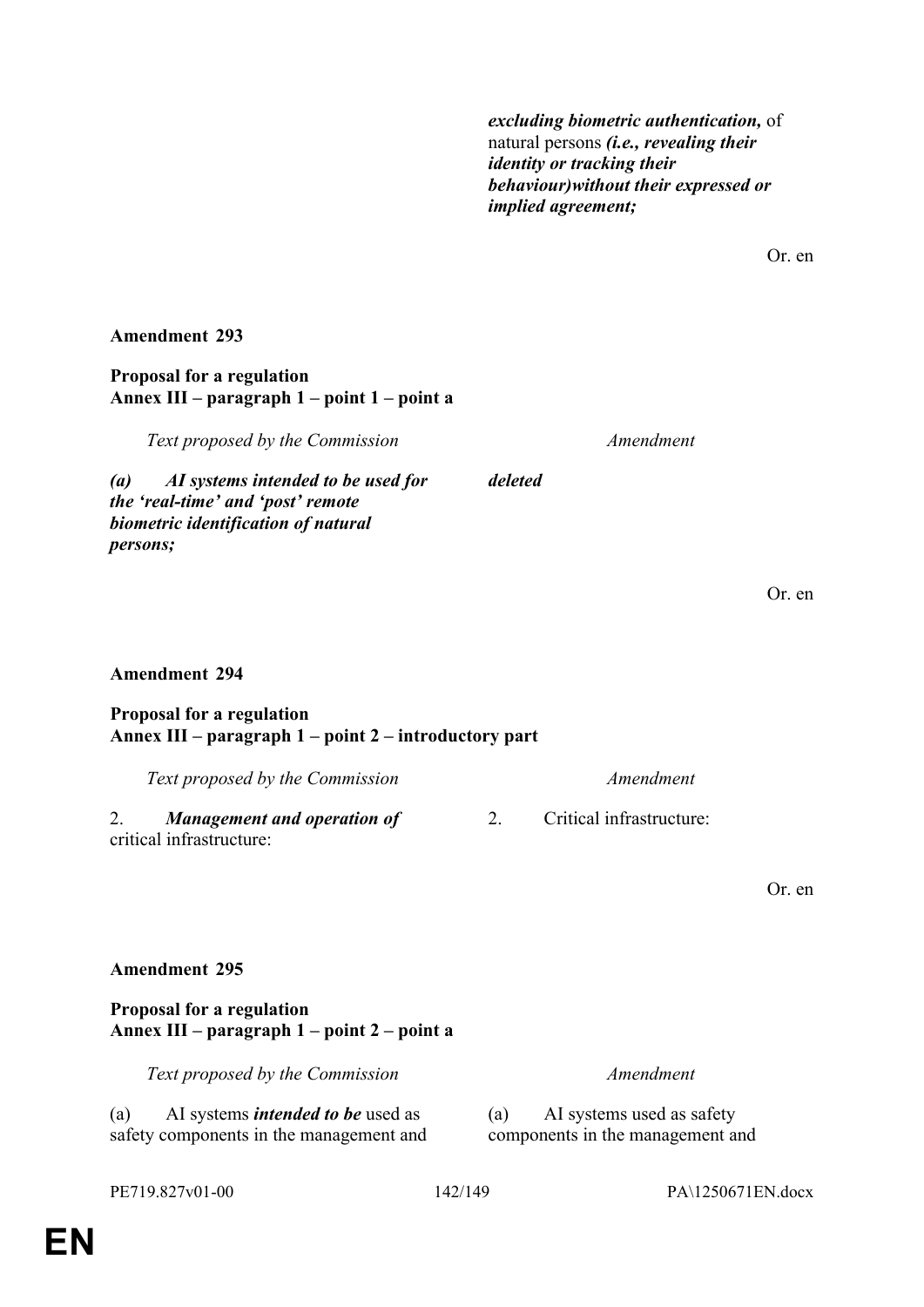| | |
|---|---|
| | ***excluding biometric authentication,*** of natural persons ***(i.e., revealing their identity or tracking their behaviour)without their expressed or implied agreement;*** |

Or. en

**Amendment 293**

**Proposal for a regulation**
**Annex III – paragraph 1 – point 1 – point a**

| *Text proposed by the Commission* | *Amendment* |
|---|---|
| ***(a) AI systems intended to be used for the 'real-time' and 'post' remote biometric identification of natural persons;*** | ***deleted*** |

Or. en

**Amendment 294**

**Proposal for a regulation**
**Annex III – paragraph 1 – point 2 – introductory part**

| *Text proposed by the Commission* | *Amendment* |
|---|---|
| 2. ***Management and operation of*** critical infrastructure: | 2. Critical infrastructure: |

Or. en

**Amendment 295**

**Proposal for a regulation**
**Annex III – paragraph 1 – point 2 – point a**

| *Text proposed by the Commission* | *Amendment* |
|---|---|
| (a) AI systems ***intended to be*** used as safety components in the management and | (a) AI systems used as safety components in the management and |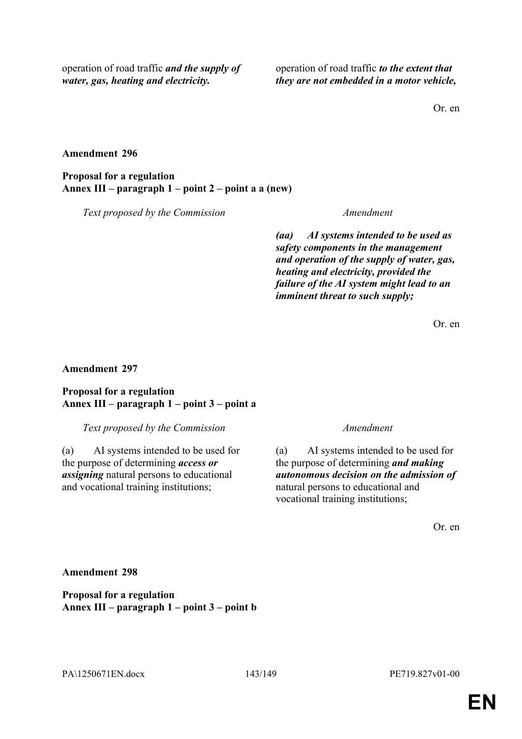| | |
|---|---|
| operation of road traffic ***and the supply of water, gas, heating and electricity.*** | operation of road traffic ***to the extent that they are not embedded in a motor vehicle,*** |

Or. en

**Amendment 296**

**Proposal for a regulation**
**Annex III – paragraph 1 – point 2 – point a a (new)**

| *Text proposed by the Commission* | *Amendment* |
|---|---|
| | ***(aa) AI systems intended to be used as safety components in the management and operation of the supply of water, gas, heating and electricity, provided the failure of the AI system might lead to an imminent threat to such supply;*** |

Or. en

**Amendment 297**

**Proposal for a regulation**
**Annex III – paragraph 1 – point 3 – point a**

| *Text proposed by the Commission* | *Amendment* |
|---|---|
| (a) AI systems intended to be used for the purpose of determining ***access or assigning*** natural persons to educational and vocational training institutions; | (a) AI systems intended to be used for the purpose of determining ***and making autonomous decision on the admission of*** natural persons to educational and vocational training institutions; |

Or. en

**Amendment 298**

**Proposal for a regulation**
**Annex III – paragraph 1 – point 3 – point b**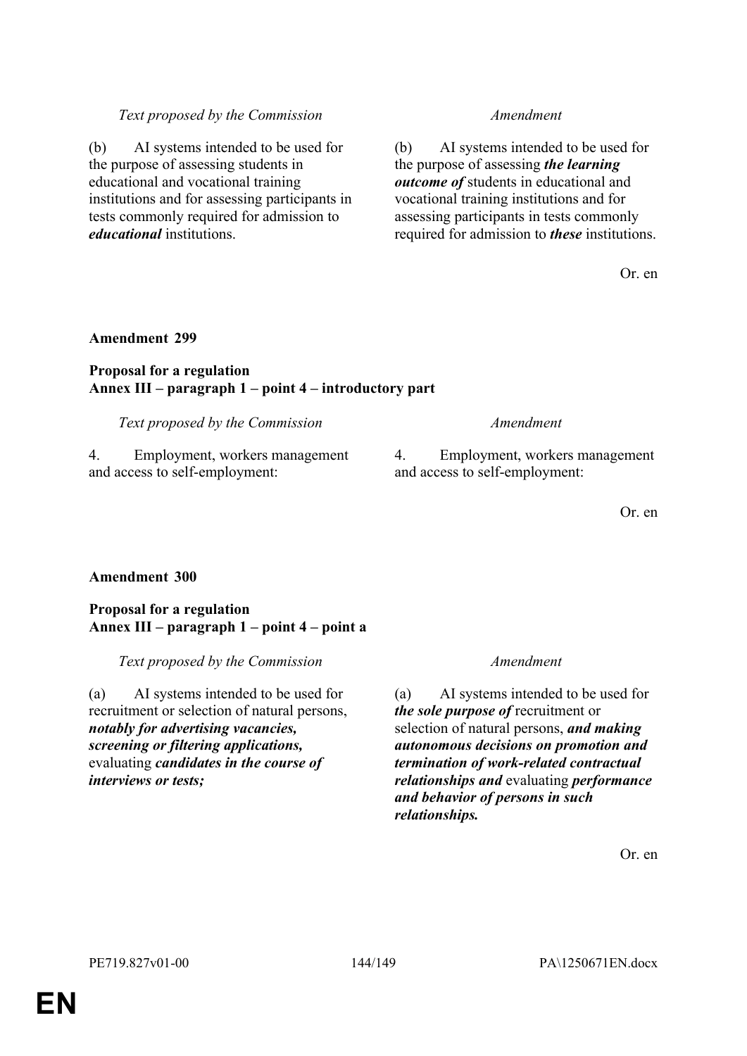| Text proposed by the Commission | Amendment |
|---|---|
| (b) AI systems intended to be used for the purpose of assessing students in educational and vocational training institutions and for assessing participants in tests commonly required for admission to ***educational*** institutions. | (b) AI systems intended to be used for the purpose of assessing ***the learning outcome of*** students in educational and vocational training institutions and for assessing participants in tests commonly required for admission to ***these*** institutions. |

Or. en

**Amendment 299**

**Proposal for a regulation**
**Annex III – paragraph 1 – point 4 – introductory part**

| Text proposed by the Commission | Amendment |
|---|---|
| 4. Employment, workers management and access to self-employment: | 4. Employment, workers management and access to self-employment: |

Or. en

**Amendment 300**

**Proposal for a regulation**
**Annex III – paragraph 1 – point 4 – point a**

| Text proposed by the Commission | Amendment |
|---|---|
| (a) AI systems intended to be used for recruitment or selection of natural persons, ***notably for advertising vacancies, screening or filtering applications,*** evaluating ***candidates in the course of interviews or tests;*** | (a) AI systems intended to be used for ***the sole purpose of*** recruitment or selection of natural persons, ***and making autonomous decisions on promotion and termination of work-related contractual relationships and*** evaluating ***performance and behavior of persons in such relationships.*** |

Or. en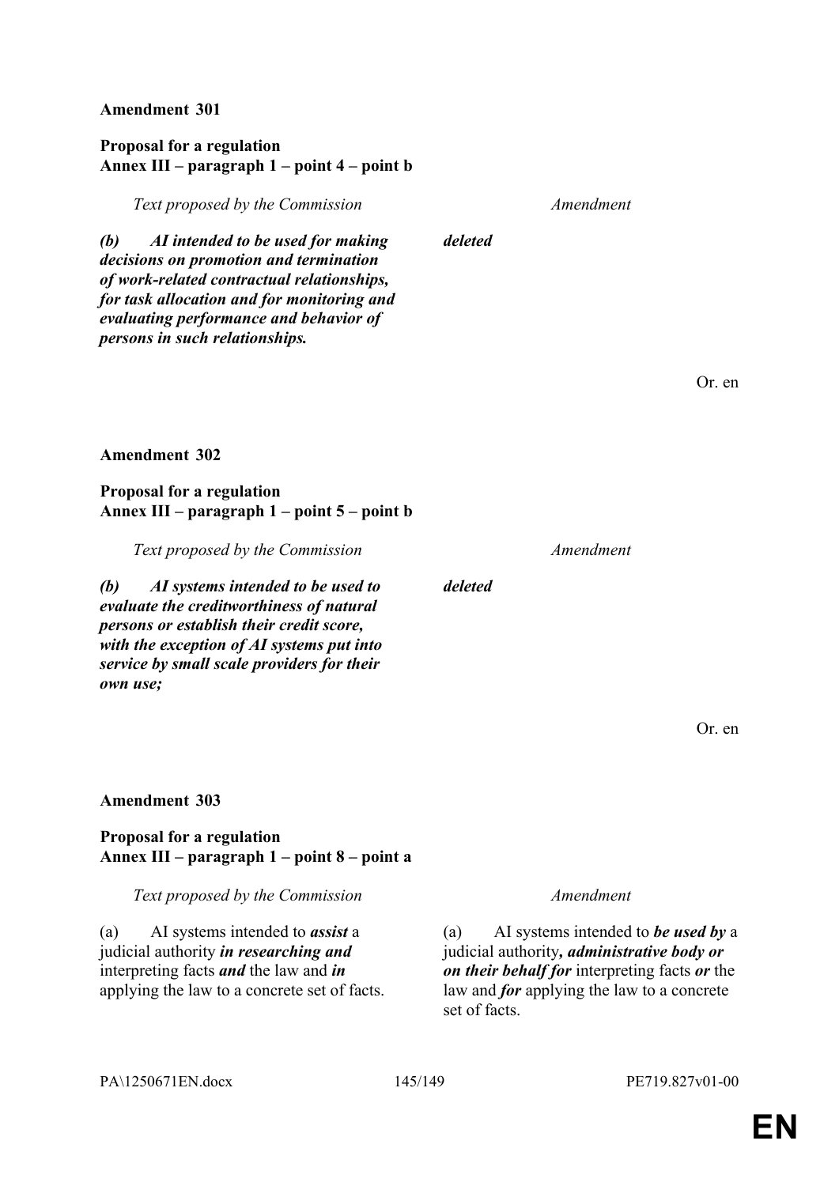**Amendment 301**

**Proposal for a regulation**
**Annex III – paragraph 1 – point 4 – point b**

| *Text proposed by the Commission* | *Amendment* |
|---|---|
| ***(b) AI intended to be used for making decisions on promotion and termination of work-related contractual relationships, for task allocation and for monitoring and evaluating performance and behavior of persons in such relationships.*** | ***deleted*** |

Or. en

**Amendment 302**

**Proposal for a regulation**
**Annex III – paragraph 1 – point 5 – point b**

| *Text proposed by the Commission* | *Amendment* |
|---|---|
| ***(b) AI systems intended to be used to evaluate the creditworthiness of natural persons or establish their credit score, with the exception of AI systems put into service by small scale providers for their own use;*** | ***deleted*** |

Or. en

**Amendment 303**

**Proposal for a regulation**
**Annex III – paragraph 1 – point 8 – point a**

| *Text proposed by the Commission* | *Amendment* |
|---|---|
| (a) AI systems intended to ***assist*** a judicial authority ***in researching and*** interpreting facts ***and*** the law and ***in*** applying the law to a concrete set of facts. | (a) AI systems intended to ***be used by*** a judicial authority***, administrative body or on their behalf for*** interpreting facts ***or*** the law and ***for*** applying the law to a concrete set of facts. |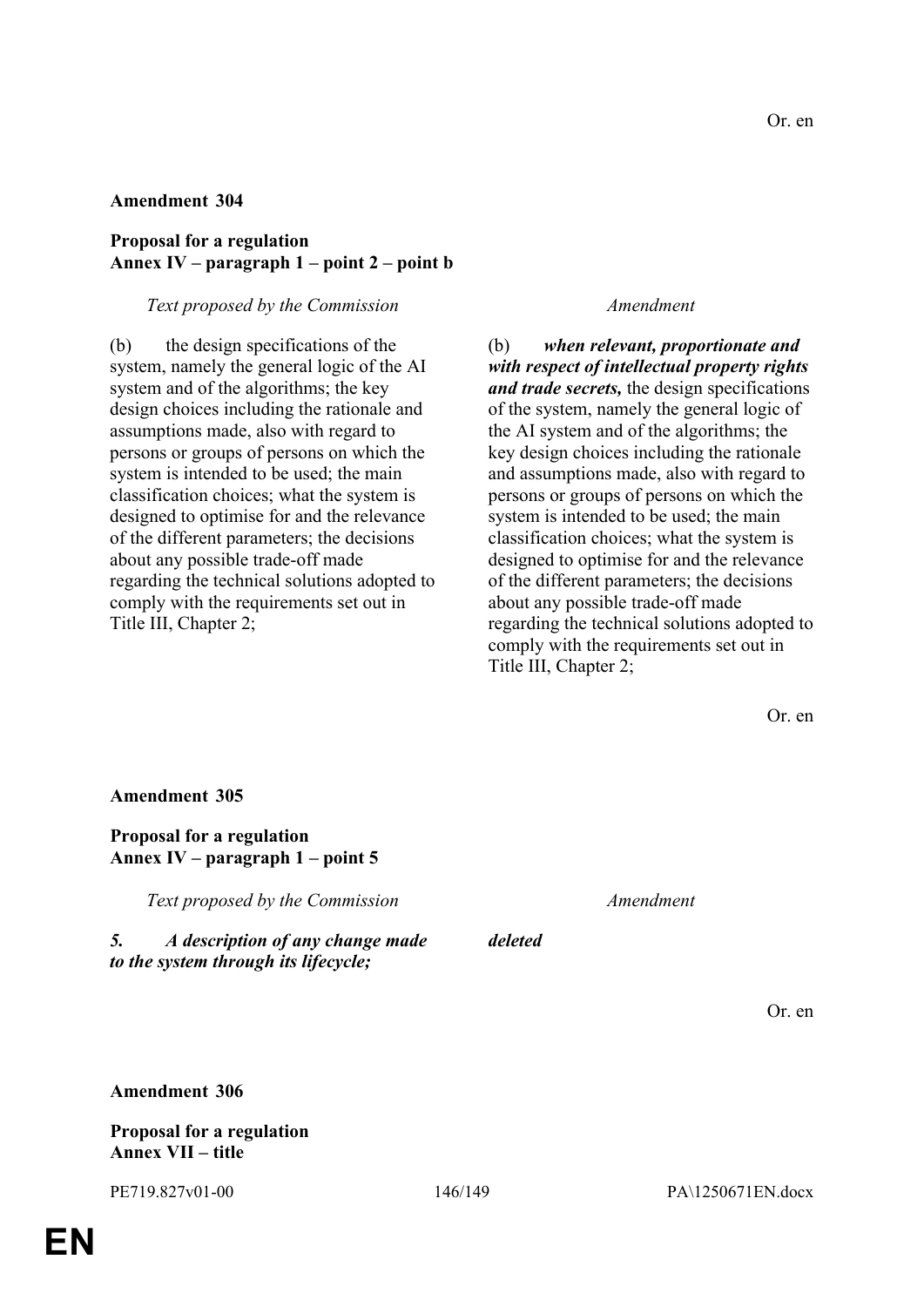Or. en

**Amendment 304**

**Proposal for a regulation**
**Annex IV – paragraph 1 – point 2 – point b**

| *Text proposed by the Commission* | *Amendment* |
|---|---|
| (b) the design specifications of the system, namely the general logic of the AI system and of the algorithms; the key design choices including the rationale and assumptions made, also with regard to persons or groups of persons on which the system is intended to be used; the main classification choices; what the system is designed to optimise for and the relevance of the different parameters; the decisions about any possible trade-off made regarding the technical solutions adopted to comply with the requirements set out in Title III, Chapter 2; | (b) ***when relevant, proportionate and with respect of intellectual property rights and trade secrets,*** the design specifications of the system, namely the general logic of the AI system and of the algorithms; the key design choices including the rationale and assumptions made, also with regard to persons or groups of persons on which the system is intended to be used; the main classification choices; what the system is designed to optimise for and the relevance of the different parameters; the decisions about any possible trade-off made regarding the technical solutions adopted to comply with the requirements set out in Title III, Chapter 2; |

Or. en

**Amendment 305**

**Proposal for a regulation**
**Annex IV – paragraph 1 – point 5**

| *Text proposed by the Commission* | *Amendment* |
|---|---|
| ***5. A description of any change made to the system through its lifecycle;*** | ***deleted*** |

Or. en

**Amendment 306**

**Proposal for a regulation**
**Annex VII – title**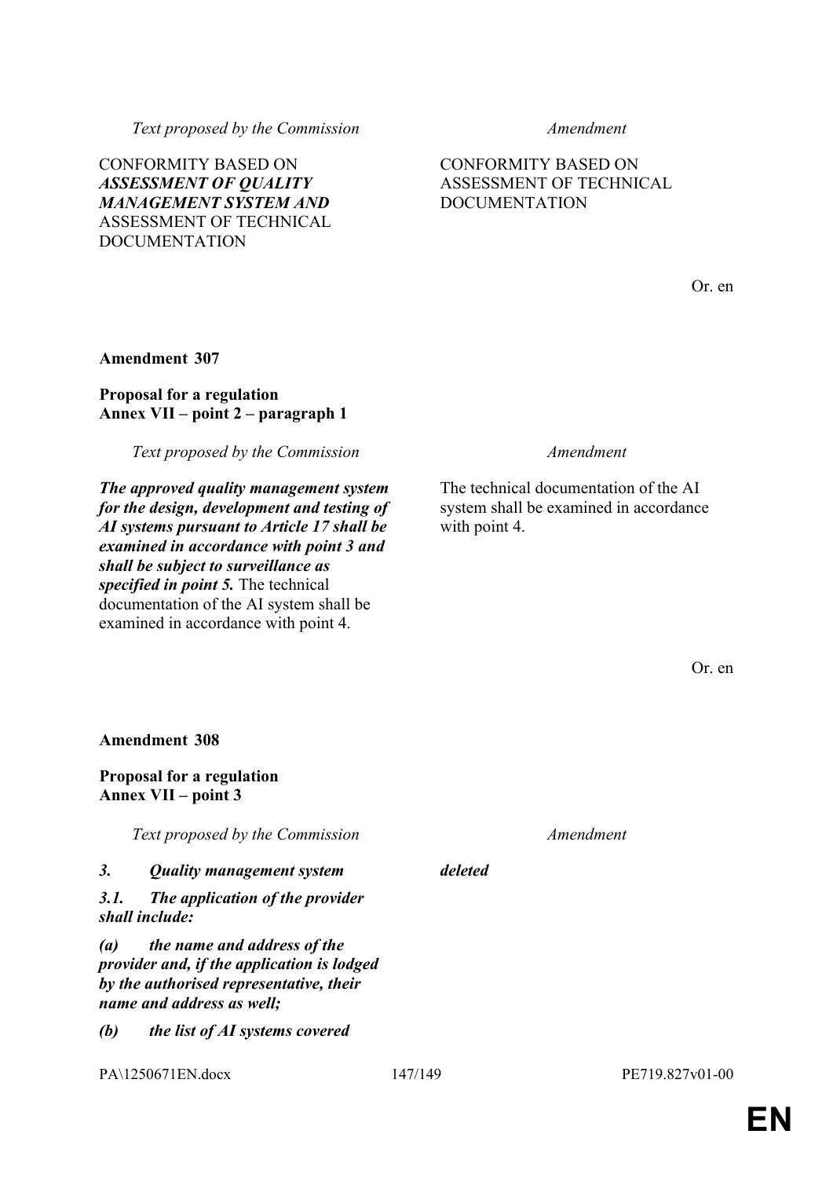| *Text proposed by the Commission* | *Amendment* |
|---|---|
| CONFORMITY BASED ON ***ASSESSMENT OF QUALITY MANAGEMENT SYSTEM AND*** ASSESSMENT OF TECHNICAL DOCUMENTATION | CONFORMITY BASED ON ASSESSMENT OF TECHNICAL DOCUMENTATION |

Or. en

**Amendment 307**

**Proposal for a regulation**
**Annex VII – point 2 – paragraph 1**

| *Text proposed by the Commission* | *Amendment* |
|---|---|
| ***The approved quality management system for the design, development and testing of AI systems pursuant to Article 17 shall be examined in accordance with point 3 and shall be subject to surveillance as specified in point 5.*** The technical documentation of the AI system shall be examined in accordance with point 4. | The technical documentation of the AI system shall be examined in accordance with point 4. |

Or. en

**Amendment 308**

**Proposal for a regulation**
**Annex VII – point 3**

| *Text proposed by the Commission* | *Amendment* |
|---|---|
| ***3. Quality management system*** | ***deleted*** |
| ***3.1. The application of the provider shall include:*** | |
| ***(a) the name and address of the provider and, if the application is lodged by the authorised representative, their name and address as well;*** | |
| ***(b) the list of AI systems covered*** | |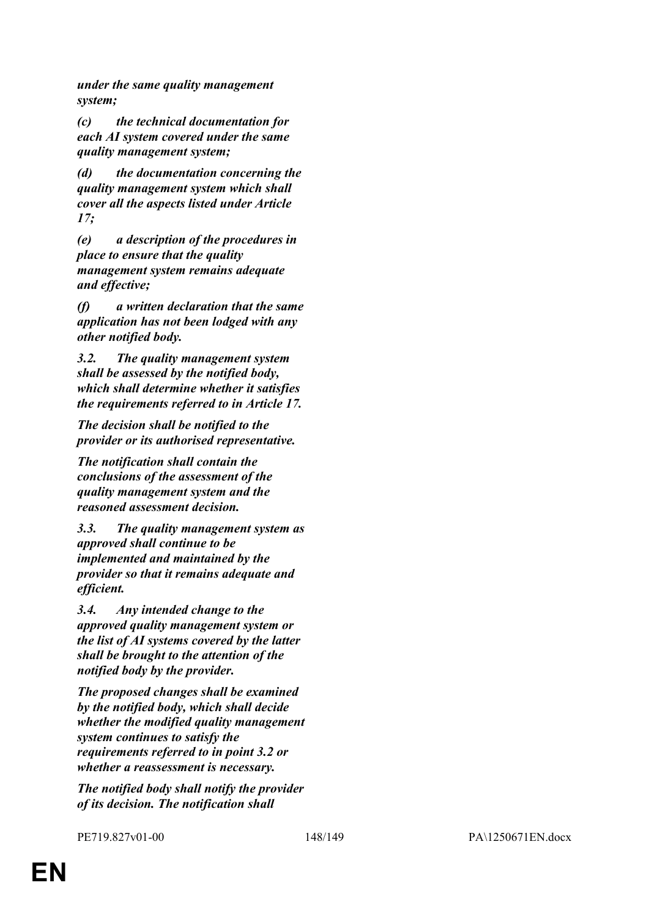***under the same quality management system;***

***(c) the technical documentation for each AI system covered under the same quality management system;***

***(d) the documentation concerning the quality management system which shall cover all the aspects listed under Article 17;***

***(e) a description of the procedures in place to ensure that the quality management system remains adequate and effective;***

***(f) a written declaration that the same application has not been lodged with any other notified body.***

***3.2. The quality management system shall be assessed by the notified body, which shall determine whether it satisfies the requirements referred to in Article 17.***

***The decision shall be notified to the provider or its authorised representative.***

***The notification shall contain the conclusions of the assessment of the quality management system and the reasoned assessment decision.***

***3.3. The quality management system as approved shall continue to be implemented and maintained by the provider so that it remains adequate and efficient.***

***3.4. Any intended change to the approved quality management system or the list of AI systems covered by the latter shall be brought to the attention of the notified body by the provider.***

***The proposed changes shall be examined by the notified body, which shall decide whether the modified quality management system continues to satisfy the requirements referred to in point 3.2 or whether a reassessment is necessary.***

***The notified body shall notify the provider of its decision. The notification shall***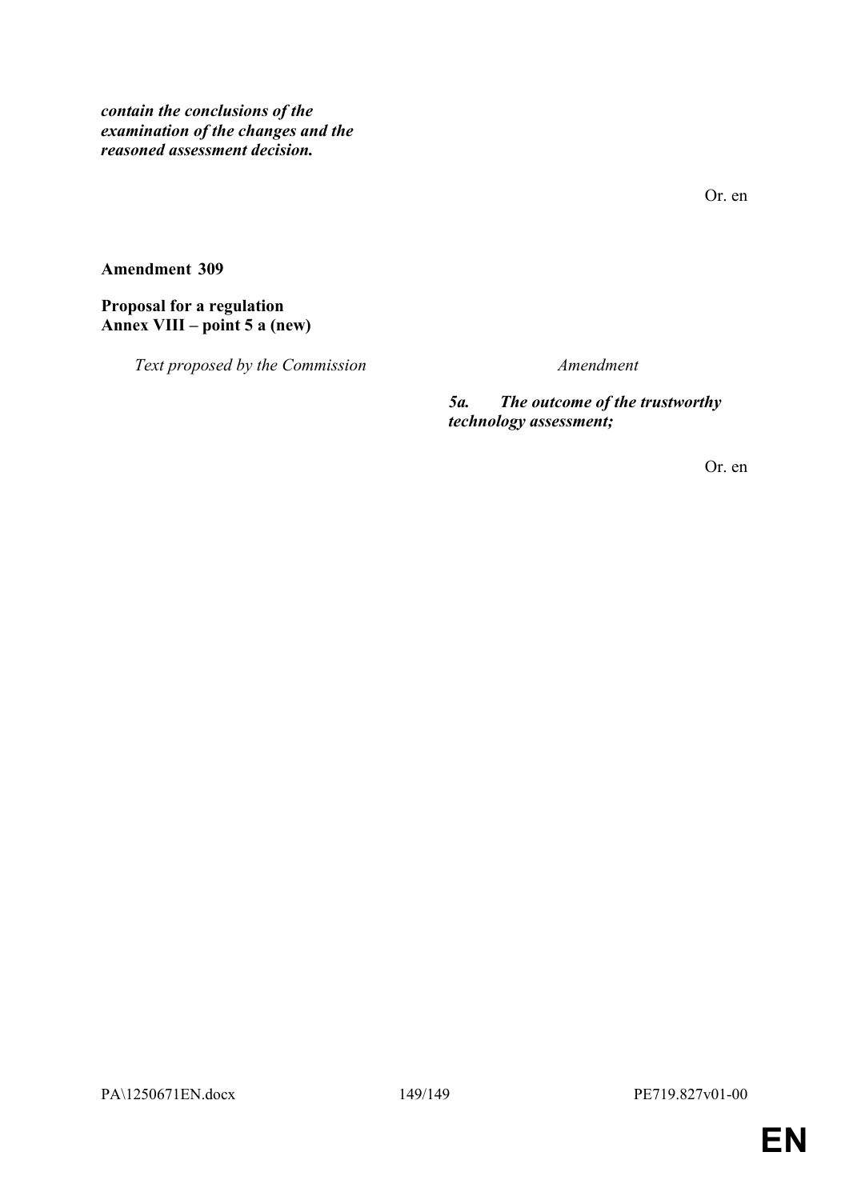***contain the conclusions of the examination of the changes and the reasoned assessment decision.***

Or. en

**Amendment 309**

**Proposal for a regulation**
**Annex VIII – point 5 a (new)**

| *Text proposed by the Commission* | *Amendment* |
|---|---|
| | ***5a. The outcome of the trustworthy technology assessment;*** |

Or. en